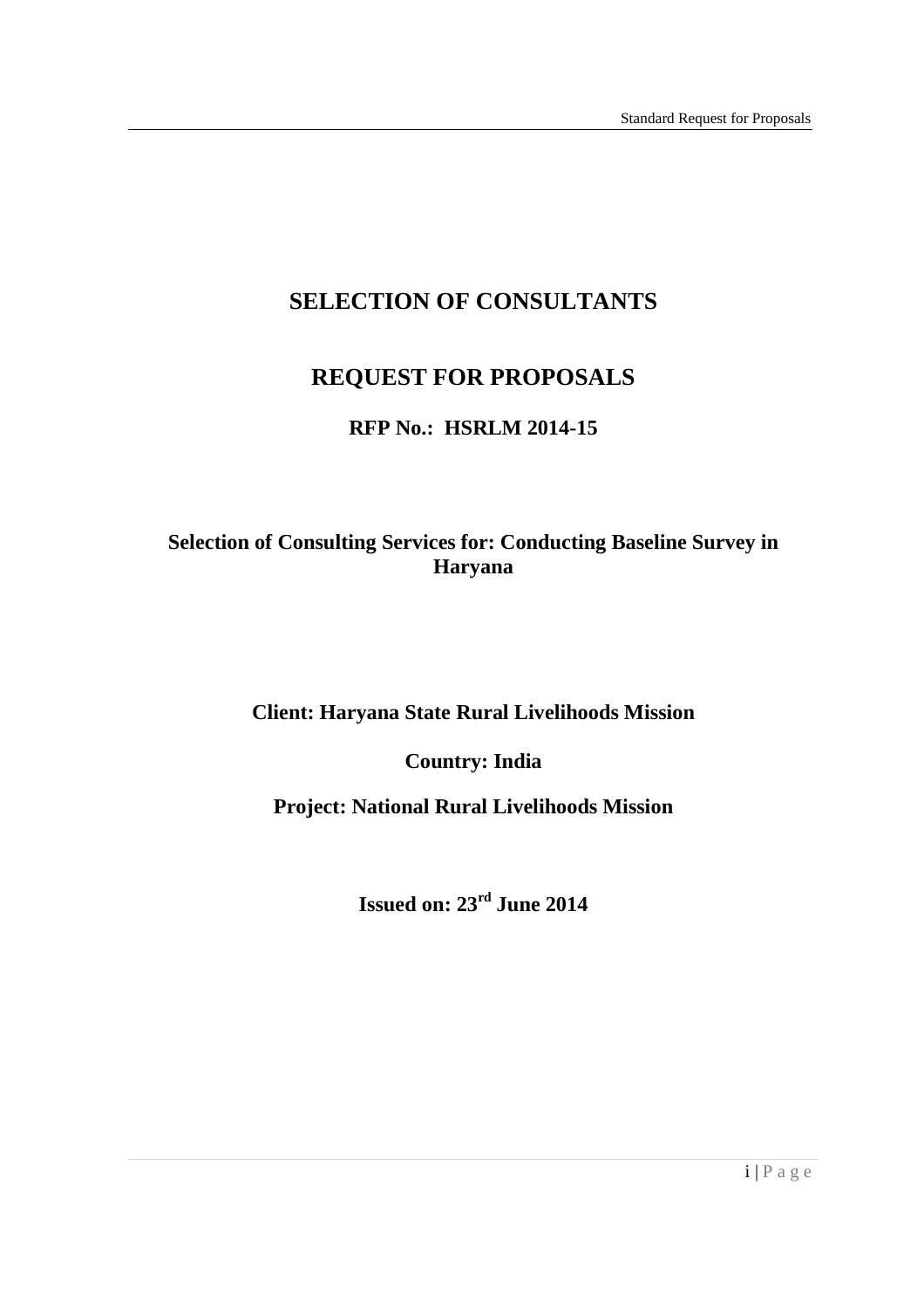# SELECTION OF CONSULTANTS

# REQUEST FOR PROPOSALS

## RFP No.: HSRLM 2014-15

**Selection of Consulting Services for: Conducting Baseline Survey in Haryana**

**Client: Haryana State Rural Livelihoods Mission**

**Country: India**

**Project: National Rural Livelihoods Mission**

**Issued on: 23rd June 2014**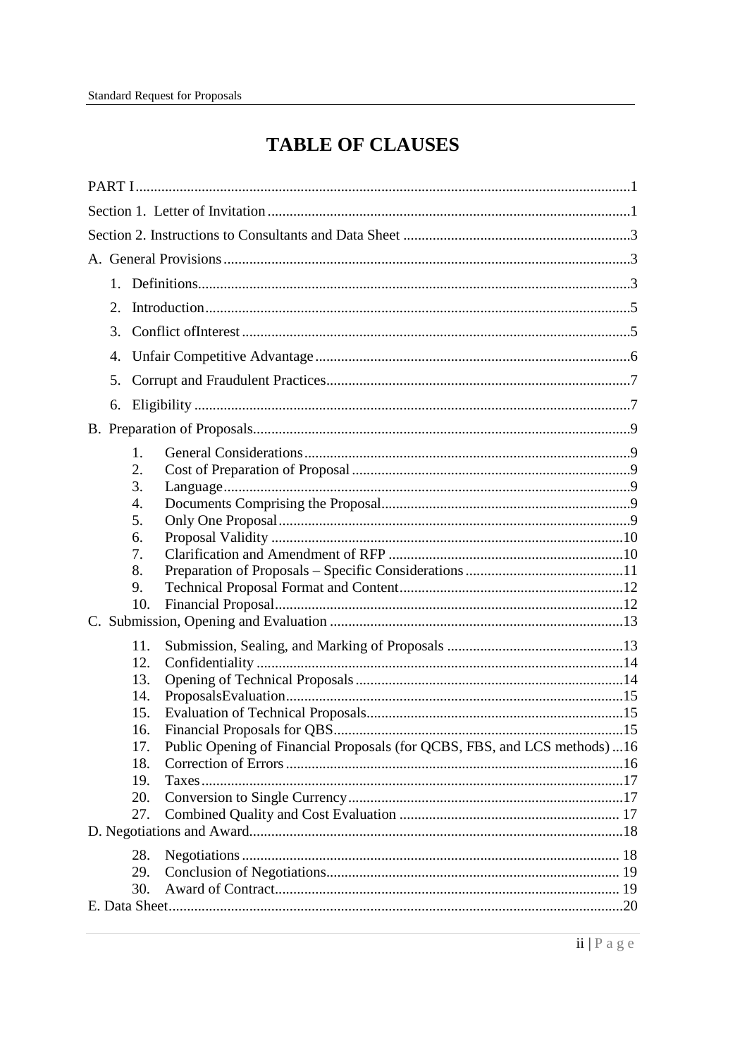# TABLE OF CLAUSES

PART I ..... 1

Section 1. Letter of Invitation ..... 1

Section 2. Instructions to Consultants and Data Sheet ..... 3

A. General Provisions ..... 3

1. Definitions ..... 3
2. Introduction ..... 5
3. Conflict ofInterest ..... 5
4. Unfair Competitive Advantage ..... 6
5. Corrupt and Fraudulent Practices ..... 7
6. Eligibility ..... 7

B. Preparation of Proposals ..... 9

1. General Considerations ..... 9
2. Cost of Preparation of Proposal ..... 9
3. Language ..... 9
4. Documents Comprising the Proposal ..... 9
5. Only One Proposal ..... 9
6. Proposal Validity ..... 10
7. Clarification and Amendment of RFP ..... 10
8. Preparation of Proposals – Specific Considerations ..... 11
9. Technical Proposal Format and Content ..... 12
10. Financial Proposal ..... 12

C. Submission, Opening and Evaluation ..... 13

11. Submission, Sealing, and Marking of Proposals ..... 13
12. Confidentiality ..... 14
13. Opening of Technical Proposals ..... 14
14. ProposalsEvaluation ..... 15
15. Evaluation of Technical Proposals ..... 15
16. Financial Proposals for QBS ..... 15
17. Public Opening of Financial Proposals (for QCBS, FBS, and LCS methods) ..... 16
18. Correction of Errors ..... 16
19. Taxes ..... 17
20. Conversion to Single Currency ..... 17
27. Combined Quality and Cost Evaluation ..... 17

D. Negotiations and Award ..... 18

28. Negotiations ..... 18
29. Conclusion of Negotiations ..... 19
30. Award of Contract ..... 19

E. Data Sheet ..... 20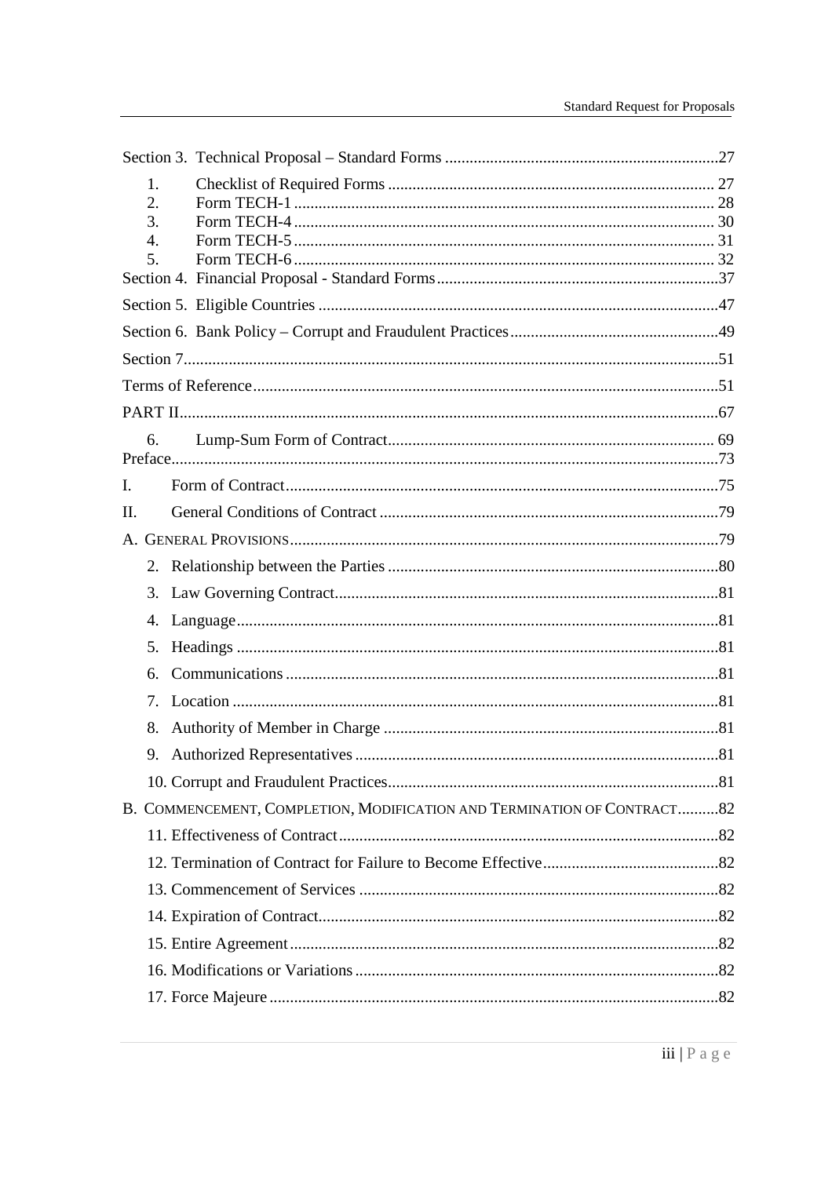Section 3. Technical Proposal – Standard Forms ..... 27

1. Checklist of Required Forms ..... 27
2. Form TECH-1 ..... 28
3. Form TECH-4 ..... 30
4. Form TECH-5 ..... 31
5. Form TECH-6 ..... 32

Section 4. Financial Proposal - Standard Forms ..... 37

Section 5. Eligible Countries ..... 47

Section 6. Bank Policy – Corrupt and Fraudulent Practices ..... 49

Section 7 ..... 51

Terms of Reference ..... 51

PART II ..... 67

6. Lump-Sum Form of Contract ..... 69

Preface ..... 73

I. Form of Contract ..... 75

II. General Conditions of Contract ..... 79

A. General Provisions ..... 79

2. Relationship between the Parties ..... 80
3. Law Governing Contract ..... 81
4. Language ..... 81
5. Headings ..... 81
6. Communications ..... 81
7. Location ..... 81
8. Authority of Member in Charge ..... 81
9. Authorized Representatives ..... 81
10. Corrupt and Fraudulent Practices ..... 81

B. Commencement, Completion, Modification and Termination of Contract ..... 82

11. Effectiveness of Contract ..... 82
12. Termination of Contract for Failure to Become Effective ..... 82
13. Commencement of Services ..... 82
14. Expiration of Contract ..... 82
15. Entire Agreement ..... 82
16. Modifications or Variations ..... 82
17. Force Majeure ..... 82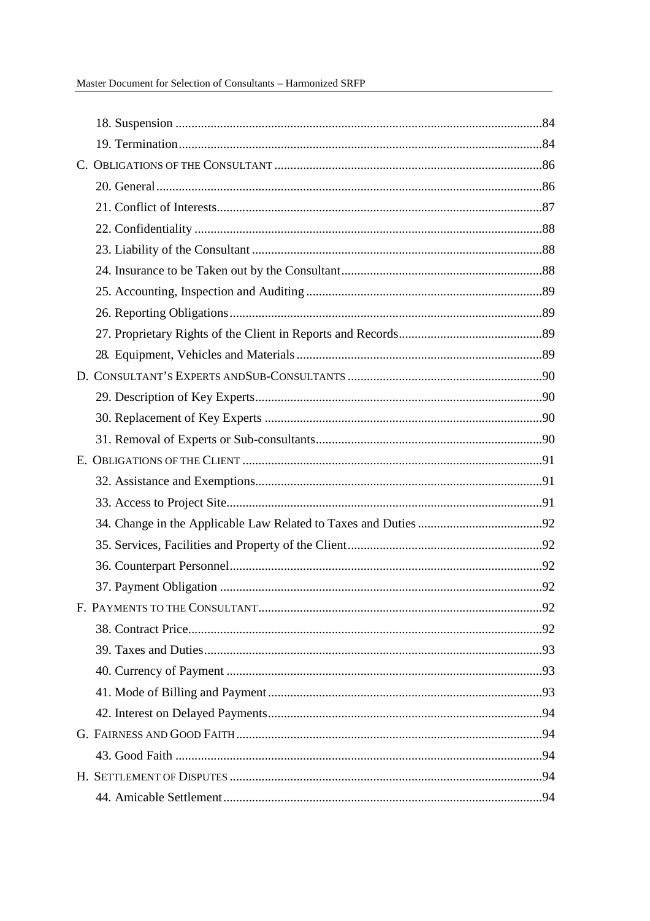18. Suspension ....................................................................................................................84
19. Termination...................................................................................................................84

C. OBLIGATIONS OF THE CONSULTANT .....................................................................................86

20. General...........................................................................................................................86
21. Conflict of Interests........................................................................................................87
22. Confidentiality ...............................................................................................................88
23. Liability of the Consultant .............................................................................................88
24. Insurance to be Taken out by the Consultant.................................................................88
25. Accounting, Inspection and Auditing ............................................................................89
26. Reporting Obligations....................................................................................................89
27. Proprietary Rights of the Client in Reports and Records..............................................89
28. Equipment, Vehicles and Materials ...............................................................................89

D. CONSULTANT'S EXPERTS ANDSUB-CONSULTANTS ..............................................................90

29. Description of Key Experts............................................................................................90
30. Replacement of Key Experts .........................................................................................90
31. Removal of Experts or Sub-consultants.........................................................................90

E. OBLIGATIONS OF THE CLIENT ...............................................................................................91

32. Assistance and Exemptions............................................................................................91
33. Access to Project Site.....................................................................................................91
34. Change in the Applicable Law Related to Taxes and Duties .........................................92
35. Services, Facilities and Property of the Client...............................................................92
36. Counterpart Personnel....................................................................................................92
37. Payment Obligation .......................................................................................................92

F. PAYMENTS TO THE CONSULTANT..........................................................................................92

38. Contract Price.................................................................................................................92
39. Taxes and Duties............................................................................................................93
40. Currency of Payment .....................................................................................................93
41. Mode of Billing and Payment........................................................................................93
42. Interest on Delayed Payments........................................................................................94

G. FAIRNESS AND GOOD FAITH..................................................................................................94

43. Good Faith .....................................................................................................................94

H. SETTLEMENT OF DISPUTES ...................................................................................................94

44. Amicable Settlement......................................................................................................94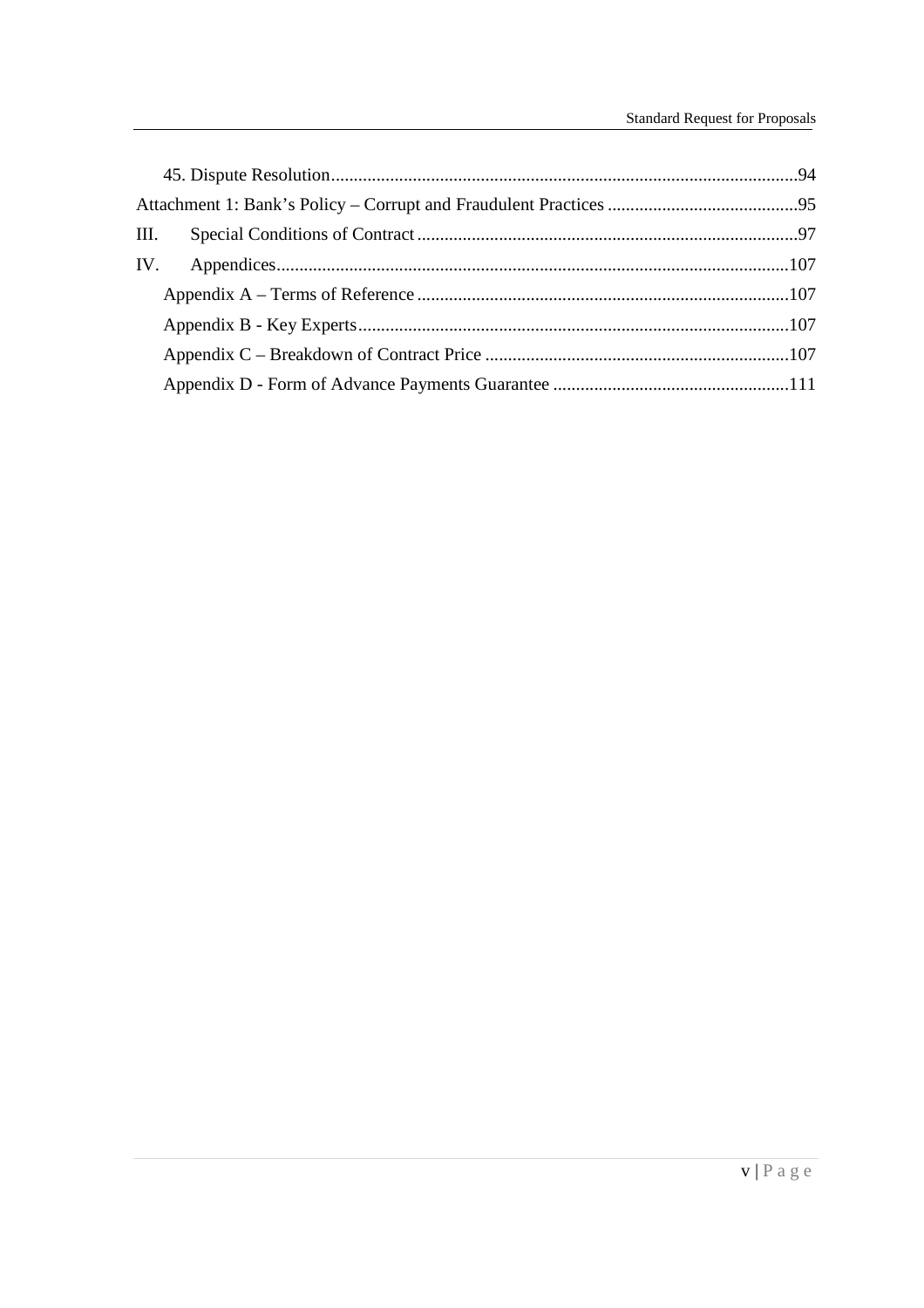45. Dispute Resolution......94

Attachment 1: Bank's Policy – Corrupt and Fraudulent Practices......95

III. Special Conditions of Contract......97

IV. Appendices......107

Appendix A – Terms of Reference......107

Appendix B - Key Experts......107

Appendix C – Breakdown of Contract Price......107

Appendix D - Form of Advance Payments Guarantee......111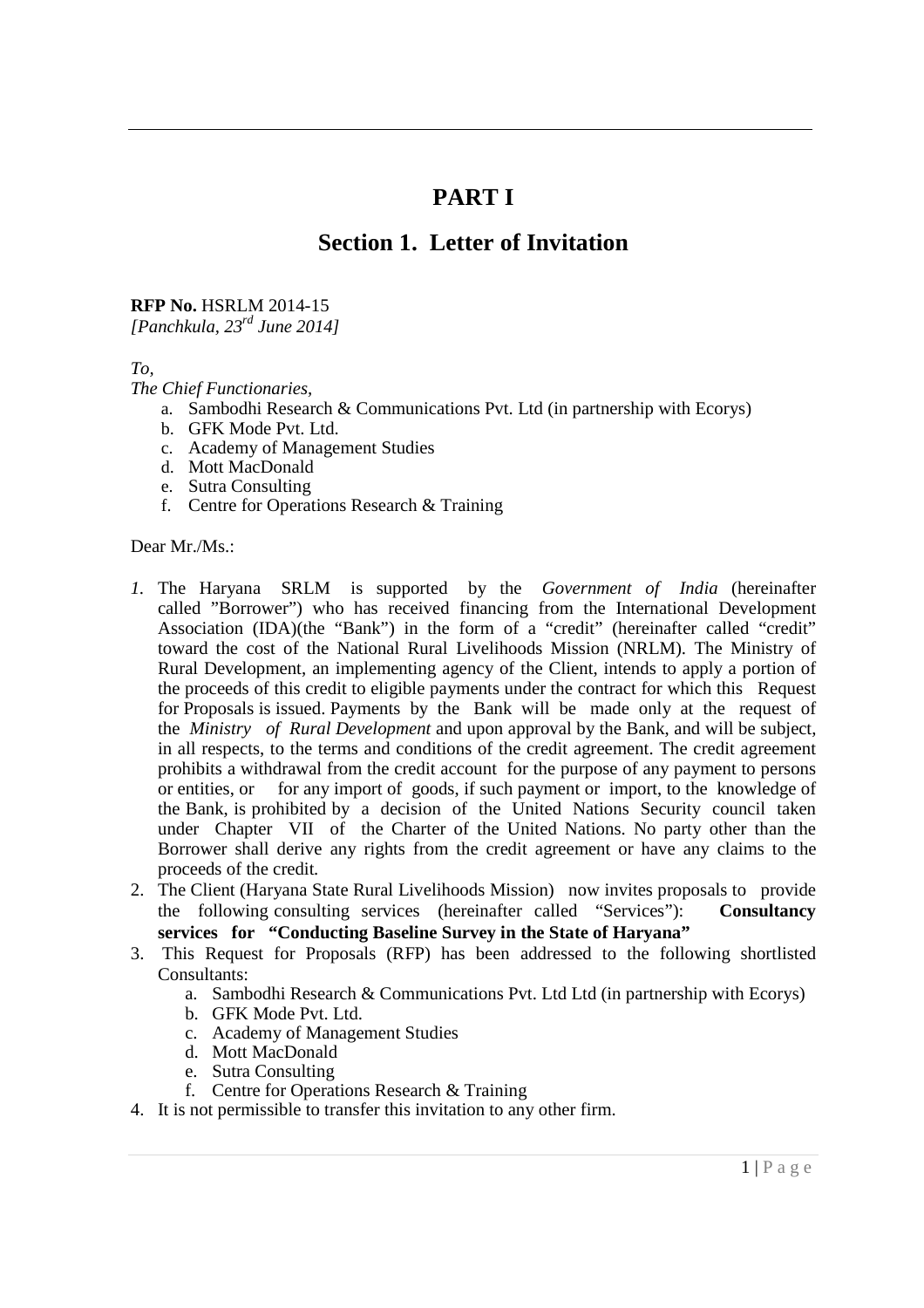# PART I

## Section 1. Letter of Invitation

**RFP No.** HSRLM 2014-15
*[Panchkula, 23rd June 2014]*

*To,*
*The Chief Functionaries,*

a. Sambodhi Research & Communications Pvt. Ltd (in partnership with Ecorys)
b. GFK Mode Pvt. Ltd.
c. Academy of Management Studies
d. Mott MacDonald
e. Sutra Consulting
f. Centre for Operations Research & Training

Dear Mr./Ms.:

1. The Haryana SRLM is supported by the *Government of India* (hereinafter called "Borrower") who has received financing from the International Development Association (IDA)(the "Bank") in the form of a "credit" (hereinafter called "credit" toward the cost of the National Rural Livelihoods Mission (NRLM). The Ministry of Rural Development, an implementing agency of the Client, intends to apply a portion of the proceeds of this credit to eligible payments under the contract for which this Request for Proposals is issued. Payments by the Bank will be made only at the request of the *Ministry of Rural Development* and upon approval by the Bank, and will be subject, in all respects, to the terms and conditions of the credit agreement. The credit agreement prohibits a withdrawal from the credit account for the purpose of any payment to persons or entities, or for any import of goods, if such payment or import, to the knowledge of the Bank, is prohibited by a decision of the United Nations Security council taken under Chapter VII of the Charter of the United Nations. No party other than the Borrower shall derive any rights from the credit agreement or have any claims to the proceeds of the credit.
2. The Client (Haryana State Rural Livelihoods Mission) now invites proposals to provide the following consulting services (hereinafter called "Services"): **Consultancy services for "Conducting Baseline Survey in the State of Haryana"**
3. This Request for Proposals (RFP) has been addressed to the following shortlisted Consultants:
   a. Sambodhi Research & Communications Pvt. Ltd Ltd (in partnership with Ecorys)
   b. GFK Mode Pvt. Ltd.
   c. Academy of Management Studies
   d. Mott MacDonald
   e. Sutra Consulting
   f. Centre for Operations Research & Training
4. It is not permissible to transfer this invitation to any other firm.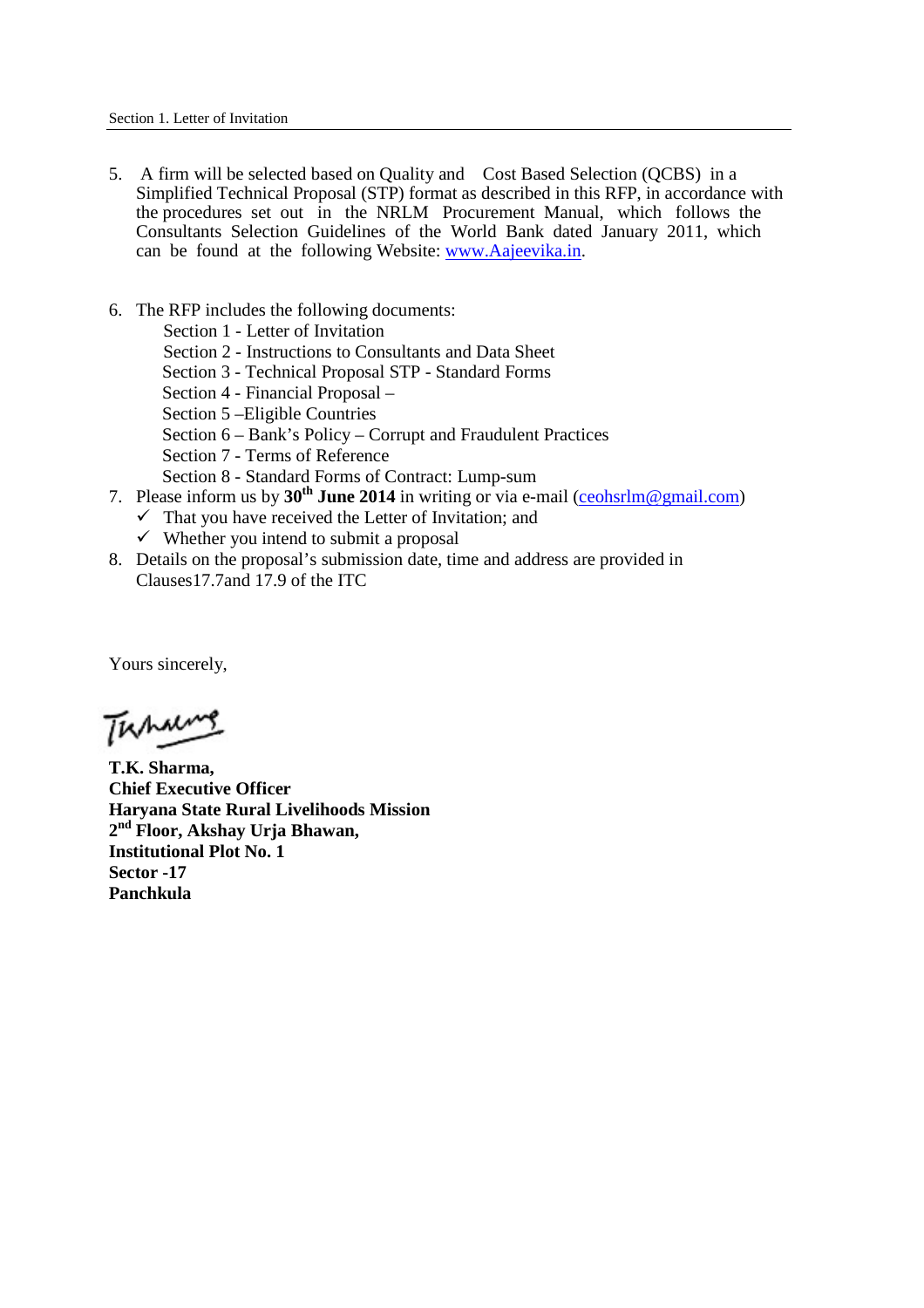5. A firm will be selected based on Quality and Cost Based Selection (QCBS) in a Simplified Technical Proposal (STP) format as described in this RFP, in accordance with the procedures set out in the NRLM Procurement Manual, which follows the Consultants Selection Guidelines of the World Bank dated January 2011, which can be found at the following Website: [www.Aajeevika.in](http://www.Aajeevika.in).

6. The RFP includes the following documents:
   - Section 1 - Letter of Invitation
   - Section 2 - Instructions to Consultants and Data Sheet
   - Section 3 - Technical Proposal STP - Standard Forms
   - Section 4 - Financial Proposal –
   - Section 5 –Eligible Countries
   - Section 6 – Bank's Policy – Corrupt and Fraudulent Practices
   - Section 7 - Terms of Reference
   - Section 8 - Standard Forms of Contract: Lump-sum

7. Please inform us by **30th June 2014** in writing or via e-mail ([ceohsrlm@gmail.com](mailto:ceohsrlm@gmail.com))
   - ✓ That you have received the Letter of Invitation; and
   - ✓ Whether you intend to submit a proposal

8. Details on the proposal's submission date, time and address are provided in Clauses17.7and 17.9 of the ITC

Yours sincerely,

**T.K. Sharma,**
**Chief Executive Officer**
**Haryana State Rural Livelihoods Mission**
**2nd Floor, Akshay Urja Bhawan,**
**Institutional Plot No. 1**
**Sector -17**
**Panchkula**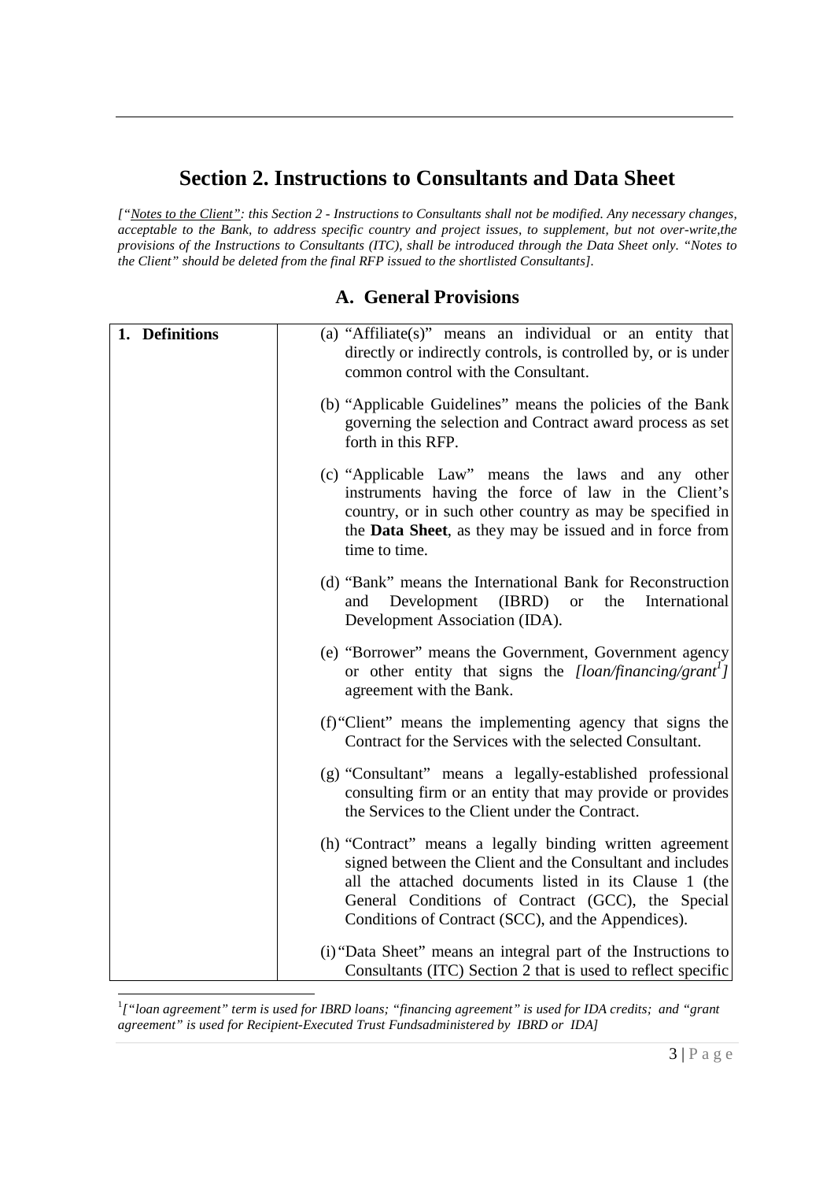# Section 2. Instructions to Consultants and Data Sheet

*["Notes to the Client": this Section 2 - Instructions to Consultants shall not be modified. Any necessary changes, acceptable to the Bank, to address specific country and project issues, to supplement, but not over-write,the provisions of the Instructions to Consultants (ITC), shall be introduced through the Data Sheet only. "Notes to the Client" should be deleted from the final RFP issued to the shortlisted Consultants].*

## A. General Provisions

| 1. Definitions | (a) "Affiliate(s)" means an individual or an entity that directly or indirectly controls, is controlled by, or is under common control with the Consultant. |
|---|---|
| | (b) "Applicable Guidelines" means the policies of the Bank governing the selection and Contract award process as set forth in this RFP. |
| | (c) "Applicable Law" means the laws and any other instruments having the force of law in the Client's country, or in such other country as may be specified in the **Data Sheet**, as they may be issued and in force from time to time. |
| | (d) "Bank" means the International Bank for Reconstruction and Development (IBRD) or the International Development Association (IDA). |
| | (e) "Borrower" means the Government, Government agency or other entity that signs the *[loan/financing/grant[1]]* agreement with the Bank. |
| | (f) "Client" means the implementing agency that signs the Contract for the Services with the selected Consultant. |
| | (g) "Consultant" means a legally-established professional consulting firm or an entity that may provide or provides the Services to the Client under the Contract. |
| | (h) "Contract" means a legally binding written agreement signed between the Client and the Consultant and includes all the attached documents listed in its Clause 1 (the General Conditions of Contract (GCC), the Special Conditions of Contract (SCC), and the Appendices). |
| | (i) "Data Sheet" means an integral part of the Instructions to Consultants (ITC) Section 2 that is used to reflect specific |

[1] *["loan agreement" term is used for IBRD loans; "financing agreement" is used for IDA credits; and "grant agreement" is used for Recipient-Executed Trust Fundsadministered by IBRD or IDA]*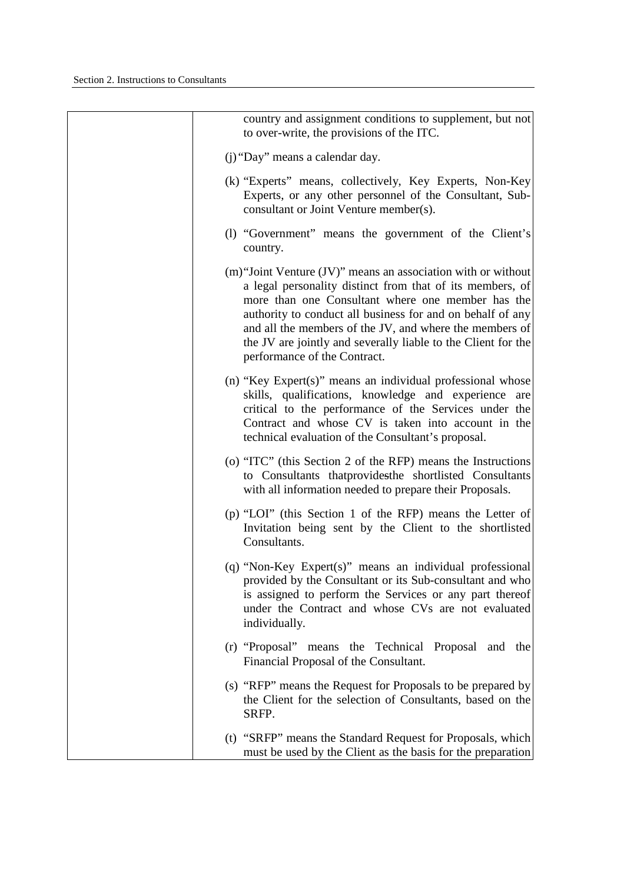country and assignment conditions to supplement, but not to over-write, the provisions of the ITC.

(j) "Day" means a calendar day.

(k) "Experts" means, collectively, Key Experts, Non-Key Experts, or any other personnel of the Consultant, Sub-consultant or Joint Venture member(s).

(l) "Government" means the government of the Client's country.

(m) "Joint Venture (JV)" means an association with or without a legal personality distinct from that of its members, of more than one Consultant where one member has the authority to conduct all business for and on behalf of any and all the members of the JV, and where the members of the JV are jointly and severally liable to the Client for the performance of the Contract.

(n) "Key Expert(s)" means an individual professional whose skills, qualifications, knowledge and experience are critical to the performance of the Services under the Contract and whose CV is taken into account in the technical evaluation of the Consultant's proposal.

(o) "ITC" (this Section 2 of the RFP) means the Instructions to Consultants thatprovidesthe shortlisted Consultants with all information needed to prepare their Proposals.

(p) "LOI" (this Section 1 of the RFP) means the Letter of Invitation being sent by the Client to the shortlisted Consultants.

(q) "Non-Key Expert(s)" means an individual professional provided by the Consultant or its Sub-consultant and who is assigned to perform the Services or any part thereof under the Contract and whose CVs are not evaluated individually.

(r) "Proposal" means the Technical Proposal and the Financial Proposal of the Consultant.

(s) "RFP" means the Request for Proposals to be prepared by the Client for the selection of Consultants, based on the SRFP.

(t) "SRFP" means the Standard Request for Proposals, which must be used by the Client as the basis for the preparation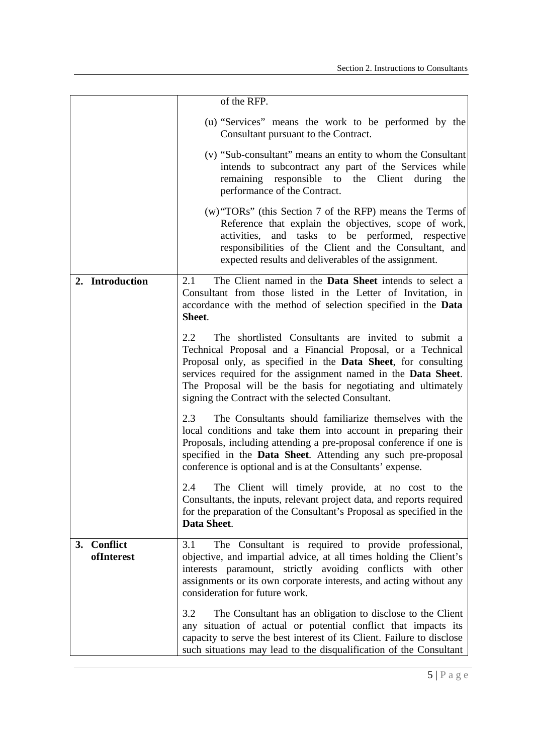| | |
|---|---|
| | of the RFP.<br><br>(u) "Services" means the work to be performed by the Consultant pursuant to the Contract.<br><br>(v) "Sub-consultant" means an entity to whom the Consultant intends to subcontract any part of the Services while remaining responsible to the Client during the performance of the Contract.<br><br>(w) "TORs" (this Section 7 of the RFP) means the Terms of Reference that explain the objectives, scope of work, activities, and tasks to be performed, respective responsibilities of the Client and the Consultant, and expected results and deliverables of the assignment. |
| **2. Introduction** | 2.1 The Client named in the **Data Sheet** intends to select a Consultant from those listed in the Letter of Invitation, in accordance with the method of selection specified in the **Data Sheet**.<br><br>2.2 The shortlisted Consultants are invited to submit a Technical Proposal and a Financial Proposal, or a Technical Proposal only, as specified in the **Data Sheet**, for consulting services required for the assignment named in the **Data Sheet**. The Proposal will be the basis for negotiating and ultimately signing the Contract with the selected Consultant.<br><br>2.3 The Consultants should familiarize themselves with the local conditions and take them into account in preparing their Proposals, including attending a pre-proposal conference if one is specified in the **Data Sheet**. Attending any such pre-proposal conference is optional and is at the Consultants' expense.<br><br>2.4 The Client will timely provide, at no cost to the Consultants, the inputs, relevant project data, and reports required for the preparation of the Consultant's Proposal as specified in the **Data Sheet**. |
| **3. Conflict ofInterest** | 3.1 The Consultant is required to provide professional, objective, and impartial advice, at all times holding the Client's interests paramount, strictly avoiding conflicts with other assignments or its own corporate interests, and acting without any consideration for future work.<br><br>3.2 The Consultant has an obligation to disclose to the Client any situation of actual or potential conflict that impacts its capacity to serve the best interest of its Client. Failure to disclose such situations may lead to the disqualification of the Consultant |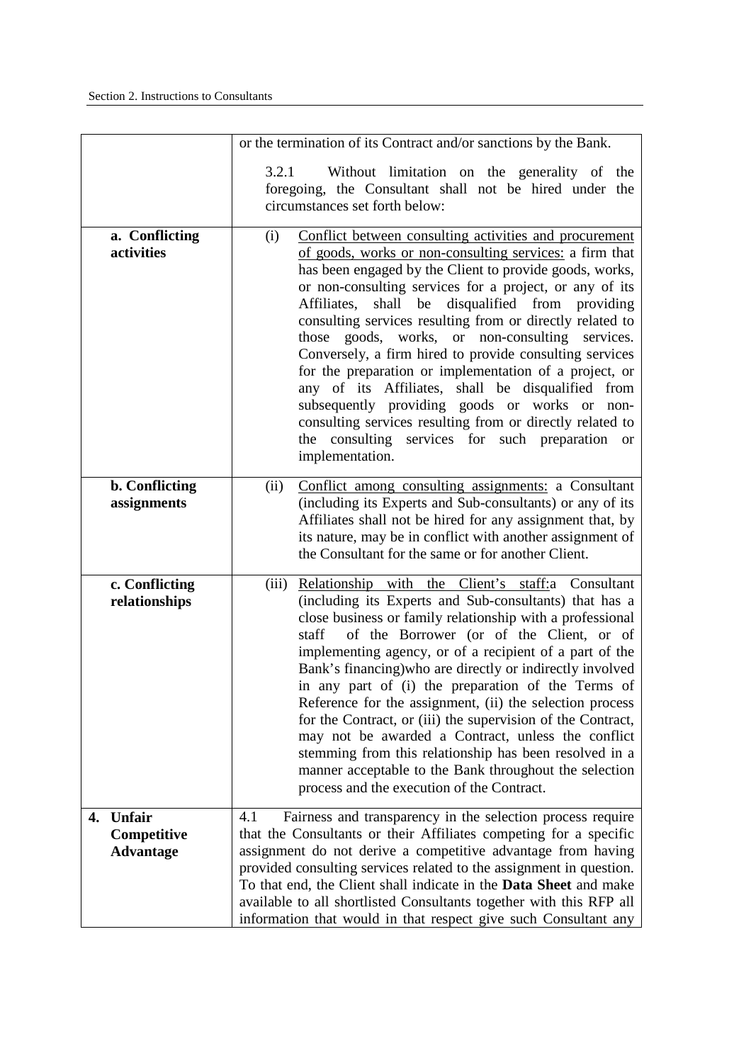| | |
|---|---|
| | or the termination of its Contract and/or sanctions by the Bank.<br><br>3.2.1 Without limitation on the generality of the foregoing, the Consultant shall not be hired under the circumstances set forth below: |
| **a. Conflicting activities** | (i) Conflict between consulting activities and procurement of goods, works or non-consulting services: a firm that has been engaged by the Client to provide goods, works, or non-consulting services for a project, or any of its Affiliates, shall be disqualified from providing consulting services resulting from or directly related to those goods, works, or non-consulting services. Conversely, a firm hired to provide consulting services for the preparation or implementation of a project, or any of its Affiliates, shall be disqualified from subsequently providing goods or works or non-consulting services resulting from or directly related to the consulting services for such preparation or implementation. |
| **b. Conflicting assignments** | (ii) Conflict among consulting assignments: a Consultant (including its Experts and Sub-consultants) or any of its Affiliates shall not be hired for any assignment that, by its nature, may be in conflict with another assignment of the Consultant for the same or for another Client. |
| **c. Conflicting relationships** | (iii) Relationship with the Client's staff:a Consultant (including its Experts and Sub-consultants) that has a close business or family relationship with a professional staff of the Borrower (or of the Client, or of implementing agency, or of a recipient of a part of the Bank's financing)who are directly or indirectly involved in any part of (i) the preparation of the Terms of Reference for the assignment, (ii) the selection process for the Contract, or (iii) the supervision of the Contract, may not be awarded a Contract, unless the conflict stemming from this relationship has been resolved in a manner acceptable to the Bank throughout the selection process and the execution of the Contract. |
| **4. Unfair Competitive Advantage** | 4.1 Fairness and transparency in the selection process require that the Consultants or their Affiliates competing for a specific assignment do not derive a competitive advantage from having provided consulting services related to the assignment in question. To that end, the Client shall indicate in the **Data Sheet** and make available to all shortlisted Consultants together with this RFP all information that would in that respect give such Consultant any |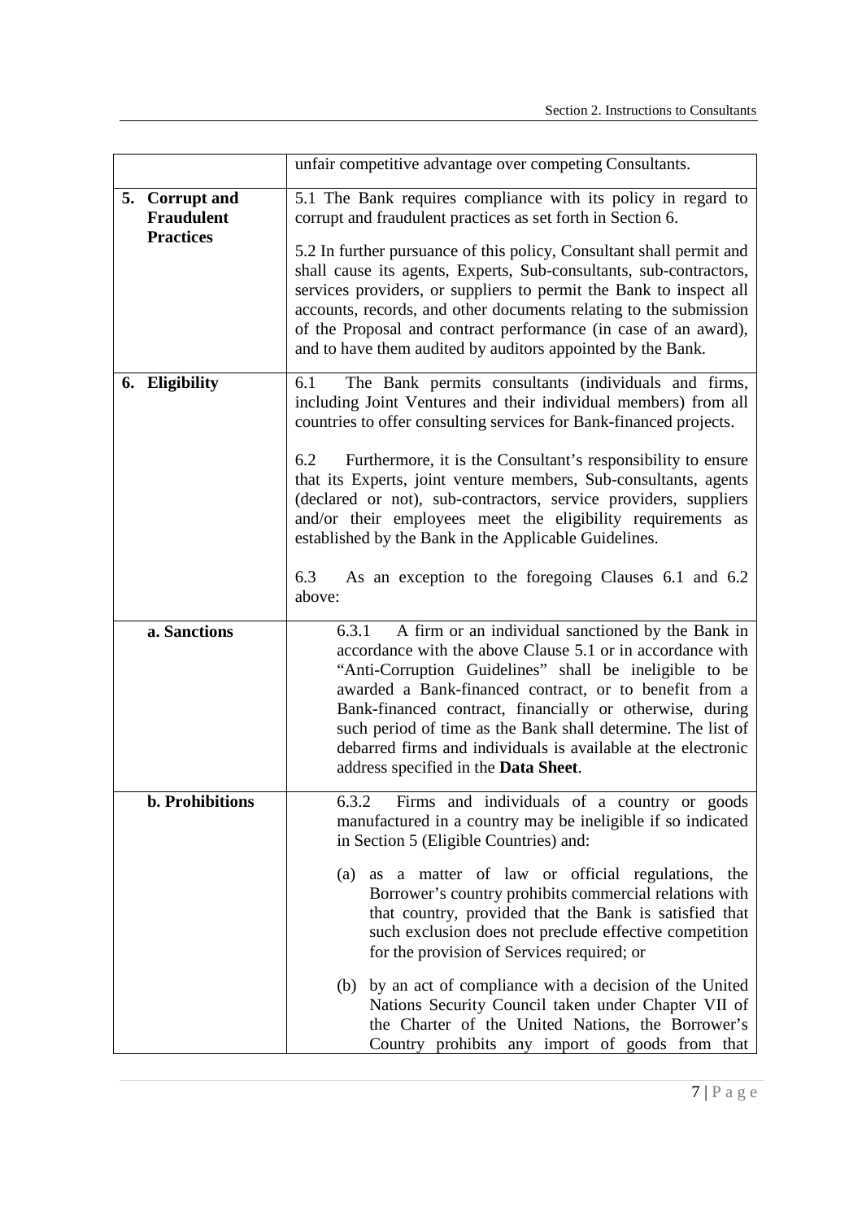| | |
|---|---|
| | unfair competitive advantage over competing Consultants. |
| **5. Corrupt and Fraudulent Practices** | 5.1 The Bank requires compliance with its policy in regard to corrupt and fraudulent practices as set forth in Section 6.<br><br>5.2 In further pursuance of this policy, Consultant shall permit and shall cause its agents, Experts, Sub-consultants, sub-contractors, services providers, or suppliers to permit the Bank to inspect all accounts, records, and other documents relating to the submission of the Proposal and contract performance (in case of an award), and to have them audited by auditors appointed by the Bank. |
| **6. Eligibility** | 6.1 The Bank permits consultants (individuals and firms, including Joint Ventures and their individual members) from all countries to offer consulting services for Bank-financed projects.<br><br>6.2 Furthermore, it is the Consultant's responsibility to ensure that its Experts, joint venture members, Sub-consultants, agents (declared or not), sub-contractors, service providers, suppliers and/or their employees meet the eligibility requirements as established by the Bank in the Applicable Guidelines.<br><br>6.3 As an exception to the foregoing Clauses 6.1 and 6.2 above: |
| **a. Sanctions** | 6.3.1 A firm or an individual sanctioned by the Bank in accordance with the above Clause 5.1 or in accordance with "Anti-Corruption Guidelines" shall be ineligible to be awarded a Bank-financed contract, or to benefit from a Bank-financed contract, financially or otherwise, during such period of time as the Bank shall determine. The list of debarred firms and individuals is available at the electronic address specified in the **Data Sheet**. |
| **b. Prohibitions** | 6.3.2 Firms and individuals of a country or goods manufactured in a country may be ineligible if so indicated in Section 5 (Eligible Countries) and:<br><br>(a) as a matter of law or official regulations, the Borrower's country prohibits commercial relations with that country, provided that the Bank is satisfied that such exclusion does not preclude effective competition for the provision of Services required; or<br><br>(b) by an act of compliance with a decision of the United Nations Security Council taken under Chapter VII of the Charter of the United Nations, the Borrower's Country prohibits any import of goods from that |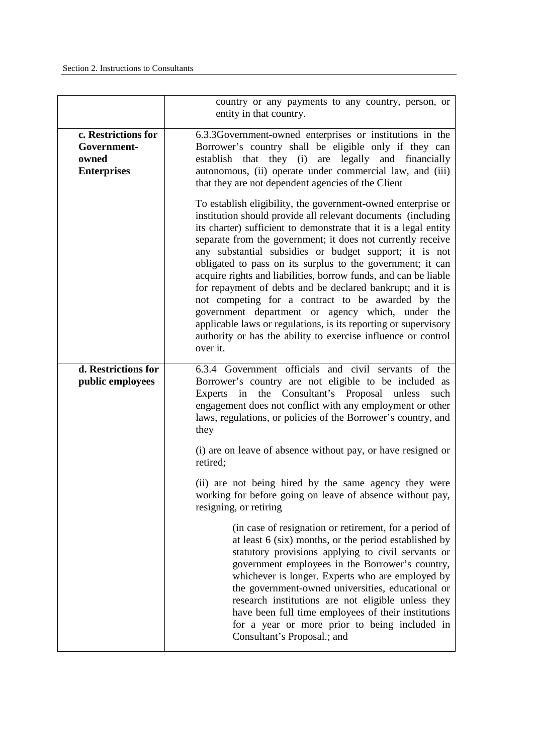| | |
|---|---|
| | country or any payments to any country, person, or entity in that country. |
| **c. Restrictions for Government-owned Enterprises** | 6.3.3Government-owned enterprises or institutions in the Borrower's country shall be eligible only if they can establish that they (i) are legally and financially autonomous, (ii) operate under commercial law, and (iii) that they are not dependent agencies of the Client<br><br>To establish eligibility, the government-owned enterprise or institution should provide all relevant documents (including its charter) sufficient to demonstrate that it is a legal entity separate from the government; it does not currently receive any substantial subsidies or budget support; it is not obligated to pass on its surplus to the government; it can acquire rights and liabilities, borrow funds, and can be liable for repayment of debts and be declared bankrupt; and it is not competing for a contract to be awarded by the government department or agency which, under the applicable laws or regulations, is its reporting or supervisory authority or has the ability to exercise influence or control over it. |
| **d. Restrictions for public employees** | 6.3.4 Government officials and civil servants of the Borrower's country are not eligible to be included as Experts in the Consultant's Proposal unless such engagement does not conflict with any employment or other laws, regulations, or policies of the Borrower's country, and they<br><br>(i) are on leave of absence without pay, or have resigned or retired;<br><br>(ii) are not being hired by the same agency they were working for before going on leave of absence without pay, resigning, or retiring<br><br>(in case of resignation or retirement, for a period of at least 6 (six) months, or the period established by statutory provisions applying to civil servants or government employees in the Borrower's country, whichever is longer. Experts who are employed by the government-owned universities, educational or research institutions are not eligible unless they have been full time employees of their institutions for a year or more prior to being included in Consultant's Proposal.; and |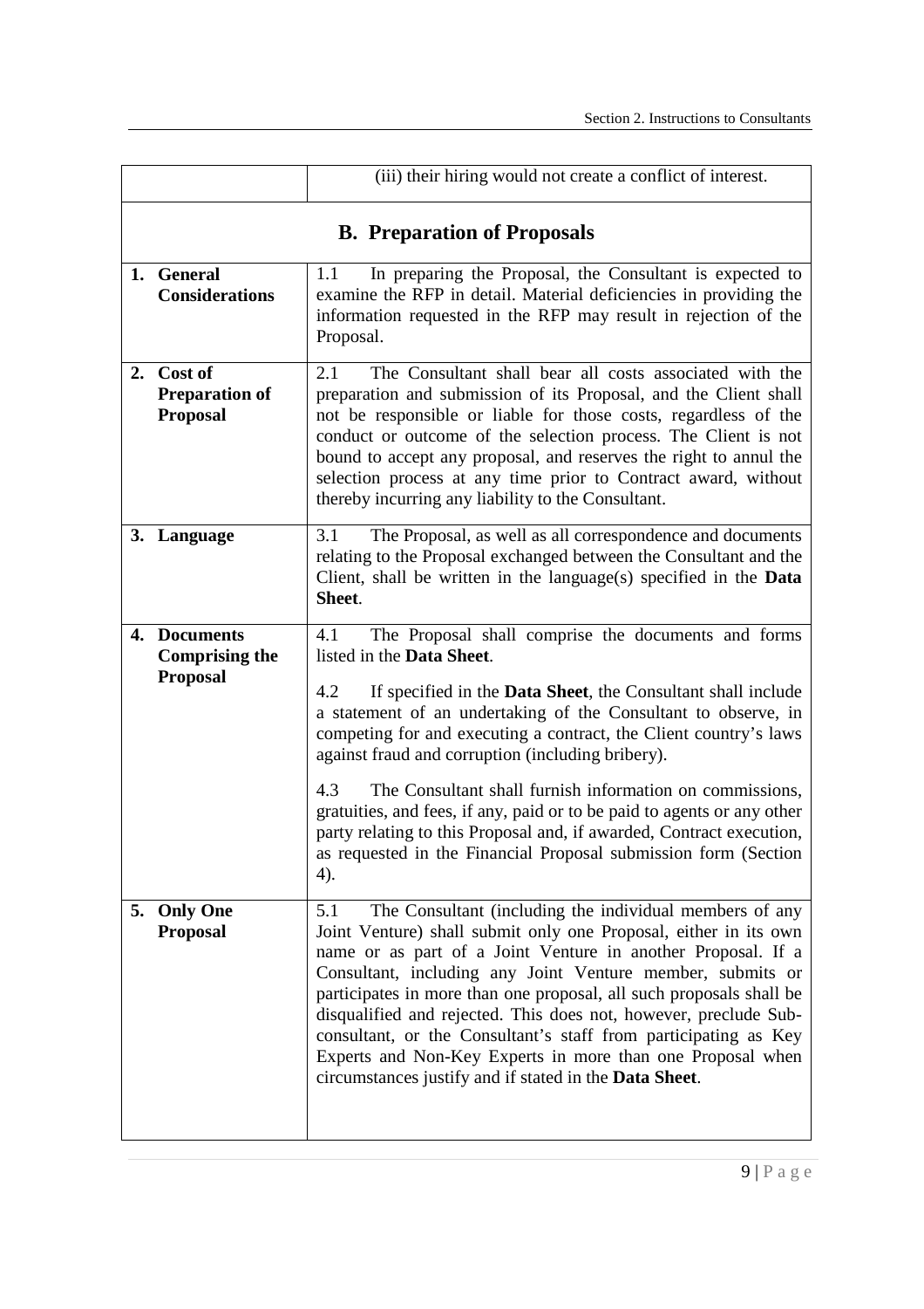| | (iii) their hiring would not create a conflict of interest. |
|---|---|
| **B. Preparation of Proposals** | |
| **1. General Considerations** | 1.1 In preparing the Proposal, the Consultant is expected to examine the RFP in detail. Material deficiencies in providing the information requested in the RFP may result in rejection of the Proposal. |
| **2. Cost of Preparation of Proposal** | 2.1 The Consultant shall bear all costs associated with the preparation and submission of its Proposal, and the Client shall not be responsible or liable for those costs, regardless of the conduct or outcome of the selection process. The Client is not bound to accept any proposal, and reserves the right to annul the selection process at any time prior to Contract award, without thereby incurring any liability to the Consultant. |
| **3. Language** | 3.1 The Proposal, as well as all correspondence and documents relating to the Proposal exchanged between the Consultant and the Client, shall be written in the language(s) specified in the **Data Sheet**. |
| **4. Documents Comprising the Proposal** | 4.1 The Proposal shall comprise the documents and forms listed in the **Data Sheet**.<br><br>4.2 If specified in the **Data Sheet**, the Consultant shall include a statement of an undertaking of the Consultant to observe, in competing for and executing a contract, the Client country's laws against fraud and corruption (including bribery).<br><br>4.3 The Consultant shall furnish information on commissions, gratuities, and fees, if any, paid or to be paid to agents or any other party relating to this Proposal and, if awarded, Contract execution, as requested in the Financial Proposal submission form (Section 4). |
| **5. Only One Proposal** | 5.1 The Consultant (including the individual members of any Joint Venture) shall submit only one Proposal, either in its own name or as part of a Joint Venture in another Proposal. If a Consultant, including any Joint Venture member, submits or participates in more than one proposal, all such proposals shall be disqualified and rejected. This does not, however, preclude Sub-consultant, or the Consultant's staff from participating as Key Experts and Non-Key Experts in more than one Proposal when circumstances justify and if stated in the **Data Sheet**. |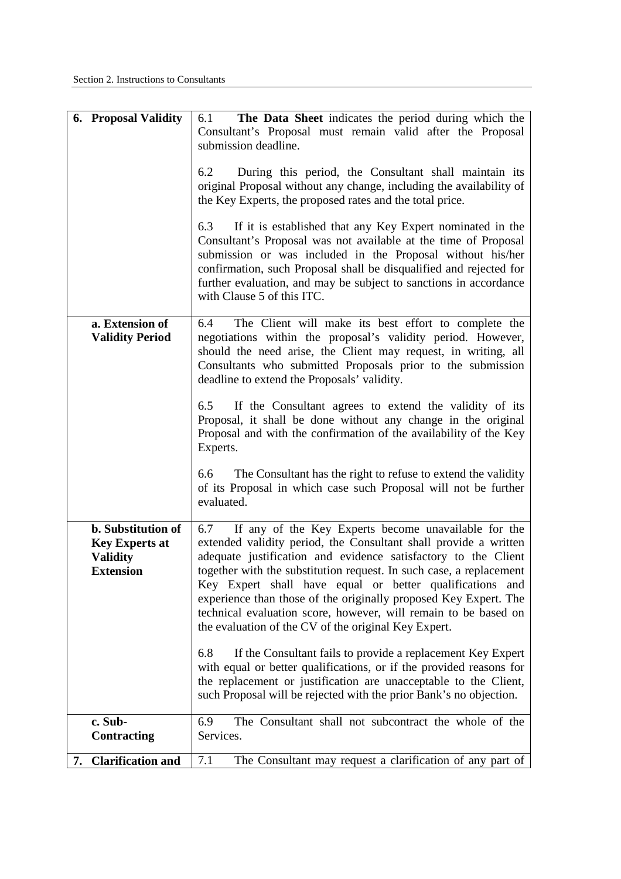| | |
|---|---|
| **6. Proposal Validity** | 6.1 **The Data Sheet** indicates the period during which the Consultant's Proposal must remain valid after the Proposal submission deadline.<br><br>6.2 During this period, the Consultant shall maintain its original Proposal without any change, including the availability of the Key Experts, the proposed rates and the total price.<br><br>6.3 If it is established that any Key Expert nominated in the Consultant's Proposal was not available at the time of Proposal submission or was included in the Proposal without his/her confirmation, such Proposal shall be disqualified and rejected for further evaluation, and may be subject to sanctions in accordance with Clause 5 of this ITC. |
| **a. Extension of Validity Period** | 6.4 The Client will make its best effort to complete the negotiations within the proposal's validity period. However, should the need arise, the Client may request, in writing, all Consultants who submitted Proposals prior to the submission deadline to extend the Proposals' validity.<br><br>6.5 If the Consultant agrees to extend the validity of its Proposal, it shall be done without any change in the original Proposal and with the confirmation of the availability of the Key Experts.<br><br>6.6 The Consultant has the right to refuse to extend the validity of its Proposal in which case such Proposal will not be further evaluated. |
| **b. Substitution of Key Experts at Validity Extension** | 6.7 If any of the Key Experts become unavailable for the extended validity period, the Consultant shall provide a written adequate justification and evidence satisfactory to the Client together with the substitution request. In such case, a replacement Key Expert shall have equal or better qualifications and experience than those of the originally proposed Key Expert. The technical evaluation score, however, will remain to be based on the evaluation of the CV of the original Key Expert.<br><br>6.8 If the Consultant fails to provide a replacement Key Expert with equal or better qualifications, or if the provided reasons for the replacement or justification are unacceptable to the Client, such Proposal will be rejected with the prior Bank's no objection. |
| **c. Sub-Contracting** | 6.9 The Consultant shall not subcontract the whole of the Services. |
| **7. Clarification and** | 7.1 The Consultant may request a clarification of any part of |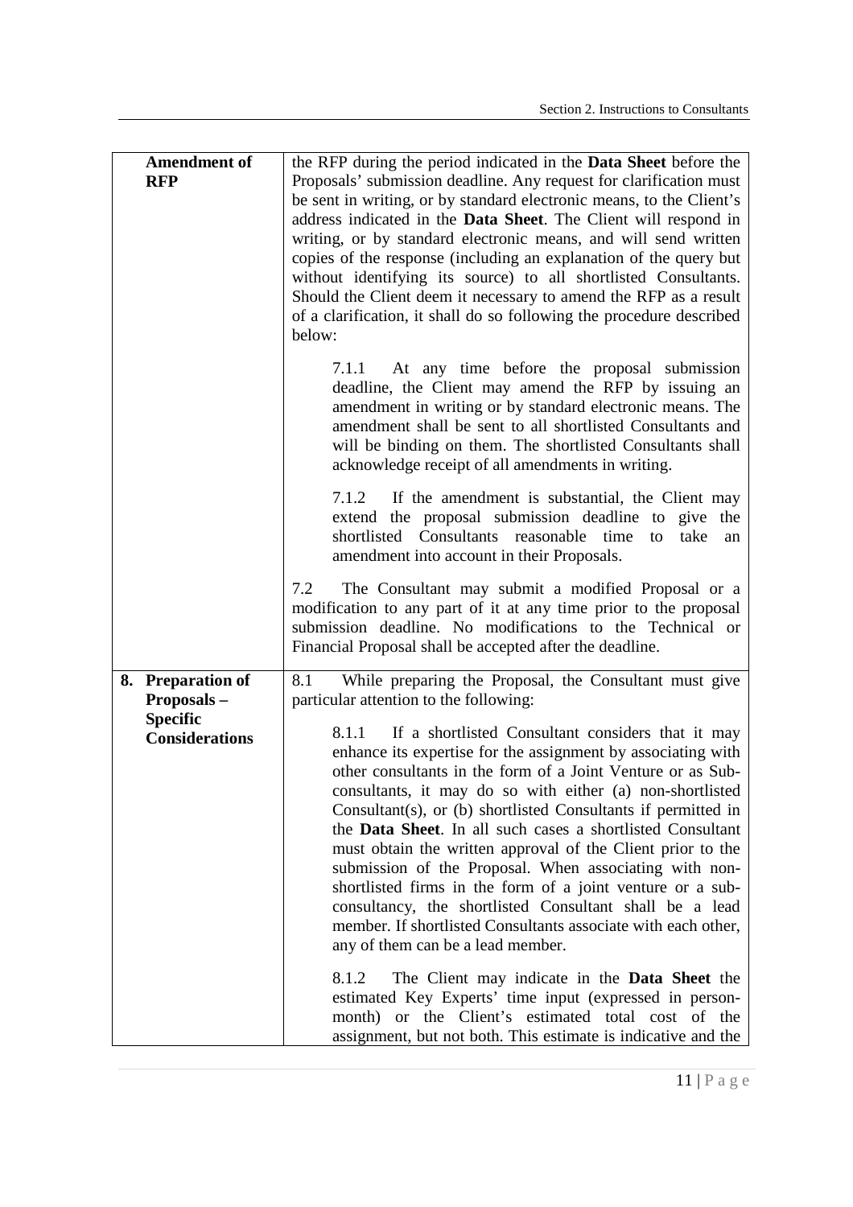| | |
|---|---|
| **Amendment of RFP** | the RFP during the period indicated in the **Data Sheet** before the Proposals' submission deadline. Any request for clarification must be sent in writing, or by standard electronic means, to the Client's address indicated in the **Data Sheet**. The Client will respond in writing, or by standard electronic means, and will send written copies of the response (including an explanation of the query but without identifying its source) to all shortlisted Consultants. Should the Client deem it necessary to amend the RFP as a result of a clarification, it shall do so following the procedure described below:<br><br>7.1.1 At any time before the proposal submission deadline, the Client may amend the RFP by issuing an amendment in writing or by standard electronic means. The amendment shall be sent to all shortlisted Consultants and will be binding on them. The shortlisted Consultants shall acknowledge receipt of all amendments in writing.<br><br>7.1.2 If the amendment is substantial, the Client may extend the proposal submission deadline to give the shortlisted Consultants reasonable time to take an amendment into account in their Proposals.<br><br>7.2 The Consultant may submit a modified Proposal or a modification to any part of it at any time prior to the proposal submission deadline. No modifications to the Technical or Financial Proposal shall be accepted after the deadline. |
| **8. Preparation of Proposals – Specific Considerations** | 8.1 While preparing the Proposal, the Consultant must give particular attention to the following:<br><br>8.1.1 If a shortlisted Consultant considers that it may enhance its expertise for the assignment by associating with other consultants in the form of a Joint Venture or as Sub-consultants, it may do so with either (a) non-shortlisted Consultant(s), or (b) shortlisted Consultants if permitted in the **Data Sheet**. In all such cases a shortlisted Consultant must obtain the written approval of the Client prior to the submission of the Proposal. When associating with non-shortlisted firms in the form of a joint venture or a sub-consultancy, the shortlisted Consultant shall be a lead member. If shortlisted Consultants associate with each other, any of them can be a lead member.<br><br>8.1.2 The Client may indicate in the **Data Sheet** the estimated Key Experts' time input (expressed in person-month) or the Client's estimated total cost of the assignment, but not both. This estimate is indicative and the |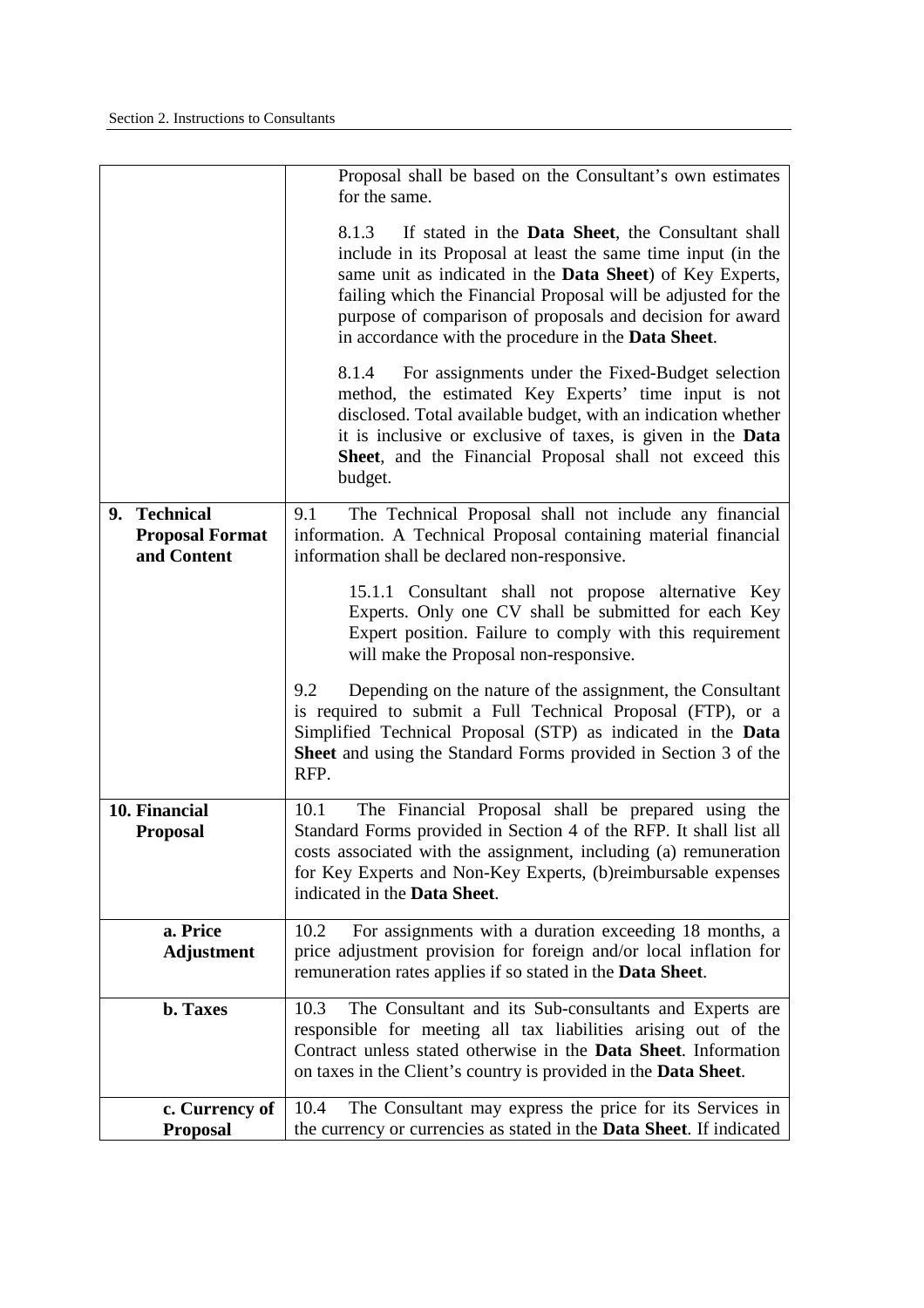| | |
|---|---|
| | Proposal shall be based on the Consultant's own estimates for the same.<br><br>8.1.3 If stated in the **Data Sheet**, the Consultant shall include in its Proposal at least the same time input (in the same unit as indicated in the **Data Sheet**) of Key Experts, failing which the Financial Proposal will be adjusted for the purpose of comparison of proposals and decision for award in accordance with the procedure in the **Data Sheet**.<br><br>8.1.4 For assignments under the Fixed-Budget selection method, the estimated Key Experts' time input is not disclosed. Total available budget, with an indication whether it is inclusive or exclusive of taxes, is given in the **Data Sheet**, and the Financial Proposal shall not exceed this budget. |
| **9. Technical Proposal Format and Content** | 9.1 The Technical Proposal shall not include any financial information. A Technical Proposal containing material financial information shall be declared non-responsive.<br><br>15.1.1 Consultant shall not propose alternative Key Experts. Only one CV shall be submitted for each Key Expert position. Failure to comply with this requirement will make the Proposal non-responsive.<br><br>9.2 Depending on the nature of the assignment, the Consultant is required to submit a Full Technical Proposal (FTP), or a Simplified Technical Proposal (STP) as indicated in the **Data Sheet** and using the Standard Forms provided in Section 3 of the RFP. |
| **10. Financial Proposal** | 10.1 The Financial Proposal shall be prepared using the Standard Forms provided in Section 4 of the RFP. It shall list all costs associated with the assignment, including (a) remuneration for Key Experts and Non-Key Experts, (b)reimbursable expenses indicated in the **Data Sheet**. |
| **a. Price Adjustment** | 10.2 For assignments with a duration exceeding 18 months, a price adjustment provision for foreign and/or local inflation for remuneration rates applies if so stated in the **Data Sheet**. |
| **b. Taxes** | 10.3 The Consultant and its Sub-consultants and Experts are responsible for meeting all tax liabilities arising out of the Contract unless stated otherwise in the **Data Sheet**. Information on taxes in the Client's country is provided in the **Data Sheet**. |
| **c. Currency of Proposal** | 10.4 The Consultant may express the price for its Services in the currency or currencies as stated in the **Data Sheet**. If indicated |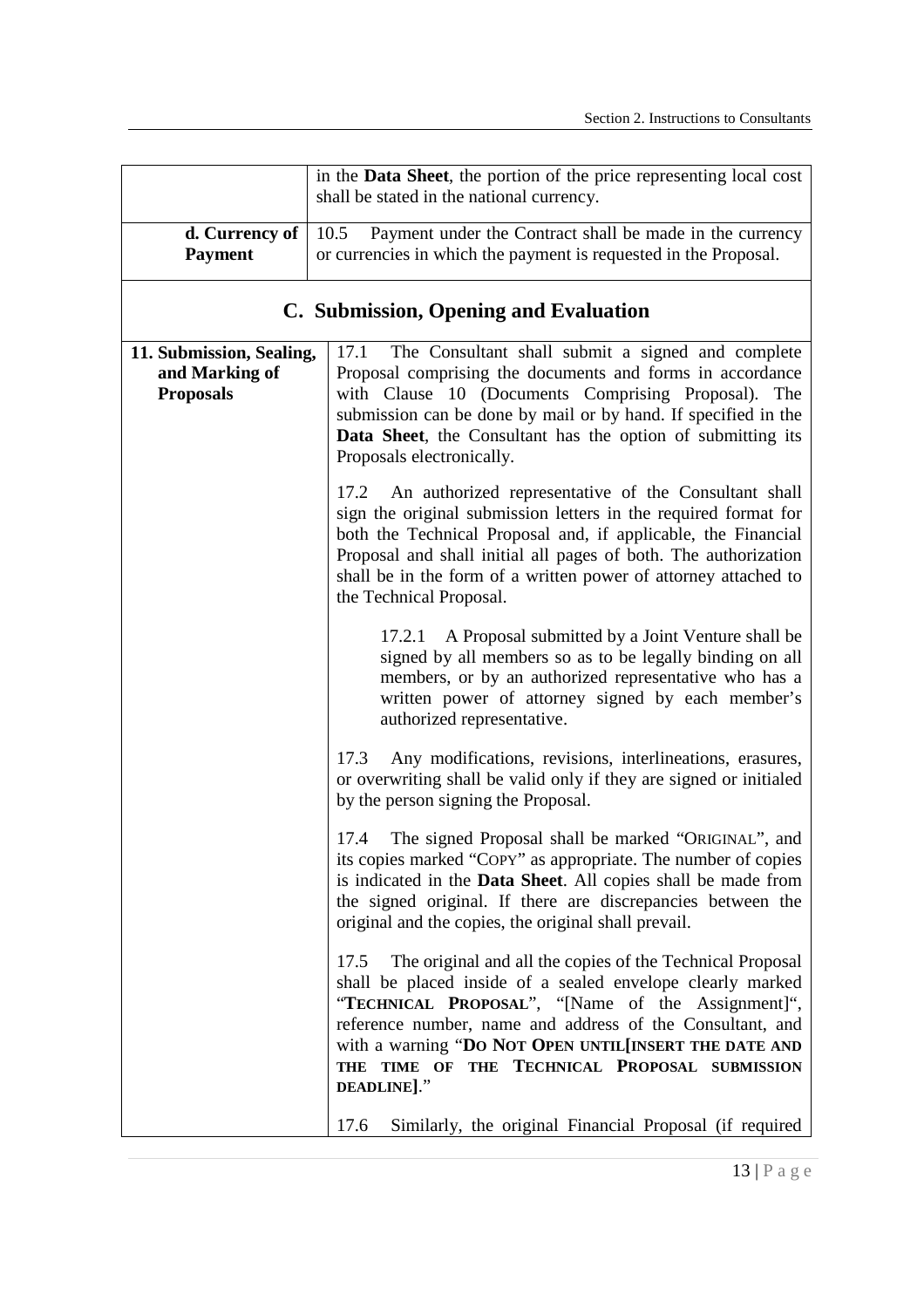| | |
|---|---|
| | in the **Data Sheet**, the portion of the price representing local cost shall be stated in the national currency. |
| **d. Currency of Payment** | 10.5 Payment under the Contract shall be made in the currency or currencies in which the payment is requested in the Proposal. |

## C. Submission, Opening and Evaluation

| | |
|---|---|
| **11. Submission, Sealing, and Marking of Proposals** | 17.1 The Consultant shall submit a signed and complete Proposal comprising the documents and forms in accordance with Clause 10 (Documents Comprising Proposal). The submission can be done by mail or by hand. If specified in the **Data Sheet**, the Consultant has the option of submitting its Proposals electronically.<br><br>17.2 An authorized representative of the Consultant shall sign the original submission letters in the required format for both the Technical Proposal and, if applicable, the Financial Proposal and shall initial all pages of both. The authorization shall be in the form of a written power of attorney attached to the Technical Proposal.<br><br>17.2.1 A Proposal submitted by a Joint Venture shall be signed by all members so as to be legally binding on all members, or by an authorized representative who has a written power of attorney signed by each member's authorized representative.<br><br>17.3 Any modifications, revisions, interlineations, erasures, or overwriting shall be valid only if they are signed or initialed by the person signing the Proposal.<br><br>17.4 The signed Proposal shall be marked "ORIGINAL", and its copies marked "COPY" as appropriate. The number of copies is indicated in the **Data Sheet**. All copies shall be made from the signed original. If there are discrepancies between the original and the copies, the original shall prevail.<br><br>17.5 The original and all the copies of the Technical Proposal shall be placed inside of a sealed envelope clearly marked "**TECHNICAL PROPOSAL**", "[Name of the Assignment]", reference number, name and address of the Consultant, and with a warning "**DO NOT OPEN UNTIL[INSERT THE DATE AND THE TIME OF THE TECHNICAL PROPOSAL SUBMISSION DEADLINE]**."<br><br>17.6 Similarly, the original Financial Proposal (if required |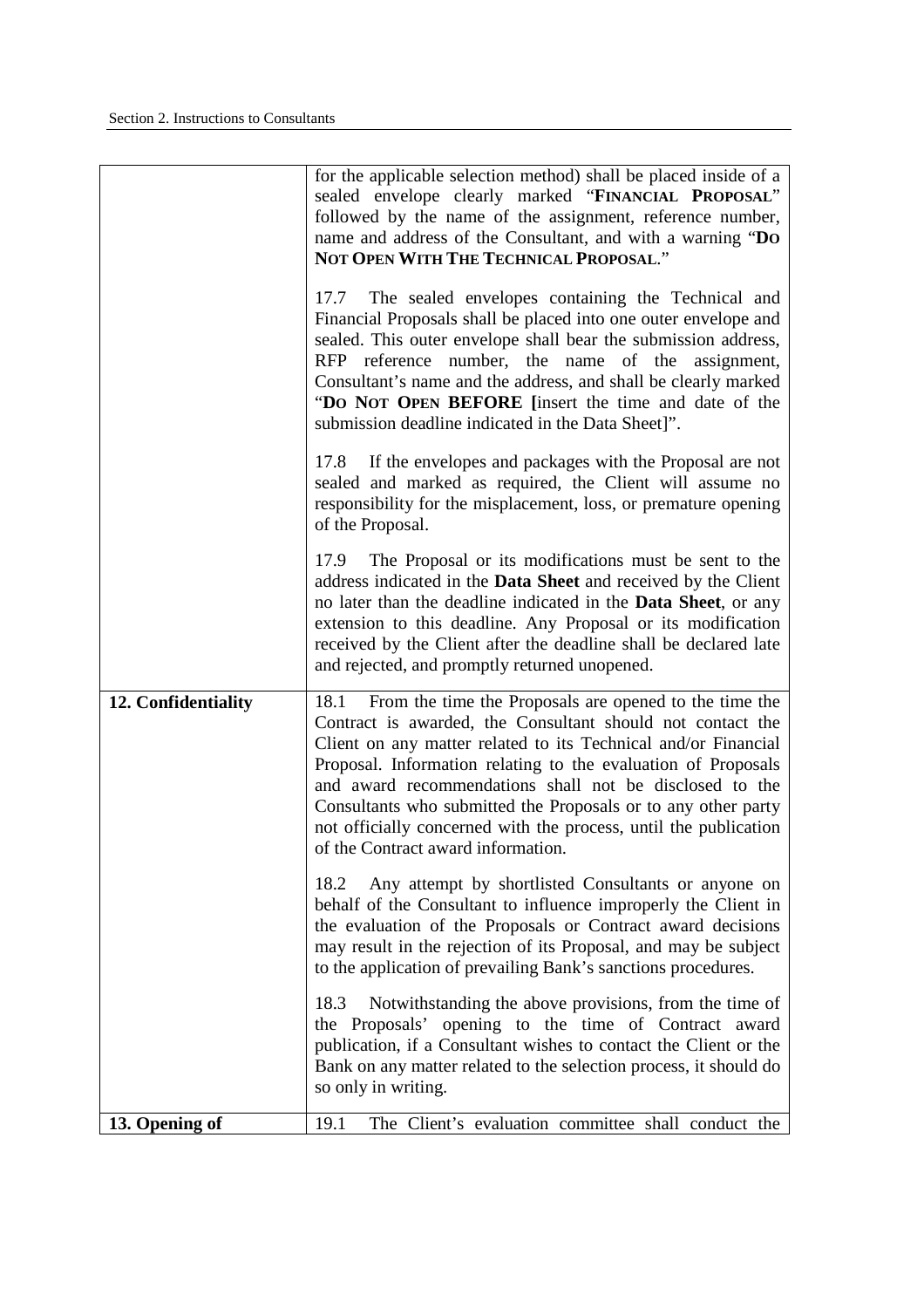| | |
|---|---|
| | for the applicable selection method) shall be placed inside of a sealed envelope clearly marked "**FINANCIAL PROPOSAL**" followed by the name of the assignment, reference number, name and address of the Consultant, and with a warning "**DO NOT OPEN WITH THE TECHNICAL PROPOSAL**."<br><br>17.7 The sealed envelopes containing the Technical and Financial Proposals shall be placed into one outer envelope and sealed. This outer envelope shall bear the submission address, RFP reference number, the name of the assignment, Consultant's name and the address, and shall be clearly marked "**DO NOT OPEN BEFORE [**insert the time and date of the submission deadline indicated in the Data Sheet]".<br><br>17.8 If the envelopes and packages with the Proposal are not sealed and marked as required, the Client will assume no responsibility for the misplacement, loss, or premature opening of the Proposal.<br><br>17.9 The Proposal or its modifications must be sent to the address indicated in the **Data Sheet** and received by the Client no later than the deadline indicated in the **Data Sheet**, or any extension to this deadline. Any Proposal or its modification received by the Client after the deadline shall be declared late and rejected, and promptly returned unopened. |
| **12. Confidentiality** | 18.1 From the time the Proposals are opened to the time the Contract is awarded, the Consultant should not contact the Client on any matter related to its Technical and/or Financial Proposal. Information relating to the evaluation of Proposals and award recommendations shall not be disclosed to the Consultants who submitted the Proposals or to any other party not officially concerned with the process, until the publication of the Contract award information.<br><br>18.2 Any attempt by shortlisted Consultants or anyone on behalf of the Consultant to influence improperly the Client in the evaluation of the Proposals or Contract award decisions may result in the rejection of its Proposal, and may be subject to the application of prevailing Bank's sanctions procedures.<br><br>18.3 Notwithstanding the above provisions, from the time of the Proposals' opening to the time of Contract award publication, if a Consultant wishes to contact the Client or the Bank on any matter related to the selection process, it should do so only in writing. |
| **13. Opening of** | 19.1 The Client's evaluation committee shall conduct the |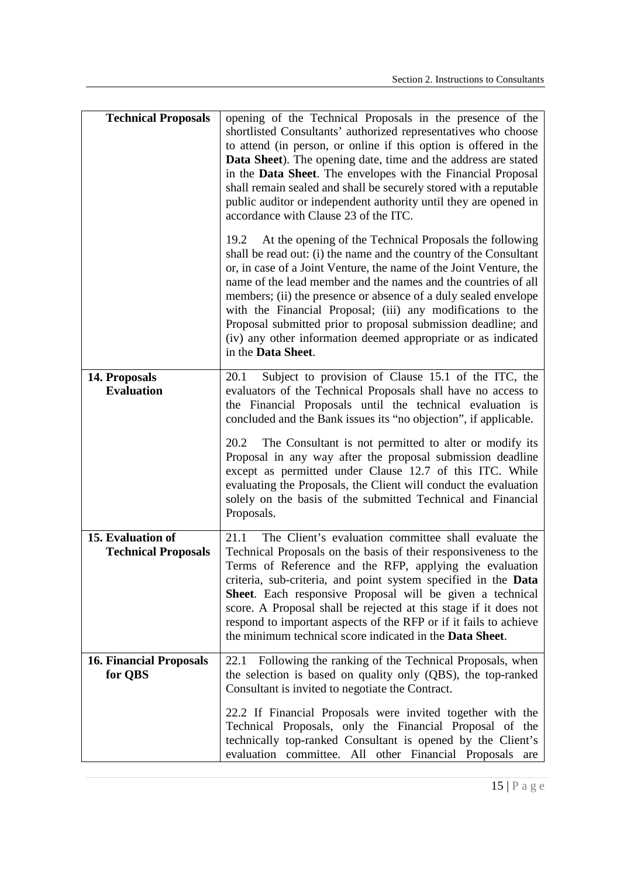| | |
|---|---|
| **Technical Proposals** | opening of the Technical Proposals in the presence of the shortlisted Consultants' authorized representatives who choose to attend (in person, or online if this option is offered in the **Data Sheet**). The opening date, time and the address are stated in the **Data Sheet**. The envelopes with the Financial Proposal shall remain sealed and shall be securely stored with a reputable public auditor or independent authority until they are opened in accordance with Clause 23 of the ITC.<br><br>19.2 At the opening of the Technical Proposals the following shall be read out: (i) the name and the country of the Consultant or, in case of a Joint Venture, the name of the Joint Venture, the name of the lead member and the names and the countries of all members; (ii) the presence or absence of a duly sealed envelope with the Financial Proposal; (iii) any modifications to the Proposal submitted prior to proposal submission deadline; and (iv) any other information deemed appropriate or as indicated in the **Data Sheet**. |
| **14. Proposals Evaluation** | 20.1 Subject to provision of Clause 15.1 of the ITC, the evaluators of the Technical Proposals shall have no access to the Financial Proposals until the technical evaluation is concluded and the Bank issues its "no objection", if applicable.<br><br>20.2 The Consultant is not permitted to alter or modify its Proposal in any way after the proposal submission deadline except as permitted under Clause 12.7 of this ITC. While evaluating the Proposals, the Client will conduct the evaluation solely on the basis of the submitted Technical and Financial Proposals. |
| **15. Evaluation of Technical Proposals** | 21.1 The Client's evaluation committee shall evaluate the Technical Proposals on the basis of their responsiveness to the Terms of Reference and the RFP, applying the evaluation criteria, sub-criteria, and point system specified in the **Data Sheet**. Each responsive Proposal will be given a technical score. A Proposal shall be rejected at this stage if it does not respond to important aspects of the RFP or if it fails to achieve the minimum technical score indicated in the **Data Sheet**. |
| **16. Financial Proposals for QBS** | 22.1 Following the ranking of the Technical Proposals, when the selection is based on quality only (QBS), the top-ranked Consultant is invited to negotiate the Contract.<br><br>22.2 If Financial Proposals were invited together with the Technical Proposals, only the Financial Proposal of the technically top-ranked Consultant is opened by the Client's evaluation committee. All other Financial Proposals are |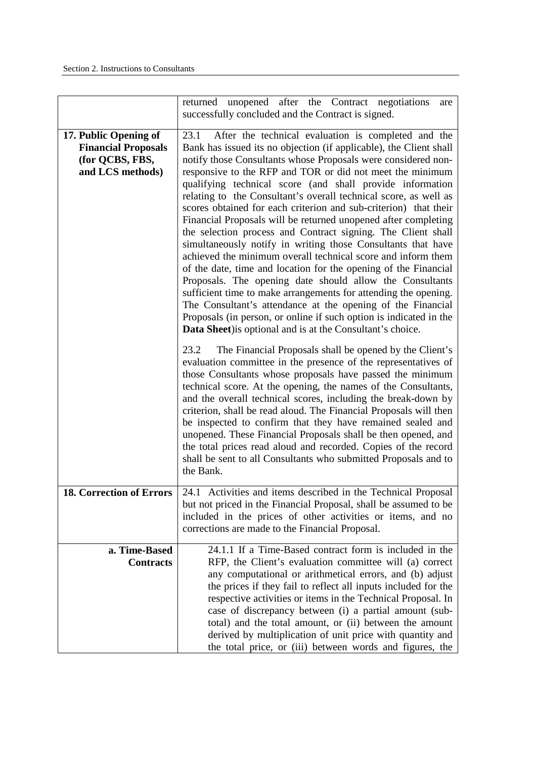| | |
|---|---|
| | returned unopened after the Contract negotiations are successfully concluded and the Contract is signed. |
| **17. Public Opening of Financial Proposals (for QCBS, FBS, and LCS methods)** | 23.1 After the technical evaluation is completed and the Bank has issued its no objection (if applicable), the Client shall notify those Consultants whose Proposals were considered non-responsive to the RFP and TOR or did not meet the minimum qualifying technical score (and shall provide information relating to the Consultant's overall technical score, as well as scores obtained for each criterion and sub-criterion) that their Financial Proposals will be returned unopened after completing the selection process and Contract signing. The Client shall simultaneously notify in writing those Consultants that have achieved the minimum overall technical score and inform them of the date, time and location for the opening of the Financial Proposals. The opening date should allow the Consultants sufficient time to make arrangements for attending the opening. The Consultant's attendance at the opening of the Financial Proposals (in person, or online if such option is indicated in the **Data Sheet**)is optional and is at the Consultant's choice.<br><br>23.2 The Financial Proposals shall be opened by the Client's evaluation committee in the presence of the representatives of those Consultants whose proposals have passed the minimum technical score. At the opening, the names of the Consultants, and the overall technical scores, including the break-down by criterion, shall be read aloud. The Financial Proposals will then be inspected to confirm that they have remained sealed and unopened. These Financial Proposals shall be then opened, and the total prices read aloud and recorded. Copies of the record shall be sent to all Consultants who submitted Proposals and to the Bank. |
| **18. Correction of Errors** | 24.1 Activities and items described in the Technical Proposal but not priced in the Financial Proposal, shall be assumed to be included in the prices of other activities or items, and no corrections are made to the Financial Proposal. |
| **a. Time-Based Contracts** | 24.1.1 If a Time-Based contract form is included in the RFP, the Client's evaluation committee will (a) correct any computational or arithmetical errors, and (b) adjust the prices if they fail to reflect all inputs included for the respective activities or items in the Technical Proposal. In case of discrepancy between (i) a partial amount (sub-total) and the total amount, or (ii) between the amount derived by multiplication of unit price with quantity and the total price, or (iii) between words and figures, the |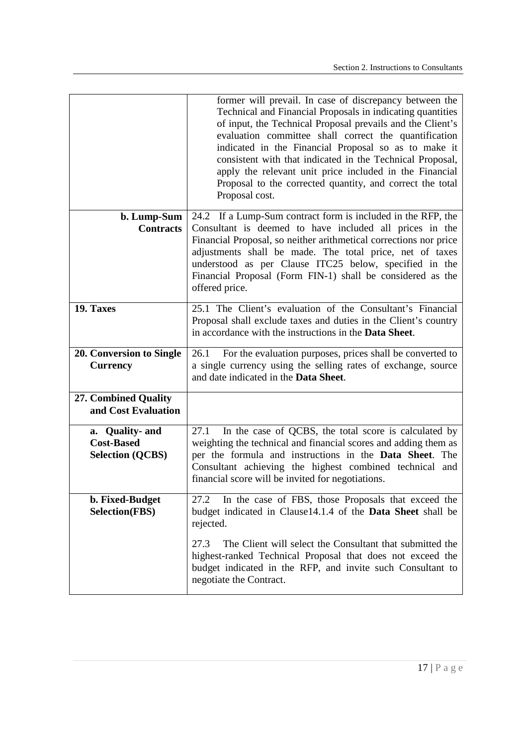| | |
|---|---|
| | former will prevail. In case of discrepancy between the Technical and Financial Proposals in indicating quantities of input, the Technical Proposal prevails and the Client's evaluation committee shall correct the quantification indicated in the Financial Proposal so as to make it consistent with that indicated in the Technical Proposal, apply the relevant unit price included in the Financial Proposal to the corrected quantity, and correct the total Proposal cost. |
| **b. Lump-Sum Contracts** | 24.2 If a Lump-Sum contract form is included in the RFP, the Consultant is deemed to have included all prices in the Financial Proposal, so neither arithmetical corrections nor price adjustments shall be made. The total price, net of taxes understood as per Clause ITC25 below, specified in the Financial Proposal (Form FIN-1) shall be considered as the offered price. |
| **19. Taxes** | 25.1 The Client's evaluation of the Consultant's Financial Proposal shall exclude taxes and duties in the Client's country in accordance with the instructions in the **Data Sheet**. |
| **20. Conversion to Single Currency** | 26.1 For the evaluation purposes, prices shall be converted to a single currency using the selling rates of exchange, source and date indicated in the **Data Sheet**. |
| **27. Combined Quality and Cost Evaluation** | |
| **a. Quality- and Cost-Based Selection (QCBS)** | 27.1 In the case of QCBS, the total score is calculated by weighting the technical and financial scores and adding them as per the formula and instructions in the **Data Sheet**. The Consultant achieving the highest combined technical and financial score will be invited for negotiations. |
| **b. Fixed-Budget Selection(FBS)** | 27.2 In the case of FBS, those Proposals that exceed the budget indicated in Clause14.1.4 of the **Data Sheet** shall be rejected.<br><br>27.3 The Client will select the Consultant that submitted the highest-ranked Technical Proposal that does not exceed the budget indicated in the RFP, and invite such Consultant to negotiate the Contract. |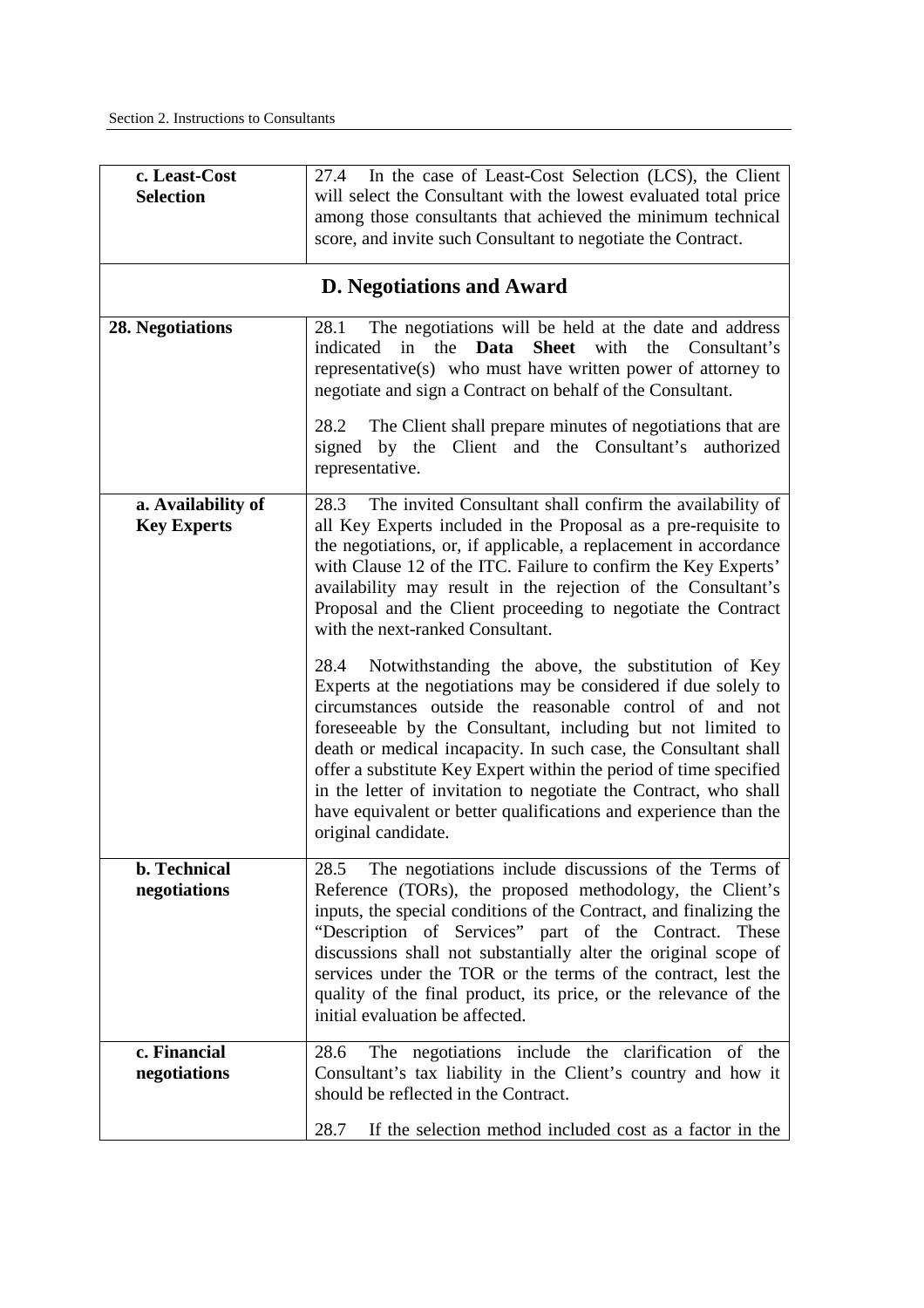| | |
|---|---|
| **c. Least-Cost Selection** | 27.4 In the case of Least-Cost Selection (LCS), the Client will select the Consultant with the lowest evaluated total price among those consultants that achieved the minimum technical score, and invite such Consultant to negotiate the Contract. |

## D. Negotiations and Award

| | |
|---|---|
| **28. Negotiations** | 28.1 The negotiations will be held at the date and address indicated in the **Data Sheet** with the Consultant's representative(s) who must have written power of attorney to negotiate and sign a Contract on behalf of the Consultant.<br><br>28.2 The Client shall prepare minutes of negotiations that are signed by the Client and the Consultant's authorized representative. |
| **a. Availability of Key Experts** | 28.3 The invited Consultant shall confirm the availability of all Key Experts included in the Proposal as a pre-requisite to the negotiations, or, if applicable, a replacement in accordance with Clause 12 of the ITC. Failure to confirm the Key Experts' availability may result in the rejection of the Consultant's Proposal and the Client proceeding to negotiate the Contract with the next-ranked Consultant.<br><br>28.4 Notwithstanding the above, the substitution of Key Experts at the negotiations may be considered if due solely to circumstances outside the reasonable control of and not foreseeable by the Consultant, including but not limited to death or medical incapacity. In such case, the Consultant shall offer a substitute Key Expert within the period of time specified in the letter of invitation to negotiate the Contract, who shall have equivalent or better qualifications and experience than the original candidate. |
| **b. Technical negotiations** | 28.5 The negotiations include discussions of the Terms of Reference (TORs), the proposed methodology, the Client's inputs, the special conditions of the Contract, and finalizing the "Description of Services" part of the Contract. These discussions shall not substantially alter the original scope of services under the TOR or the terms of the contract, lest the quality of the final product, its price, or the relevance of the initial evaluation be affected. |
| **c. Financial negotiations** | 28.6 The negotiations include the clarification of the Consultant's tax liability in the Client's country and how it should be reflected in the Contract.<br><br>28.7 If the selection method included cost as a factor in the |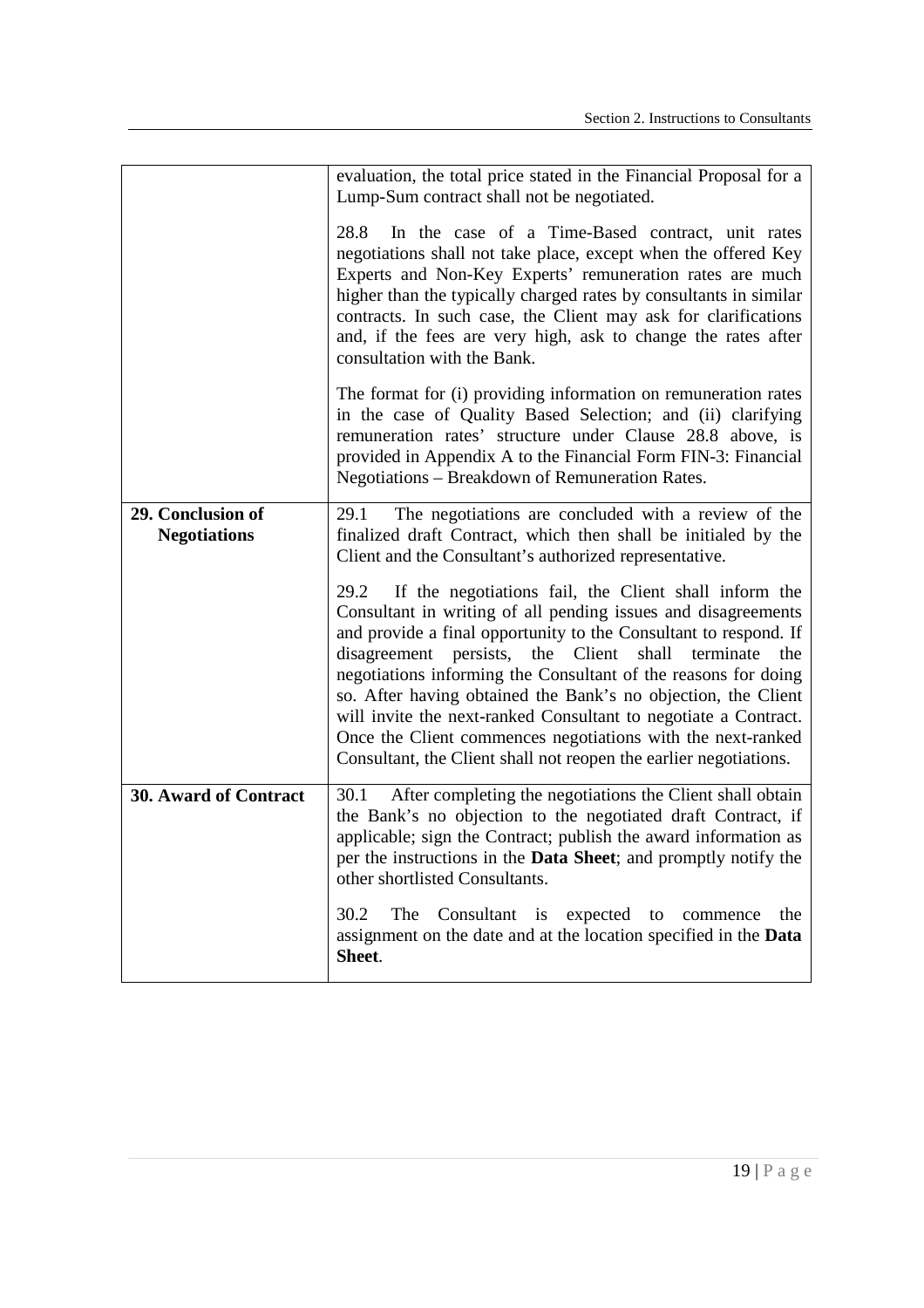| | |
|---|---|
| | evaluation, the total price stated in the Financial Proposal for a Lump-Sum contract shall not be negotiated.<br><br>28.8 In the case of a Time-Based contract, unit rates negotiations shall not take place, except when the offered Key Experts and Non-Key Experts' remuneration rates are much higher than the typically charged rates by consultants in similar contracts. In such case, the Client may ask for clarifications and, if the fees are very high, ask to change the rates after consultation with the Bank.<br><br>The format for (i) providing information on remuneration rates in the case of Quality Based Selection; and (ii) clarifying remuneration rates' structure under Clause 28.8 above, is provided in Appendix A to the Financial Form FIN-3: Financial Negotiations – Breakdown of Remuneration Rates. |
| **29. Conclusion of Negotiations** | 29.1 The negotiations are concluded with a review of the finalized draft Contract, which then shall be initialed by the Client and the Consultant's authorized representative.<br><br>29.2 If the negotiations fail, the Client shall inform the Consultant in writing of all pending issues and disagreements and provide a final opportunity to the Consultant to respond. If disagreement persists, the Client shall terminate the negotiations informing the Consultant of the reasons for doing so. After having obtained the Bank's no objection, the Client will invite the next-ranked Consultant to negotiate a Contract. Once the Client commences negotiations with the next-ranked Consultant, the Client shall not reopen the earlier negotiations. |
| **30. Award of Contract** | 30.1 After completing the negotiations the Client shall obtain the Bank's no objection to the negotiated draft Contract, if applicable; sign the Contract; publish the award information as per the instructions in the **Data Sheet**; and promptly notify the other shortlisted Consultants.<br><br>30.2 The Consultant is expected to commence the assignment on the date and at the location specified in the **Data Sheet**. |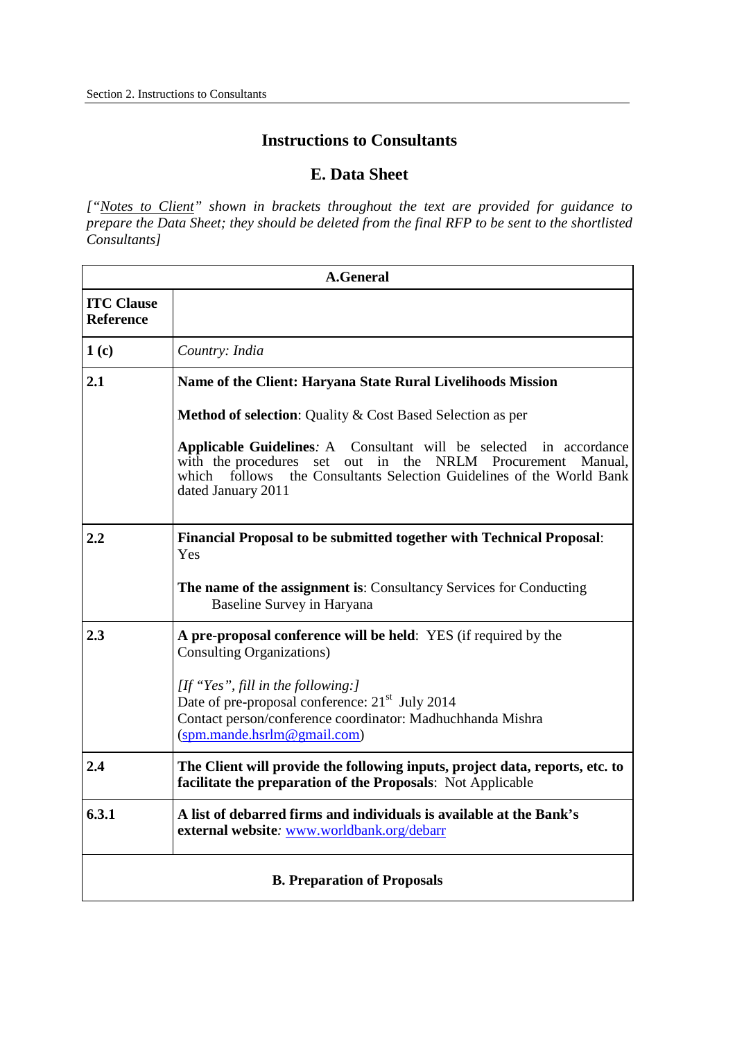# Instructions to Consultants

## E. Data Sheet

*["Notes to Client" shown in brackets throughout the text are provided for guidance to prepare the Data Sheet; they should be deleted from the final RFP to be sent to the shortlisted Consultants]*

| A.General | |
|---|---|
| **ITC Clause Reference** | |
| **1 (c)** | *Country: India* |
| **2.1** | **Name of the Client: Haryana State Rural Livelihoods Mission**<br><br>**Method of selection**: Quality & Cost Based Selection as per<br><br>**Applicable Guidelines***:* A Consultant will be selected in accordance with the procedures set out in the NRLM Procurement Manual, which follows the Consultants Selection Guidelines of the World Bank dated January 2011 |
| **2.2** | **Financial Proposal to be submitted together with Technical Proposal**: Yes<br><br>**The name of the assignment is**: Consultancy Services for Conducting Baseline Survey in Haryana |
| **2.3** | **A pre-proposal conference will be held**: YES (if required by the Consulting Organizations)<br><br>*[If "Yes", fill in the following:]*<br>Date of pre-proposal conference: 21st July 2014<br>Contact person/conference coordinator: Madhuchhanda Mishra (spm.mande.hsrlm@gmail.com) |
| **2.4** | **The Client will provide the following inputs, project data, reports, etc. to facilitate the preparation of the Proposals**: Not Applicable |
| **6.3.1** | **A list of debarred firms and individuals is available at the Bank's external website***:* www.worldbank.org/debarr |
| **B. Preparation of Proposals** | |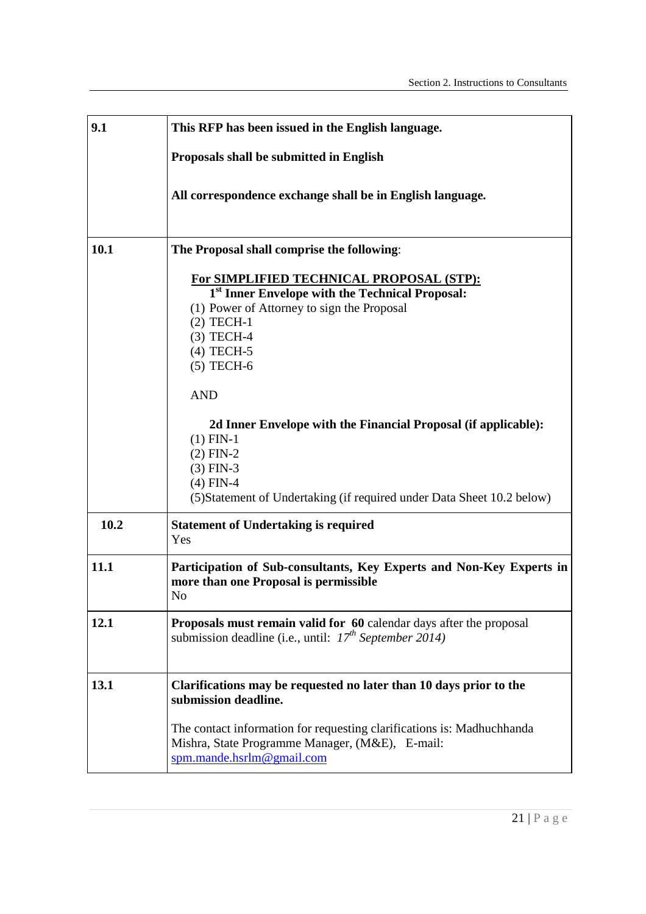| | |
|---|---|
| **9.1** | **This RFP has been issued in the English language.**<br><br>**Proposals shall be submitted in English**<br><br>**All correspondence exchange shall be in English language.** |
| **10.1** | **The Proposal shall comprise the following**:<br><br>**For SIMPLIFIED TECHNICAL PROPOSAL (STP):**<br>**1st Inner Envelope with the Technical Proposal:**<br>(1) Power of Attorney to sign the Proposal<br>(2) TECH-1<br>(3) TECH-4<br>(4) TECH-5<br>(5) TECH-6<br><br>AND<br><br>**2d Inner Envelope with the Financial Proposal (if applicable):**<br>(1) FIN-1<br>(2) FIN-2<br>(3) FIN-3<br>(4) FIN-4<br>(5)Statement of Undertaking (if required under Data Sheet 10.2 below) |
| **10.2** | **Statement of Undertaking is required**<br>Yes |
| **11.1** | **Participation of Sub-consultants, Key Experts and Non-Key Experts in more than one Proposal is permissible**<br>No |
| **12.1** | **Proposals must remain valid for 60** calendar days after the proposal submission deadline (i.e., until: *17th September 2014)* |
| **13.1** | **Clarifications may be requested no later than 10 days prior to the submission deadline.**<br><br>The contact information for requesting clarifications is: Madhuchhanda Mishra, State Programme Manager, (M&E), E-mail: spm.mande.hsrlm@gmail.com |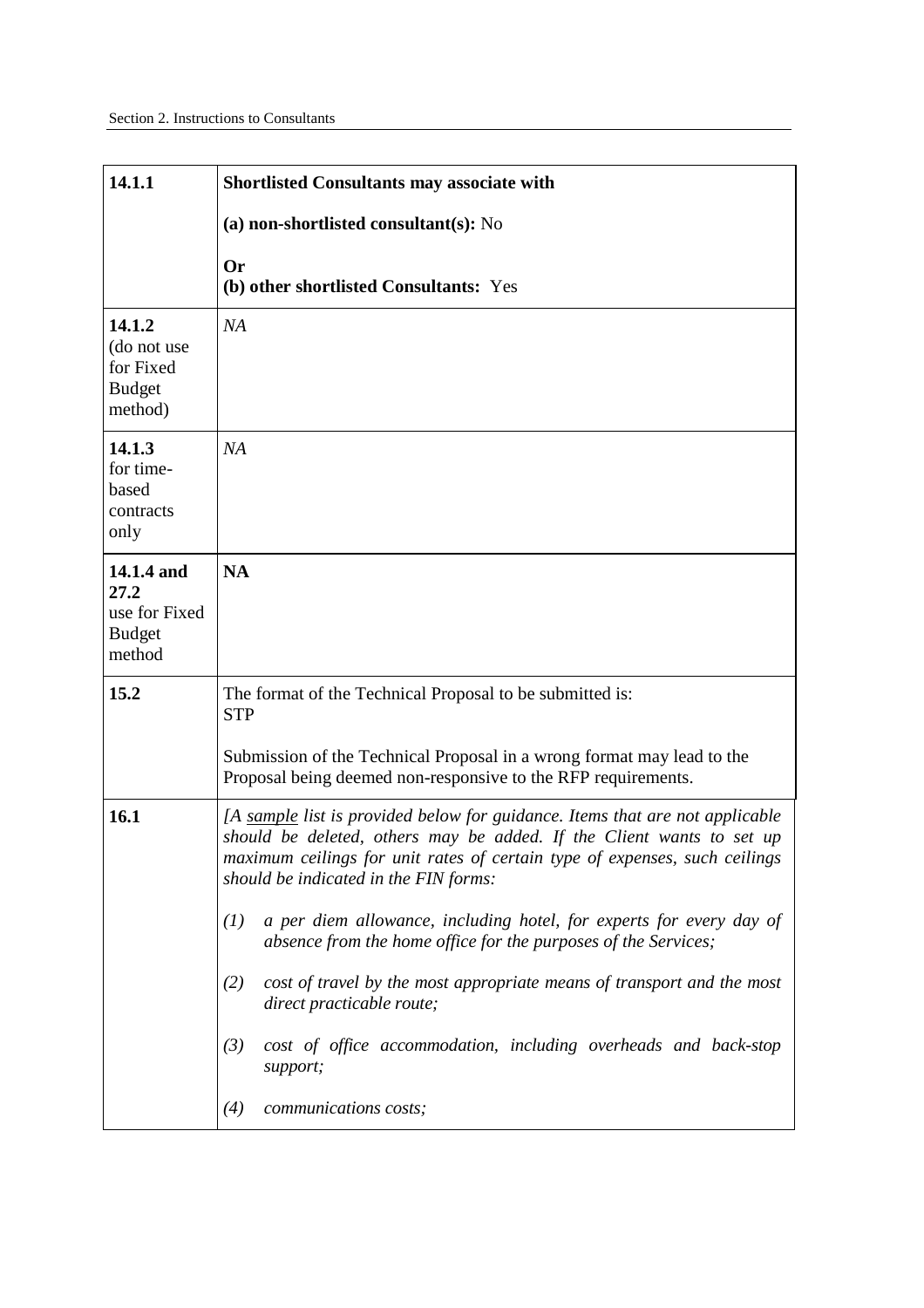| | |
|---|---|
| **14.1.1** | **Shortlisted Consultants may associate with**<br><br>**(a) non-shortlisted consultant(s):** No<br><br>**Or**<br>**(b) other shortlisted Consultants:** Yes |
| **14.1.2** (do not use for Fixed Budget method) | *NA* |
| **14.1.3** for time-based contracts only | *NA* |
| **14.1.4 and 27.2** use for Fixed Budget method | **NA** |
| **15.2** | The format of the Technical Proposal to be submitted is:<br>STP<br><br>Submission of the Technical Proposal in a wrong format may lead to the Proposal being deemed non-responsive to the RFP requirements. |
| **16.1** | *[A sample list is provided below for guidance. Items that are not applicable should be deleted, others may be added. If the Client wants to set up maximum ceilings for unit rates of certain type of expenses, such ceilings should be indicated in the FIN forms:*<br><br>*(1) a per diem allowance, including hotel, for experts for every day of absence from the home office for the purposes of the Services;*<br><br>*(2) cost of travel by the most appropriate means of transport and the most direct practicable route;*<br><br>*(3) cost of office accommodation, including overheads and back-stop support;*<br><br>*(4) communications costs;* |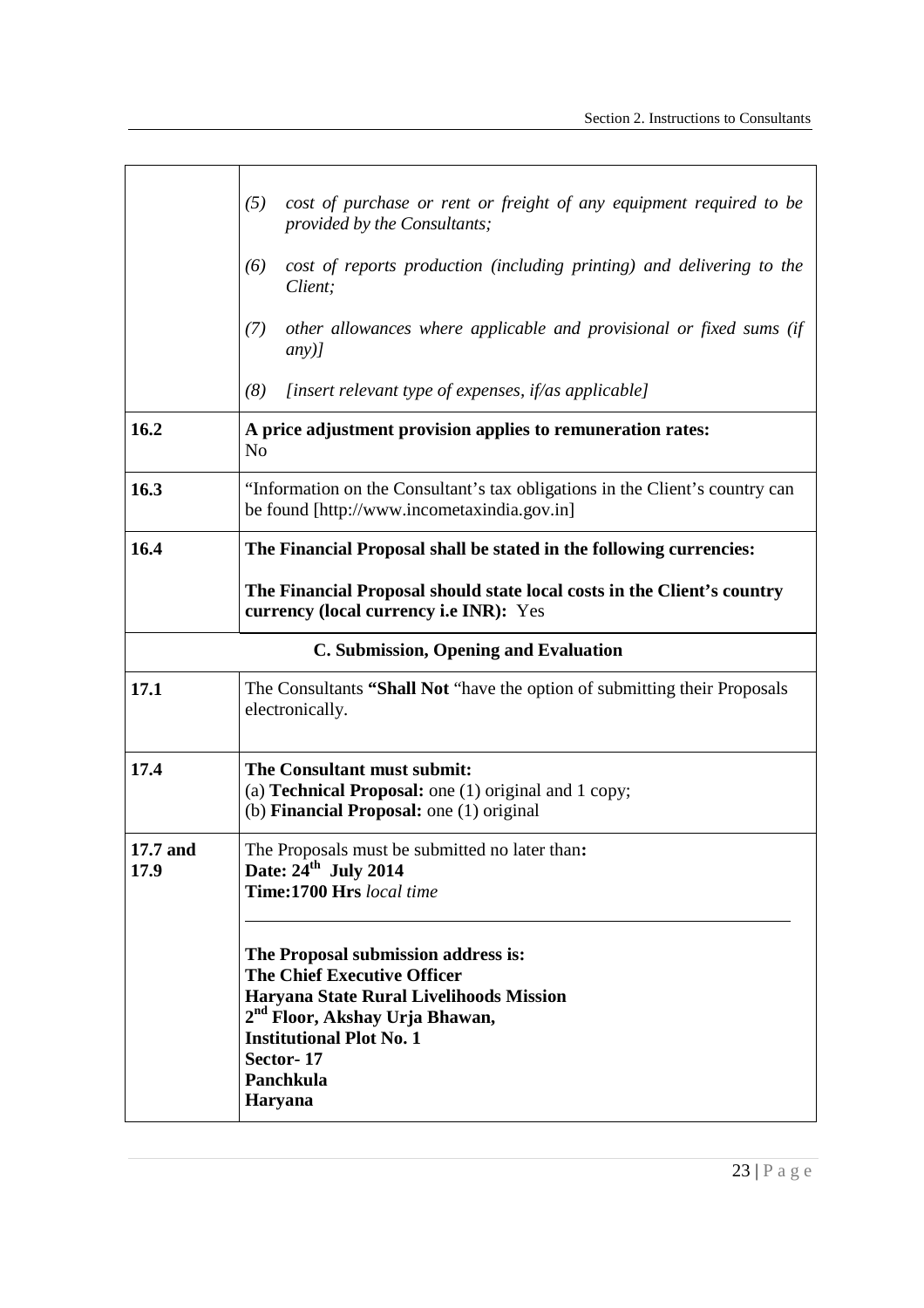| | |
|---|---|
| | *(5) cost of purchase or rent or freight of any equipment required to be provided by the Consultants;*<br><br>*(6) cost of reports production (including printing) and delivering to the Client;*<br><br>*(7) other allowances where applicable and provisional or fixed sums (if any)]*<br><br>*(8) [insert relevant type of expenses, if/as applicable]* |
| **16.2** | **A price adjustment provision applies to remuneration rates:** No |
| **16.3** | "Information on the Consultant's tax obligations in the Client's country can be found [http://www.incometaxindia.gov.in] |
| **16.4** | **The Financial Proposal shall be stated in the following currencies:**<br><br>**The Financial Proposal should state local costs in the Client's country currency (local currency i.e INR):** Yes |
| | **C. Submission, Opening and Evaluation** |
| **17.1** | The Consultants **"Shall Not** "have the option of submitting their Proposals electronically. |
| **17.4** | **The Consultant must submit:**<br>(a) **Technical Proposal:** one (1) original and 1 copy;<br>(b) **Financial Proposal:** one (1) original |
| **17.7 and 17.9** | The Proposals must be submitted no later than**:**<br>**Date: 24th July 2014**<br>**Time:1700 Hrs** *local time*<br><br>**The Proposal submission address is:**<br>**The Chief Executive Officer**<br>**Haryana State Rural Livelihoods Mission**<br>**2nd Floor, Akshay Urja Bhawan,**<br>**Institutional Plot No. 1**<br>**Sector- 17**<br>**Panchkula**<br>**Haryana** |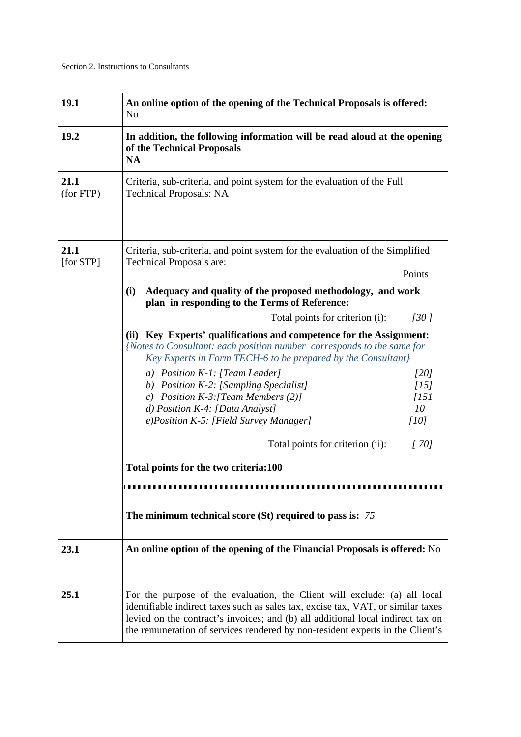| | |
|---|---|
| **19.1** | **An online option of the opening of the Technical Proposals is offered:** No |
| **19.2** | **In addition, the following information will be read aloud at the opening of the Technical Proposals** <br> **NA** |
| **21.1** (for FTP) | Criteria, sub-criteria, and point system for the evaluation of the Full Technical Proposals: NA |
| **21.1** [for STP] | Criteria, sub-criteria, and point system for the evaluation of the Simplified Technical Proposals are: <br> Points <br> **(i) Adequacy and quality of the proposed methodology, and work plan in responding to the Terms of Reference:** <br> Total points for criterion (i): *[30 ]* <br> **(ii) Key Experts' qualifications and competence for the Assignment:** <br> *{Notes to Consultant: each position number corresponds to the same for Key Experts in Form TECH-6 to be prepared by the Consultant}* <br> *a) Position K-1: [Team Leader]* *[20]* <br> *b) Position K-2: [Sampling Specialist]* *[15]* <br> *c) Position K-3:[Team Members (2)]* *[151* <br> *d) Position K-4: [Data Analyst]* *10* <br> *e)Position K-5: [Field Survey Manager]* *[10]* <br> Total points for criterion (ii): *[ 70]* <br> **Total points for the two criteria:100** <br> **The minimum technical score (St) required to pass is:** *75* |
| **23.1** | **An online option of the opening of the Financial Proposals is offered:** No |
| **25.1** | For the purpose of the evaluation, the Client will exclude: (a) all local identifiable indirect taxes such as sales tax, excise tax, VAT, or similar taxes levied on the contract's invoices; and (b) all additional local indirect tax on the remuneration of services rendered by non-resident experts in the Client's |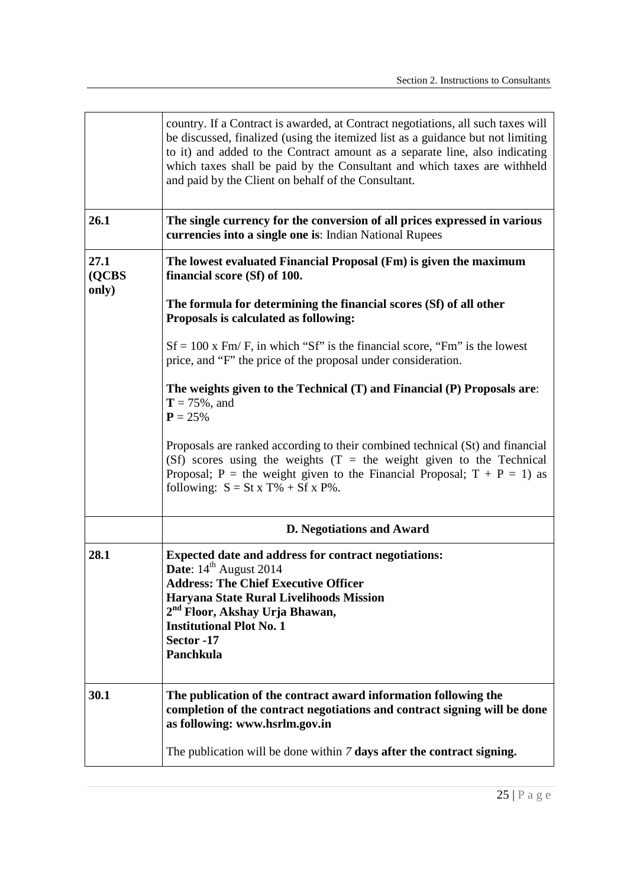| | |
|---|---|
| | country. If a Contract is awarded, at Contract negotiations, all such taxes will be discussed, finalized (using the itemized list as a guidance but not limiting to it) and added to the Contract amount as a separate line, also indicating which taxes shall be paid by the Consultant and which taxes are withheld and paid by the Client on behalf of the Consultant. |
| **26.1** | **The single currency for the conversion of all prices expressed in various currencies into a single one is**: Indian National Rupees |
| **27.1 (QCBS only)** | **The lowest evaluated Financial Proposal (Fm) is given the maximum financial score (Sf) of 100.**<br><br>**The formula for determining the financial scores (Sf) of all other Proposals is calculated as following:**<br><br>$Sf = 100 \times Fm / F$, in which "Sf" is the financial score, "Fm" is the lowest price, and "F" the price of the proposal under consideration.<br><br>**The weights given to the Technical (T) and Financial (P) Proposals are**:<br>**T** = 75%, and<br>**P** = 25%<br><br>Proposals are ranked according to their combined technical (St) and financial (Sf) scores using the weights (T = the weight given to the Technical Proposal; P = the weight given to the Financial Proposal; $T + P = 1$) as following: $S = St \times T\% + Sf \times P\%$. |
| | **D. Negotiations and Award** |
| **28.1** | **Expected date and address for contract negotiations:**<br>**Date**: 14th August 2014<br>**Address: The Chief Executive Officer**<br>**Haryana State Rural Livelihoods Mission**<br>**2nd Floor, Akshay Urja Bhawan,**<br>**Institutional Plot No. 1**<br>**Sector -17**<br>**Panchkula** |
| **30.1** | **The publication of the contract award information following the completion of the contract negotiations and contract signing will be done as following: www.hsrlm.gov.in**<br><br>The publication will be done within *7* **days after the contract signing.** |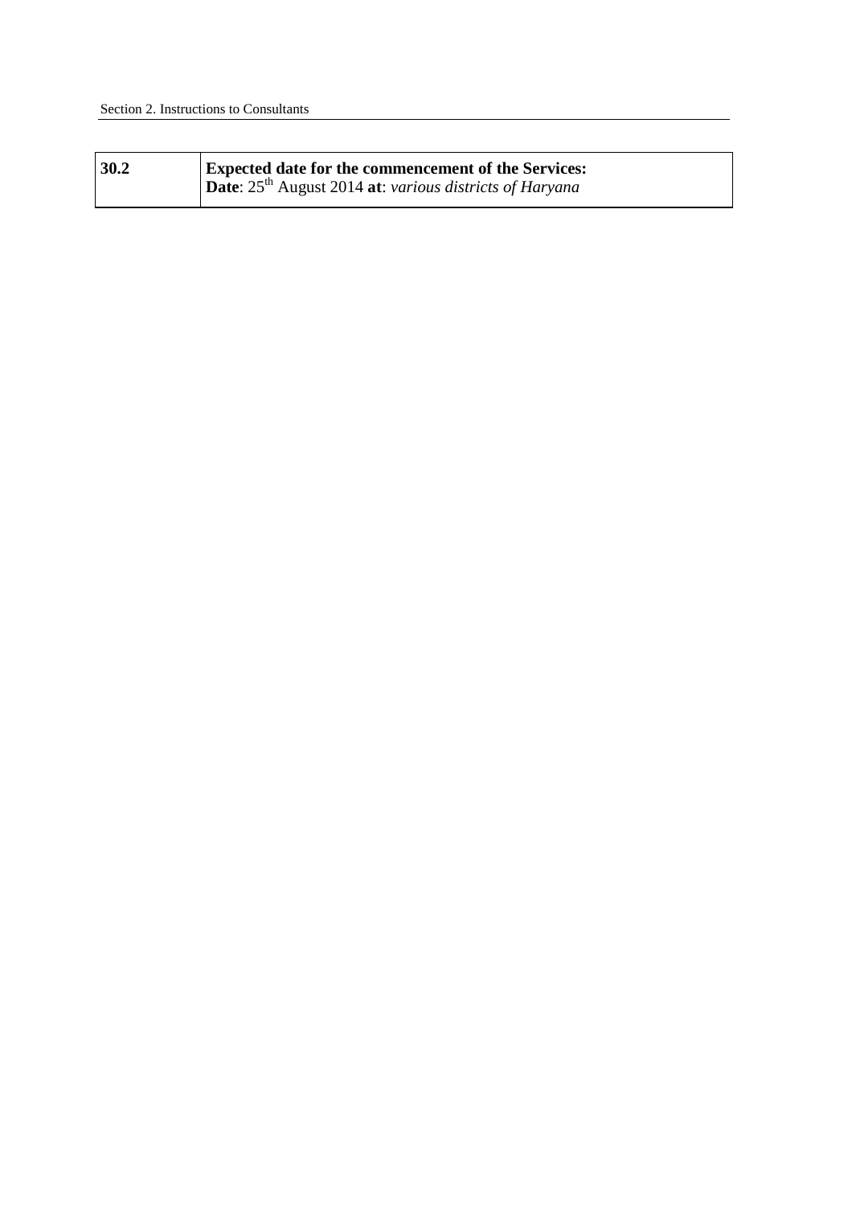| 30.2 | **Expected date for the commencement of the Services:**<br>**Date**: 25th August 2014 **at**: *various districts of Haryana* |
|---|---|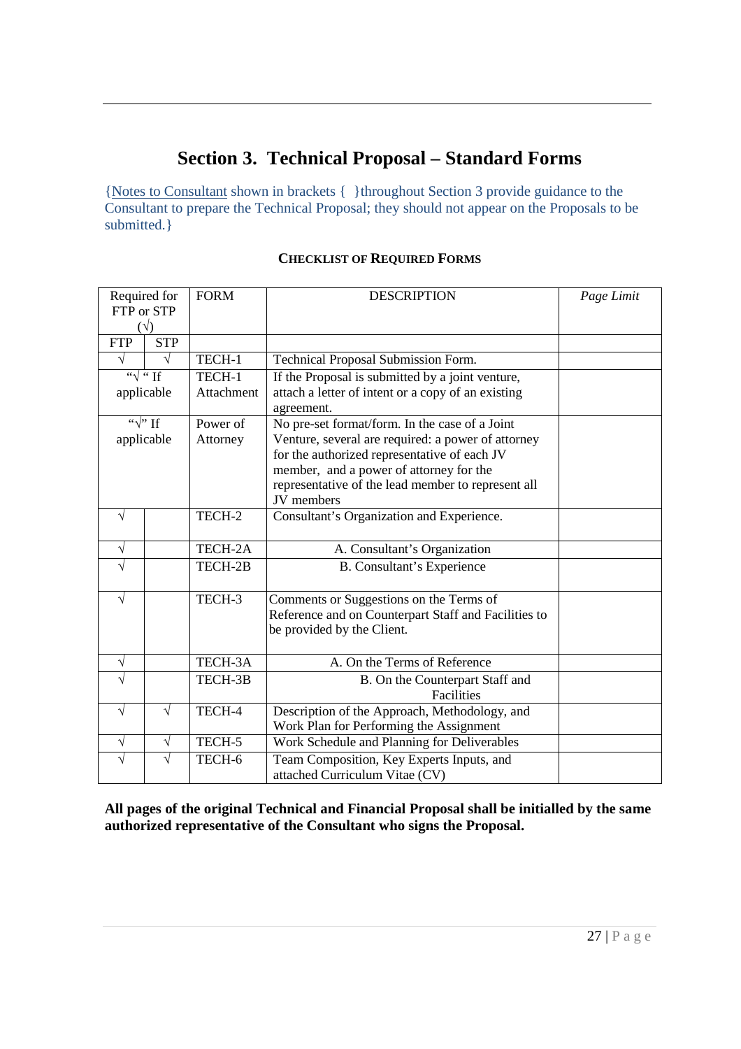# Section 3. Technical Proposal – Standard Forms

{Notes to Consultant shown in brackets { }throughout Section 3 provide guidance to the Consultant to prepare the Technical Proposal; they should not appear on the Proposals to be submitted.}

**CHECKLIST OF REQUIRED FORMS**

| Required for FTP or STP (√) | | FORM | DESCRIPTION | *Page Limit* |
|---|---|---|---|---|
| FTP | STP | | | |
| √ | √ | TECH-1 | Technical Proposal Submission Form. | |
| "√ " If applicable | | TECH-1 Attachment | If the Proposal is submitted by a joint venture, attach a letter of intent or a copy of an existing agreement. | |
| "√" If applicable | | Power of Attorney | No pre-set format/form. In the case of a Joint Venture, several are required: a power of attorney for the authorized representative of each JV member, and a power of attorney for the representative of the lead member to represent all JV members | |
| √ | | TECH-2 | Consultant's Organization and Experience. | |
| √ | | TECH-2A | A. Consultant's Organization | |
| √ | | TECH-2B | B. Consultant's Experience | |
| √ | | TECH-3 | Comments or Suggestions on the Terms of Reference and on Counterpart Staff and Facilities to be provided by the Client. | |
| √ | | TECH-3A | A. On the Terms of Reference | |
| √ | | TECH-3B | B. On the Counterpart Staff and Facilities | |
| √ | √ | TECH-4 | Description of the Approach, Methodology, and Work Plan for Performing the Assignment | |
| √ | √ | TECH-5 | Work Schedule and Planning for Deliverables | |
| √ | √ | TECH-6 | Team Composition, Key Experts Inputs, and attached Curriculum Vitae (CV) | |

**All pages of the original Technical and Financial Proposal shall be initialled by the same authorized representative of the Consultant who signs the Proposal.**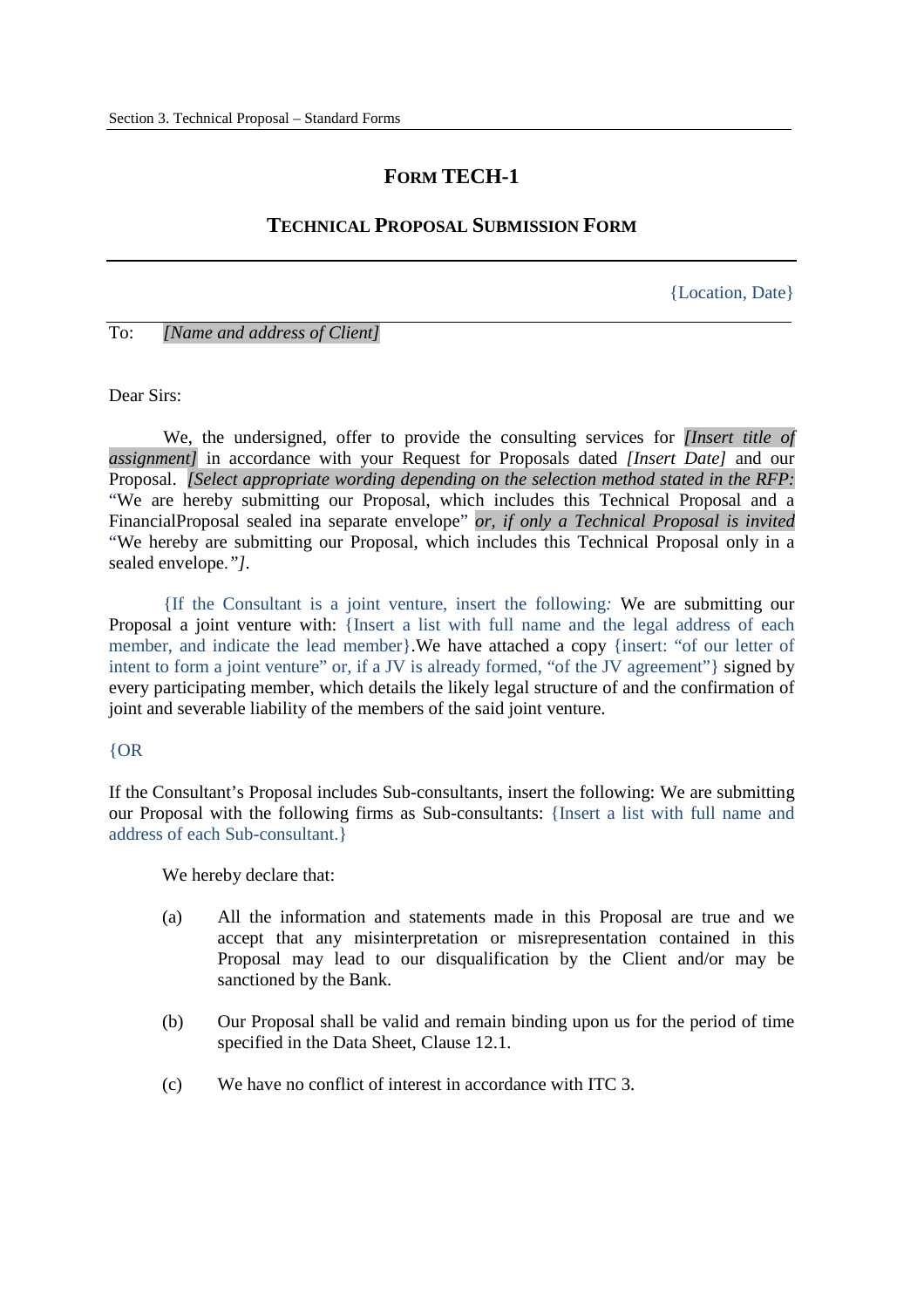# FORM TECH-1

## TECHNICAL PROPOSAL SUBMISSION FORM

{Location, Date}

To: *[Name and address of Client]*

Dear Sirs:

We, the undersigned, offer to provide the consulting services for *[Insert title of assignment]* in accordance with your Request for Proposals dated *[Insert Date]* and our Proposal. *[Select appropriate wording depending on the selection method stated in the RFP:* "We are hereby submitting our Proposal, which includes this Technical Proposal and a FinancialProposal sealed ina separate envelope" *or, if only a Technical Proposal is invited* "We hereby are submitting our Proposal, which includes this Technical Proposal only in a sealed envelope.*"]*.

{If the Consultant is a joint venture, insert the following*:* We are submitting our Proposal a joint venture with: {Insert a list with full name and the legal address of each member, and indicate the lead member}.We have attached a copy {insert: "of our letter of intent to form a joint venture" or, if a JV is already formed, "of the JV agreement"} signed by every participating member, which details the likely legal structure of and the confirmation of joint and severable liability of the members of the said joint venture.

{OR

If the Consultant's Proposal includes Sub-consultants, insert the following: We are submitting our Proposal with the following firms as Sub-consultants: {Insert a list with full name and address of each Sub-consultant.}

We hereby declare that:

(a) All the information and statements made in this Proposal are true and we accept that any misinterpretation or misrepresentation contained in this Proposal may lead to our disqualification by the Client and/or may be sanctioned by the Bank.

(b) Our Proposal shall be valid and remain binding upon us for the period of time specified in the Data Sheet, Clause 12.1.

(c) We have no conflict of interest in accordance with ITC 3.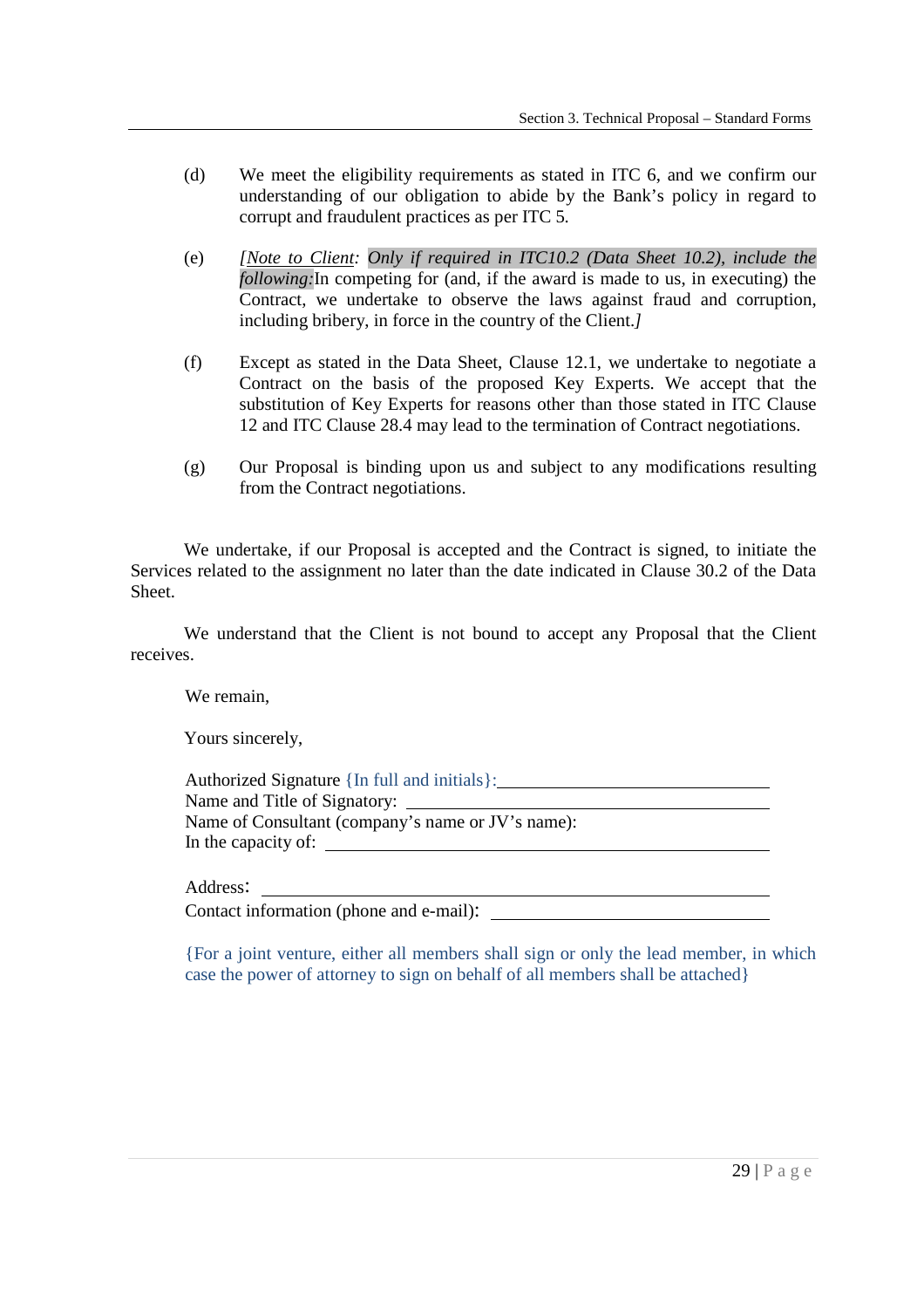(d) We meet the eligibility requirements as stated in ITC 6, and we confirm our understanding of our obligation to abide by the Bank's policy in regard to corrupt and fraudulent practices as per ITC 5.

(e) *[Note to Client: Only if required in ITC10.2 (Data Sheet 10.2), include the following:* In competing for (and, if the award is made to us, in executing) the Contract, we undertake to observe the laws against fraud and corruption, including bribery, in force in the country of the Client.*]*

(f) Except as stated in the Data Sheet, Clause 12.1, we undertake to negotiate a Contract on the basis of the proposed Key Experts. We accept that the substitution of Key Experts for reasons other than those stated in ITC Clause 12 and ITC Clause 28.4 may lead to the termination of Contract negotiations.

(g) Our Proposal is binding upon us and subject to any modifications resulting from the Contract negotiations.

We undertake, if our Proposal is accepted and the Contract is signed, to initiate the Services related to the assignment no later than the date indicated in Clause 30.2 of the Data Sheet.

We understand that the Client is not bound to accept any Proposal that the Client receives.

We remain,

Yours sincerely,

Authorized Signature {In full and initials}: ______________________________
Name and Title of Signatory: ______________________________
Name of Consultant (company's name or JV's name):
In the capacity of: ______________________________

Address: ______________________________
Contact information (phone and e-mail): ______________________________

{For a joint venture, either all members shall sign or only the lead member, in which case the power of attorney to sign on behalf of all members shall be attached}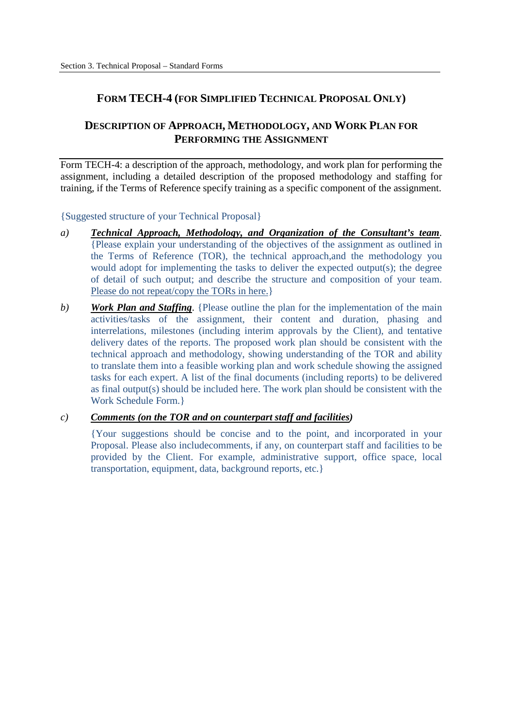## FORM TECH-4 (FOR SIMPLIFIED TECHNICAL PROPOSAL ONLY)

## DESCRIPTION OF APPROACH, METHODOLOGY, AND WORK PLAN FOR PERFORMING THE ASSIGNMENT

Form TECH-4: a description of the approach, methodology, and work plan for performing the assignment, including a detailed description of the proposed methodology and staffing for training, if the Terms of Reference specify training as a specific component of the assignment.

{Suggested structure of your Technical Proposal}

*a)* ***Technical Approach, Methodology, and Organization of the Consultant's team***. {Please explain your understanding of the objectives of the assignment as outlined in the Terms of Reference (TOR), the technical approach,and the methodology you would adopt for implementing the tasks to deliver the expected output(s); the degree of detail of such output; and describe the structure and composition of your team. Please do not repeat/copy the TORs in here.}

*b)* ***Work Plan and Staffing***. {Please outline the plan for the implementation of the main activities/tasks of the assignment, their content and duration, phasing and interrelations, milestones (including interim approvals by the Client), and tentative delivery dates of the reports. The proposed work plan should be consistent with the technical approach and methodology, showing understanding of the TOR and ability to translate them into a feasible working plan and work schedule showing the assigned tasks for each expert. A list of the final documents (including reports) to be delivered as final output(s) should be included here. The work plan should be consistent with the Work Schedule Form.}

*c)* ***Comments (on the TOR and on counterpart staff and facilities)***

{Your suggestions should be concise and to the point, and incorporated in your Proposal. Please also includecomments, if any, on counterpart staff and facilities to be provided by the Client. For example, administrative support, office space, local transportation, equipment, data, background reports, etc.}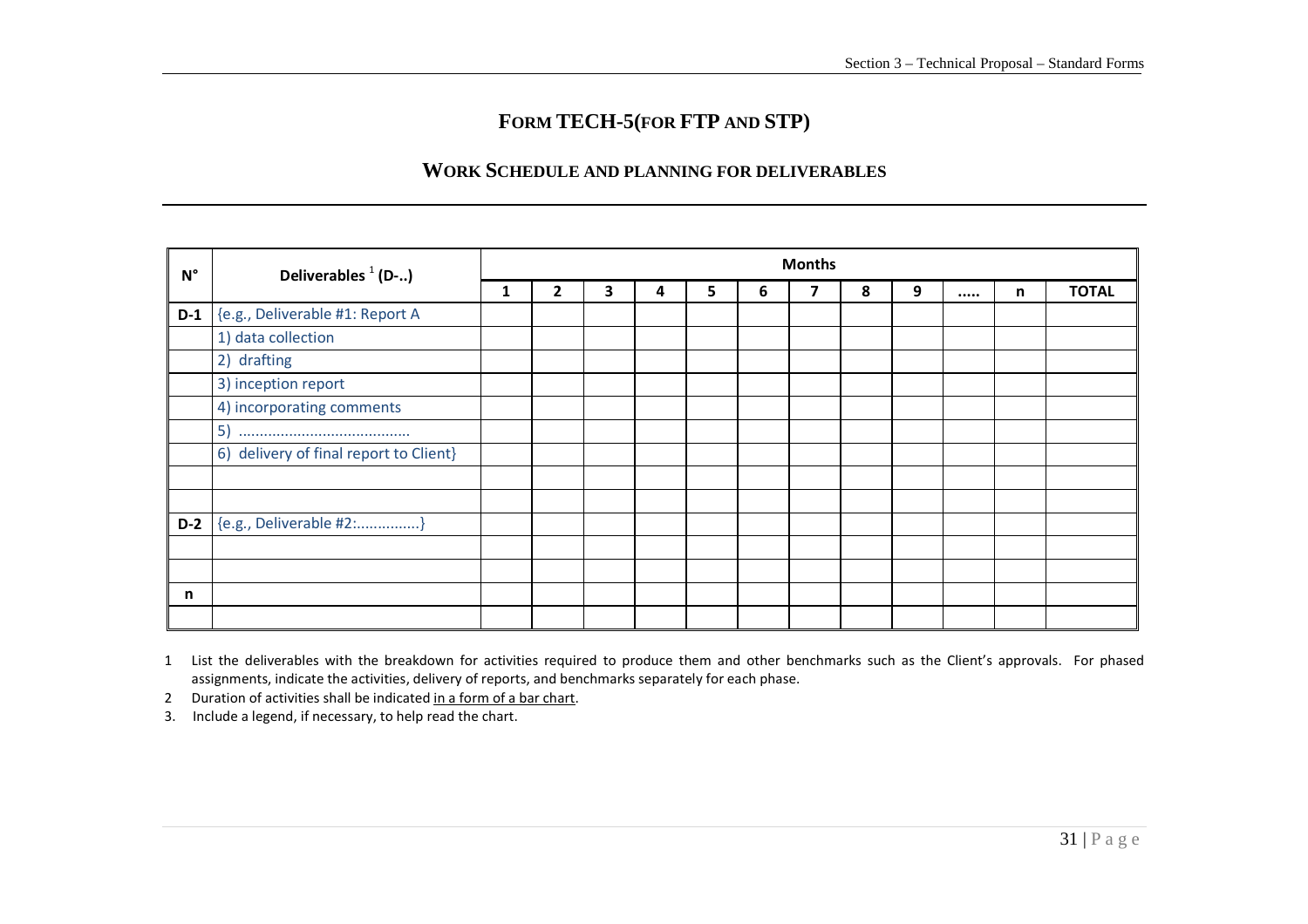# FORM TECH-5(FOR FTP AND STP)

## WORK SCHEDULE AND PLANNING FOR DELIVERABLES

| N° | Deliverables [1] (D-..) | Months | | | | | | | | | | | |
|---|---|---|---|---|---|---|---|---|---|---|---|---|---|
| | | 1 | 2 | 3 | 4 | 5 | 6 | 7 | 8 | 9 | ..... | n | TOTAL |
| D-1 | {e.g., Deliverable #1: Report A | | | | | | | | | | | | |
| | 1) data collection | | | | | | | | | | | | |
| | 2) drafting | | | | | | | | | | | | |
| | 3) inception report | | | | | | | | | | | | |
| | 4) incorporating comments | | | | | | | | | | | | |
| | 5) ......................................... | | | | | | | | | | | | |
| | 6) delivery of final report to Client} | | | | | | | | | | | | |
| | | | | | | | | | | | | | |
| | | | | | | | | | | | | | |
| D-2 | {e.g., Deliverable #2:...............} | | | | | | | | | | | | |
| | | | | | | | | | | | | | |
| | | | | | | | | | | | | | |
| n | | | | | | | | | | | | | |
| | | | | | | | | | | | | | |

1 List the deliverables with the breakdown for activities required to produce them and other benchmarks such as the Client's approvals. For phased assignments, indicate the activities, delivery of reports, and benchmarks separately for each phase.

2 Duration of activities shall be indicated in a form of a bar chart.

3. Include a legend, if necessary, to help read the chart.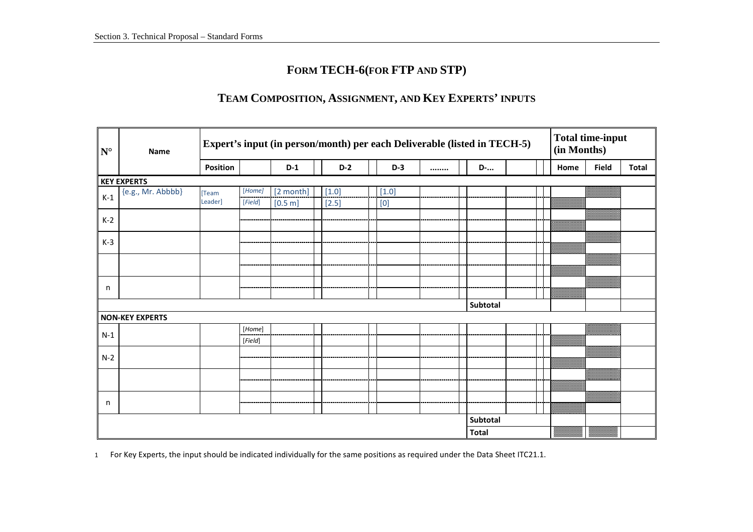## FORM TECH-6(FOR FTP AND STP)

## TEAM COMPOSITION, ASSIGNMENT, AND KEY EXPERTS' INPUTS

| N° | Name | Expert's input (in person/month) per each Deliverable (listed in TECH-5) | | | | | | | Total time-input (in Months) | | |
|---|---|---|---|---|---|---|---|---|---|---|---|
| | | Position | | D-1 | D-2 | D-3 | ........ | D-... | Home | Field | Total |
| **KEY EXPERTS** | | | | | | | | | | | |
| K-1 | {e.g., Mr. Abbbb} | [Team Leader] | [*Home*] | [2 month] | [1.0] | [1.0] | | | | | |
| | | | [*Field*] | [0.5 m] | [2.5] | [0] | | | | | |
| K-2 | | | | | | | | | | | |
| K-3 | | | | | | | | | | | |
| | | | | | | | | | | | |
| n | | | | | | | | | | | |
| | | | | | | | | Subtotal | | | |
| **NON-KEY EXPERTS** | | | | | | | | | | | |
| N-1 | | | [*Home*] | | | | | | | | |
| | | | [*Field*] | | | | | | | | |
| N-2 | | | | | | | | | | | |
| | | | | | | | | | | | |
| n | | | | | | | | | | | |
| | | | | | | | | Subtotal | | | |
| | | | | | | | | Total | | | |

1 For Key Experts, the input should be indicated individually for the same positions as required under the Data Sheet ITC21.1.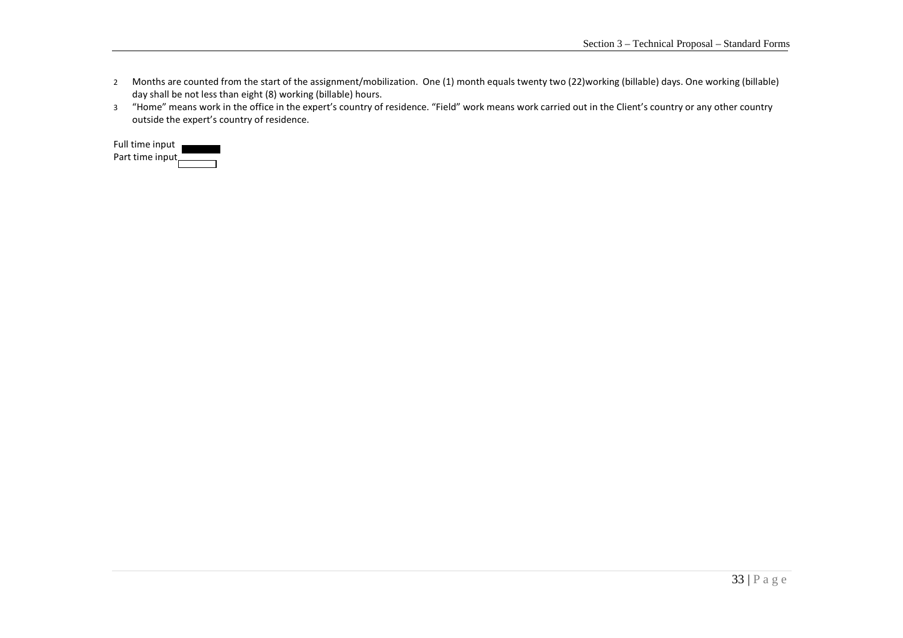2 Months are counted from the start of the assignment/mobilization. One (1) month equals twenty two (22)working (billable) days. One working (billable) day shall be not less than eight (8) working (billable) hours.

3 "Home" means work in the office in the expert's country of residence. "Field" work means work carried out in the Client's country or any other country outside the expert's country of residence.

Full time input ▬

Part time input ▭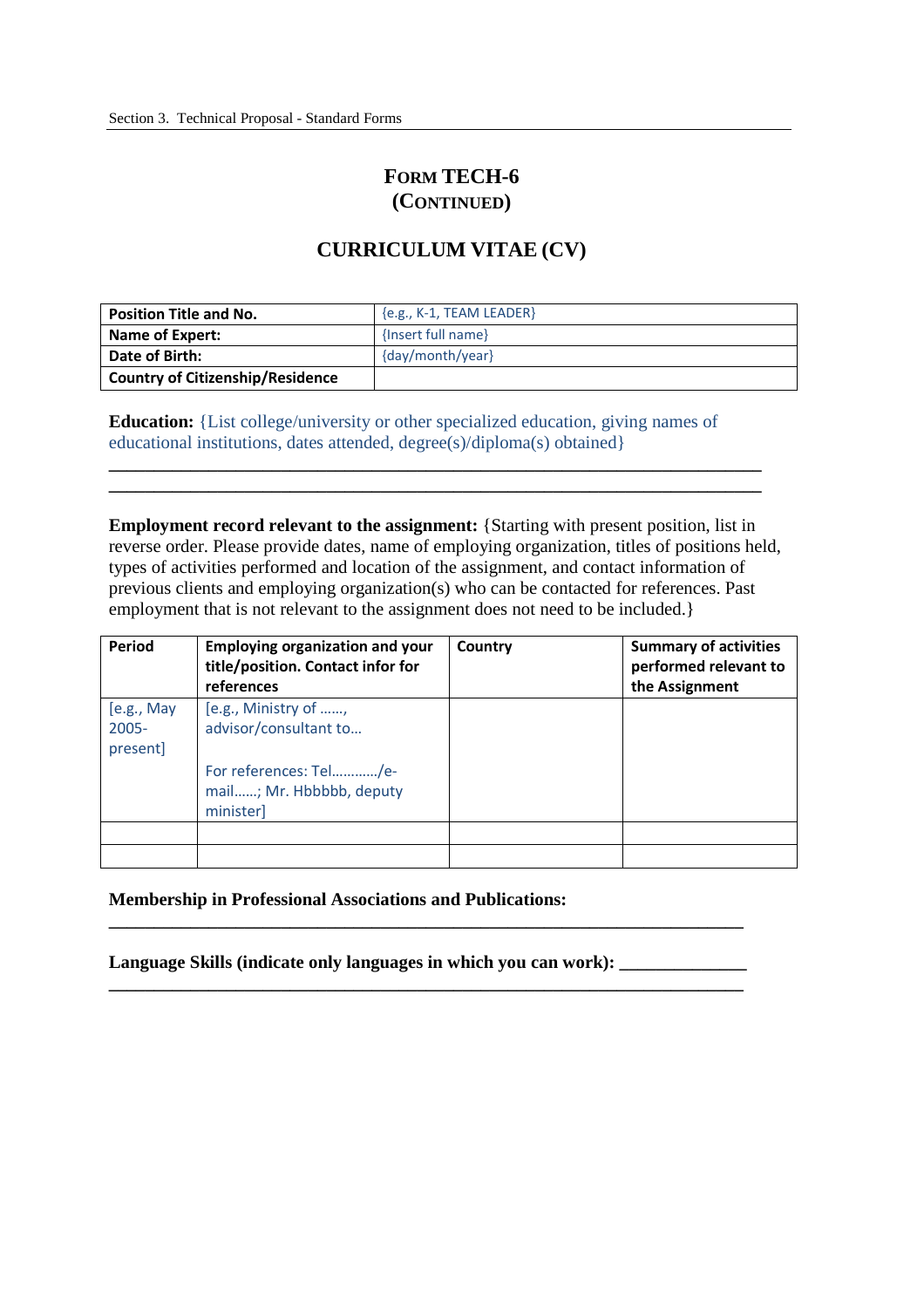# FORM TECH-6 (CONTINUED)

## CURRICULUM VITAE (CV)

| Position Title and No. | {e.g., K-1, TEAM LEADER} |
|---|---|
| Name of Expert: | {Insert full name} |
| Date of Birth: | {day/month/year} |
| Country of Citizenship/Residence | |

**Education:** {List college/university or other specialized education, giving names of educational institutions, dates attended, degree(s)/diploma(s) obtained}

______________________________________________________________________________

______________________________________________________________________________

**Employment record relevant to the assignment:** {Starting with present position, list in reverse order. Please provide dates, name of employing organization, titles of positions held, types of activities performed and location of the assignment, and contact information of previous clients and employing organization(s) who can be contacted for references. Past employment that is not relevant to the assignment does not need to be included.}

| Period | Employing organization and your title/position. Contact infor for references | Country | Summary of activities performed relevant to the Assignment |
|---|---|---|---|
| [e.g., May 2005-present] | [e.g., Ministry of ……, advisor/consultant to…<br><br>For references: Tel…………/e-mail……; Mr. Hbbbbb, deputy minister] | | |
| | | | |
| | | | |

**Membership in Professional Associations and Publications:**

______________________________________________________________________________

**Language Skills (indicate only languages in which you can work):** ______________

______________________________________________________________________________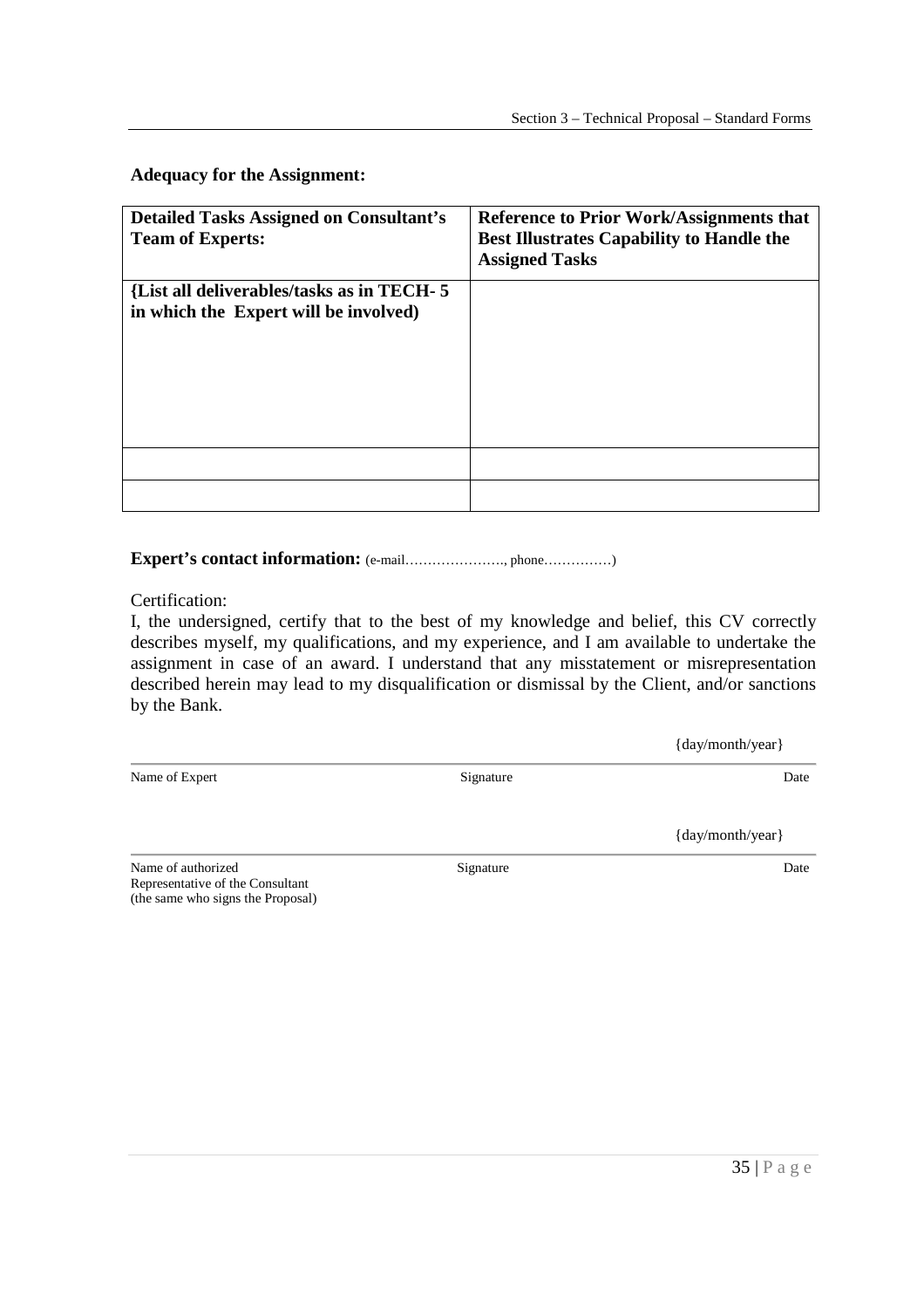**Adequacy for the Assignment:**

| **Detailed Tasks Assigned on Consultant's Team of Experts:** | **Reference to Prior Work/Assignments that Best Illustrates Capability to Handle the Assigned Tasks** |
|---|---|
| **{List all deliverables/tasks as in TECH- 5 in which the Expert will be involved)** | |
| | |
| | |

**Expert's contact information:** (e-mail…………………., phone……………)

Certification:

I, the undersigned, certify that to the best of my knowledge and belief, this CV correctly describes myself, my qualifications, and my experience, and I am available to undertake the assignment in case of an award. I understand that any misstatement or misrepresentation described herein may lead to my disqualification or dismissal by the Client, and/or sanctions by the Bank.

| | | {day/month/year} |
|---|---|---|
| Name of Expert | Signature | Date |

| | | {day/month/year} |
|---|---|---|
| Name of authorized Representative of the Consultant (the same who signs the Proposal) | Signature | Date |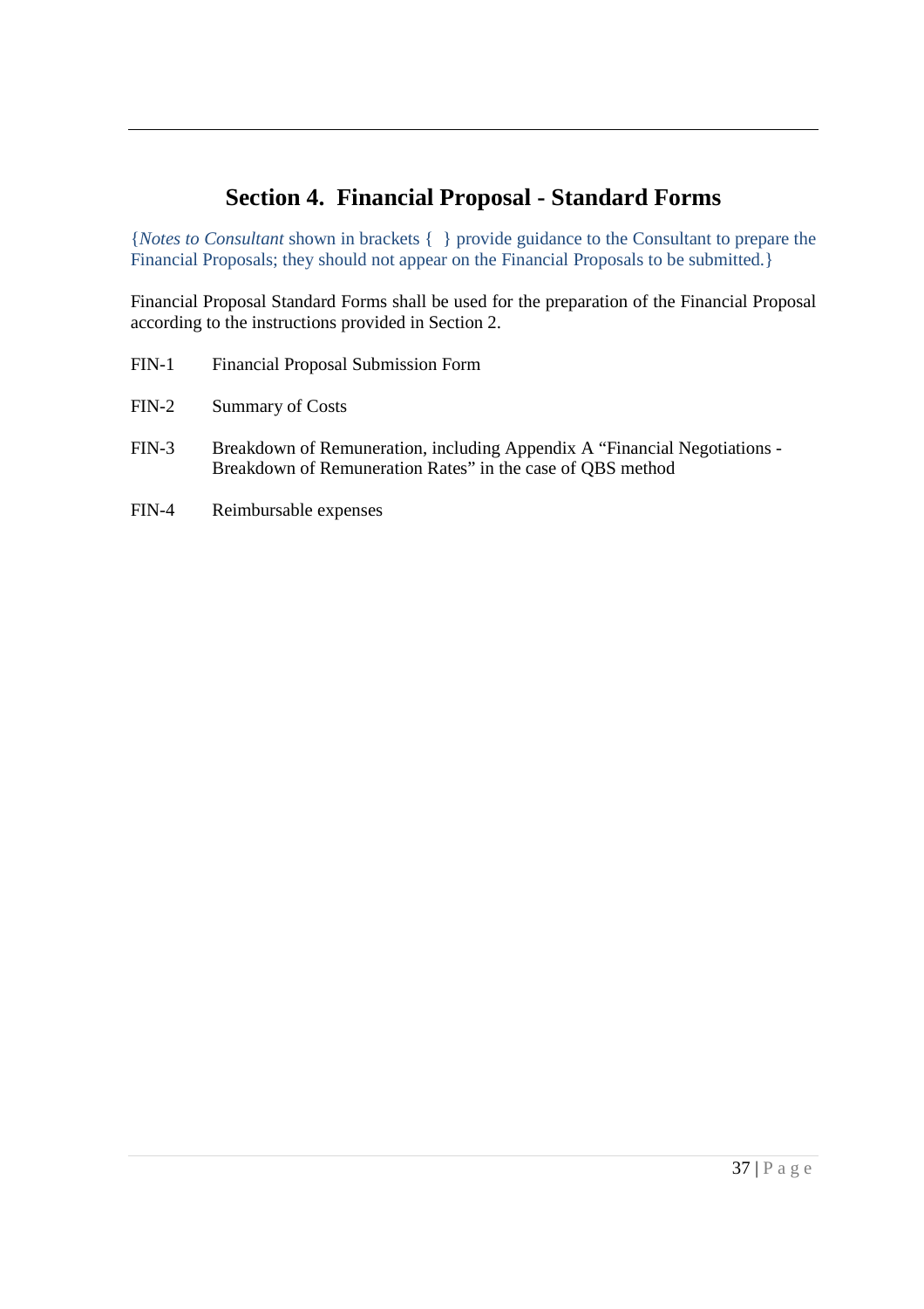# Section 4. Financial Proposal - Standard Forms

{*Notes to Consultant* shown in brackets { } provide guidance to the Consultant to prepare the Financial Proposals; they should not appear on the Financial Proposals to be submitted.}

Financial Proposal Standard Forms shall be used for the preparation of the Financial Proposal according to the instructions provided in Section 2.

FIN-1 Financial Proposal Submission Form

FIN-2 Summary of Costs

FIN-3 Breakdown of Remuneration, including Appendix A "Financial Negotiations - Breakdown of Remuneration Rates" in the case of QBS method

FIN-4 Reimbursable expenses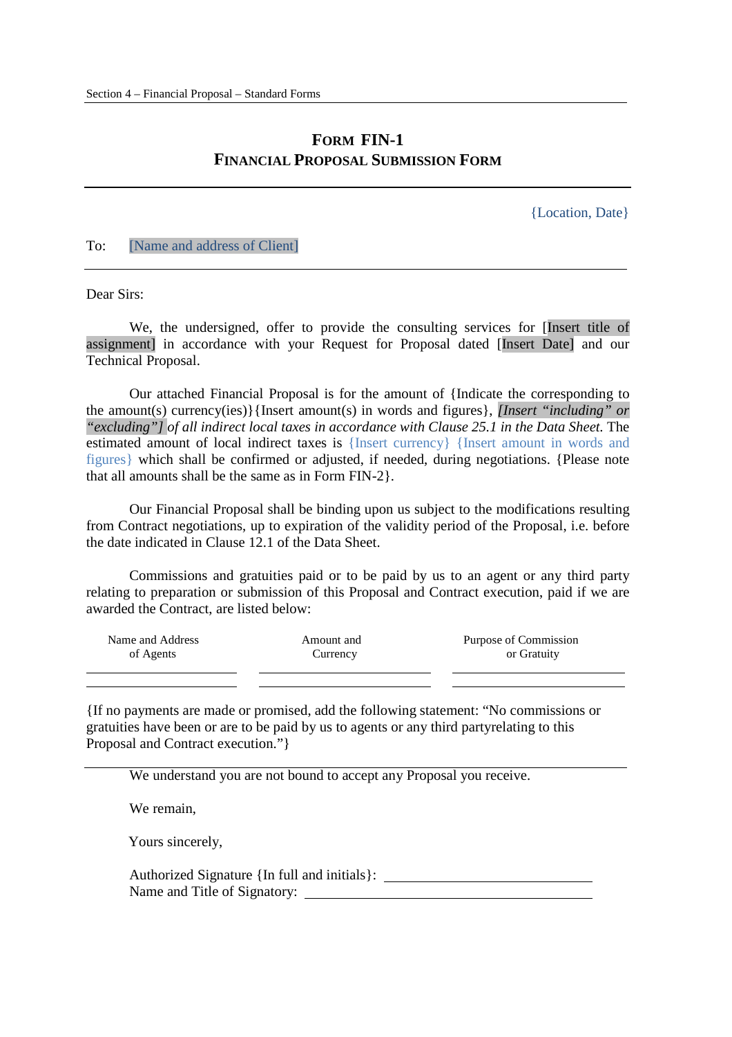# FORM FIN-1
## FINANCIAL PROPOSAL SUBMISSION FORM

{Location, Date}

To: [Name and address of Client]

Dear Sirs:

We, the undersigned, offer to provide the consulting services for [Insert title of assignment] in accordance with your Request for Proposal dated [Insert Date] and our Technical Proposal.

Our attached Financial Proposal is for the amount of {Indicate the corresponding to the amount(s) currency(ies)}{Insert amount(s) in words and figures}, *[Insert "including" or "excluding"] of all indirect local taxes in accordance with Clause 25.1 in the Data Sheet.* The estimated amount of local indirect taxes is {Insert currency} {Insert amount in words and figures} which shall be confirmed or adjusted, if needed, during negotiations. {Please note that all amounts shall be the same as in Form FIN-2}.

Our Financial Proposal shall be binding upon us subject to the modifications resulting from Contract negotiations, up to expiration of the validity period of the Proposal, i.e. before the date indicated in Clause 12.1 of the Data Sheet.

Commissions and gratuities paid or to be paid by us to an agent or any third party relating to preparation or submission of this Proposal and Contract execution, paid if we are awarded the Contract, are listed below:

| Name and Address of Agents | Amount and Currency | Purpose of Commission or Gratuity |
|---|---|---|
| | | |
| | | |

{If no payments are made or promised, add the following statement: "No commissions or gratuities have been or are to be paid by us to agents or any third partyrelating to this Proposal and Contract execution."}

We understand you are not bound to accept any Proposal you receive.

We remain,

Yours sincerely,

Authorized Signature {In full and initials}: ______________________________
Name and Title of Signatory: ______________________________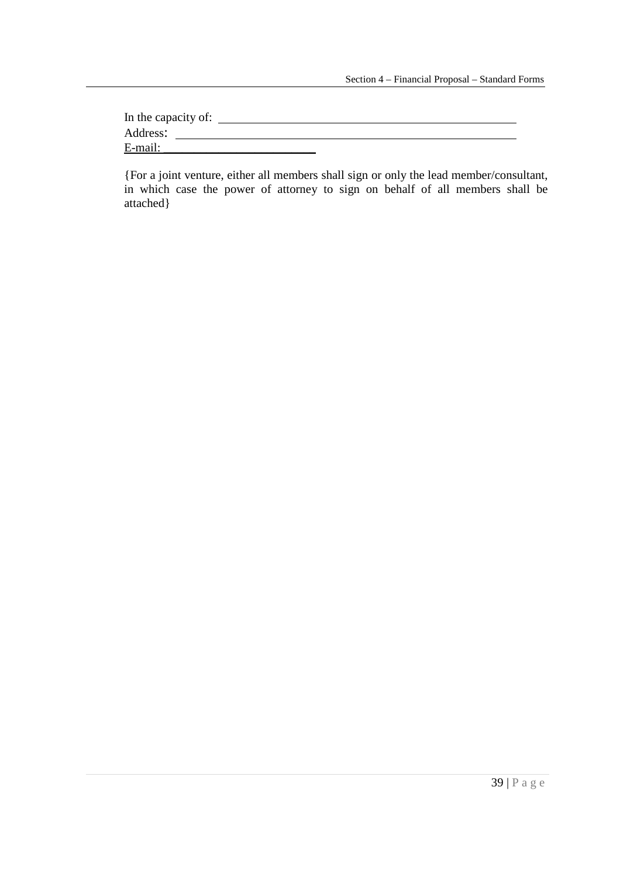In the capacity of: ______________________________________________

Address: ______________________________________________

E-mail: ________________________

{For a joint venture, either all members shall sign or only the lead member/consultant, in which case the power of attorney to sign on behalf of all members shall be attached}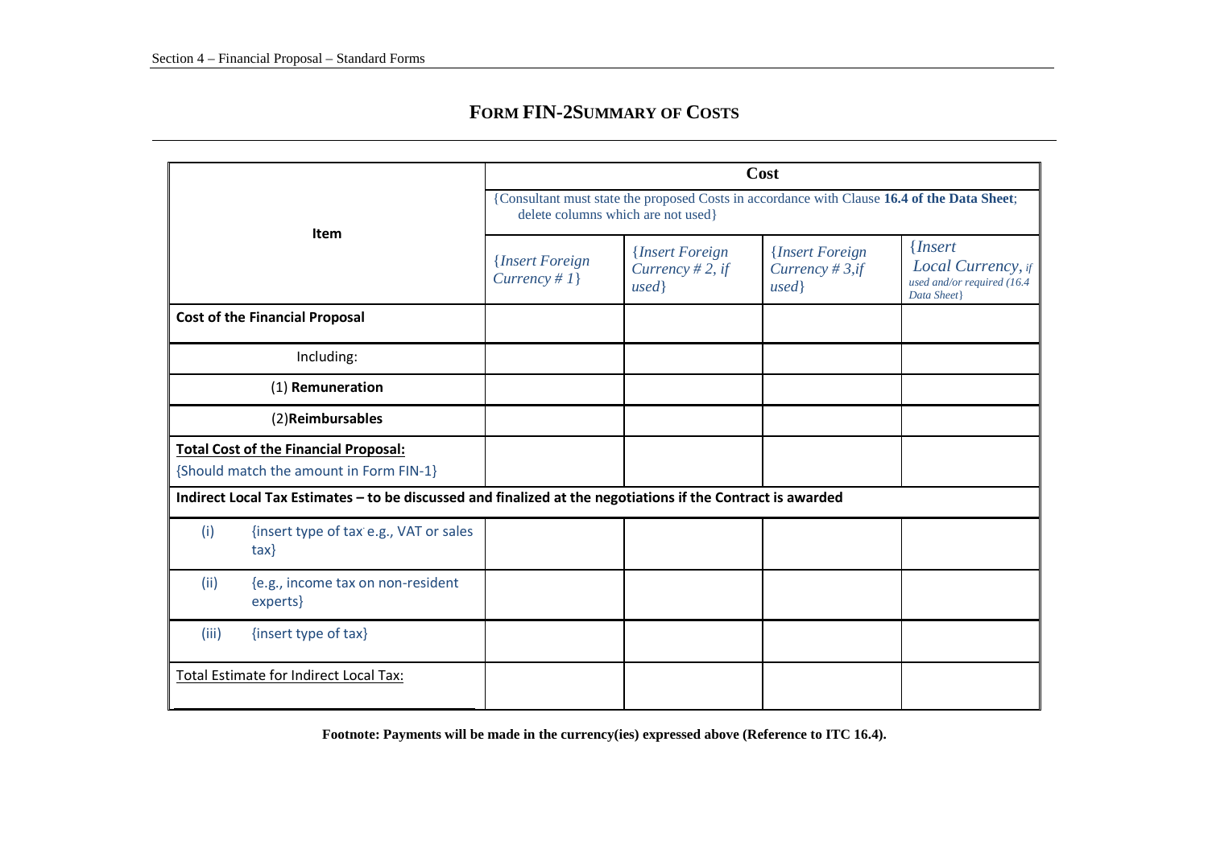## FORM FIN-2SUMMARY OF COSTS

| Item | Cost | | | |
|---|---|---|---|---|
| | {Consultant must state the proposed Costs in accordance with Clause **16.4 of the Data Sheet**; delete columns which are not used} | | | |
| | *{Insert Foreign Currency # 1}* | *{Insert Foreign Currency # 2, if used}* | *{Insert Foreign Currency # 3,if used}* | *{Insert Local Currency, if used and/or required (16.4 Data Sheet}* |
| **Cost of the Financial Proposal** | | | | |
| Including: | | | | |
| (1) **Remuneration** | | | | |
| (2)**Reimbursables** | | | | |
| **Total Cost of the Financial Proposal:** {Should match the amount in Form FIN-1} | | | | |
| **Indirect Local Tax Estimates – to be discussed and finalized at the negotiations if the Contract is awarded** | | | | |
| (i) {insert type of tax e.g., VAT or sales tax} | | | | |
| (ii) {e.g., income tax on non-resident experts} | | | | |
| (iii) {insert type of tax} | | | | |
| Total Estimate for Indirect Local Tax: | | | | |

**Footnote: Payments will be made in the currency(ies) expressed above (Reference to ITC 16.4).**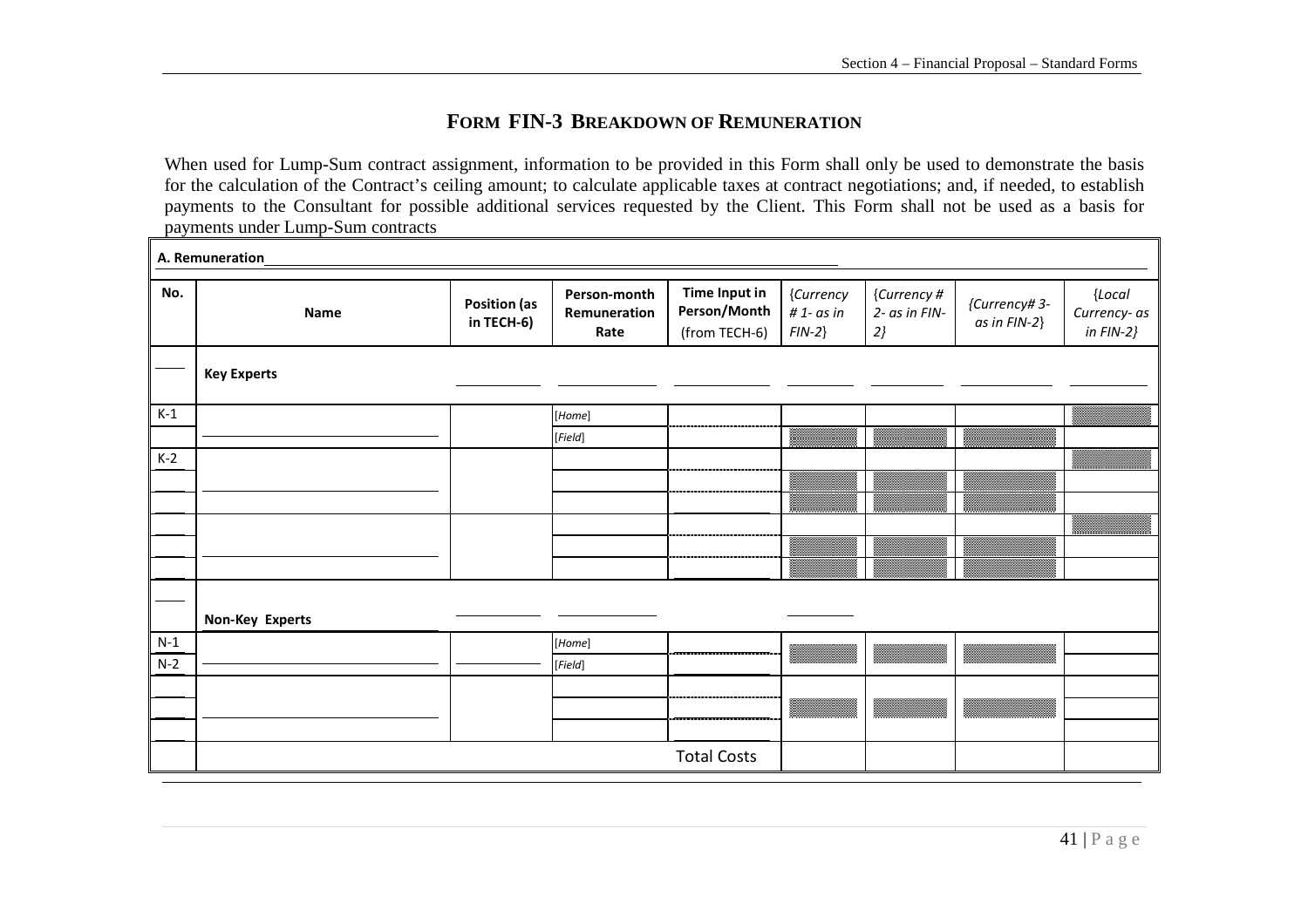# FORM FIN-3 BREAKDOWN OF REMUNERATION

When used for Lump-Sum contract assignment, information to be provided in this Form shall only be used to demonstrate the basis for the calculation of the Contract's ceiling amount; to calculate applicable taxes at contract negotiations; and, if needed, to establish payments to the Consultant for possible additional services requested by the Client. This Form shall not be used as a basis for payments under Lump-Sum contracts

| **A. Remuneration** | | | | | | | | |
|---|---|---|---|---|---|---|---|---|
| **No.** | **Name** | **Position (as in TECH-6)** | **Person-month Remuneration Rate** | **Time Input in Person/Month** (from TECH-6) | {*Currency # 1- as in FIN-2*} | {*Currency # 2- as in FIN-2*} | {*Currency# 3- as in FIN-2*} | {*Local Currency- as in FIN-2*} |
| | **Key Experts** | | | | | | | |
| K-1 | | | [*Home*] | | | | | |
| | | | [*Field*] | | | | | |
| K-2 | | | | | | | | |
| | | | | | | | | |
| | | | | | | | | |
| | | | | | | | | |
| | | | | | | | | |
| | | | | | | | | |
| | **Non-Key Experts** | | | | | | | |
| N-1 | | | [*Home*] | | | | | |
| N-2 | | | [*Field*] | | | | | |
| | | | | | | | | |
| | | | | | | | | |
| | | | | | | | | |
| | | | | **Total Costs** | | | | |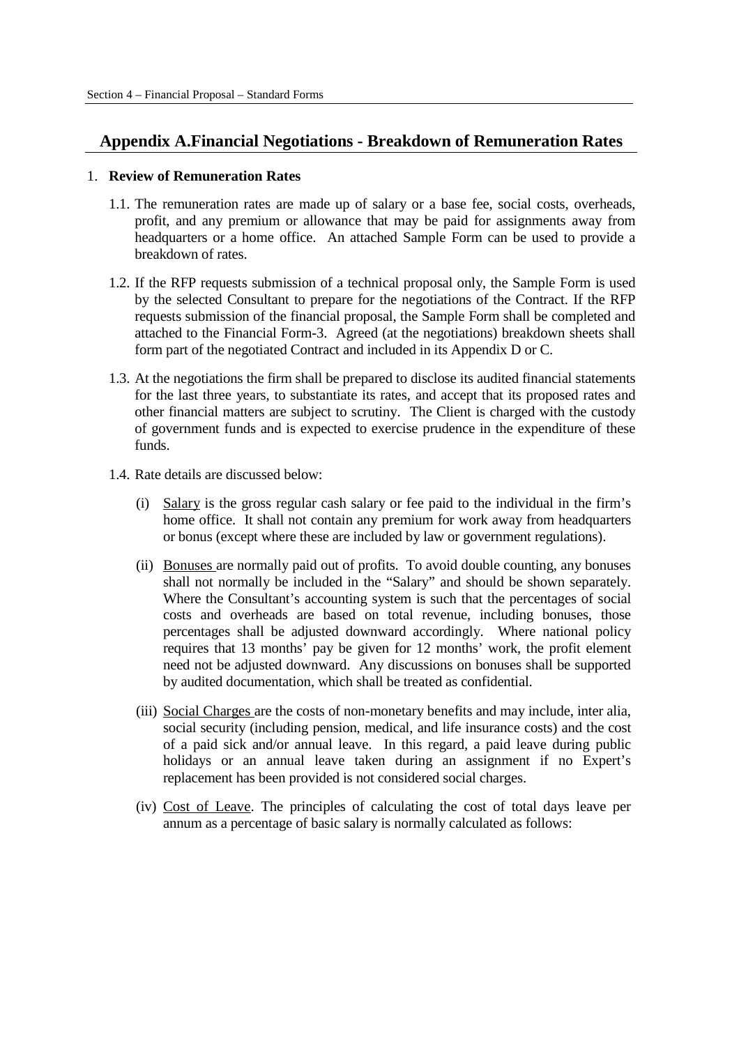## Appendix A.Financial Negotiations - Breakdown of Remuneration Rates

1. **Review of Remuneration Rates**

   1.1. The remuneration rates are made up of salary or a base fee, social costs, overheads, profit, and any premium or allowance that may be paid for assignments away from headquarters or a home office. An attached Sample Form can be used to provide a breakdown of rates.

   1.2. If the RFP requests submission of a technical proposal only, the Sample Form is used by the selected Consultant to prepare for the negotiations of the Contract. If the RFP requests submission of the financial proposal, the Sample Form shall be completed and attached to the Financial Form-3. Agreed (at the negotiations) breakdown sheets shall form part of the negotiated Contract and included in its Appendix D or C.

   1.3. At the negotiations the firm shall be prepared to disclose its audited financial statements for the last three years, to substantiate its rates, and accept that its proposed rates and other financial matters are subject to scrutiny. The Client is charged with the custody of government funds and is expected to exercise prudence in the expenditure of these funds.

   1.4. Rate details are discussed below:

      (i) Salary is the gross regular cash salary or fee paid to the individual in the firm's home office. It shall not contain any premium for work away from headquarters or bonus (except where these are included by law or government regulations).

      (ii) Bonuses are normally paid out of profits. To avoid double counting, any bonuses shall not normally be included in the "Salary" and should be shown separately. Where the Consultant's accounting system is such that the percentages of social costs and overheads are based on total revenue, including bonuses, those percentages shall be adjusted downward accordingly. Where national policy requires that 13 months' pay be given for 12 months' work, the profit element need not be adjusted downward. Any discussions on bonuses shall be supported by audited documentation, which shall be treated as confidential.

      (iii) Social Charges are the costs of non-monetary benefits and may include, inter alia, social security (including pension, medical, and life insurance costs) and the cost of a paid sick and/or annual leave. In this regard, a paid leave during public holidays or an annual leave taken during an assignment if no Expert's replacement has been provided is not considered social charges.

      (iv) Cost of Leave. The principles of calculating the cost of total days leave per annum as a percentage of basic salary is normally calculated as follows: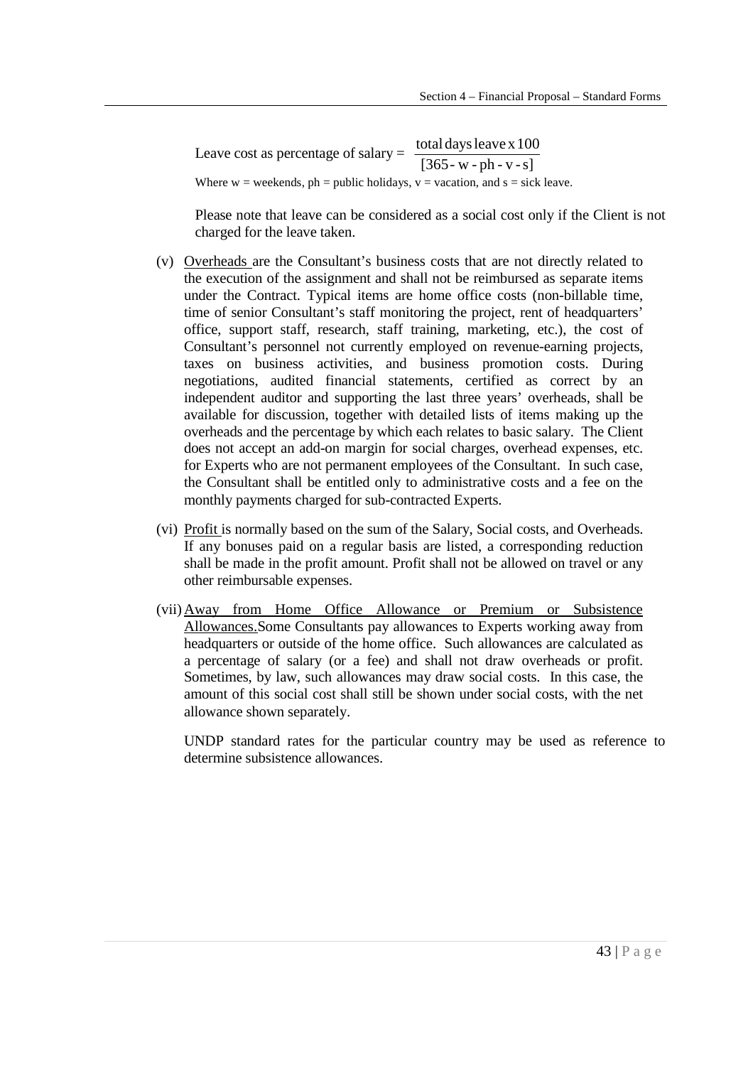Leave cost as percentage of salary = $\frac{\text{total days leave x 100}}{[365 - w - ph - v - s]}$

Where w = weekends, ph = public holidays, v = vacation, and s = sick leave.

Please note that leave can be considered as a social cost only if the Client is not charged for the leave taken.

(v) Overheads are the Consultant's business costs that are not directly related to the execution of the assignment and shall not be reimbursed as separate items under the Contract. Typical items are home office costs (non-billable time, time of senior Consultant's staff monitoring the project, rent of headquarters' office, support staff, research, staff training, marketing, etc.), the cost of Consultant's personnel not currently employed on revenue-earning projects, taxes on business activities, and business promotion costs. During negotiations, audited financial statements, certified as correct by an independent auditor and supporting the last three years' overheads, shall be available for discussion, together with detailed lists of items making up the overheads and the percentage by which each relates to basic salary. The Client does not accept an add-on margin for social charges, overhead expenses, etc. for Experts who are not permanent employees of the Consultant. In such case, the Consultant shall be entitled only to administrative costs and a fee on the monthly payments charged for sub-contracted Experts.

(vi) Profit is normally based on the sum of the Salary, Social costs, and Overheads. If any bonuses paid on a regular basis are listed, a corresponding reduction shall be made in the profit amount. Profit shall not be allowed on travel or any other reimbursable expenses.

(vii) Away from Home Office Allowance or Premium or Subsistence Allowances. Some Consultants pay allowances to Experts working away from headquarters or outside of the home office. Such allowances are calculated as a percentage of salary (or a fee) and shall not draw overheads or profit. Sometimes, by law, such allowances may draw social costs. In this case, the amount of this social cost shall still be shown under social costs, with the net allowance shown separately.

UNDP standard rates for the particular country may be used as reference to determine subsistence allowances.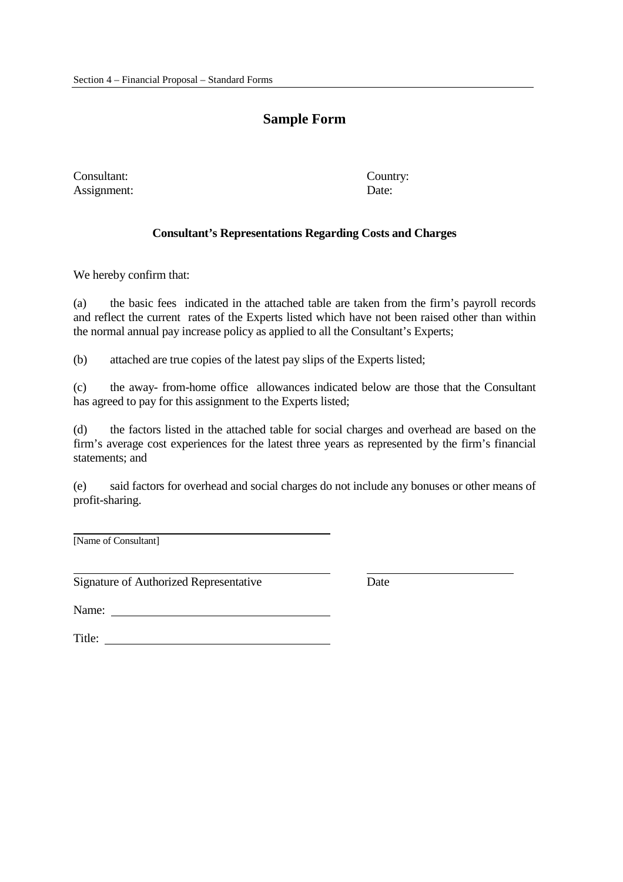## Sample Form

Consultant: Country:
Assignment: Date:

### Consultant's Representations Regarding Costs and Charges

We hereby confirm that:

(a) the basic fees indicated in the attached table are taken from the firm's payroll records and reflect the current rates of the Experts listed which have not been raised other than within the normal annual pay increase policy as applied to all the Consultant's Experts;

(b) attached are true copies of the latest pay slips of the Experts listed;

(c) the away- from-home office allowances indicated below are those that the Consultant has agreed to pay for this assignment to the Experts listed;

(d) the factors listed in the attached table for social charges and overhead are based on the firm's average cost experiences for the latest three years as represented by the firm's financial statements; and

(e) said factors for overhead and social charges do not include any bonuses or other means of profit-sharing.

___________________________________
[Name of Consultant]

___________________________________ ____________________
Signature of Authorized Representative Date

Name: ___________________________

Title: ___________________________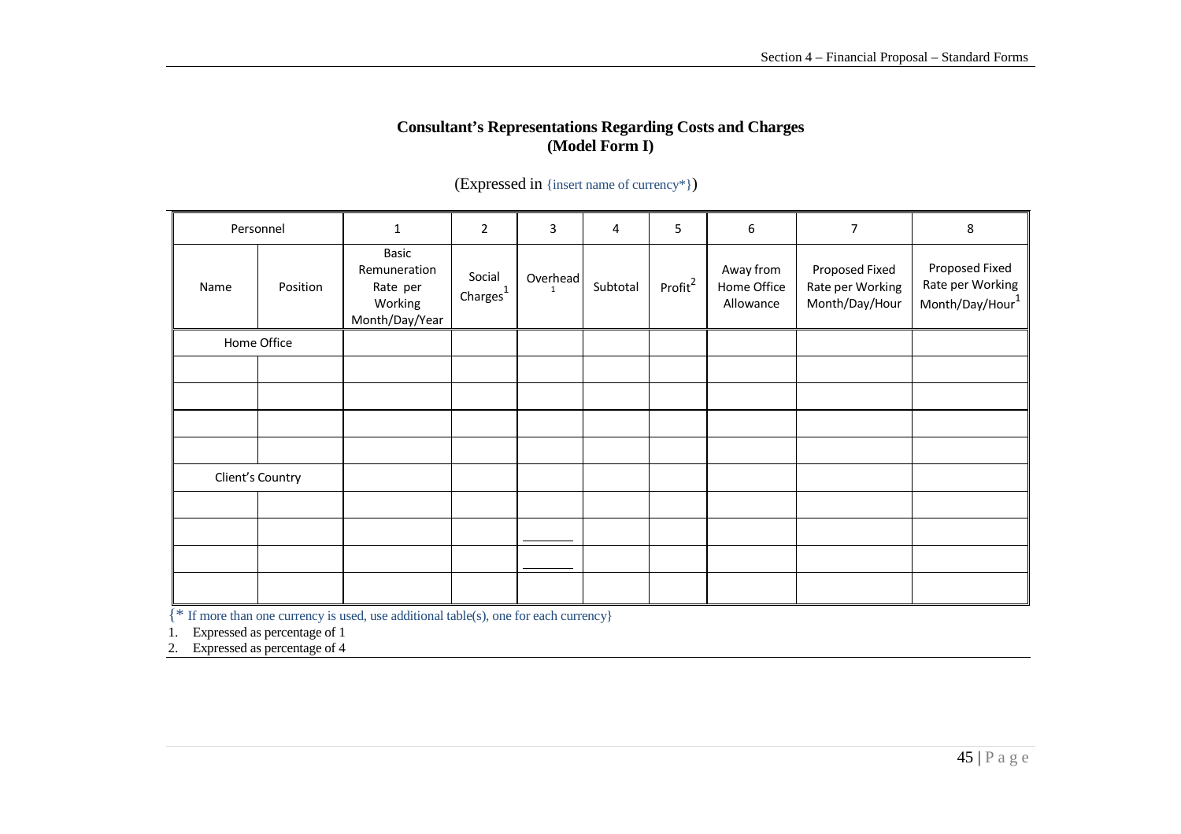**Consultant's Representations Regarding Costs and Charges**
**(Model Form I)**

(Expressed in {insert name of currency*})

| Personnel | | 1 | 2 | 3 | 4 | 5 | 6 | 7 | 8 |
|---|---|---|---|---|---|---|---|---|---|
| Name | Position | Basic Remuneration Rate per Working Month/Day/Year | Social Charges[1] | Overhead[1] | Subtotal | Profit[2] | Away from Home Office Allowance | Proposed Fixed Rate per Working Month/Day/Hour | Proposed Fixed Rate per Working Month/Day/Hour[1] |
| Home Office | | | | | | | | | |
| | | | | | | | | | |
| | | | | | | | | | |
| | | | | | | | | | |
| | | | | | | | | | |
| Client's Country | | | | | | | | | |
| | | | | | | | | | |
| | | | | | | | | | |
| | | | | | | | | | |
| | | | | | | | | | |

{* If more than one currency is used, use additional table(s), one for each currency}

1. Expressed as percentage of 1
2. Expressed as percentage of 4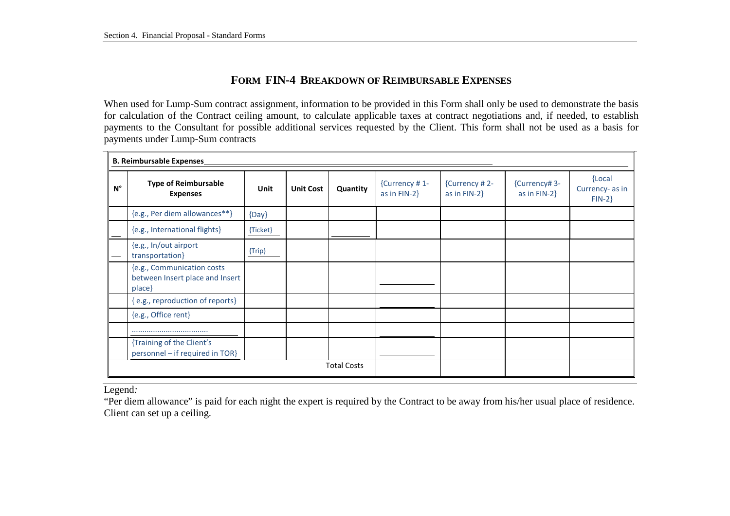## FORM FIN-4 BREAKDOWN OF REIMBURSABLE EXPENSES

When used for Lump-Sum contract assignment, information to be provided in this Form shall only be used to demonstrate the basis for calculation of the Contract ceiling amount, to calculate applicable taxes at contract negotiations and, if needed, to establish payments to the Consultant for possible additional services requested by the Client. This form shall not be used as a basis for payments under Lump-Sum contracts

**B. Reimbursable Expenses**

| N° | Type of Reimbursable Expenses | Unit | Unit Cost | Quantity | {Currency # 1- as in FIN-2} | {Currency # 2- as in FIN-2} | {Currency# 3- as in FIN-2} | {Local Currency- as in FIN-2} |
|---|---|---|---|---|---|---|---|---|
| | {e.g., Per diem allowances**} | {Day} | | | | | | |
| | {e.g., International flights} | {Ticket} | | | | | | |
| | {e.g., In/out airport transportation} | {Trip} | | | | | | |
| | {e.g., Communication costs between Insert place and Insert place} | | | | | | | |
| | { e.g., reproduction of reports} | | | | | | | |
| | {e.g., Office rent} | | | | | | | |
| | .................................... | | | | | | | |
| | {Training of the Client's personnel – if required in TOR} | | | | | | | |
| | | | | Total Costs | | | | |

Legend*:*

"Per diem allowance" is paid for each night the expert is required by the Contract to be away from his/her usual place of residence. Client can set up a ceiling.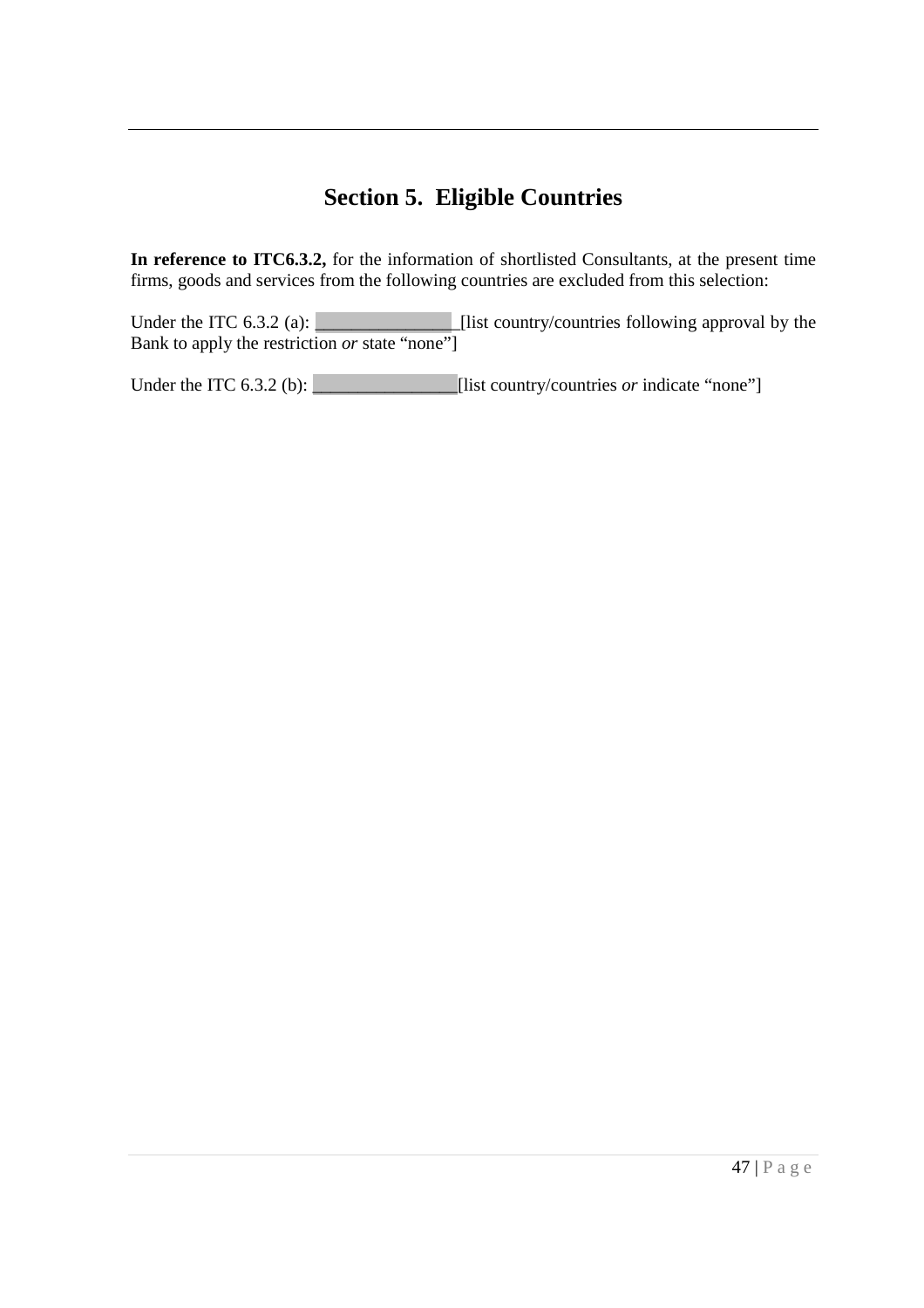# Section 5. Eligible Countries

**In reference to ITC6.3.2,** for the information of shortlisted Consultants, at the present time firms, goods and services from the following countries are excluded from this selection:

Under the ITC 6.3.2 (a): ________________[list country/countries following approval by the Bank to apply the restriction *or* state "none"]

Under the ITC 6.3.2 (b): ________________[list country/countries *or* indicate "none"]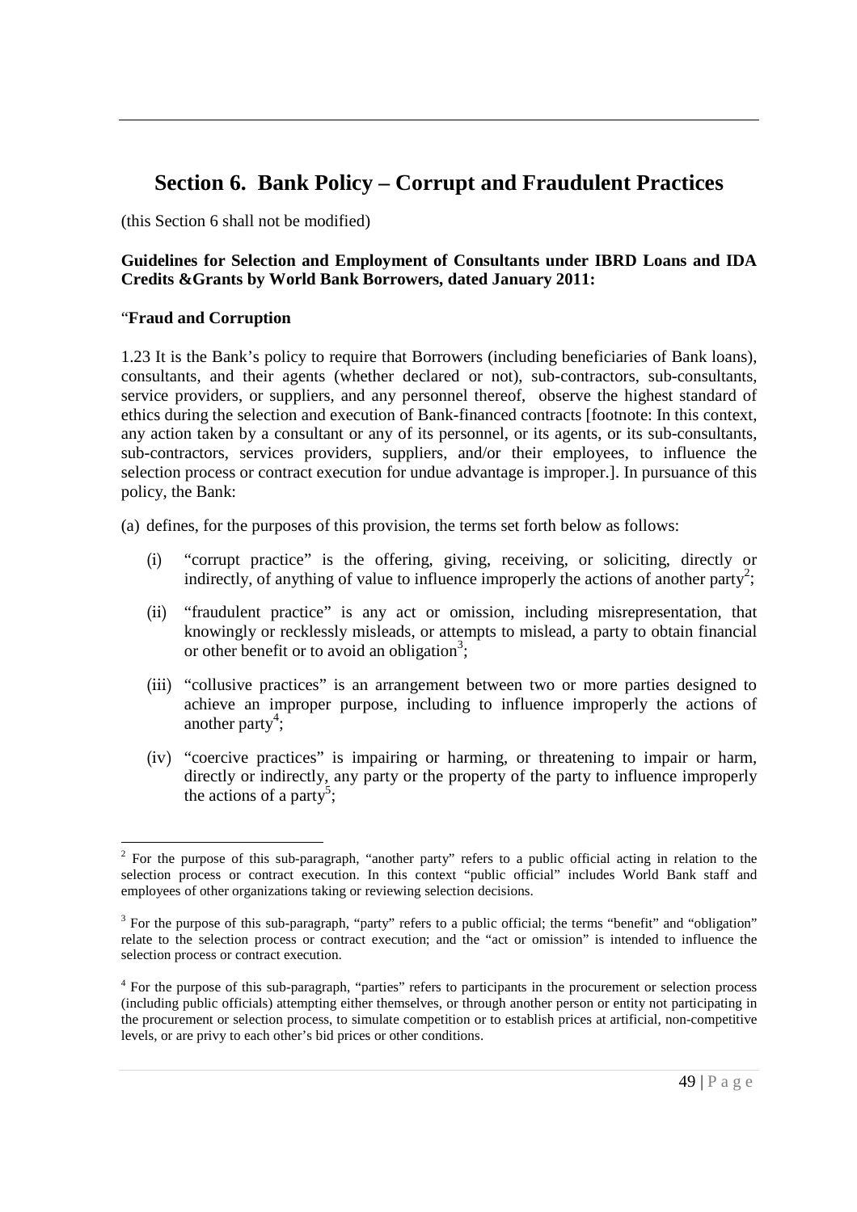# Section 6. Bank Policy – Corrupt and Fraudulent Practices

(this Section 6 shall not be modified)

**Guidelines for Selection and Employment of Consultants under IBRD Loans and IDA Credits &Grants by World Bank Borrowers, dated January 2011:**

"**Fraud and Corruption**

1.23 It is the Bank's policy to require that Borrowers (including beneficiaries of Bank loans), consultants, and their agents (whether declared or not), sub-contractors, sub-consultants, service providers, or suppliers, and any personnel thereof, observe the highest standard of ethics during the selection and execution of Bank-financed contracts [footnote: In this context, any action taken by a consultant or any of its personnel, or its agents, or its sub-consultants, sub-contractors, services providers, suppliers, and/or their employees, to influence the selection process or contract execution for undue advantage is improper.]. In pursuance of this policy, the Bank:

(a) defines, for the purposes of this provision, the terms set forth below as follows:

- (i) "corrupt practice" is the offering, giving, receiving, or soliciting, directly or indirectly, of anything of value to influence improperly the actions of another party[2];
- (ii) "fraudulent practice" is any act or omission, including misrepresentation, that knowingly or recklessly misleads, or attempts to mislead, a party to obtain financial or other benefit or to avoid an obligation[3];
- (iii) "collusive practices" is an arrangement between two or more parties designed to achieve an improper purpose, including to influence improperly the actions of another party[4];
- (iv) "coercive practices" is impairing or harming, or threatening to impair or harm, directly or indirectly, any party or the property of the party to influence improperly the actions of a party[5];

---

[2] For the purpose of this sub-paragraph, "another party" refers to a public official acting in relation to the selection process or contract execution. In this context "public official" includes World Bank staff and employees of other organizations taking or reviewing selection decisions.

[3] For the purpose of this sub-paragraph, "party" refers to a public official; the terms "benefit" and "obligation" relate to the selection process or contract execution; and the "act or omission" is intended to influence the selection process or contract execution.

[4] For the purpose of this sub-paragraph, "parties" refers to participants in the procurement or selection process (including public officials) attempting either themselves, or through another person or entity not participating in the procurement or selection process, to simulate competition or to establish prices at artificial, non-competitive levels, or are privy to each other's bid prices or other conditions.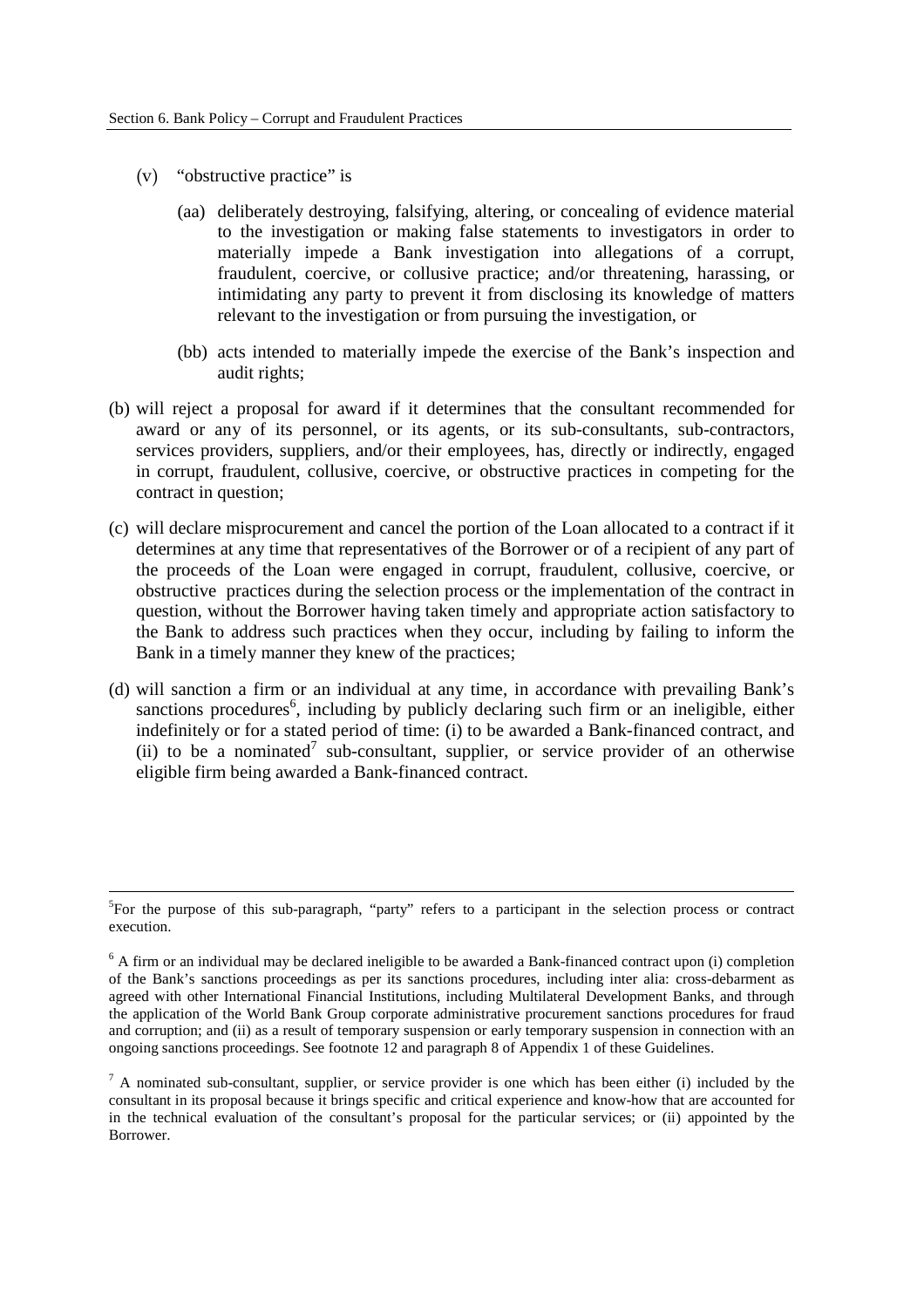(v) "obstructive practice" is

(aa) deliberately destroying, falsifying, altering, or concealing of evidence material to the investigation or making false statements to investigators in order to materially impede a Bank investigation into allegations of a corrupt, fraudulent, coercive, or collusive practice; and/or threatening, harassing, or intimidating any party to prevent it from disclosing its knowledge of matters relevant to the investigation or from pursuing the investigation, or

(bb) acts intended to materially impede the exercise of the Bank's inspection and audit rights;

(b) will reject a proposal for award if it determines that the consultant recommended for award or any of its personnel, or its agents, or its sub-consultants, sub-contractors, services providers, suppliers, and/or their employees, has, directly or indirectly, engaged in corrupt, fraudulent, collusive, coercive, or obstructive practices in competing for the contract in question;

(c) will declare misprocurement and cancel the portion of the Loan allocated to a contract if it determines at any time that representatives of the Borrower or of a recipient of any part of the proceeds of the Loan were engaged in corrupt, fraudulent, collusive, coercive, or obstructive practices during the selection process or the implementation of the contract in question, without the Borrower having taken timely and appropriate action satisfactory to the Bank to address such practices when they occur, including by failing to inform the Bank in a timely manner they knew of the practices;

(d) will sanction a firm or an individual at any time, in accordance with prevailing Bank's sanctions procedures[6], including by publicly declaring such firm or an ineligible, either indefinitely or for a stated period of time: (i) to be awarded a Bank-financed contract, and (ii) to be a nominated[7] sub-consultant, supplier, or service provider of an otherwise eligible firm being awarded a Bank-financed contract.

---

[5]For the purpose of this sub-paragraph, "party" refers to a participant in the selection process or contract execution.

[6] A firm or an individual may be declared ineligible to be awarded a Bank-financed contract upon (i) completion of the Bank's sanctions proceedings as per its sanctions procedures, including inter alia: cross-debarment as agreed with other International Financial Institutions, including Multilateral Development Banks, and through the application of the World Bank Group corporate administrative procurement sanctions procedures for fraud and corruption; and (ii) as a result of temporary suspension or early temporary suspension in connection with an ongoing sanctions proceedings. See footnote 12 and paragraph 8 of Appendix 1 of these Guidelines.

[7] A nominated sub-consultant, supplier, or service provider is one which has been either (i) included by the consultant in its proposal because it brings specific and critical experience and know-how that are accounted for in the technical evaluation of the consultant's proposal for the particular services; or (ii) appointed by the Borrower.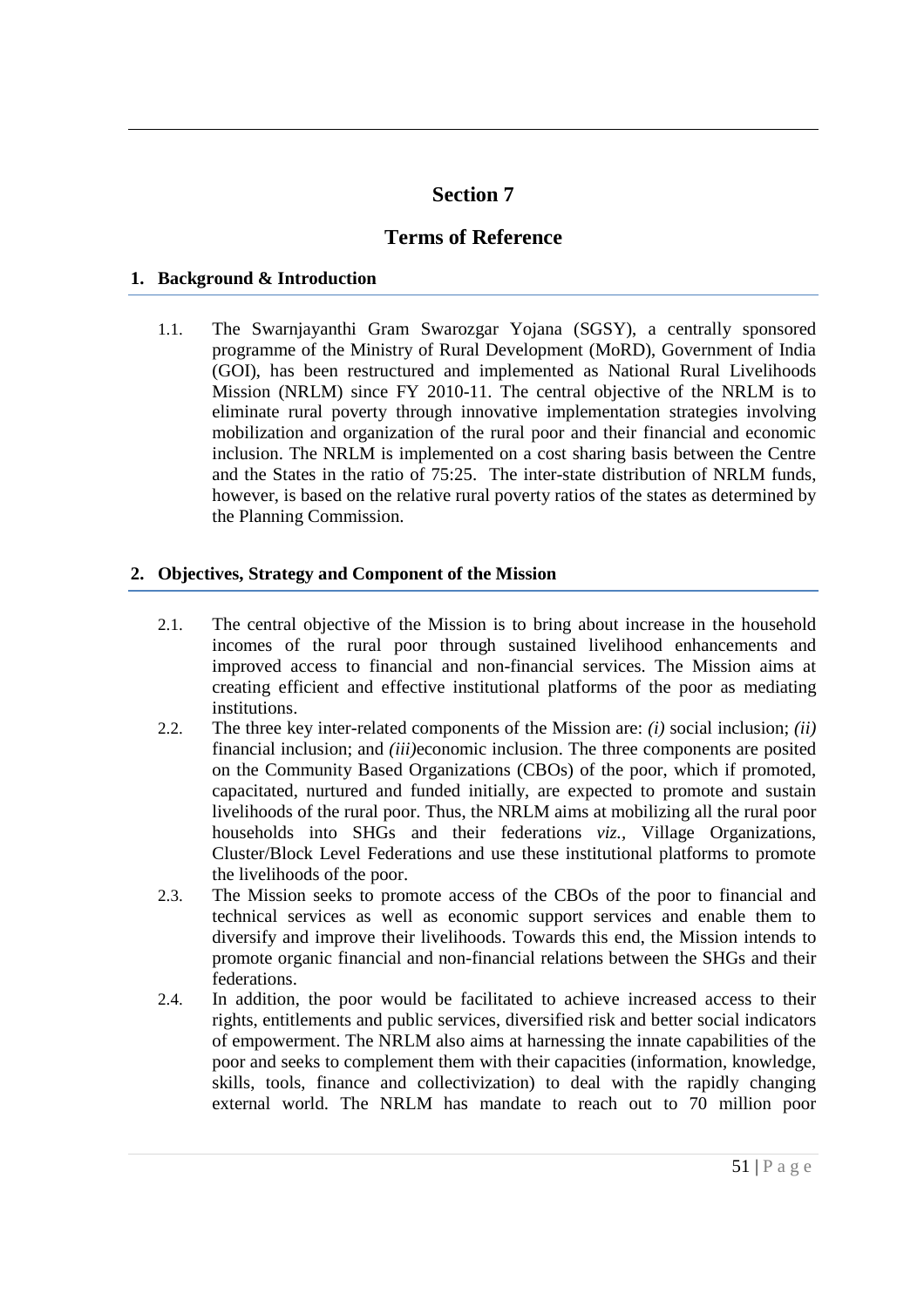# Section 7

# Terms of Reference

## 1. Background & Introduction

1.1. The Swarnjayanthi Gram Swarozgar Yojana (SGSY), a centrally sponsored programme of the Ministry of Rural Development (MoRD), Government of India (GOI), has been restructured and implemented as National Rural Livelihoods Mission (NRLM) since FY 2010-11. The central objective of the NRLM is to eliminate rural poverty through innovative implementation strategies involving mobilization and organization of the rural poor and their financial and economic inclusion. The NRLM is implemented on a cost sharing basis between the Centre and the States in the ratio of 75:25. The inter-state distribution of NRLM funds, however, is based on the relative rural poverty ratios of the states as determined by the Planning Commission.

## 2. Objectives, Strategy and Component of the Mission

2.1. The central objective of the Mission is to bring about increase in the household incomes of the rural poor through sustained livelihood enhancements and improved access to financial and non-financial services. The Mission aims at creating efficient and effective institutional platforms of the poor as mediating institutions.

2.2. The three key inter-related components of the Mission are: *(i)* social inclusion; *(ii)* financial inclusion; and *(iii)*economic inclusion. The three components are posited on the Community Based Organizations (CBOs) of the poor, which if promoted, capacitated, nurtured and funded initially, are expected to promote and sustain livelihoods of the rural poor. Thus, the NRLM aims at mobilizing all the rural poor households into SHGs and their federations *viz.*, Village Organizations, Cluster/Block Level Federations and use these institutional platforms to promote the livelihoods of the poor.

2.3. The Mission seeks to promote access of the CBOs of the poor to financial and technical services as well as economic support services and enable them to diversify and improve their livelihoods. Towards this end, the Mission intends to promote organic financial and non-financial relations between the SHGs and their federations.

2.4. In addition, the poor would be facilitated to achieve increased access to their rights, entitlements and public services, diversified risk and better social indicators of empowerment. The NRLM also aims at harnessing the innate capabilities of the poor and seeks to complement them with their capacities (information, knowledge, skills, tools, finance and collectivization) to deal with the rapidly changing external world. The NRLM has mandate to reach out to 70 million poor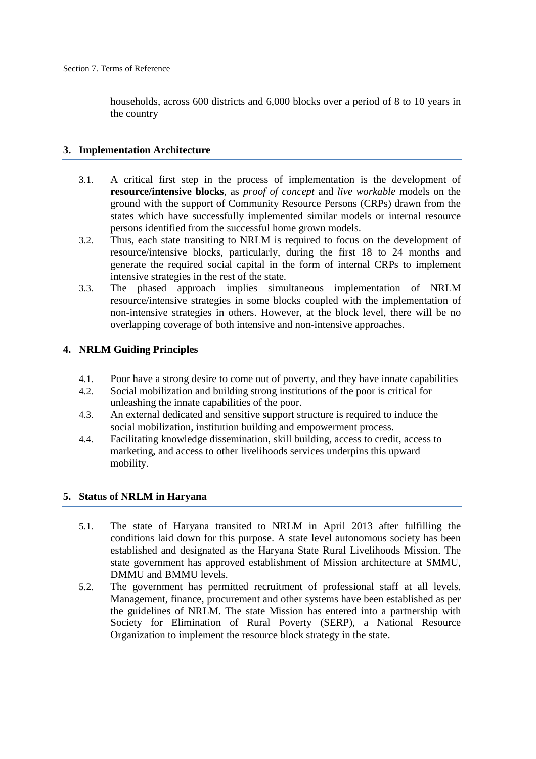households, across 600 districts and 6,000 blocks over a period of 8 to 10 years in the country

## 3. Implementation Architecture

3.1. A critical first step in the process of implementation is the development of **resource/intensive blocks**, as *proof of concept* and *live workable* models on the ground with the support of Community Resource Persons (CRPs) drawn from the states which have successfully implemented similar models or internal resource persons identified from the successful home grown models.

3.2. Thus, each state transiting to NRLM is required to focus on the development of resource/intensive blocks, particularly, during the first 18 to 24 months and generate the required social capital in the form of internal CRPs to implement intensive strategies in the rest of the state.

3.3. The phased approach implies simultaneous implementation of NRLM resource/intensive strategies in some blocks coupled with the implementation of non-intensive strategies in others. However, at the block level, there will be no overlapping coverage of both intensive and non-intensive approaches.

## 4. NRLM Guiding Principles

4.1. Poor have a strong desire to come out of poverty, and they have innate capabilities

4.2. Social mobilization and building strong institutions of the poor is critical for unleashing the innate capabilities of the poor.

4.3. An external dedicated and sensitive support structure is required to induce the social mobilization, institution building and empowerment process.

4.4. Facilitating knowledge dissemination, skill building, access to credit, access to marketing, and access to other livelihoods services underpins this upward mobility.

## 5. Status of NRLM in Haryana

5.1. The state of Haryana transited to NRLM in April 2013 after fulfilling the conditions laid down for this purpose. A state level autonomous society has been established and designated as the Haryana State Rural Livelihoods Mission. The state government has approved establishment of Mission architecture at SMMU, DMMU and BMMU levels.

5.2. The government has permitted recruitment of professional staff at all levels. Management, finance, procurement and other systems have been established as per the guidelines of NRLM. The state Mission has entered into a partnership with Society for Elimination of Rural Poverty (SERP), a National Resource Organization to implement the resource block strategy in the state.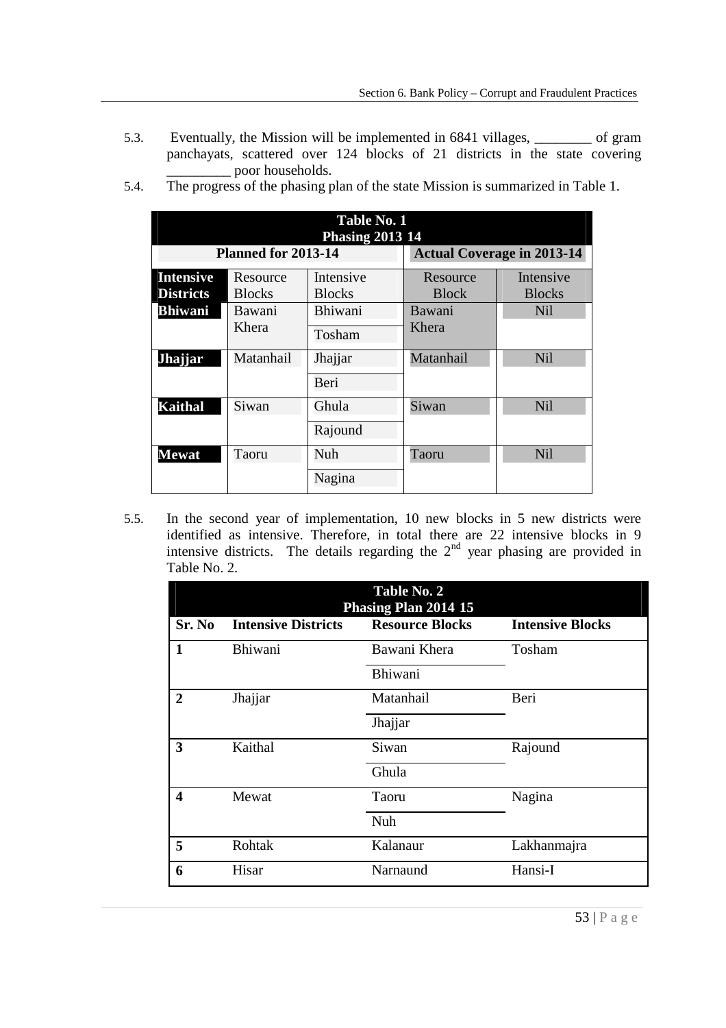5.3. Eventually, the Mission will be implemented in 6841 villages, ________ of gram panchayats, scattered over 124 blocks of 21 districts in the state covering _________ poor households.

5.4. The progress of the phasing plan of the state Mission is summarized in Table 1.

| Table No. 1 Phasing 2013 14 | | | | |
|---|---|---|---|---|
| **Planned for 2013-14** | | | **Actual Coverage in 2013-14** | |
| **Intensive Districts** | Resource Blocks | Intensive Blocks | Resource Block | Intensive Blocks |
| **Bhiwani** | Bawani Khera | Bhiwani | Bawani Khera | Nil |
| | | Tosham | | |
| **Jhajjar** | Matanhail | Jhajjar | Matanhail | Nil |
| | | Beri | | |
| **Kaithal** | Siwan | Ghula | Siwan | Nil |
| | | Rajound | | |
| **Mewat** | Taoru | Nuh | Taoru | Nil |
| | | Nagina | | |

5.5. In the second year of implementation, 10 new blocks in 5 new districts were identified as intensive. Therefore, in total there are 22 intensive blocks in 9 intensive districts. The details regarding the 2nd year phasing are provided in Table No. 2.

| Table No. 2 Phasing Plan 2014 15 | | | |
|---|---|---|---|
| **Sr. No** | **Intensive Districts** | **Resource Blocks** | **Intensive Blocks** |
| **1** | Bhiwani | Bawani Khera | Tosham |
| | | Bhiwani | |
| **2** | Jhajjar | Matanhail | Beri |
| | | Jhajjar | |
| **3** | Kaithal | Siwan | Rajound |
| | | Ghula | |
| **4** | Mewat | Taoru | Nagina |
| | | Nuh | |
| **5** | Rohtak | Kalanaur | Lakhanmajra |
| **6** | Hisar | Narnaund | Hansi-I |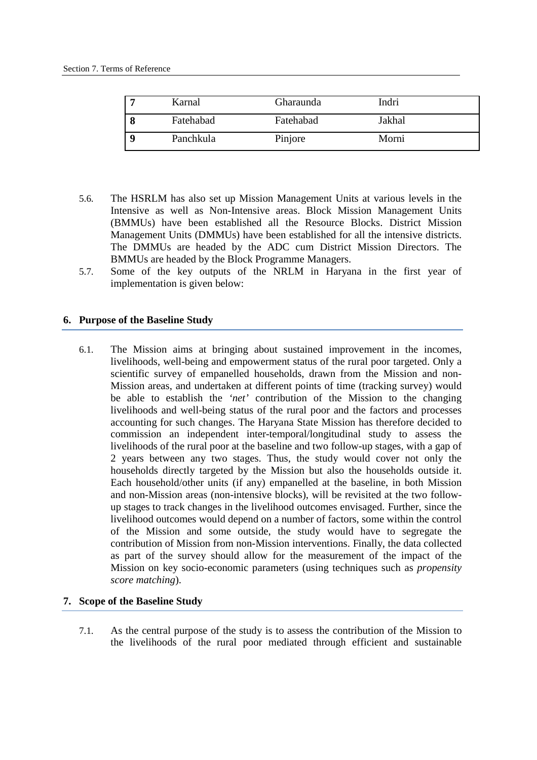| 7 | Karnal | Gharaunda | Indri |
|---|---|---|---|
| 8 | Fatehabad | Fatehabad | Jakhal |
| 9 | Panchkula | Pinjore | Morni |

5.6. The HSRLM has also set up Mission Management Units at various levels in the Intensive as well as Non-Intensive areas. Block Mission Management Units (BMMUs) have been established all the Resource Blocks. District Mission Management Units (DMMUs) have been established for all the intensive districts. The DMMUs are headed by the ADC cum District Mission Directors. The BMMUs are headed by the Block Programme Managers.

5.7. Some of the key outputs of the NRLM in Haryana in the first year of implementation is given below:

## 6. Purpose of the Baseline Study

6.1. The Mission aims at bringing about sustained improvement in the incomes, livelihoods, well-being and empowerment status of the rural poor targeted. Only a scientific survey of empanelled households, drawn from the Mission and non-Mission areas, and undertaken at different points of time (tracking survey) would be able to establish the *'net'* contribution of the Mission to the changing livelihoods and well-being status of the rural poor and the factors and processes accounting for such changes. The Haryana State Mission has therefore decided to commission an independent inter-temporal/longitudinal study to assess the livelihoods of the rural poor at the baseline and two follow-up stages, with a gap of 2 years between any two stages. Thus, the study would cover not only the households directly targeted by the Mission but also the households outside it. Each household/other units (if any) empanelled at the baseline, in both Mission and non-Mission areas (non-intensive blocks), will be revisited at the two follow-up stages to track changes in the livelihood outcomes envisaged. Further, since the livelihood outcomes would depend on a number of factors, some within the control of the Mission and some outside, the study would have to segregate the contribution of Mission from non-Mission interventions. Finally, the data collected as part of the survey should allow for the measurement of the impact of the Mission on key socio-economic parameters (using techniques such as *propensity score matching*).

## 7. Scope of the Baseline Study

7.1. As the central purpose of the study is to assess the contribution of the Mission to the livelihoods of the rural poor mediated through efficient and sustainable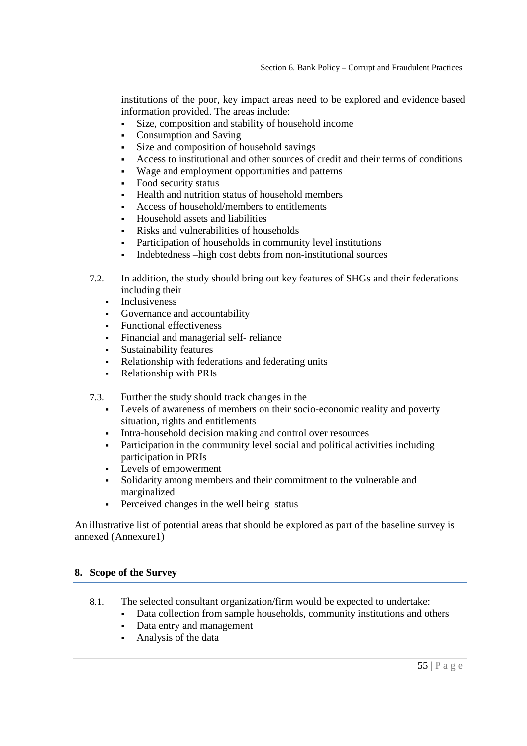institutions of the poor, key impact areas need to be explored and evidence based information provided. The areas include:

- Size, composition and stability of household income
- Consumption and Saving
- Size and composition of household savings
- Access to institutional and other sources of credit and their terms of conditions
- Wage and employment opportunities and patterns
- Food security status
- Health and nutrition status of household members
- Access of household/members to entitlements
- Household assets and liabilities
- Risks and vulnerabilities of households
- Participation of households in community level institutions
- Indebtedness –high cost debts from non-institutional sources

7.2. In addition, the study should bring out key features of SHGs and their federations including their

- Inclusiveness
- Governance and accountability
- Functional effectiveness
- Financial and managerial self- reliance
- Sustainability features
- Relationship with federations and federating units
- Relationship with PRIs

7.3. Further the study should track changes in the

- Levels of awareness of members on their socio-economic reality and poverty situation, rights and entitlements
- Intra-household decision making and control over resources
- Participation in the community level social and political activities including participation in PRIs
- Levels of empowerment
- Solidarity among members and their commitment to the vulnerable and marginalized
- Perceived changes in the well being status

An illustrative list of potential areas that should be explored as part of the baseline survey is annexed (Annexure1)

## 8. Scope of the Survey

8.1. The selected consultant organization/firm would be expected to undertake:

- Data collection from sample households, community institutions and others
- Data entry and management
- Analysis of the data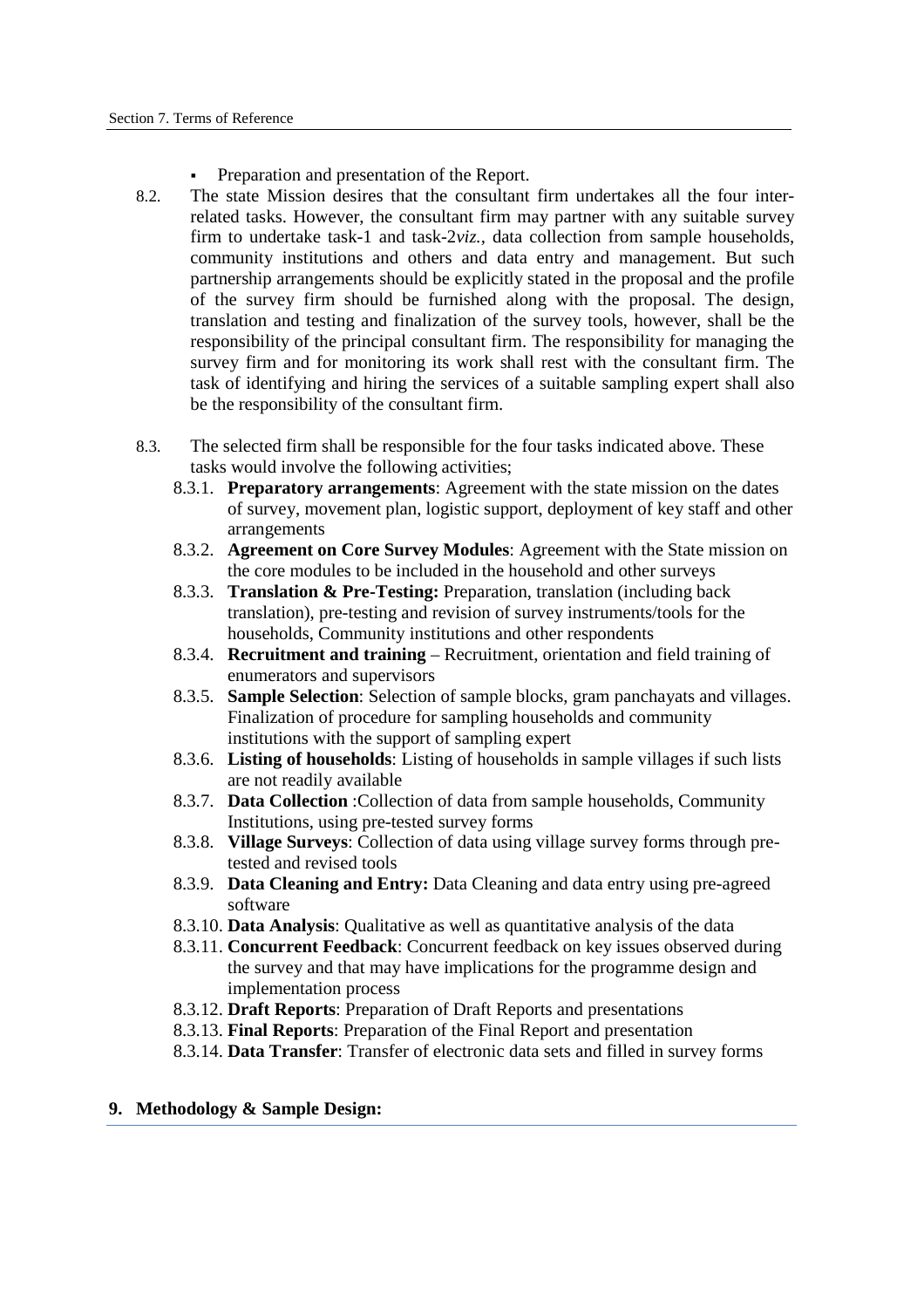- Preparation and presentation of the Report.

8.2. The state Mission desires that the consultant firm undertakes all the four inter-related tasks. However, the consultant firm may partner with any suitable survey firm to undertake task-1 and task-2*viz.*, data collection from sample households, community institutions and others and data entry and management. But such partnership arrangements should be explicitly stated in the proposal and the profile of the survey firm should be furnished along with the proposal. The design, translation and testing and finalization of the survey tools, however, shall be the responsibility of the principal consultant firm. The responsibility for managing the survey firm and for monitoring its work shall rest with the consultant firm. The task of identifying and hiring the services of a suitable sampling expert shall also be the responsibility of the consultant firm.

8.3. The selected firm shall be responsible for the four tasks indicated above. These tasks would involve the following activities;

- 8.3.1. **Preparatory arrangements**: Agreement with the state mission on the dates of survey, movement plan, logistic support, deployment of key staff and other arrangements
- 8.3.2. **Agreement on Core Survey Modules**: Agreement with the State mission on the core modules to be included in the household and other surveys
- 8.3.3. **Translation & Pre-Testing:** Preparation, translation (including back translation), pre-testing and revision of survey instruments/tools for the households, Community institutions and other respondents
- 8.3.4. **Recruitment and training** – Recruitment, orientation and field training of enumerators and supervisors
- 8.3.5. **Sample Selection**: Selection of sample blocks, gram panchayats and villages. Finalization of procedure for sampling households and community institutions with the support of sampling expert
- 8.3.6. **Listing of households**: Listing of households in sample villages if such lists are not readily available
- 8.3.7. **Data Collection** :Collection of data from sample households, Community Institutions, using pre-tested survey forms
- 8.3.8. **Village Surveys**: Collection of data using village survey forms through pre-tested and revised tools
- 8.3.9. **Data Cleaning and Entry:** Data Cleaning and data entry using pre-agreed software
- 8.3.10. **Data Analysis**: Qualitative as well as quantitative analysis of the data
- 8.3.11. **Concurrent Feedback**: Concurrent feedback on key issues observed during the survey and that may have implications for the programme design and implementation process
- 8.3.12. **Draft Reports**: Preparation of Draft Reports and presentations
- 8.3.13. **Final Reports**: Preparation of the Final Report and presentation
- 8.3.14. **Data Transfer**: Transfer of electronic data sets and filled in survey forms

## 9. Methodology & Sample Design: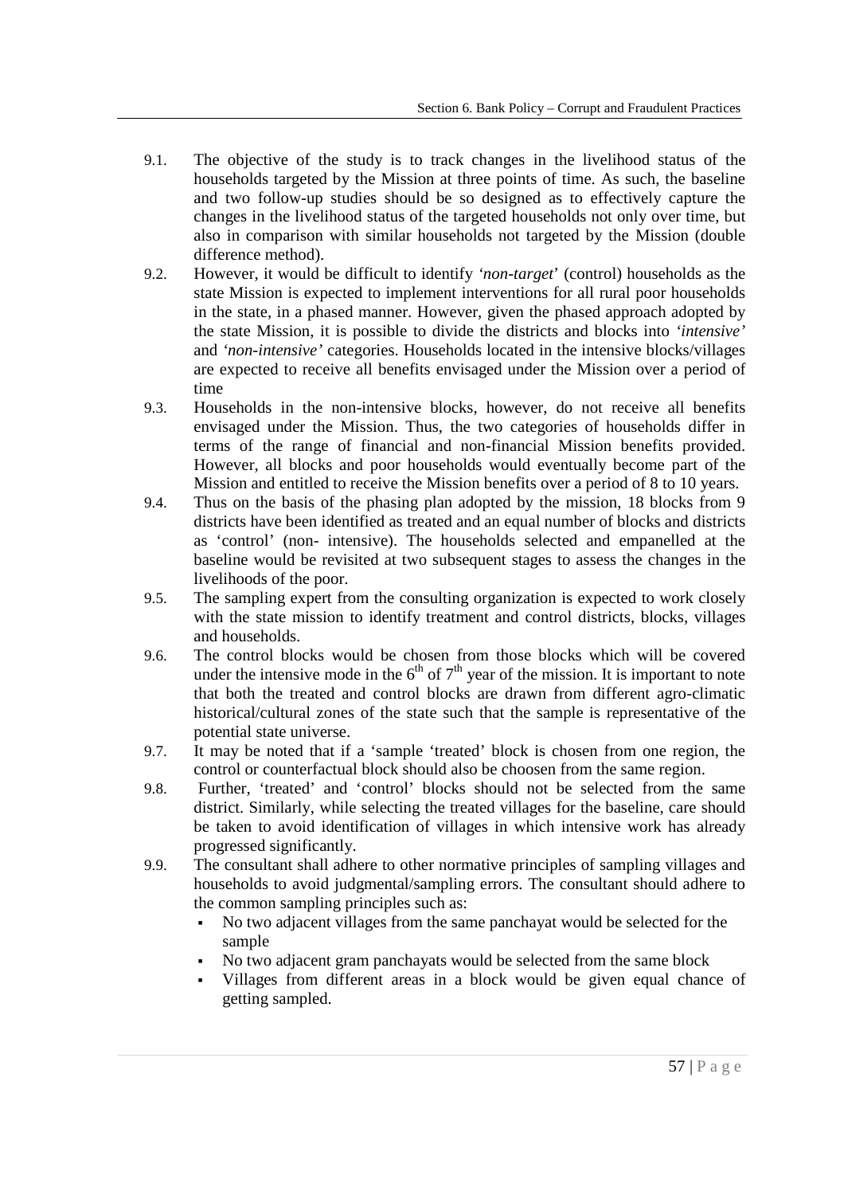9.1. The objective of the study is to track changes in the livelihood status of the households targeted by the Mission at three points of time. As such, the baseline and two follow-up studies should be so designed as to effectively capture the changes in the livelihood status of the targeted households not only over time, but also in comparison with similar households not targeted by the Mission (double difference method).

9.2. However, it would be difficult to identify *'non-target'* (control) households as the state Mission is expected to implement interventions for all rural poor households in the state, in a phased manner. However, given the phased approach adopted by the state Mission, it is possible to divide the districts and blocks into *'intensive'* and *'non-intensive'* categories. Households located in the intensive blocks/villages are expected to receive all benefits envisaged under the Mission over a period of time

9.3. Households in the non-intensive blocks, however, do not receive all benefits envisaged under the Mission. Thus, the two categories of households differ in terms of the range of financial and non-financial Mission benefits provided. However, all blocks and poor households would eventually become part of the Mission and entitled to receive the Mission benefits over a period of 8 to 10 years.

9.4. Thus on the basis of the phasing plan adopted by the mission, 18 blocks from 9 districts have been identified as treated and an equal number of blocks and districts as 'control' (non- intensive). The households selected and empanelled at the baseline would be revisited at two subsequent stages to assess the changes in the livelihoods of the poor.

9.5. The sampling expert from the consulting organization is expected to work closely with the state mission to identify treatment and control districts, blocks, villages and households.

9.6. The control blocks would be chosen from those blocks which will be covered under the intensive mode in the 6th of 7th year of the mission. It is important to note that both the treated and control blocks are drawn from different agro-climatic historical/cultural zones of the state such that the sample is representative of the potential state universe.

9.7. It may be noted that if a 'sample 'treated' block is chosen from one region, the control or counterfactual block should also be choosen from the same region.

9.8. Further, 'treated' and 'control' blocks should not be selected from the same district. Similarly, while selecting the treated villages for the baseline, care should be taken to avoid identification of villages in which intensive work has already progressed significantly.

9.9. The consultant shall adhere to other normative principles of sampling villages and households to avoid judgmental/sampling errors. The consultant should adhere to the common sampling principles such as:

- No two adjacent villages from the same panchayat would be selected for the sample
- No two adjacent gram panchayats would be selected from the same block
- Villages from different areas in a block would be given equal chance of getting sampled.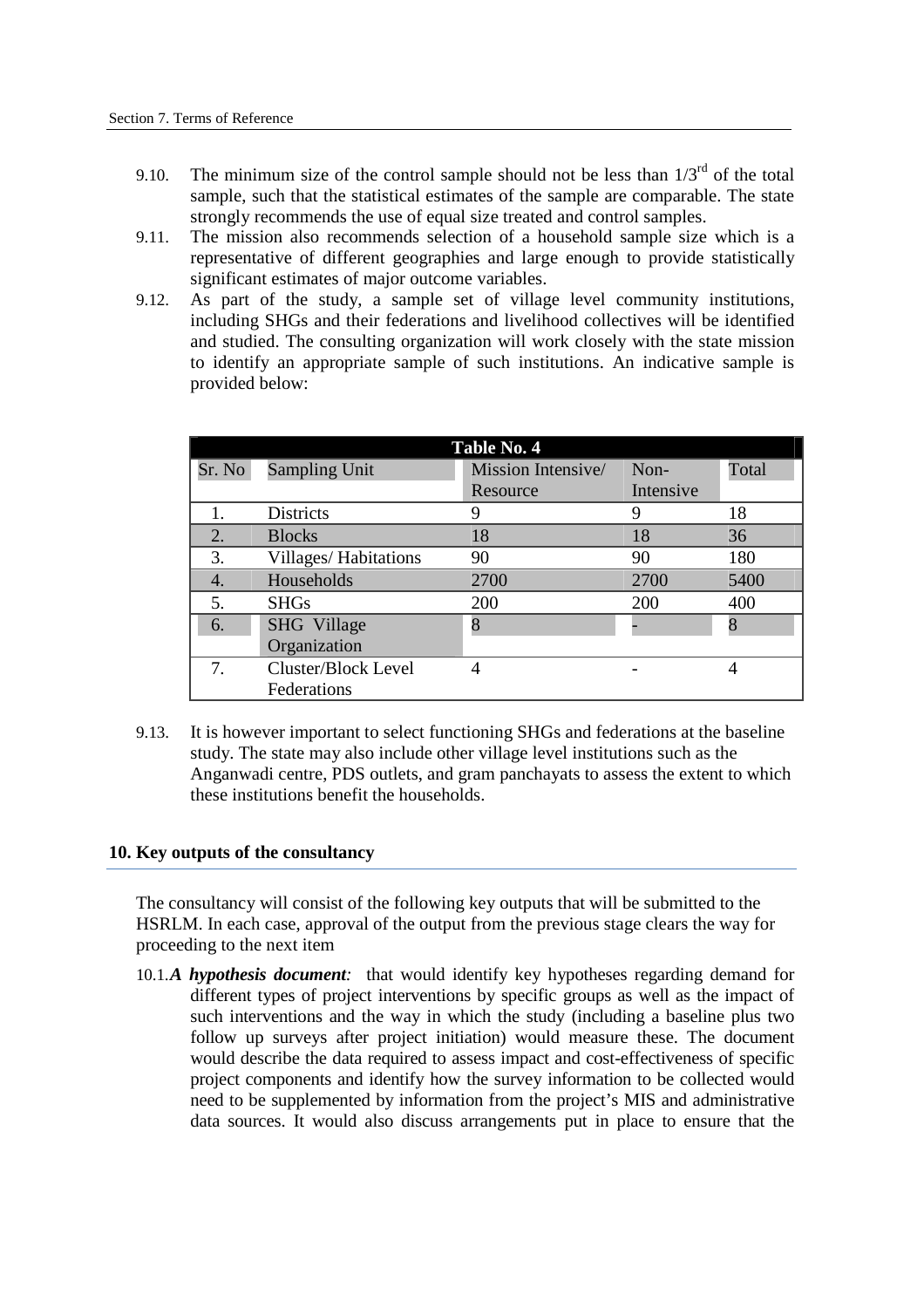9.10. The minimum size of the control sample should not be less than 1/3[rd] of the total sample, such that the statistical estimates of the sample are comparable. The state strongly recommends the use of equal size treated and control samples.

9.11. The mission also recommends selection of a household sample size which is a representative of different geographies and large enough to provide statistically significant estimates of major outcome variables.

9.12. As part of the study, a sample set of village level community institutions, including SHGs and their federations and livelihood collectives will be identified and studied. The consulting organization will work closely with the state mission to identify an appropriate sample of such institutions. An indicative sample is provided below:

**Table No. 4**

| Sr. No | Sampling Unit | Mission Intensive/ Resource | Non-Intensive | Total |
|---|---|---|---|---|
| 1. | Districts | 9 | 9 | 18 |
| 2. | Blocks | 18 | 18 | 36 |
| 3. | Villages/ Habitations | 90 | 90 | 180 |
| 4. | Households | 2700 | 2700 | 5400 |
| 5. | SHGs | 200 | 200 | 400 |
| 6. | SHG Village Organization | 8 | - | 8 |
| 7. | Cluster/Block Level Federations | 4 | - | 4 |

9.13. It is however important to select functioning SHGs and federations at the baseline study. The state may also include other village level institutions such as the Anganwadi centre, PDS outlets, and gram panchayats to assess the extent to which these institutions benefit the households.

## 10. Key outputs of the consultancy

The consultancy will consist of the following key outputs that will be submitted to the HSRLM. In each case, approval of the output from the previous stage clears the way for proceeding to the next item

10.1. ***A hypothesis document:*** that would identify key hypotheses regarding demand for different types of project interventions by specific groups as well as the impact of such interventions and the way in which the study (including a baseline plus two follow up surveys after project initiation) would measure these. The document would describe the data required to assess impact and cost-effectiveness of specific project components and identify how the survey information to be collected would need to be supplemented by information from the project's MIS and administrative data sources. It would also discuss arrangements put in place to ensure that the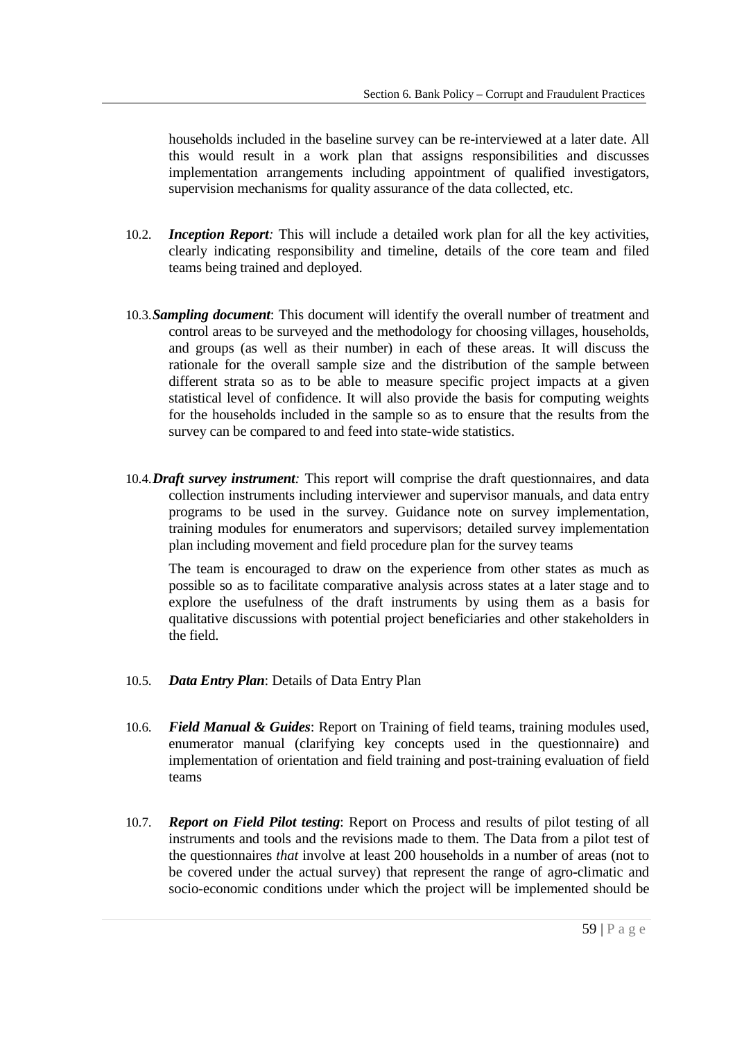households included in the baseline survey can be re-interviewed at a later date. All this would result in a work plan that assigns responsibilities and discusses implementation arrangements including appointment of qualified investigators, supervision mechanisms for quality assurance of the data collected, etc.

10.2. ***Inception Report:*** This will include a detailed work plan for all the key activities, clearly indicating responsibility and timeline, details of the core team and filed teams being trained and deployed.

10.3. ***Sampling document***: This document will identify the overall number of treatment and control areas to be surveyed and the methodology for choosing villages, households, and groups (as well as their number) in each of these areas. It will discuss the rationale for the overall sample size and the distribution of the sample between different strata so as to be able to measure specific project impacts at a given statistical level of confidence. It will also provide the basis for computing weights for the households included in the sample so as to ensure that the results from the survey can be compared to and feed into state-wide statistics.

10.4. ***Draft survey instrument:*** This report will comprise the draft questionnaires, and data collection instruments including interviewer and supervisor manuals, and data entry programs to be used in the survey. Guidance note on survey implementation, training modules for enumerators and supervisors; detailed survey implementation plan including movement and field procedure plan for the survey teams

The team is encouraged to draw on the experience from other states as much as possible so as to facilitate comparative analysis across states at a later stage and to explore the usefulness of the draft instruments by using them as a basis for qualitative discussions with potential project beneficiaries and other stakeholders in the field.

10.5. ***Data Entry Plan***: Details of Data Entry Plan

10.6. ***Field Manual & Guides***: Report on Training of field teams, training modules used, enumerator manual (clarifying key concepts used in the questionnaire) and implementation of orientation and field training and post-training evaluation of field teams

10.7. ***Report on Field Pilot testing***: Report on Process and results of pilot testing of all instruments and tools and the revisions made to them. The Data from a pilot test of the questionnaires *that* involve at least 200 households in a number of areas (not to be covered under the actual survey) that represent the range of agro-climatic and socio-economic conditions under which the project will be implemented should be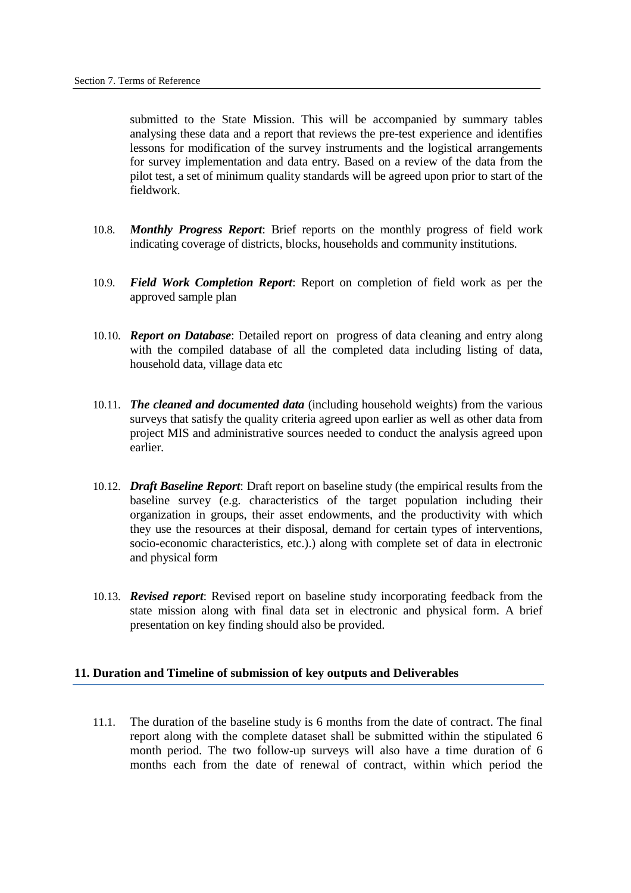submitted to the State Mission. This will be accompanied by summary tables analysing these data and a report that reviews the pre-test experience and identifies lessons for modification of the survey instruments and the logistical arrangements for survey implementation and data entry. Based on a review of the data from the pilot test, a set of minimum quality standards will be agreed upon prior to start of the fieldwork.

10.8. ***Monthly Progress Report***: Brief reports on the monthly progress of field work indicating coverage of districts, blocks, households and community institutions.

10.9. ***Field Work Completion Report***: Report on completion of field work as per the approved sample plan

10.10. ***Report on Database***: Detailed report on progress of data cleaning and entry along with the compiled database of all the completed data including listing of data, household data, village data etc

10.11. ***The cleaned and documented data*** (including household weights) from the various surveys that satisfy the quality criteria agreed upon earlier as well as other data from project MIS and administrative sources needed to conduct the analysis agreed upon earlier.

10.12. ***Draft Baseline Report***: Draft report on baseline study (the empirical results from the baseline survey (e.g. characteristics of the target population including their organization in groups, their asset endowments, and the productivity with which they use the resources at their disposal, demand for certain types of interventions, socio-economic characteristics, etc.).) along with complete set of data in electronic and physical form

10.13. ***Revised report***: Revised report on baseline study incorporating feedback from the state mission along with final data set in electronic and physical form. A brief presentation on key finding should also be provided.

## 11. Duration and Timeline of submission of key outputs and Deliverables

11.1. The duration of the baseline study is 6 months from the date of contract. The final report along with the complete dataset shall be submitted within the stipulated 6 month period. The two follow-up surveys will also have a time duration of 6 months each from the date of renewal of contract, within which period the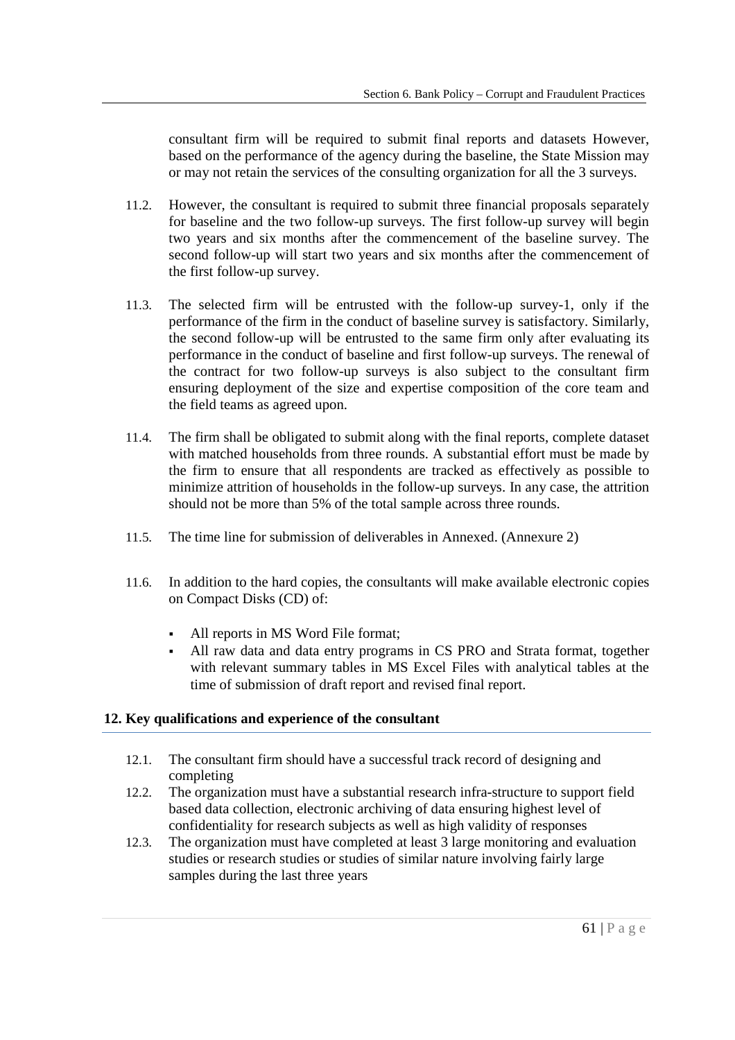consultant firm will be required to submit final reports and datasets However, based on the performance of the agency during the baseline, the State Mission may or may not retain the services of the consulting organization for all the 3 surveys.

11.2. However, the consultant is required to submit three financial proposals separately for baseline and the two follow-up surveys. The first follow-up survey will begin two years and six months after the commencement of the baseline survey. The second follow-up will start two years and six months after the commencement of the first follow-up survey.

11.3. The selected firm will be entrusted with the follow-up survey-1, only if the performance of the firm in the conduct of baseline survey is satisfactory. Similarly, the second follow-up will be entrusted to the same firm only after evaluating its performance in the conduct of baseline and first follow-up surveys. The renewal of the contract for two follow-up surveys is also subject to the consultant firm ensuring deployment of the size and expertise composition of the core team and the field teams as agreed upon.

11.4. The firm shall be obligated to submit along with the final reports, complete dataset with matched households from three rounds. A substantial effort must be made by the firm to ensure that all respondents are tracked as effectively as possible to minimize attrition of households in the follow-up surveys. In any case, the attrition should not be more than 5% of the total sample across three rounds.

11.5. The time line for submission of deliverables in Annexed. (Annexure 2)

11.6. In addition to the hard copies, the consultants will make available electronic copies on Compact Disks (CD) of:

- All reports in MS Word File format;
- All raw data and data entry programs in CS PRO and Strata format, together with relevant summary tables in MS Excel Files with analytical tables at the time of submission of draft report and revised final report.

## 12. Key qualifications and experience of the consultant

12.1. The consultant firm should have a successful track record of designing and completing

12.2. The organization must have a substantial research infra-structure to support field based data collection, electronic archiving of data ensuring highest level of confidentiality for research subjects as well as high validity of responses

12.3. The organization must have completed at least 3 large monitoring and evaluation studies or research studies or studies of similar nature involving fairly large samples during the last three years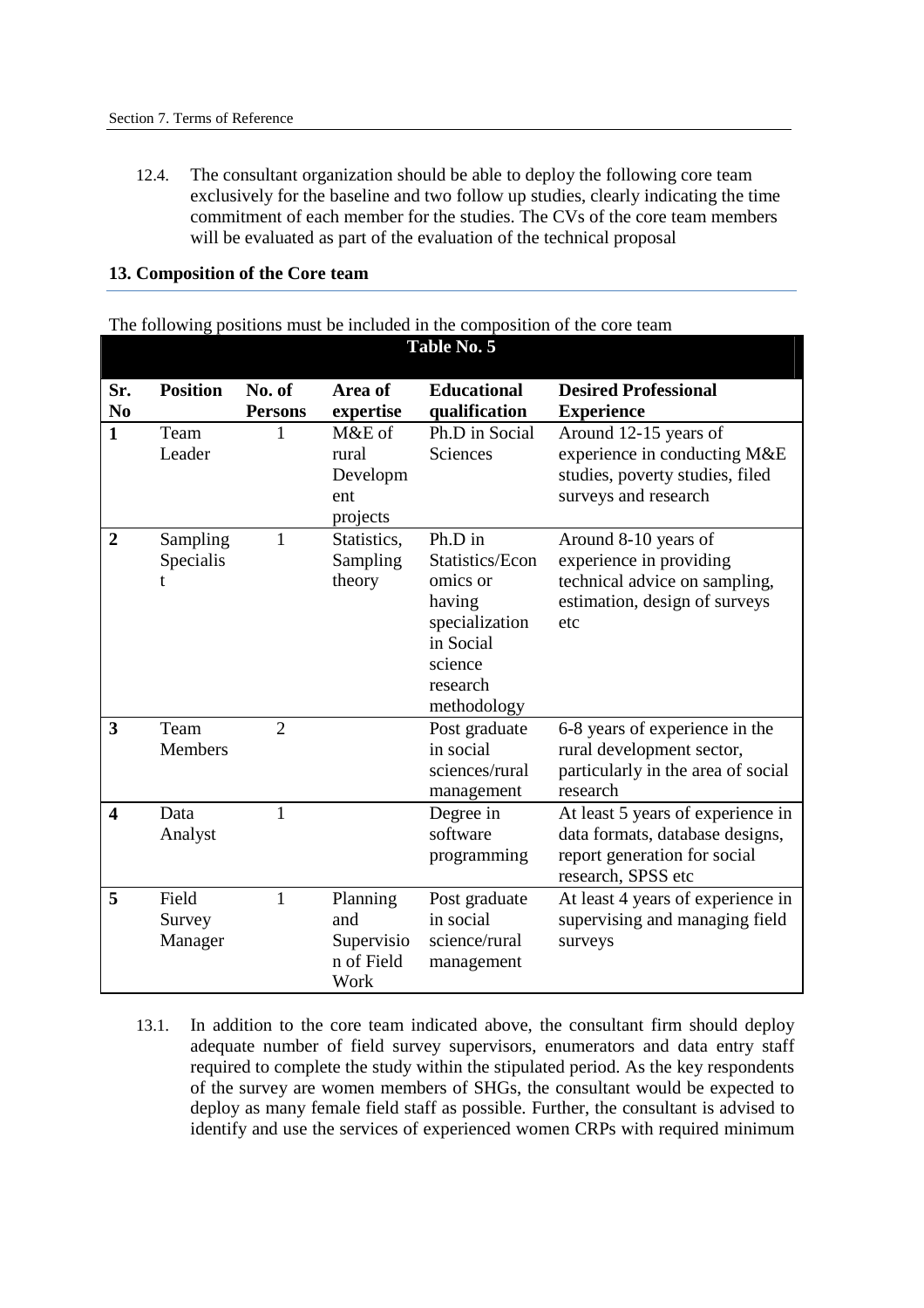12.4. The consultant organization should be able to deploy the following core team exclusively for the baseline and two follow up studies, clearly indicating the time commitment of each member for the studies. The CVs of the core team members will be evaluated as part of the evaluation of the technical proposal

**13. Composition of the Core team**

The following positions must be included in the composition of the core team

**Table No. 5**

| Sr. No | Position | No. of Persons | Area of expertise | Educational qualification | Desired Professional Experience |
|---|---|---|---|---|---|
| **1** | Team Leader | 1 | M&E of rural Development projects | Ph.D in Social Sciences | Around 12-15 years of experience in conducting M&E studies, poverty studies, filed surveys and research |
| **2** | Sampling Specialist | 1 | Statistics, Sampling theory | Ph.D in Statistics/Economics or having specialization in Social science research methodology | Around 8-10 years of experience in providing technical advice on sampling, estimation, design of surveys etc |
| **3** | Team Members | 2 | | Post graduate in social sciences/rural management | 6-8 years of experience in the rural development sector, particularly in the area of social research |
| **4** | Data Analyst | 1 | | Degree in software programming | At least 5 years of experience in data formats, database designs, report generation for social research, SPSS etc |
| **5** | Field Survey Manager | 1 | Planning and Supervision of Field Work | Post graduate in social science/rural management | At least 4 years of experience in supervising and managing field surveys |

13.1. In addition to the core team indicated above, the consultant firm should deploy adequate number of field survey supervisors, enumerators and data entry staff required to complete the study within the stipulated period. As the key respondents of the survey are women members of SHGs, the consultant would be expected to deploy as many female field staff as possible. Further, the consultant is advised to identify and use the services of experienced women CRPs with required minimum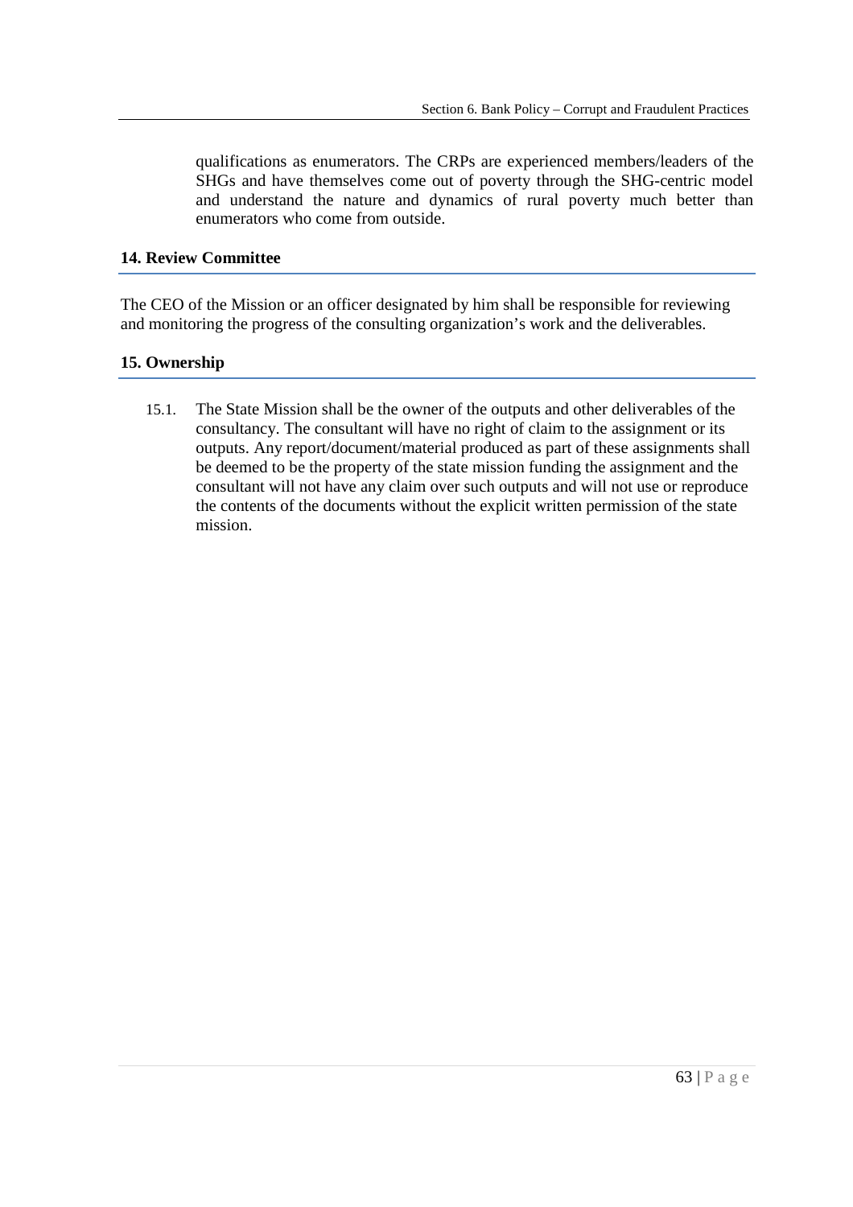qualifications as enumerators. The CRPs are experienced members/leaders of the SHGs and have themselves come out of poverty through the SHG-centric model and understand the nature and dynamics of rural poverty much better than enumerators who come from outside.

## 14. Review Committee

The CEO of the Mission or an officer designated by him shall be responsible for reviewing and monitoring the progress of the consulting organization's work and the deliverables.

## 15. Ownership

15.1. The State Mission shall be the owner of the outputs and other deliverables of the consultancy. The consultant will have no right of claim to the assignment or its outputs. Any report/document/material produced as part of these assignments shall be deemed to be the property of the state mission funding the assignment and the consultant will not have any claim over such outputs and will not use or reproduce the contents of the documents without the explicit written permission of the state mission.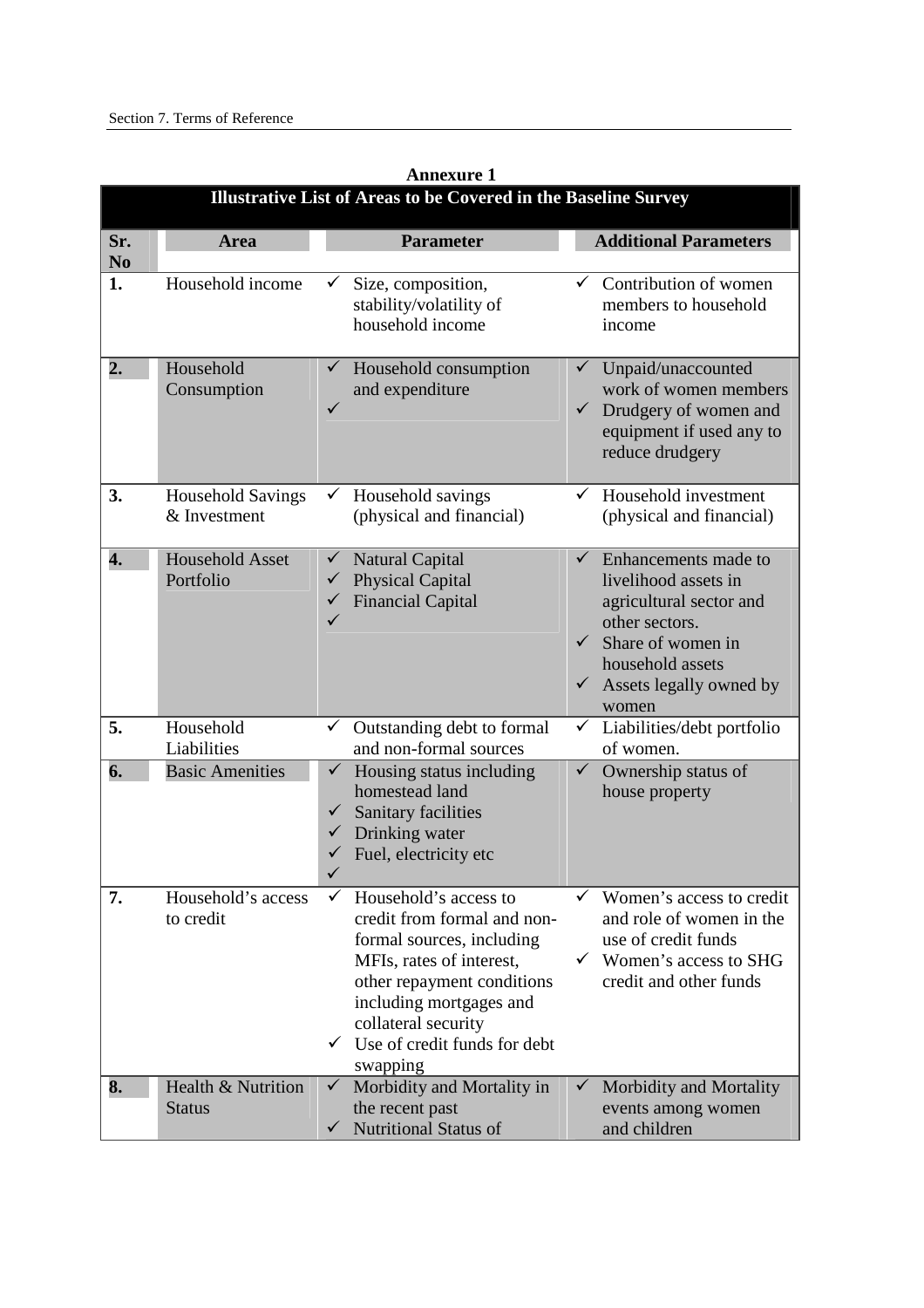**Annexure 1**

| **Illustrative List of Areas to be Covered in the Baseline Survey** | | | |
|---|---|---|---|
| **Sr. No** | **Area** | **Parameter** | **Additional Parameters** |
| **1.** | Household income | ✓ Size, composition, stability/volatility of household income | ✓ Contribution of women members to household income |
| **2.** | Household Consumption | ✓ Household consumption and expenditure<br>✓ | ✓ Unpaid/unaccounted work of women members<br>✓ Drudgery of women and equipment if used any to reduce drudgery |
| **3.** | Household Savings & Investment | ✓ Household savings (physical and financial) | ✓ Household investment (physical and financial) |
| **4.** | Household Asset Portfolio | ✓ Natural Capital<br>✓ Physical Capital<br>✓ Financial Capital<br>✓ | ✓ Enhancements made to livelihood assets in agricultural sector and other sectors.<br>✓ Share of women in household assets<br>✓ Assets legally owned by women |
| **5.** | Household Liabilities | ✓ Outstanding debt to formal and non-formal sources | ✓ Liabilities/debt portfolio of women. |
| **6.** | Basic Amenities | ✓ Housing status including homestead land<br>✓ Sanitary facilities<br>✓ Drinking water<br>✓ Fuel, electricity etc<br>✓ | ✓ Ownership status of house property |
| **7.** | Household's access to credit | ✓ Household's access to credit from formal and non-formal sources, including MFIs, rates of interest, other repayment conditions including mortgages and collateral security<br>✓ Use of credit funds for debt swapping | ✓ Women's access to credit and role of women in the use of credit funds<br>✓ Women's access to SHG credit and other funds |
| **8.** | Health & Nutrition Status | ✓ Morbidity and Mortality in the recent past<br>✓ Nutritional Status of | ✓ Morbidity and Mortality events among women and children |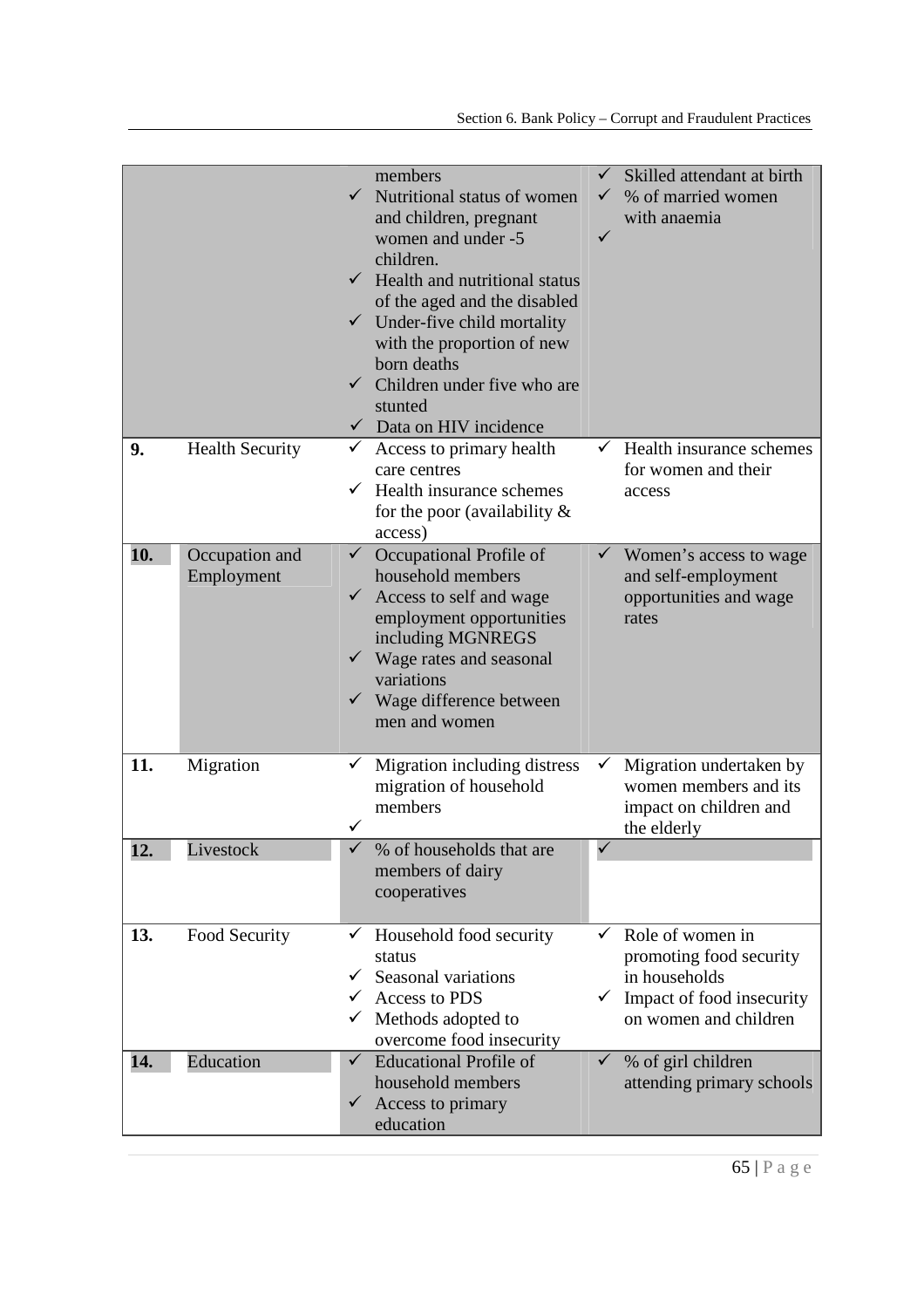| | | | |
|---|---|---|---|
| | | members<br>✓ Nutritional status of women and children, pregnant women and under -5 children.<br>✓ Health and nutritional status of the aged and the disabled<br>✓ Under-five child mortality with the proportion of new born deaths<br>✓ Children under five who are stunted<br>✓ Data on HIV incidence | ✓ Skilled attendant at birth<br>✓ % of married women with anaemia<br>✓ |
| **9.** | Health Security | ✓ Access to primary health care centres<br>✓ Health insurance schemes for the poor (availability & access) | ✓ Health insurance schemes for women and their access |
| **10.** | Occupation and Employment | ✓ Occupational Profile of household members<br>✓ Access to self and wage employment opportunities including MGNREGS<br>✓ Wage rates and seasonal variations<br>✓ Wage difference between men and women | ✓ Women's access to wage and self-employment opportunities and wage rates |
| **11.** | Migration | ✓ Migration including distress migration of household members<br>✓ | ✓ Migration undertaken by women members and its impact on children and the elderly |
| **12.** | Livestock | ✓ % of households that are members of dairy cooperatives | ✓ |
| **13.** | Food Security | ✓ Household food security status<br>✓ Seasonal variations<br>✓ Access to PDS<br>✓ Methods adopted to overcome food insecurity | ✓ Role of women in promoting food security in households<br>✓ Impact of food insecurity on women and children |
| **14.** | Education | ✓ Educational Profile of household members<br>✓ Access to primary education | ✓ % of girl children attending primary schools |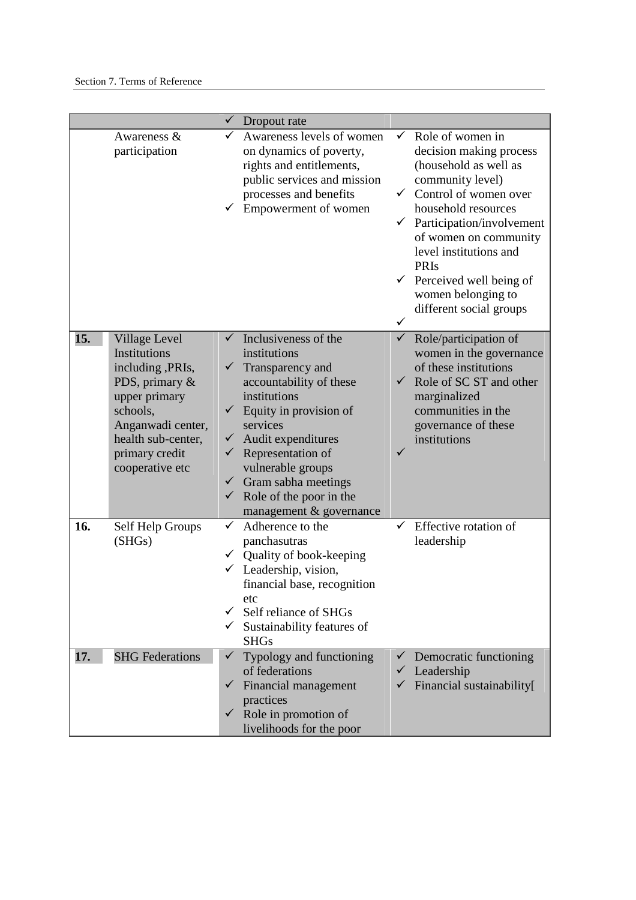| | | | |
|---|---|---|---|
| | | ✓ Dropout rate | |
| | Awareness & participation | ✓ Awareness levels of women on dynamics of poverty, rights and entitlements, public services and mission processes and benefits<br>✓ Empowerment of women | ✓ Role of women in decision making process (household as well as community level)<br>✓ Control of women over household resources<br>✓ Participation/involvement of women on community level institutions and PRIs<br>✓ Perceived well being of women belonging to different social groups<br>✓ |
| **15.** | Village Level Institutions including ,PRIs, PDS, primary & upper primary schools, Anganwadi center, health sub-center, primary credit cooperative etc | ✓ Inclusiveness of the institutions<br>✓ Transparency and accountability of these institutions<br>✓ Equity in provision of services<br>✓ Audit expenditures<br>✓ Representation of vulnerable groups<br>✓ Gram sabha meetings<br>✓ Role of the poor in the management & governance | ✓ Role/participation of women in the governance of these institutions<br>✓ Role of SC ST and other marginalized communities in the governance of these institutions<br>✓ |
| **16.** | Self Help Groups (SHGs) | ✓ Adherence to the panchasutras<br>✓ Quality of book-keeping<br>✓ Leadership, vision, financial base, recognition etc<br>✓ Self reliance of SHGs<br>✓ Sustainability features of SHGs | ✓ Effective rotation of leadership |
| **17.** | SHG Federations | ✓ Typology and functioning of federations<br>✓ Financial management practices<br>✓ Role in promotion of livelihoods for the poor | ✓ Democratic functioning<br>✓ Leadership<br>✓ Financial sustainability[ |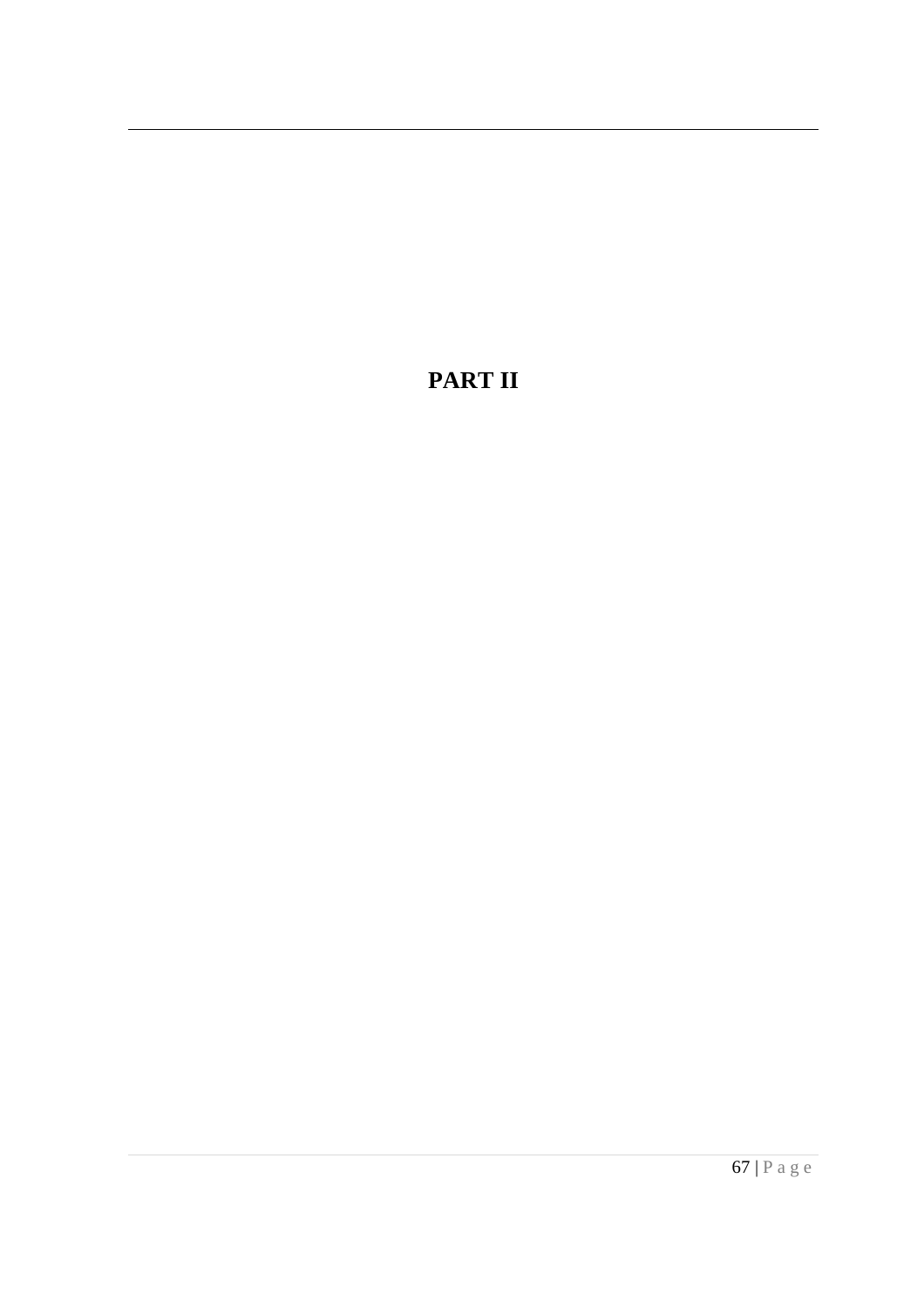# PART II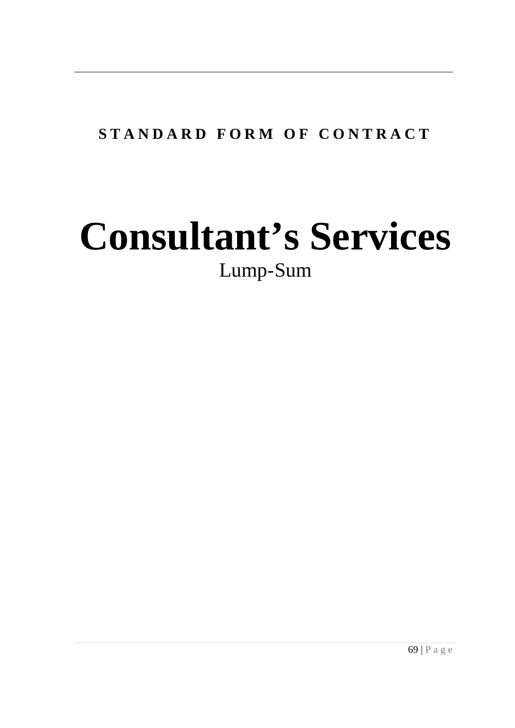**STANDARD FORM OF CONTRACT**

# Consultant's Services

Lump-Sum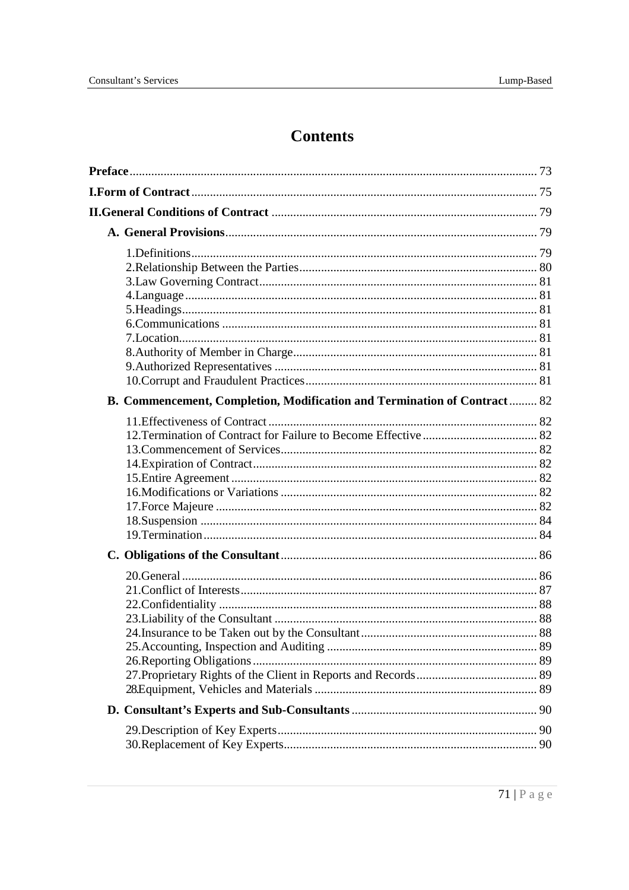# Contents

| | |
|---|---|
| **Preface** | 73 |
| **I.Form of Contract** | 75 |
| **II.General Conditions of Contract** | 79 |
| **A. General Provisions** | 79 |
| 1.Definitions | 79 |
| 2.Relationship Between the Parties | 80 |
| 3.Law Governing Contract | 81 |
| 4.Language | 81 |
| 5.Headings | 81 |
| 6.Communications | 81 |
| 7.Location | 81 |
| 8.Authority of Member in Charge | 81 |
| 9.Authorized Representatives | 81 |
| 10.Corrupt and Fraudulent Practices | 81 |
| **B. Commencement, Completion, Modification and Termination of Contract** | 82 |
| 11.Effectiveness of Contract | 82 |
| 12.Termination of Contract for Failure to Become Effective | 82 |
| 13.Commencement of Services | 82 |
| 14.Expiration of Contract | 82 |
| 15.Entire Agreement | 82 |
| 16.Modifications or Variations | 82 |
| 17.Force Majeure | 82 |
| 18.Suspension | 84 |
| 19.Termination | 84 |
| **C. Obligations of the Consultant** | 86 |
| 20.General | 86 |
| 21.Conflict of Interests | 87 |
| 22.Confidentiality | 88 |
| 23.Liability of the Consultant | 88 |
| 24.Insurance to be Taken out by the Consultant | 88 |
| 25.Accounting, Inspection and Auditing | 89 |
| 26.Reporting Obligations | 89 |
| 27.Proprietary Rights of the Client in Reports and Records | 89 |
| 28.Equipment, Vehicles and Materials | 89 |
| **D. Consultant's Experts and Sub-Consultants** | 90 |
| 29.Description of Key Experts | 90 |
| 30.Replacement of Key Experts | 90 |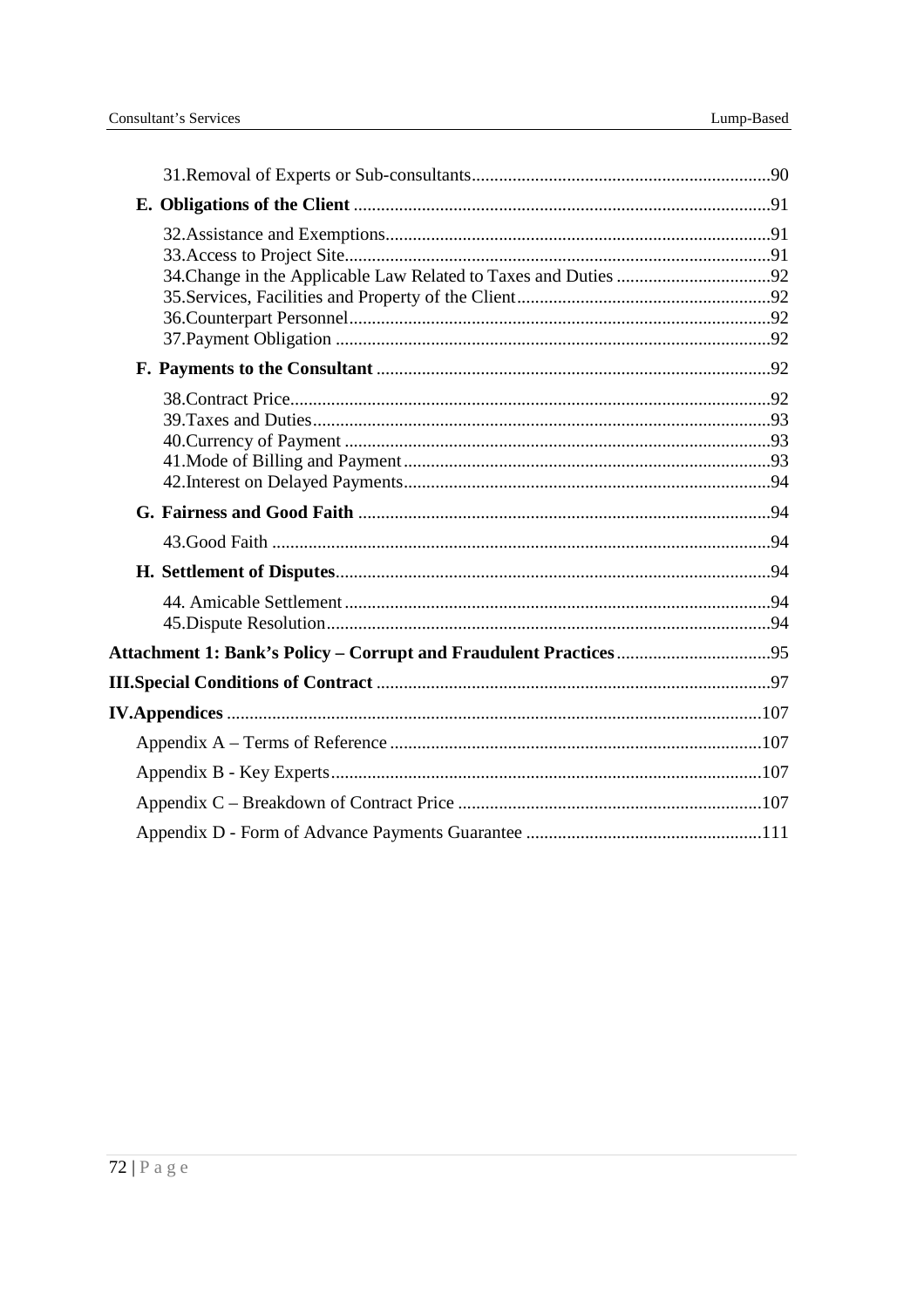31.Removal of Experts or Sub-consultants.....90

**E. Obligations of the Client** .....91

32.Assistance and Exemptions.....91
33.Access to Project Site.....91
34.Change in the Applicable Law Related to Taxes and Duties .....92
35.Services, Facilities and Property of the Client.....92
36.Counterpart Personnel.....92
37.Payment Obligation .....92

**F. Payments to the Consultant** .....92

38.Contract Price.....92
39.Taxes and Duties.....93
40.Currency of Payment .....93
41.Mode of Billing and Payment.....93
42.Interest on Delayed Payments.....94

**G. Fairness and Good Faith** .....94

43.Good Faith .....94

**H. Settlement of Disputes**.....94

44. Amicable Settlement.....94
45.Dispute Resolution.....94

**Attachment 1: Bank's Policy – Corrupt and Fraudulent Practices**.....95

**III.Special Conditions of Contract** .....97

**IV.Appendices** .....107

Appendix A – Terms of Reference .....107

Appendix B - Key Experts.....107

Appendix C – Breakdown of Contract Price .....107

Appendix D - Form of Advance Payments Guarantee .....111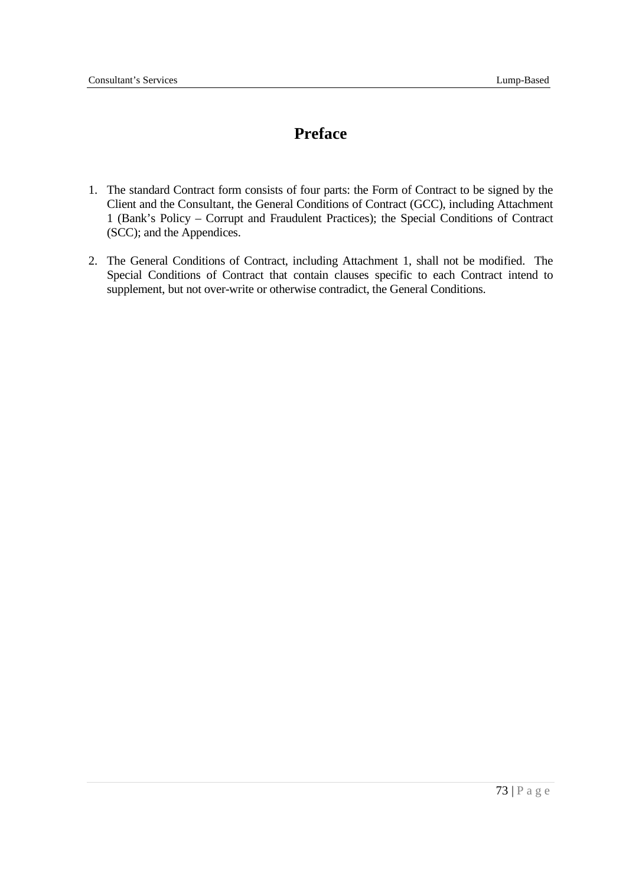# Preface

1. The standard Contract form consists of four parts: the Form of Contract to be signed by the Client and the Consultant, the General Conditions of Contract (GCC), including Attachment 1 (Bank's Policy – Corrupt and Fraudulent Practices); the Special Conditions of Contract (SCC); and the Appendices.

2. The General Conditions of Contract, including Attachment 1, shall not be modified. The Special Conditions of Contract that contain clauses specific to each Contract intend to supplement, but not over-write or otherwise contradict, the General Conditions.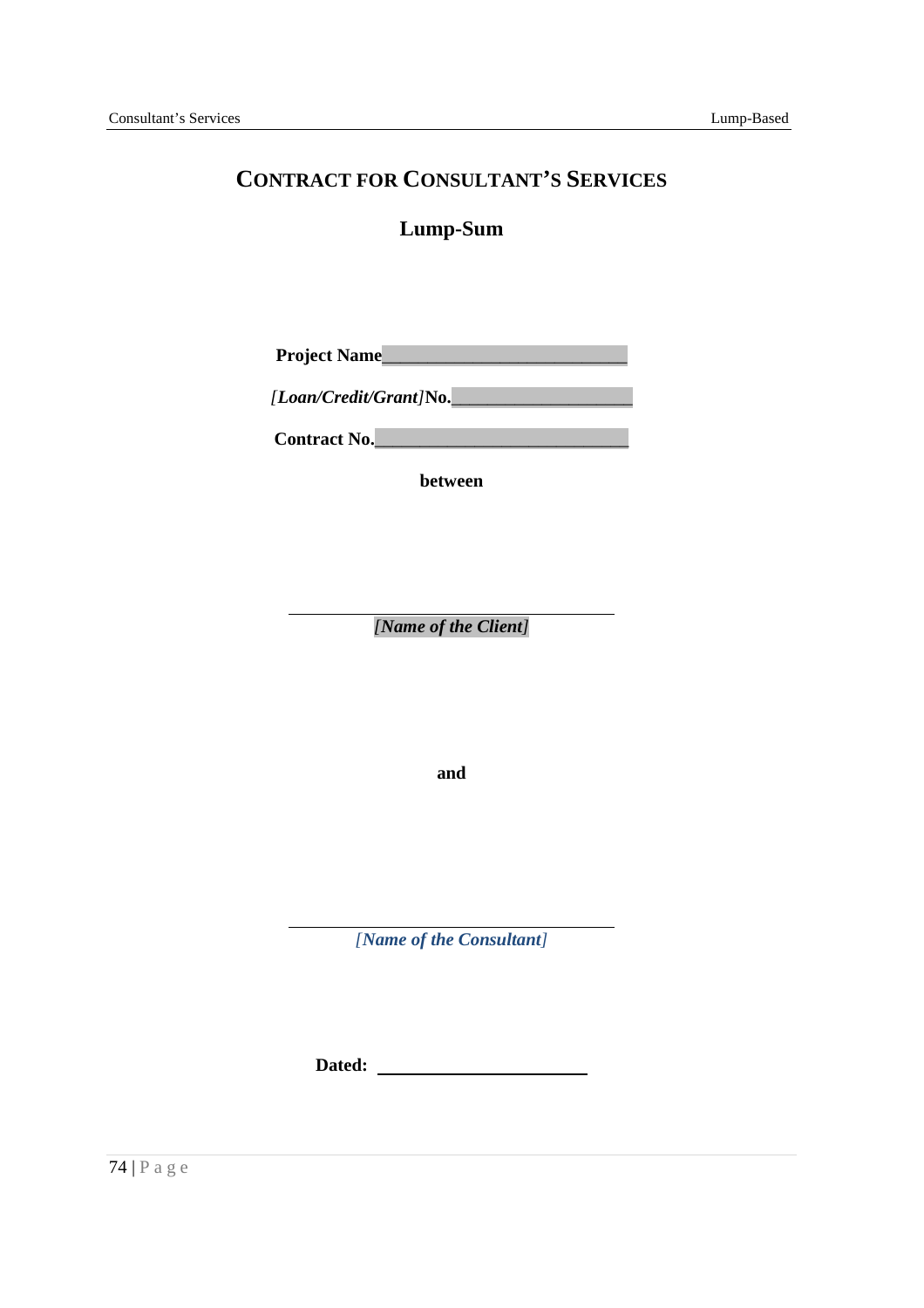# CONTRACT FOR CONSULTANT'S SERVICES

## Lump-Sum

**Project Name**___________________________

***[Loan/Credit/Grant]*** **No.**____________________

**Contract No.**___________________________

**between**

___________________________________

***[Name of the Client]***

**and**

___________________________________

*[Name of the Consultant]*

**Dated:** ________________________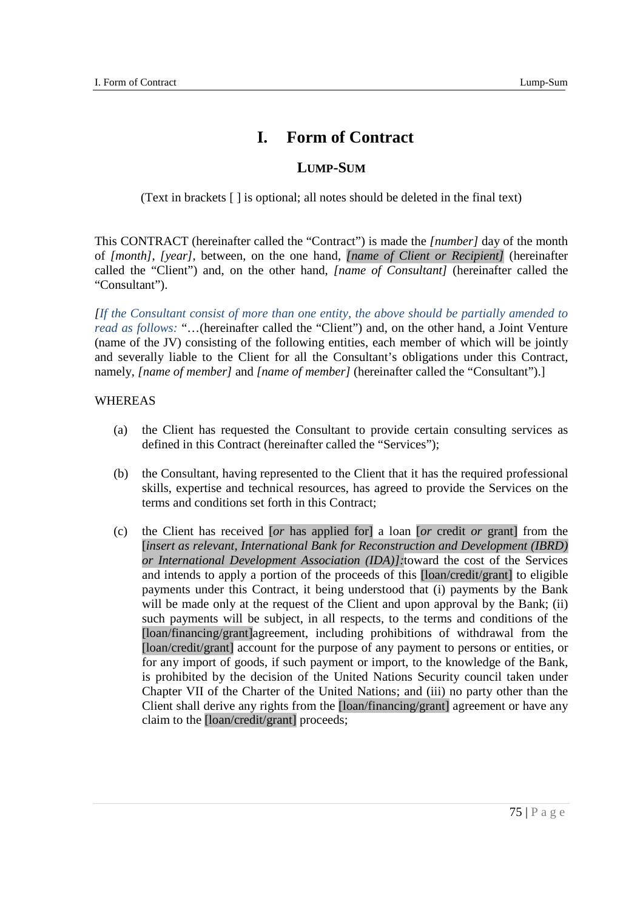// I. Form of Contract

**Lump-Sum**

(Text in brackets [ ] is optional; all notes should be deleted in the final text)

This CONTRACT (hereinafter called the "Contract") is made the *[number]* day of the month of *[month]*, *[year]*, between, on the one hand, *[name of Client or Recipient]* (hereinafter called the "Client") and, on the other hand, *[name of Consultant]* (hereinafter called the "Consultant").

*[If the Consultant consist of more than one entity, the above should be partially amended to read as follows:* "…(hereinafter called the "Client") and, on the other hand, a Joint Venture (name of the JV) consisting of the following entities, each member of which will be jointly and severally liable to the Client for all the Consultant's obligations under this Contract, namely, *[name of member]* and *[name of member]* (hereinafter called the "Consultant").]

WHEREAS

(a) the Client has requested the Consultant to provide certain consulting services as defined in this Contract (hereinafter called the "Services");

(b) the Consultant, having represented to the Client that it has the required professional skills, expertise and technical resources, has agreed to provide the Services on the terms and conditions set forth in this Contract;

(c) the Client has received [*or* has applied for] a loan [*or* credit *or* grant] from the [*insert as relevant, International Bank for Reconstruction and Development (IBRD) or International Development Association (IDA)]:*toward the cost of the Services and intends to apply a portion of the proceeds of this [loan/credit/grant] to eligible payments under this Contract, it being understood that (i) payments by the Bank will be made only at the request of the Client and upon approval by the Bank; (ii) such payments will be subject, in all respects, to the terms and conditions of the [loan/financing/grant]agreement, including prohibitions of withdrawal from the [loan/credit/grant] account for the purpose of any payment to persons or entities, or for any import of goods, if such payment or import, to the knowledge of the Bank, is prohibited by the decision of the United Nations Security council taken under Chapter VII of the Charter of the United Nations; and (iii) no party other than the Client shall derive any rights from the [loan/financing/grant] agreement or have any claim to the [loan/credit/grant] proceeds;

# I. Form of Contract

**Lump-Sum**

(Text in brackets [ ] is optional; all notes should be deleted in the final text)

This CONTRACT (hereinafter called the "Contract") is made the *[number]* day of the month of *[month]*, *[year]*, between, on the one hand, *[name of Client or Recipient]* (hereinafter called the "Client") and, on the other hand, *[name of Consultant]* (hereinafter called the "Consultant").

*[If the Consultant consist of more than one entity, the above should be partially amended to read as follows:* "…(hereinafter called the "Client") and, on the other hand, a Joint Venture (name of the JV) consisting of the following entities, each member of which will be jointly and severally liable to the Client for all the Consultant's obligations under this Contract, namely, *[name of member]* and *[name of member]* (hereinafter called the "Consultant").]

WHEREAS

(a) the Client has requested the Consultant to provide certain consulting services as defined in this Contract (hereinafter called the "Services");

(b) the Consultant, having represented to the Client that it has the required professional skills, expertise and technical resources, has agreed to provide the Services on the terms and conditions set forth in this Contract;

(c) the Client has received [*or* has applied for] a loan [*or* credit *or* grant] from the [*insert as relevant, International Bank for Reconstruction and Development (IBRD) or International Development Association (IDA)]:*toward the cost of the Services and intends to apply a portion of the proceeds of this [loan/credit/grant] to eligible payments under this Contract, it being understood that (i) payments by the Bank will be made only at the request of the Client and upon approval by the Bank; (ii) such payments will be subject, in all respects, to the terms and conditions of the [loan/financing/grant]agreement, including prohibitions of withdrawal from the [loan/credit/grant] account for the purpose of any payment to persons or entities, or for any import of goods, if such payment or import, to the knowledge of the Bank, is prohibited by the decision of the United Nations Security council taken under Chapter VII of the Charter of the United Nations; and (iii) no party other than the Client shall derive any rights from the [loan/financing/grant] agreement or have any claim to the [loan/credit/grant] proceeds;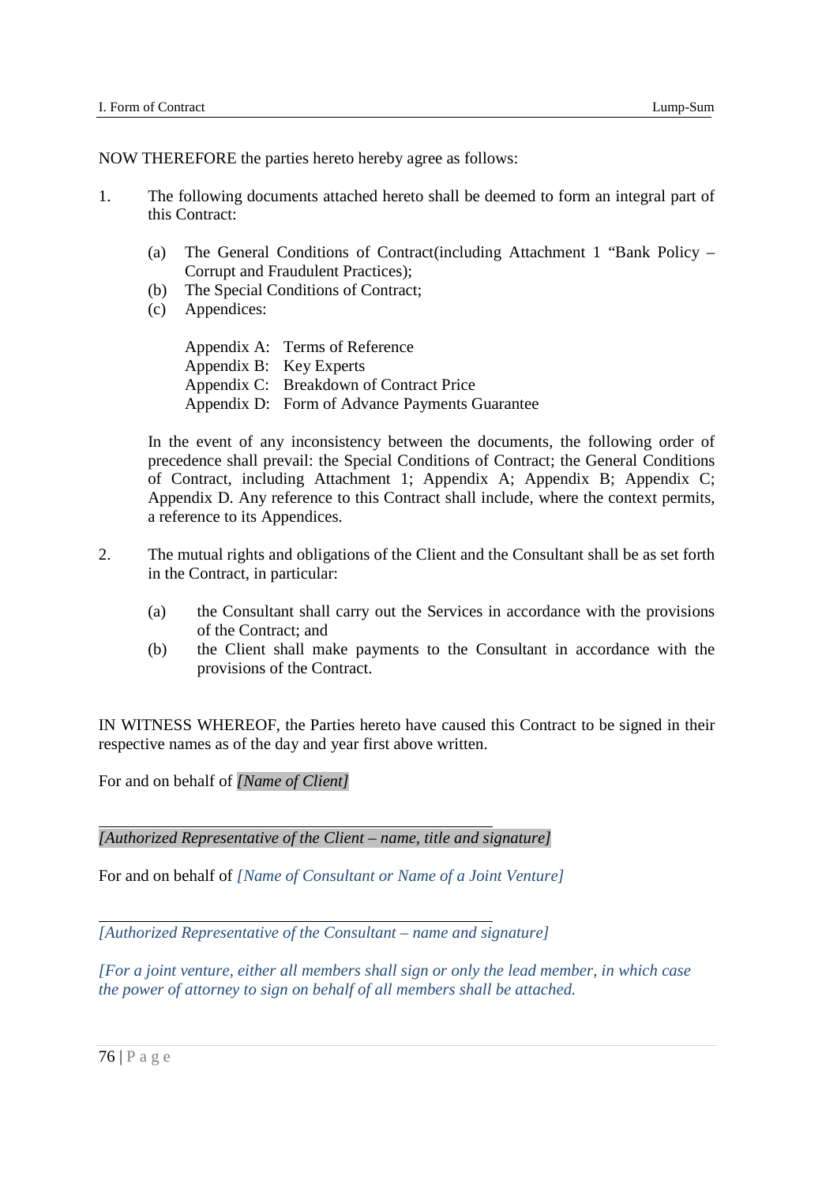NOW THEREFORE the parties hereto hereby agree as follows:

1. The following documents attached hereto shall be deemed to form an integral part of this Contract:

   (a) The General Conditions of Contract(including Attachment 1 "Bank Policy – Corrupt and Fraudulent Practices);
   (b) The Special Conditions of Contract;
   (c) Appendices:

   Appendix A: Terms of Reference
   Appendix B: Key Experts
   Appendix C: Breakdown of Contract Price
   Appendix D: Form of Advance Payments Guarantee

   In the event of any inconsistency between the documents, the following order of precedence shall prevail: the Special Conditions of Contract; the General Conditions of Contract, including Attachment 1; Appendix A; Appendix B; Appendix C; Appendix D. Any reference to this Contract shall include, where the context permits, a reference to its Appendices.

2. The mutual rights and obligations of the Client and the Consultant shall be as set forth in the Contract, in particular:

   (a) the Consultant shall carry out the Services in accordance with the provisions of the Contract; and
   (b) the Client shall make payments to the Consultant in accordance with the provisions of the Contract.

IN WITNESS WHEREOF, the Parties hereto have caused this Contract to be signed in their respective names as of the day and year first above written.

For and on behalf of *[Name of Client]*

______________________________

*[Authorized Representative of the Client – name, title and signature]*

For and on behalf of *[Name of Consultant or Name of a Joint Venture]*

______________________________

*[Authorized Representative of the Consultant – name and signature]*

*[For a joint venture, either all members shall sign or only the lead member, in which case the power of attorney to sign on behalf of all members shall be attached.*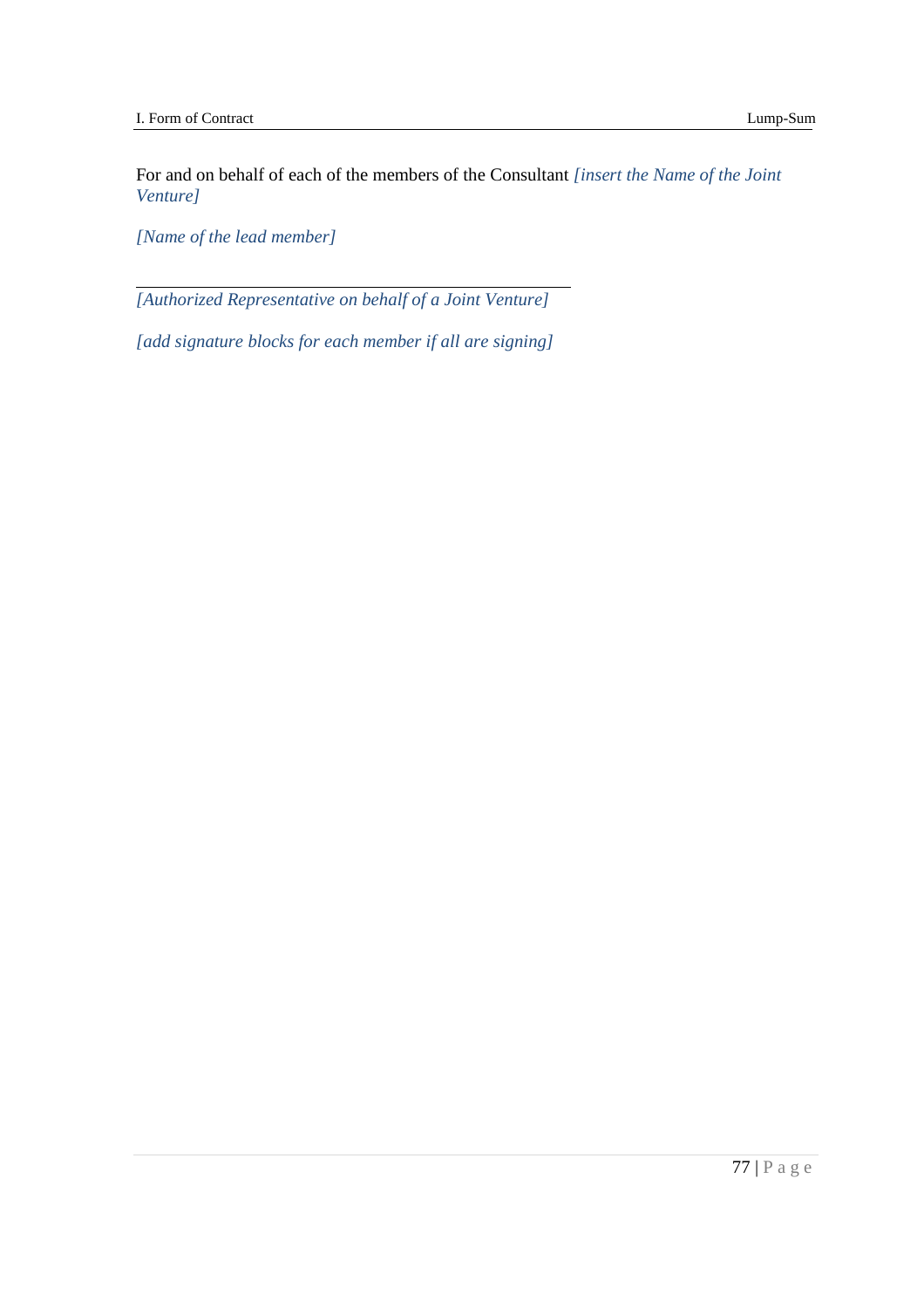For and on behalf of each of the members of the Consultant *[insert the Name of the Joint Venture]*

*[Name of the lead member]*

_______________________________________________

*[Authorized Representative on behalf of a Joint Venture]*

*[add signature blocks for each member if all are signing]*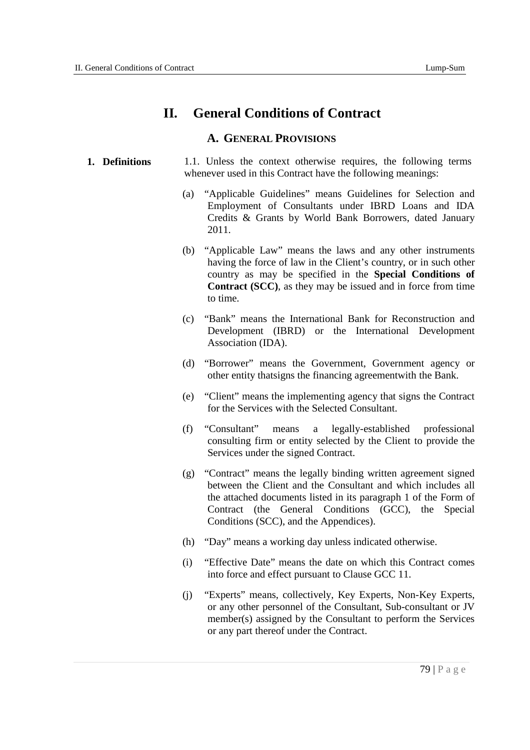# II. General Conditions of Contract

## A. General Provisions

**1. Definitions**

1.1. Unless the context otherwise requires, the following terms whenever used in this Contract have the following meanings:

(a) "Applicable Guidelines" means Guidelines for Selection and Employment of Consultants under IBRD Loans and IDA Credits & Grants by World Bank Borrowers, dated January 2011.

(b) "Applicable Law" means the laws and any other instruments having the force of law in the Client's country, or in such other country as may be specified in the **Special Conditions of Contract (SCC)**, as they may be issued and in force from time to time.

(c) "Bank" means the International Bank for Reconstruction and Development (IBRD) or the International Development Association (IDA).

(d) "Borrower" means the Government, Government agency or other entity thatsigns the financing agreementwith the Bank.

(e) "Client" means the implementing agency that signs the Contract for the Services with the Selected Consultant.

(f) "Consultant" means a legally-established professional consulting firm or entity selected by the Client to provide the Services under the signed Contract.

(g) "Contract" means the legally binding written agreement signed between the Client and the Consultant and which includes all the attached documents listed in its paragraph 1 of the Form of Contract (the General Conditions (GCC), the Special Conditions (SCC), and the Appendices).

(h) "Day" means a working day unless indicated otherwise.

(i) "Effective Date" means the date on which this Contract comes into force and effect pursuant to Clause GCC 11.

(j) "Experts" means, collectively, Key Experts, Non-Key Experts, or any other personnel of the Consultant, Sub-consultant or JV member(s) assigned by the Consultant to perform the Services or any part thereof under the Contract.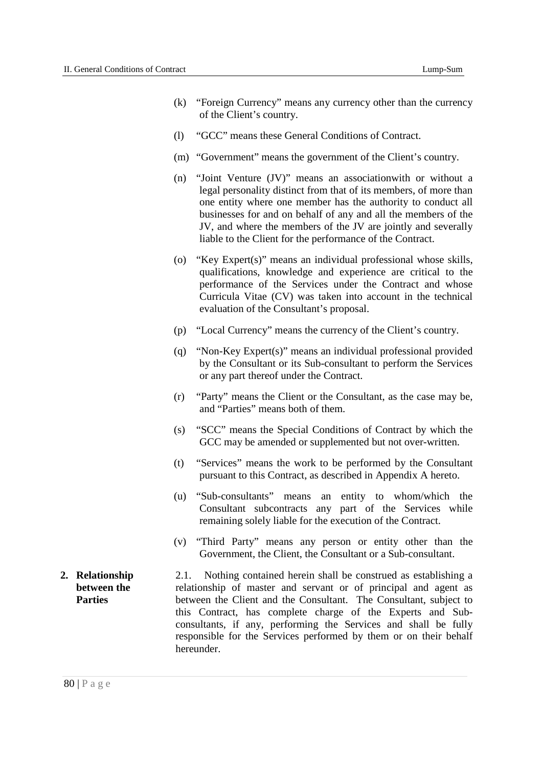(k) "Foreign Currency" means any currency other than the currency of the Client's country.

(l) "GCC" means these General Conditions of Contract.

(m) "Government" means the government of the Client's country.

(n) "Joint Venture (JV)" means an associationwith or without a legal personality distinct from that of its members, of more than one entity where one member has the authority to conduct all businesses for and on behalf of any and all the members of the JV, and where the members of the JV are jointly and severally liable to the Client for the performance of the Contract.

(o) "Key Expert(s)" means an individual professional whose skills, qualifications, knowledge and experience are critical to the performance of the Services under the Contract and whose Curricula Vitae (CV) was taken into account in the technical evaluation of the Consultant's proposal.

(p) "Local Currency" means the currency of the Client's country.

(q) "Non-Key Expert(s)" means an individual professional provided by the Consultant or its Sub-consultant to perform the Services or any part thereof under the Contract.

(r) "Party" means the Client or the Consultant, as the case may be, and "Parties" means both of them.

(s) "SCC" means the Special Conditions of Contract by which the GCC may be amended or supplemented but not over-written.

(t) "Services" means the work to be performed by the Consultant pursuant to this Contract, as described in Appendix A hereto.

(u) "Sub-consultants" means an entity to whom/which the Consultant subcontracts any part of the Services while remaining solely liable for the execution of the Contract.

(v) "Third Party" means any person or entity other than the Government, the Client, the Consultant or a Sub-consultant.

**2. Relationship between the Parties**

2.1. Nothing contained herein shall be construed as establishing a relationship of master and servant or of principal and agent as between the Client and the Consultant. The Consultant, subject to this Contract, has complete charge of the Experts and Sub-consultants, if any, performing the Services and shall be fully responsible for the Services performed by them or on their behalf hereunder.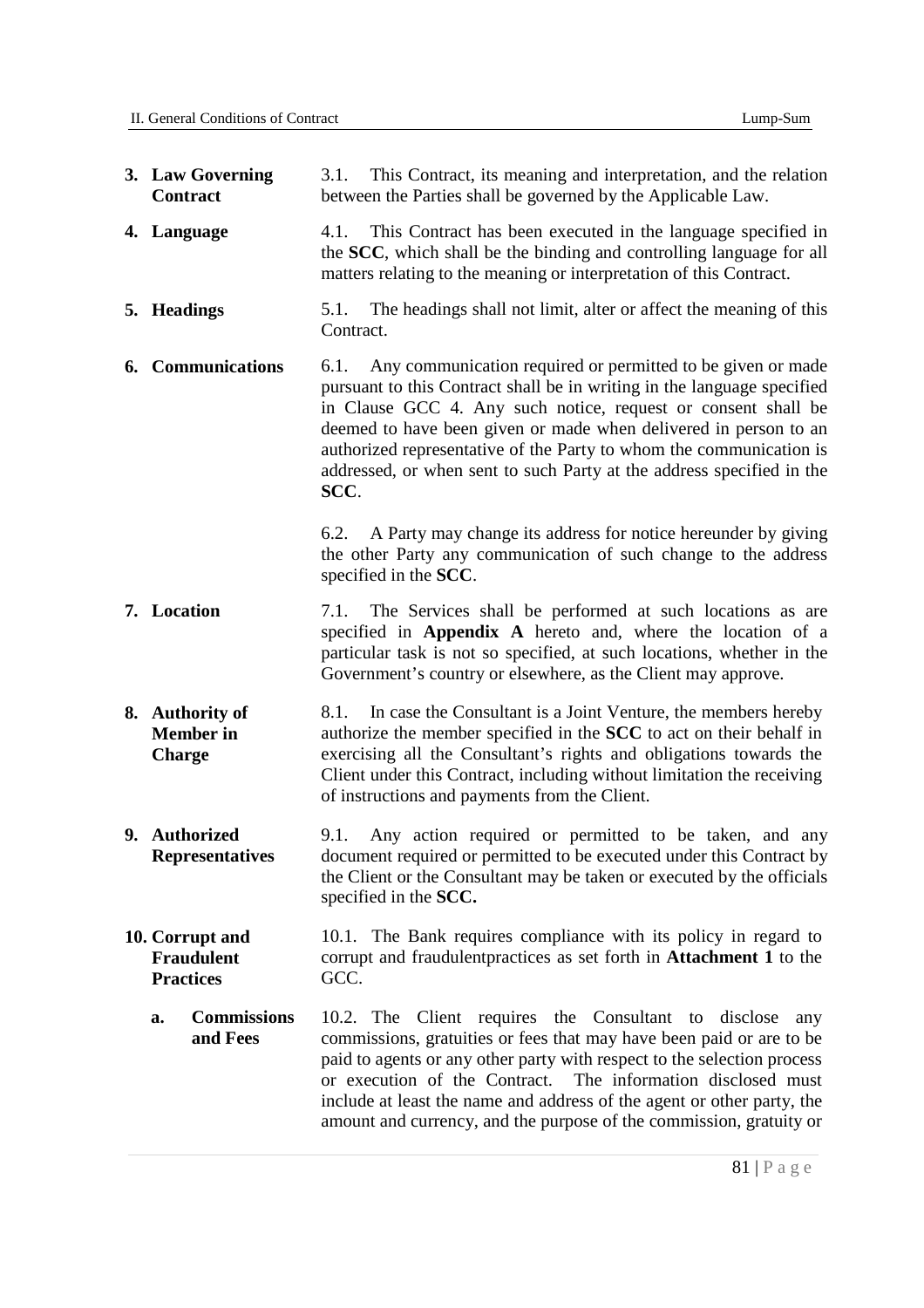**3. Law Governing Contract**

3.1. This Contract, its meaning and interpretation, and the relation between the Parties shall be governed by the Applicable Law.

**4. Language**

4.1. This Contract has been executed in the language specified in the **SCC**, which shall be the binding and controlling language for all matters relating to the meaning or interpretation of this Contract.

**5. Headings**

5.1. The headings shall not limit, alter or affect the meaning of this Contract.

**6. Communications**

6.1. Any communication required or permitted to be given or made pursuant to this Contract shall be in writing in the language specified in Clause GCC 4. Any such notice, request or consent shall be deemed to have been given or made when delivered in person to an authorized representative of the Party to whom the communication is addressed, or when sent to such Party at the address specified in the **SCC**.

6.2. A Party may change its address for notice hereunder by giving the other Party any communication of such change to the address specified in the **SCC**.

**7. Location**

7.1. The Services shall be performed at such locations as are specified in **Appendix A** hereto and, where the location of a particular task is not so specified, at such locations, whether in the Government's country or elsewhere, as the Client may approve.

**8. Authority of Member in Charge**

8.1. In case the Consultant is a Joint Venture, the members hereby authorize the member specified in the **SCC** to act on their behalf in exercising all the Consultant's rights and obligations towards the Client under this Contract, including without limitation the receiving of instructions and payments from the Client.

**9. Authorized Representatives**

9.1. Any action required or permitted to be taken, and any document required or permitted to be executed under this Contract by the Client or the Consultant may be taken or executed by the officials specified in the **SCC.**

**10. Corrupt and Fraudulent Practices**

10.1. The Bank requires compliance with its policy in regard to corrupt and fraudulentpractices as set forth in **Attachment 1** to the GCC.

**a. Commissions and Fees**

10.2. The Client requires the Consultant to disclose any commissions, gratuities or fees that may have been paid or are to be paid to agents or any other party with respect to the selection process or execution of the Contract. The information disclosed must include at least the name and address of the agent or other party, the amount and currency, and the purpose of the commission, gratuity or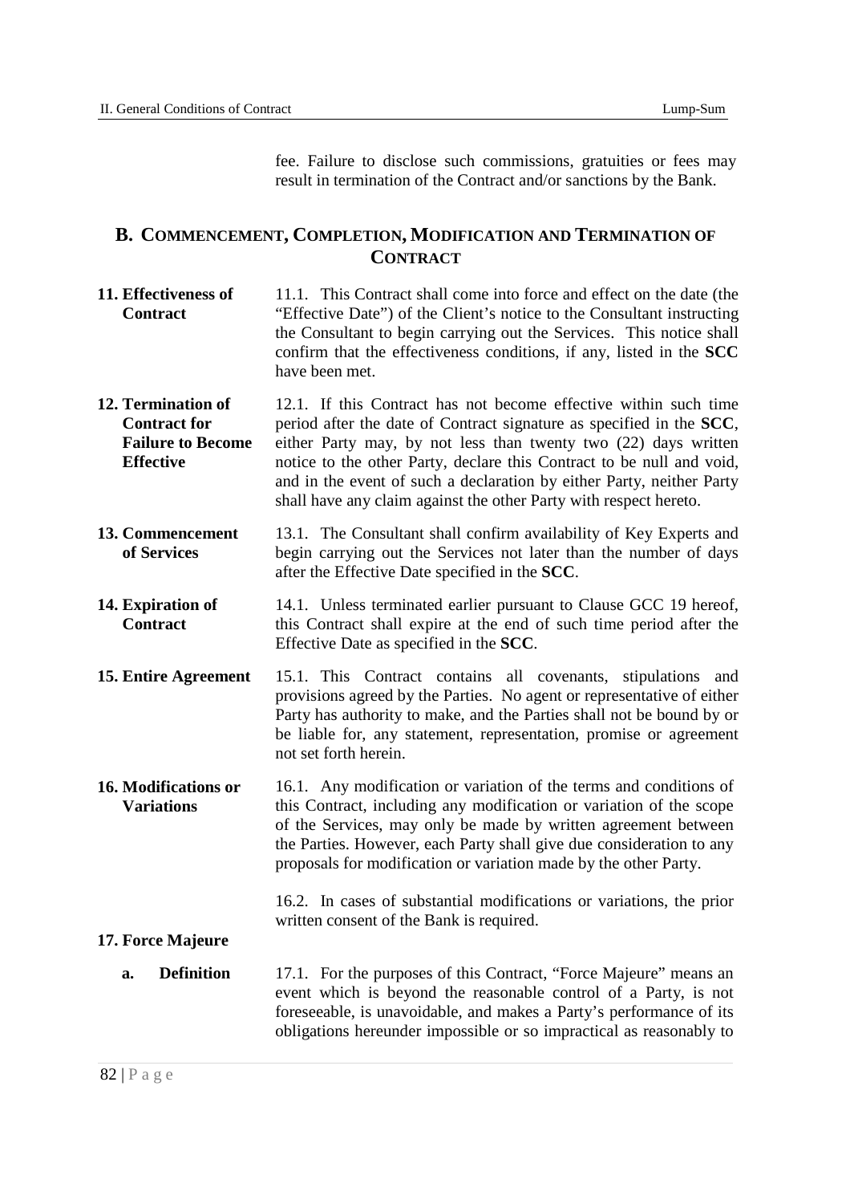fee. Failure to disclose such commissions, gratuities or fees may result in termination of the Contract and/or sanctions by the Bank.

## B. Commencement, Completion, Modification and Termination of Contract

**11. Effectiveness of Contract**

11.1. This Contract shall come into force and effect on the date (the "Effective Date") of the Client's notice to the Consultant instructing the Consultant to begin carrying out the Services. This notice shall confirm that the effectiveness conditions, if any, listed in the **SCC** have been met.

**12. Termination of Contract for Failure to Become Effective**

12.1. If this Contract has not become effective within such time period after the date of Contract signature as specified in the **SCC**, either Party may, by not less than twenty two (22) days written notice to the other Party, declare this Contract to be null and void, and in the event of such a declaration by either Party, neither Party shall have any claim against the other Party with respect hereto.

**13. Commencement of Services**

13.1. The Consultant shall confirm availability of Key Experts and begin carrying out the Services not later than the number of days after the Effective Date specified in the **SCC**.

**14. Expiration of Contract**

14.1. Unless terminated earlier pursuant to Clause GCC 19 hereof, this Contract shall expire at the end of such time period after the Effective Date as specified in the **SCC**.

**15. Entire Agreement**

15.1. This Contract contains all covenants, stipulations and provisions agreed by the Parties. No agent or representative of either Party has authority to make, and the Parties shall not be bound by or be liable for, any statement, representation, promise or agreement not set forth herein.

**16. Modifications or Variations**

16.1. Any modification or variation of the terms and conditions of this Contract, including any modification or variation of the scope of the Services, may only be made by written agreement between the Parties. However, each Party shall give due consideration to any proposals for modification or variation made by the other Party.

16.2. In cases of substantial modifications or variations, the prior written consent of the Bank is required.

**17. Force Majeure**

**a. Definition**

17.1. For the purposes of this Contract, "Force Majeure" means an event which is beyond the reasonable control of a Party, is not foreseeable, is unavoidable, and makes a Party's performance of its obligations hereunder impossible or so impractical as reasonably to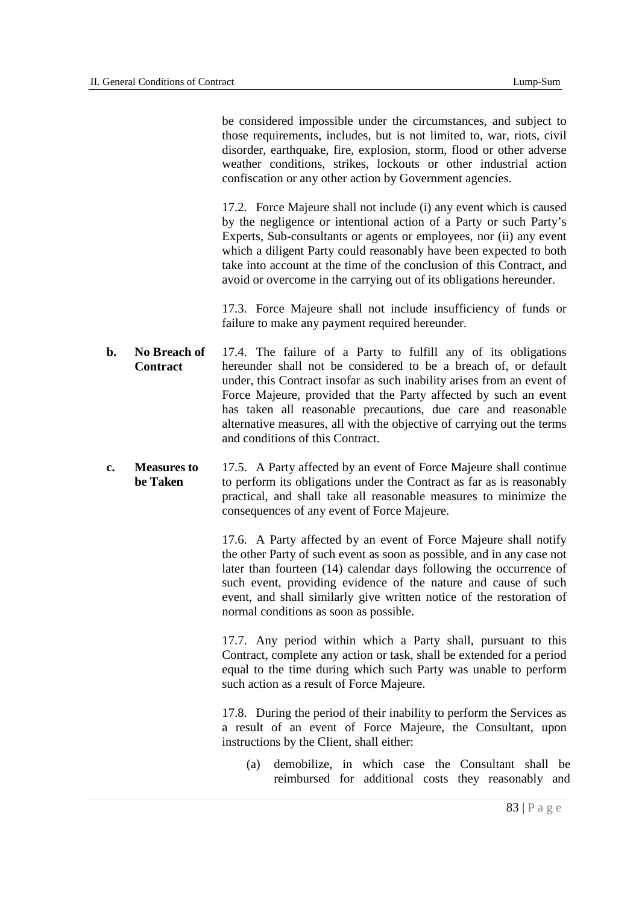be considered impossible under the circumstances, and subject to those requirements, includes, but is not limited to, war, riots, civil disorder, earthquake, fire, explosion, storm, flood or other adverse weather conditions, strikes, lockouts or other industrial action confiscation or any other action by Government agencies.

17.2. Force Majeure shall not include (i) any event which is caused by the negligence or intentional action of a Party or such Party's Experts, Sub-consultants or agents or employees, nor (ii) any event which a diligent Party could reasonably have been expected to both take into account at the time of the conclusion of this Contract, and avoid or overcome in the carrying out of its obligations hereunder.

17.3. Force Majeure shall not include insufficiency of funds or failure to make any payment required hereunder.

**b. No Breach of Contract**

17.4. The failure of a Party to fulfill any of its obligations hereunder shall not be considered to be a breach of, or default under, this Contract insofar as such inability arises from an event of Force Majeure, provided that the Party affected by such an event has taken all reasonable precautions, due care and reasonable alternative measures, all with the objective of carrying out the terms and conditions of this Contract.

**c. Measures to be Taken**

17.5. A Party affected by an event of Force Majeure shall continue to perform its obligations under the Contract as far as is reasonably practical, and shall take all reasonable measures to minimize the consequences of any event of Force Majeure.

17.6. A Party affected by an event of Force Majeure shall notify the other Party of such event as soon as possible, and in any case not later than fourteen (14) calendar days following the occurrence of such event, providing evidence of the nature and cause of such event, and shall similarly give written notice of the restoration of normal conditions as soon as possible.

17.7. Any period within which a Party shall, pursuant to this Contract, complete any action or task, shall be extended for a period equal to the time during which such Party was unable to perform such action as a result of Force Majeure.

17.8. During the period of their inability to perform the Services as a result of an event of Force Majeure, the Consultant, upon instructions by the Client, shall either:

(a) demobilize, in which case the Consultant shall be reimbursed for additional costs they reasonably and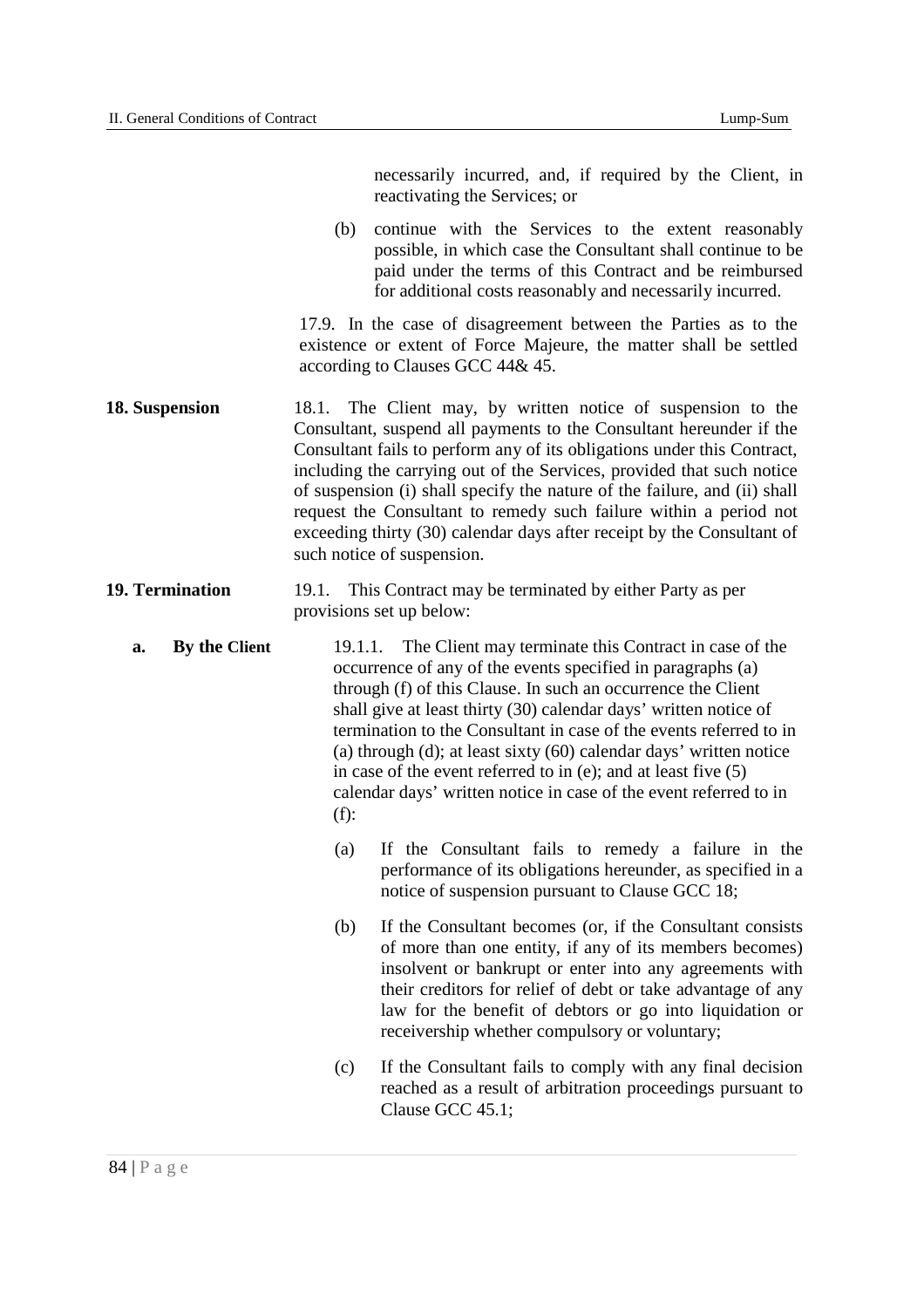necessarily incurred, and, if required by the Client, in reactivating the Services; or

(b) continue with the Services to the extent reasonably possible, in which case the Consultant shall continue to be paid under the terms of this Contract and be reimbursed for additional costs reasonably and necessarily incurred.

17.9. In the case of disagreement between the Parties as to the existence or extent of Force Majeure, the matter shall be settled according to Clauses GCC 44& 45.

**18. Suspension**

18.1. The Client may, by written notice of suspension to the Consultant, suspend all payments to the Consultant hereunder if the Consultant fails to perform any of its obligations under this Contract, including the carrying out of the Services, provided that such notice of suspension (i) shall specify the nature of the failure, and (ii) shall request the Consultant to remedy such failure within a period not exceeding thirty (30) calendar days after receipt by the Consultant of such notice of suspension.

**19. Termination**

19.1. This Contract may be terminated by either Party as per provisions set up below:

**a. By the Client**

19.1.1. The Client may terminate this Contract in case of the occurrence of any of the events specified in paragraphs (a) through (f) of this Clause. In such an occurrence the Client shall give at least thirty (30) calendar days' written notice of termination to the Consultant in case of the events referred to in (a) through (d); at least sixty (60) calendar days' written notice in case of the event referred to in (e); and at least five (5) calendar days' written notice in case of the event referred to in (f):

(a) If the Consultant fails to remedy a failure in the performance of its obligations hereunder, as specified in a notice of suspension pursuant to Clause GCC 18;

(b) If the Consultant becomes (or, if the Consultant consists of more than one entity, if any of its members becomes) insolvent or bankrupt or enter into any agreements with their creditors for relief of debt or take advantage of any law for the benefit of debtors or go into liquidation or receivership whether compulsory or voluntary;

(c) If the Consultant fails to comply with any final decision reached as a result of arbitration proceedings pursuant to Clause GCC 45.1;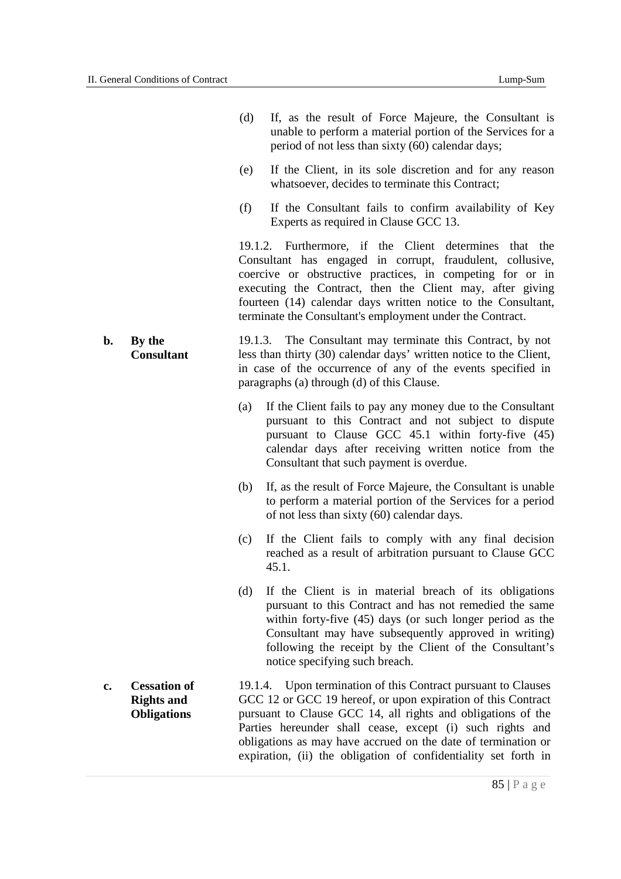(d) If, as the result of Force Majeure, the Consultant is unable to perform a material portion of the Services for a period of not less than sixty (60) calendar days;

(e) If the Client, in its sole discretion and for any reason whatsoever, decides to terminate this Contract;

(f) If the Consultant fails to confirm availability of Key Experts as required in Clause GCC 13.

19.1.2. Furthermore, if the Client determines that the Consultant has engaged in corrupt, fraudulent, collusive, coercive or obstructive practices, in competing for or in executing the Contract, then the Client may, after giving fourteen (14) calendar days written notice to the Consultant, terminate the Consultant's employment under the Contract.

**b. By the Consultant**

19.1.3. The Consultant may terminate this Contract, by not less than thirty (30) calendar days' written notice to the Client, in case of the occurrence of any of the events specified in paragraphs (a) through (d) of this Clause.

(a) If the Client fails to pay any money due to the Consultant pursuant to this Contract and not subject to dispute pursuant to Clause GCC 45.1 within forty-five (45) calendar days after receiving written notice from the Consultant that such payment is overdue.

(b) If, as the result of Force Majeure, the Consultant is unable to perform a material portion of the Services for a period of not less than sixty (60) calendar days.

(c) If the Client fails to comply with any final decision reached as a result of arbitration pursuant to Clause GCC 45.1.

(d) If the Client is in material breach of its obligations pursuant to this Contract and has not remedied the same within forty-five (45) days (or such longer period as the Consultant may have subsequently approved in writing) following the receipt by the Client of the Consultant's notice specifying such breach.

**c. Cessation of Rights and Obligations**

19.1.4. Upon termination of this Contract pursuant to Clauses GCC 12 or GCC 19 hereof, or upon expiration of this Contract pursuant to Clause GCC 14, all rights and obligations of the Parties hereunder shall cease, except (i) such rights and obligations as may have accrued on the date of termination or expiration, (ii) the obligation of confidentiality set forth in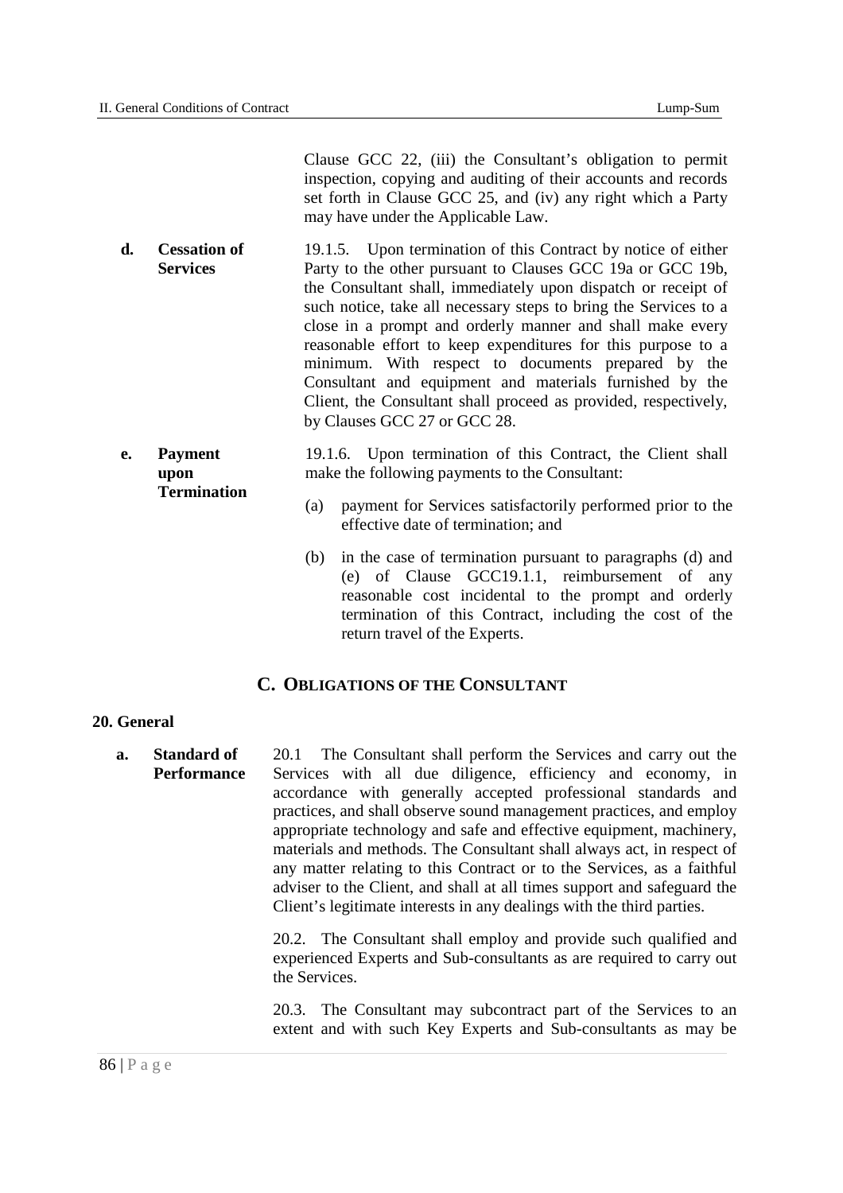Clause GCC 22, (iii) the Consultant's obligation to permit inspection, copying and auditing of their accounts and records set forth in Clause GCC 25, and (iv) any right which a Party may have under the Applicable Law.

**d. Cessation of Services**

19.1.5. Upon termination of this Contract by notice of either Party to the other pursuant to Clauses GCC 19a or GCC 19b, the Consultant shall, immediately upon dispatch or receipt of such notice, take all necessary steps to bring the Services to a close in a prompt and orderly manner and shall make every reasonable effort to keep expenditures for this purpose to a minimum. With respect to documents prepared by the Consultant and equipment and materials furnished by the Client, the Consultant shall proceed as provided, respectively, by Clauses GCC 27 or GCC 28.

**e. Payment upon Termination**

19.1.6. Upon termination of this Contract, the Client shall make the following payments to the Consultant:

(a) payment for Services satisfactorily performed prior to the effective date of termination; and

(b) in the case of termination pursuant to paragraphs (d) and (e) of Clause GCC19.1.1, reimbursement of any reasonable cost incidental to the prompt and orderly termination of this Contract, including the cost of the return travel of the Experts.

## C. OBLIGATIONS OF THE CONSULTANT

### 20. General

**a. Standard of Performance**

20.1 The Consultant shall perform the Services and carry out the Services with all due diligence, efficiency and economy, in accordance with generally accepted professional standards and practices, and shall observe sound management practices, and employ appropriate technology and safe and effective equipment, machinery, materials and methods. The Consultant shall always act, in respect of any matter relating to this Contract or to the Services, as a faithful adviser to the Client, and shall at all times support and safeguard the Client's legitimate interests in any dealings with the third parties.

20.2. The Consultant shall employ and provide such qualified and experienced Experts and Sub-consultants as are required to carry out the Services.

20.3. The Consultant may subcontract part of the Services to an extent and with such Key Experts and Sub-consultants as may be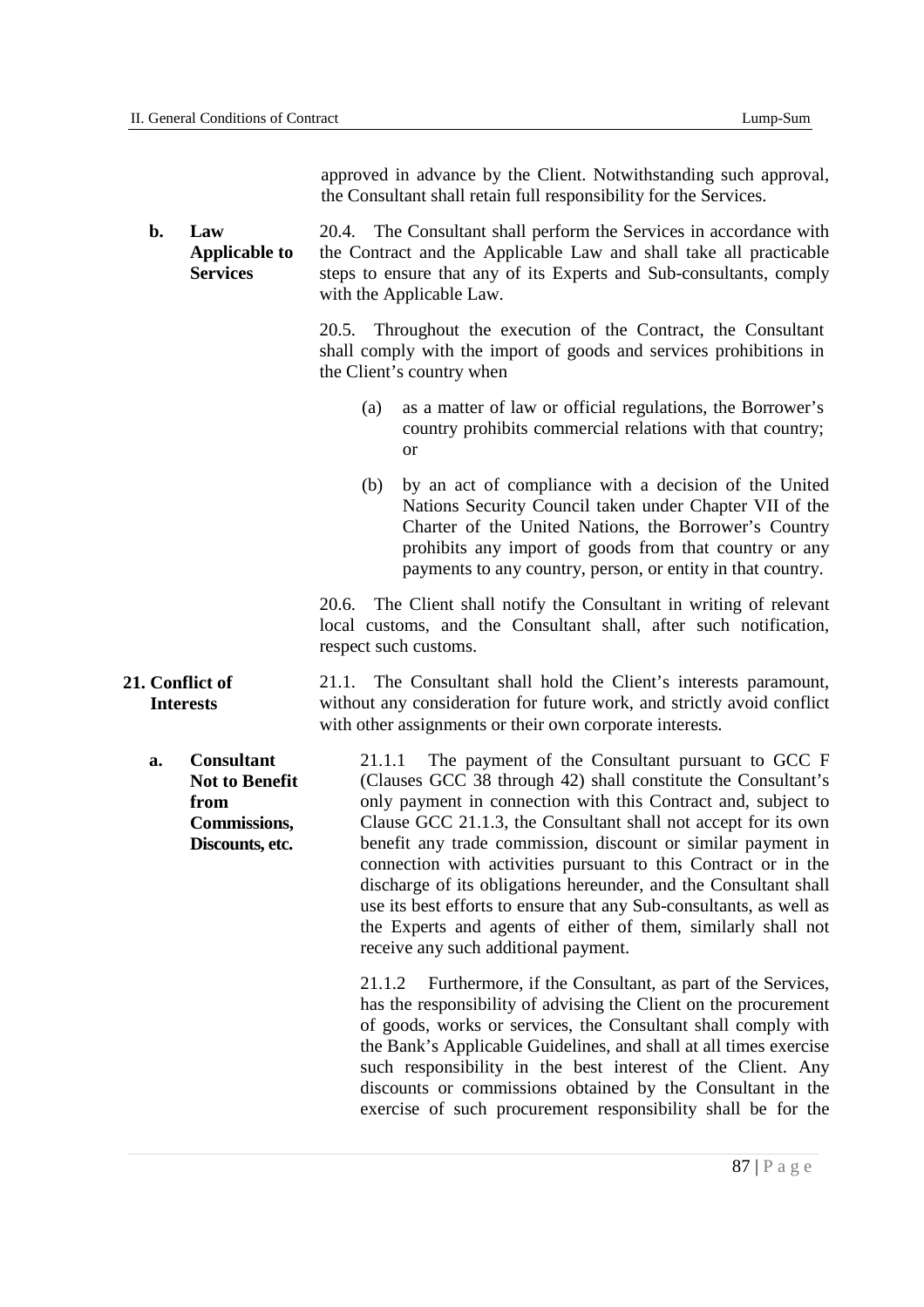approved in advance by the Client. Notwithstanding such approval, the Consultant shall retain full responsibility for the Services.

**b. Law Applicable to Services**

20.4. The Consultant shall perform the Services in accordance with the Contract and the Applicable Law and shall take all practicable steps to ensure that any of its Experts and Sub-consultants, comply with the Applicable Law.

20.5. Throughout the execution of the Contract, the Consultant shall comply with the import of goods and services prohibitions in the Client's country when

(a) as a matter of law or official regulations, the Borrower's country prohibits commercial relations with that country; or

(b) by an act of compliance with a decision of the United Nations Security Council taken under Chapter VII of the Charter of the United Nations, the Borrower's Country prohibits any import of goods from that country or any payments to any country, person, or entity in that country.

20.6. The Client shall notify the Consultant in writing of relevant local customs, and the Consultant shall, after such notification, respect such customs.

**21. Conflict of Interests**

21.1. The Consultant shall hold the Client's interests paramount, without any consideration for future work, and strictly avoid conflict with other assignments or their own corporate interests.

**a. Consultant Not to Benefit from Commissions, Discounts, etc.**

21.1.1 The payment of the Consultant pursuant to GCC F (Clauses GCC 38 through 42) shall constitute the Consultant's only payment in connection with this Contract and, subject to Clause GCC 21.1.3, the Consultant shall not accept for its own benefit any trade commission, discount or similar payment in connection with activities pursuant to this Contract or in the discharge of its obligations hereunder, and the Consultant shall use its best efforts to ensure that any Sub-consultants, as well as the Experts and agents of either of them, similarly shall not receive any such additional payment.

21.1.2 Furthermore, if the Consultant, as part of the Services, has the responsibility of advising the Client on the procurement of goods, works or services, the Consultant shall comply with the Bank's Applicable Guidelines, and shall at all times exercise such responsibility in the best interest of the Client. Any discounts or commissions obtained by the Consultant in the exercise of such procurement responsibility shall be for the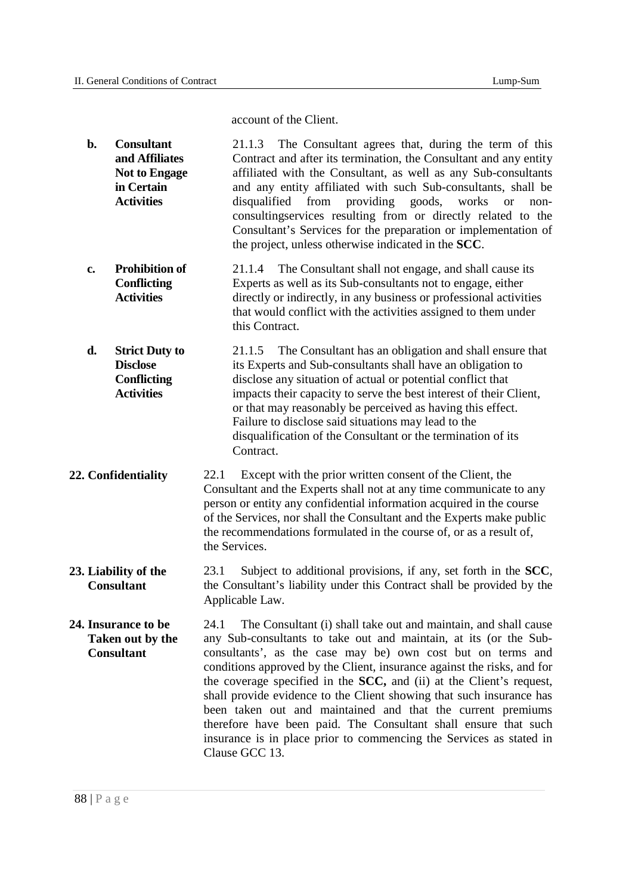account of the Client.

**b. Consultant and Affiliates Not to Engage in Certain Activities**

21.1.3 The Consultant agrees that, during the term of this Contract and after its termination, the Consultant and any entity affiliated with the Consultant, as well as any Sub-consultants and any entity affiliated with such Sub-consultants, shall be disqualified from providing goods, works or non-consultingservices resulting from or directly related to the Consultant's Services for the preparation or implementation of the project, unless otherwise indicated in the **SCC**.

**c. Prohibition of Conflicting Activities**

21.1.4 The Consultant shall not engage, and shall cause its Experts as well as its Sub-consultants not to engage, either directly or indirectly, in any business or professional activities that would conflict with the activities assigned to them under this Contract.

**d. Strict Duty to Disclose Conflicting Activities**

21.1.5 The Consultant has an obligation and shall ensure that its Experts and Sub-consultants shall have an obligation to disclose any situation of actual or potential conflict that impacts their capacity to serve the best interest of their Client, or that may reasonably be perceived as having this effect. Failure to disclose said situations may lead to the disqualification of the Consultant or the termination of its Contract.

**22. Confidentiality**

22.1 Except with the prior written consent of the Client, the Consultant and the Experts shall not at any time communicate to any person or entity any confidential information acquired in the course of the Services, nor shall the Consultant and the Experts make public the recommendations formulated in the course of, or as a result of, the Services.

**23. Liability of the Consultant**

23.1 Subject to additional provisions, if any, set forth in the **SCC**, the Consultant's liability under this Contract shall be provided by the Applicable Law.

**24. Insurance to be Taken out by the Consultant**

24.1 The Consultant (i) shall take out and maintain, and shall cause any Sub-consultants to take out and maintain, at its (or the Sub-consultants', as the case may be) own cost but on terms and conditions approved by the Client, insurance against the risks, and for the coverage specified in the **SCC,** and (ii) at the Client's request, shall provide evidence to the Client showing that such insurance has been taken out and maintained and that the current premiums therefore have been paid. The Consultant shall ensure that such insurance is in place prior to commencing the Services as stated in Clause GCC 13.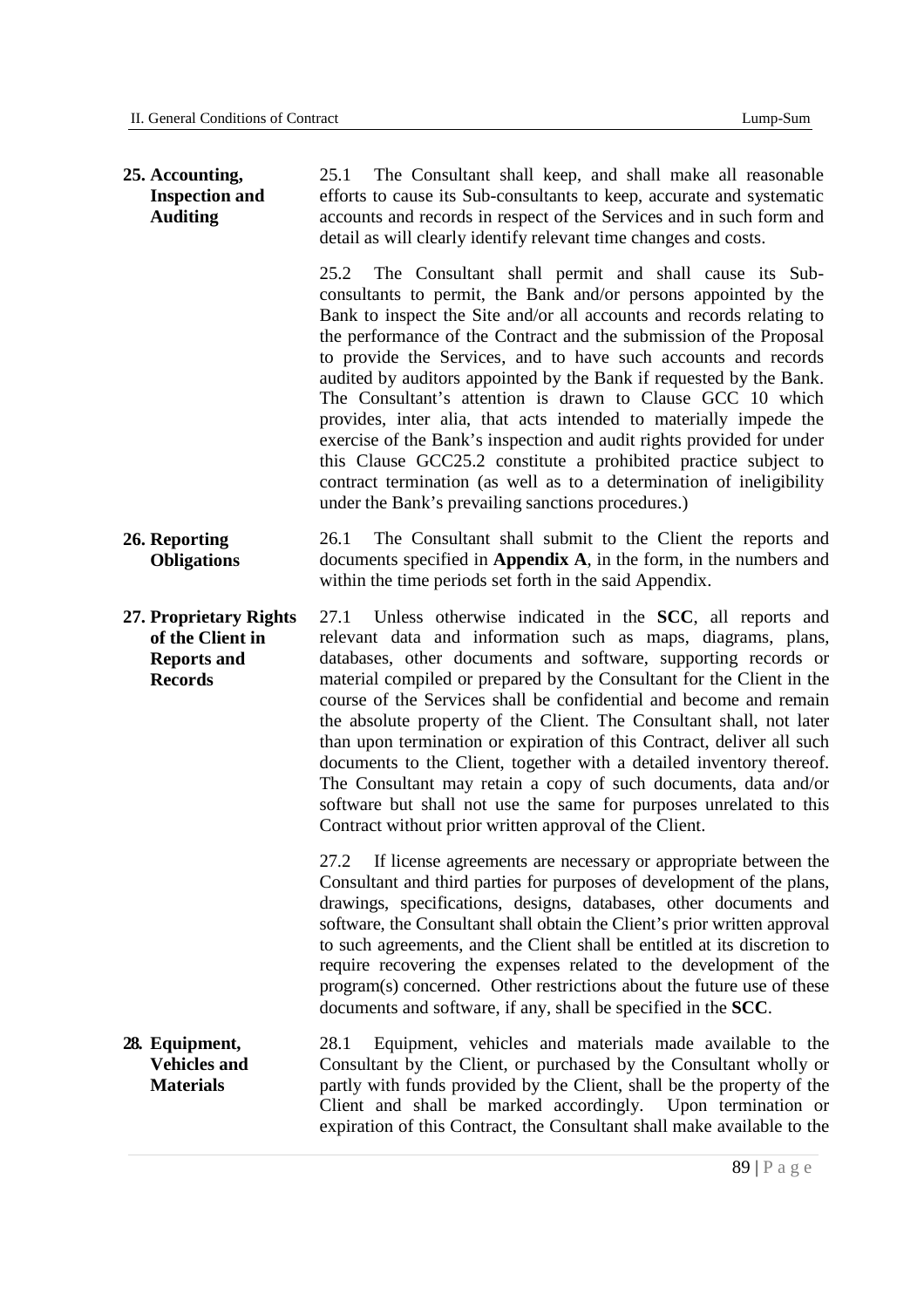**25. Accounting, Inspection and Auditing**

25.1 The Consultant shall keep, and shall make all reasonable efforts to cause its Sub-consultants to keep, accurate and systematic accounts and records in respect of the Services and in such form and detail as will clearly identify relevant time changes and costs.

25.2 The Consultant shall permit and shall cause its Sub-consultants to permit, the Bank and/or persons appointed by the Bank to inspect the Site and/or all accounts and records relating to the performance of the Contract and the submission of the Proposal to provide the Services, and to have such accounts and records audited by auditors appointed by the Bank if requested by the Bank. The Consultant's attention is drawn to Clause GCC 10 which provides, inter alia, that acts intended to materially impede the exercise of the Bank's inspection and audit rights provided for under this Clause GCC25.2 constitute a prohibited practice subject to contract termination (as well as to a determination of ineligibility under the Bank's prevailing sanctions procedures.)

**26. Reporting Obligations**

26.1 The Consultant shall submit to the Client the reports and documents specified in **Appendix A**, in the form, in the numbers and within the time periods set forth in the said Appendix.

**27. Proprietary Rights of the Client in Reports and Records**

27.1 Unless otherwise indicated in the **SCC**, all reports and relevant data and information such as maps, diagrams, plans, databases, other documents and software, supporting records or material compiled or prepared by the Consultant for the Client in the course of the Services shall be confidential and become and remain the absolute property of the Client. The Consultant shall, not later than upon termination or expiration of this Contract, deliver all such documents to the Client, together with a detailed inventory thereof. The Consultant may retain a copy of such documents, data and/or software but shall not use the same for purposes unrelated to this Contract without prior written approval of the Client.

27.2 If license agreements are necessary or appropriate between the Consultant and third parties for purposes of development of the plans, drawings, specifications, designs, databases, other documents and software, the Consultant shall obtain the Client's prior written approval to such agreements, and the Client shall be entitled at its discretion to require recovering the expenses related to the development of the program(s) concerned. Other restrictions about the future use of these documents and software, if any, shall be specified in the **SCC**.

**28. Equipment, Vehicles and Materials**

28.1 Equipment, vehicles and materials made available to the Consultant by the Client, or purchased by the Consultant wholly or partly with funds provided by the Client, shall be the property of the Client and shall be marked accordingly. Upon termination or expiration of this Contract, the Consultant shall make available to the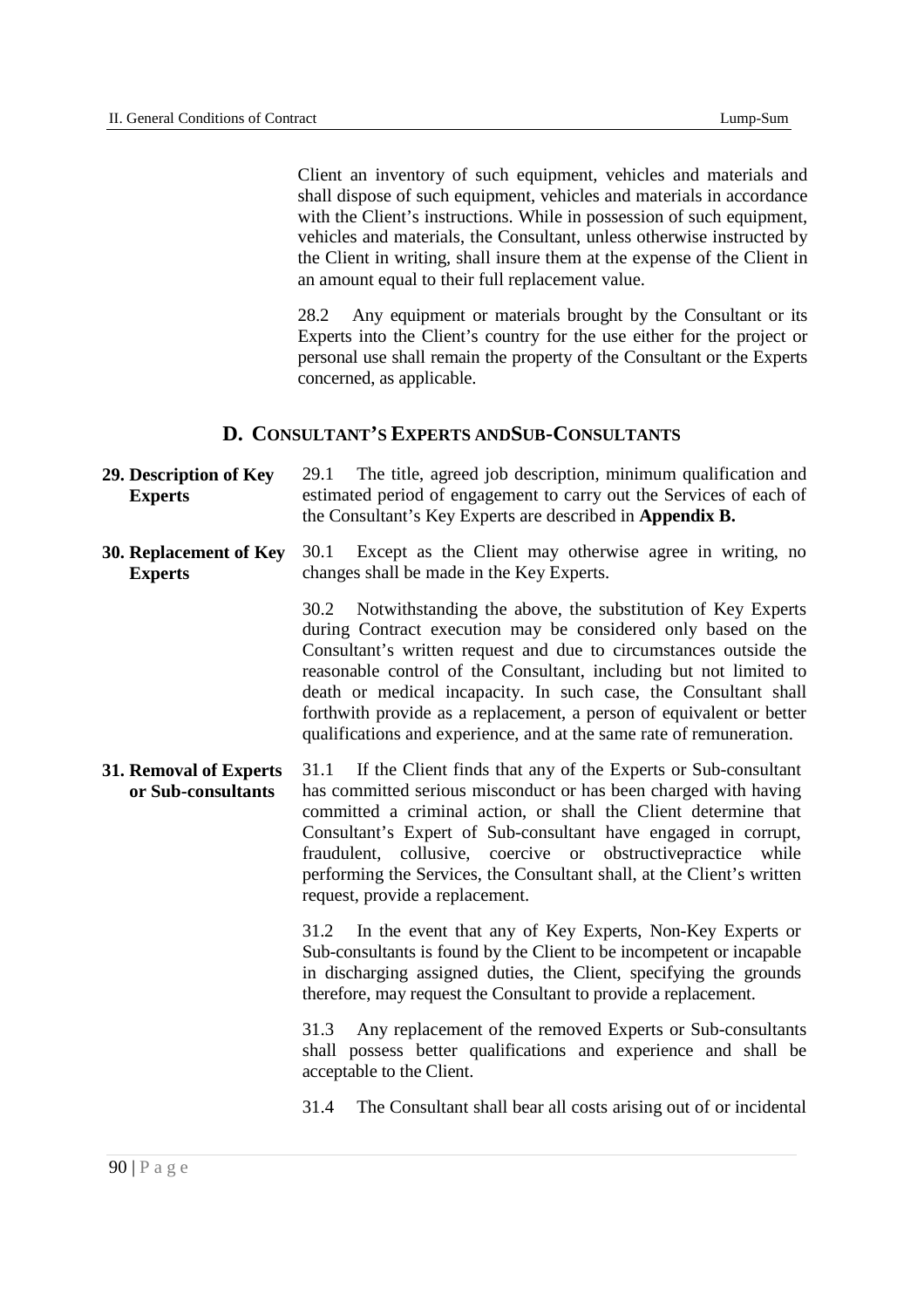Client an inventory of such equipment, vehicles and materials and shall dispose of such equipment, vehicles and materials in accordance with the Client's instructions. While in possession of such equipment, vehicles and materials, the Consultant, unless otherwise instructed by the Client in writing, shall insure them at the expense of the Client in an amount equal to their full replacement value.

28.2 Any equipment or materials brought by the Consultant or its Experts into the Client's country for the use either for the project or personal use shall remain the property of the Consultant or the Experts concerned, as applicable.

## D. CONSULTANT'S EXPERTS ANDSUB-CONSULTANTS

**29. Description of Key Experts**

29.1 The title, agreed job description, minimum qualification and estimated period of engagement to carry out the Services of each of the Consultant's Key Experts are described in **Appendix B.**

**30. Replacement of Key Experts**

30.1 Except as the Client may otherwise agree in writing, no changes shall be made in the Key Experts.

30.2 Notwithstanding the above, the substitution of Key Experts during Contract execution may be considered only based on the Consultant's written request and due to circumstances outside the reasonable control of the Consultant, including but not limited to death or medical incapacity. In such case, the Consultant shall forthwith provide as a replacement, a person of equivalent or better qualifications and experience, and at the same rate of remuneration.

**31. Removal of Experts or Sub-consultants**

31.1 If the Client finds that any of the Experts or Sub-consultant has committed serious misconduct or has been charged with having committed a criminal action, or shall the Client determine that Consultant's Expert of Sub-consultant have engaged in corrupt, fraudulent, collusive, coercive or obstructivepractice while performing the Services, the Consultant shall, at the Client's written request, provide a replacement.

31.2 In the event that any of Key Experts, Non-Key Experts or Sub-consultants is found by the Client to be incompetent or incapable in discharging assigned duties, the Client, specifying the grounds therefore, may request the Consultant to provide a replacement.

31.3 Any replacement of the removed Experts or Sub-consultants shall possess better qualifications and experience and shall be acceptable to the Client.

31.4 The Consultant shall bear all costs arising out of or incidental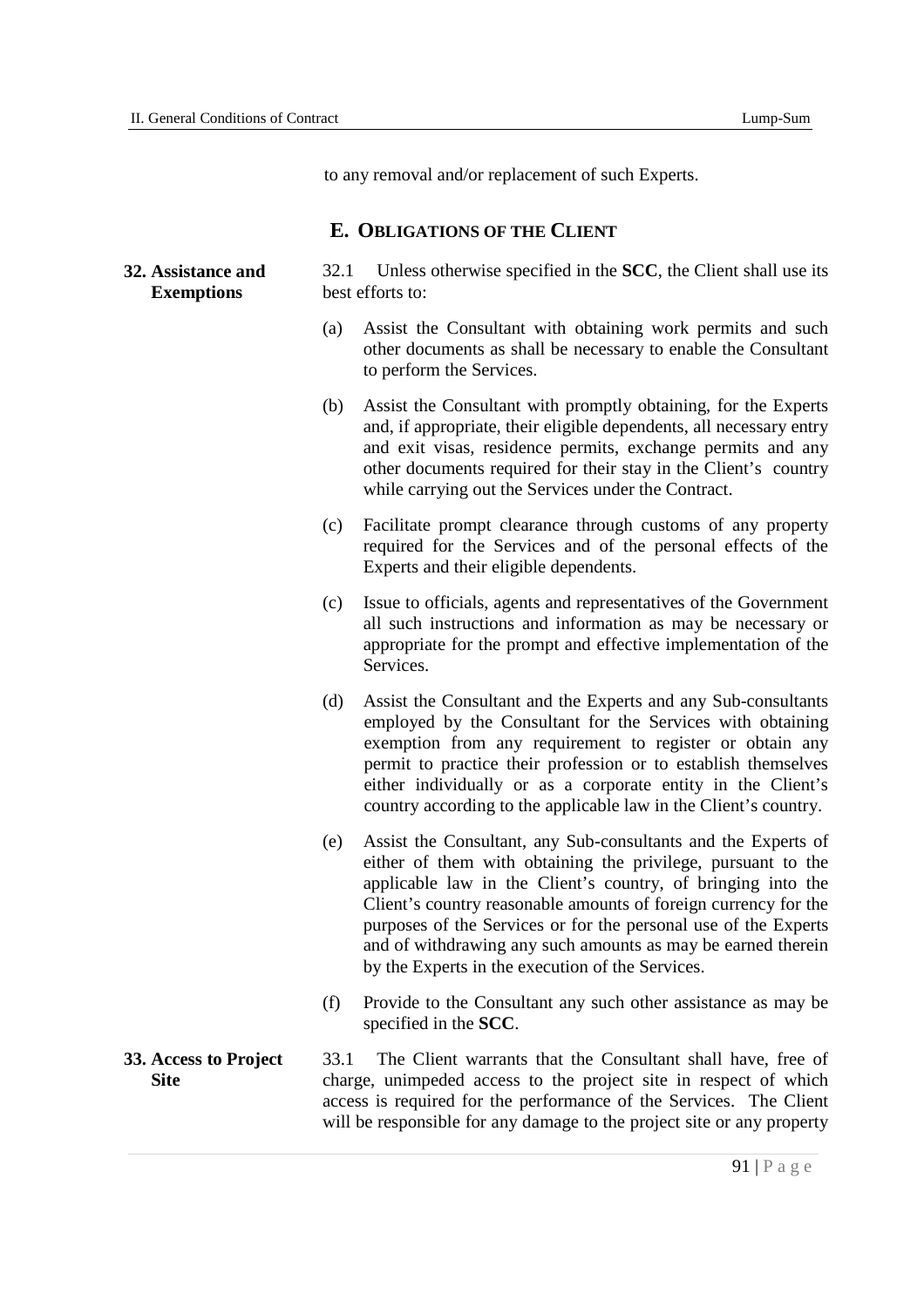to any removal and/or replacement of such Experts.

## E. Obligations of the Client

**32. Assistance and Exemptions**

32.1 Unless otherwise specified in the **SCC**, the Client shall use its best efforts to:

(a) Assist the Consultant with obtaining work permits and such other documents as shall be necessary to enable the Consultant to perform the Services.

(b) Assist the Consultant with promptly obtaining, for the Experts and, if appropriate, their eligible dependents, all necessary entry and exit visas, residence permits, exchange permits and any other documents required for their stay in the Client's country while carrying out the Services under the Contract.

(c) Facilitate prompt clearance through customs of any property required for the Services and of the personal effects of the Experts and their eligible dependents.

(c) Issue to officials, agents and representatives of the Government all such instructions and information as may be necessary or appropriate for the prompt and effective implementation of the Services.

(d) Assist the Consultant and the Experts and any Sub-consultants employed by the Consultant for the Services with obtaining exemption from any requirement to register or obtain any permit to practice their profession or to establish themselves either individually or as a corporate entity in the Client's country according to the applicable law in the Client's country.

(e) Assist the Consultant, any Sub-consultants and the Experts of either of them with obtaining the privilege, pursuant to the applicable law in the Client's country, of bringing into the Client's country reasonable amounts of foreign currency for the purposes of the Services or for the personal use of the Experts and of withdrawing any such amounts as may be earned therein by the Experts in the execution of the Services.

(f) Provide to the Consultant any such other assistance as may be specified in the **SCC**.

**33. Access to Project Site**

33.1 The Client warrants that the Consultant shall have, free of charge, unimpeded access to the project site in respect of which access is required for the performance of the Services. The Client will be responsible for any damage to the project site or any property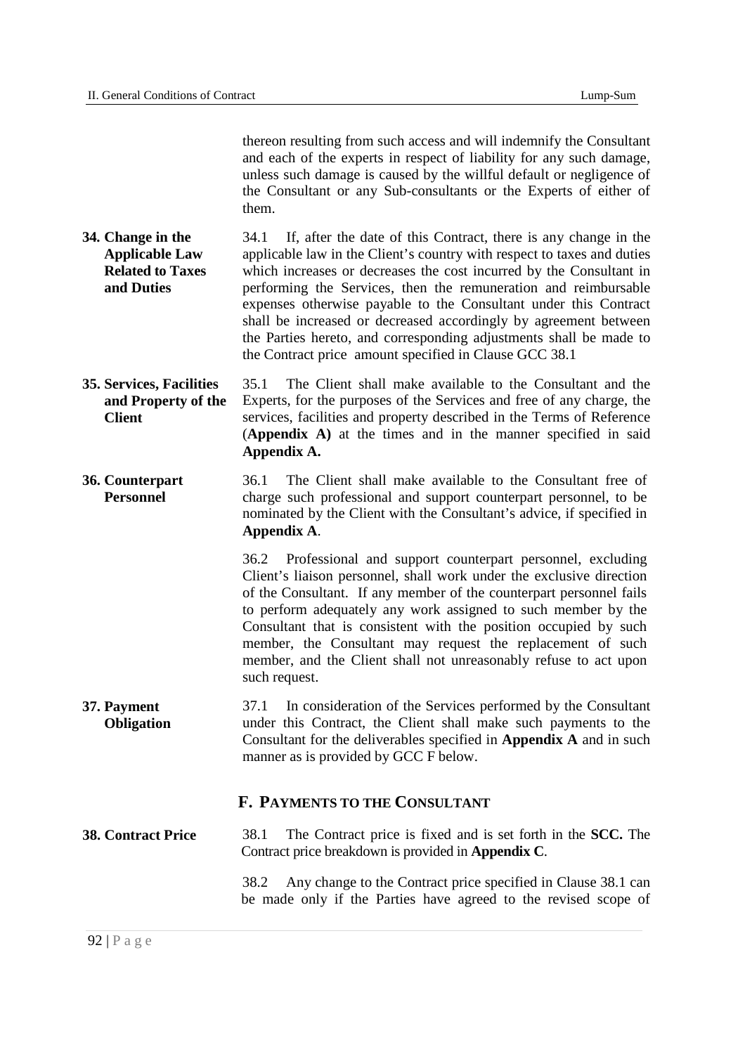thereon resulting from such access and will indemnify the Consultant and each of the experts in respect of liability for any such damage, unless such damage is caused by the willful default or negligence of the Consultant or any Sub-consultants or the Experts of either of them.

**34. Change in the Applicable Law Related to Taxes and Duties**

34.1 If, after the date of this Contract, there is any change in the applicable law in the Client's country with respect to taxes and duties which increases or decreases the cost incurred by the Consultant in performing the Services, then the remuneration and reimbursable expenses otherwise payable to the Consultant under this Contract shall be increased or decreased accordingly by agreement between the Parties hereto, and corresponding adjustments shall be made to the Contract price amount specified in Clause GCC 38.1

**35. Services, Facilities and Property of the Client**

35.1 The Client shall make available to the Consultant and the Experts, for the purposes of the Services and free of any charge, the services, facilities and property described in the Terms of Reference (**Appendix A)** at the times and in the manner specified in said **Appendix A.**

**36. Counterpart Personnel**

36.1 The Client shall make available to the Consultant free of charge such professional and support counterpart personnel, to be nominated by the Client with the Consultant's advice, if specified in **Appendix A**.

36.2 Professional and support counterpart personnel, excluding Client's liaison personnel, shall work under the exclusive direction of the Consultant. If any member of the counterpart personnel fails to perform adequately any work assigned to such member by the Consultant that is consistent with the position occupied by such member, the Consultant may request the replacement of such member, and the Client shall not unreasonably refuse to act upon such request.

**37. Payment Obligation**

37.1 In consideration of the Services performed by the Consultant under this Contract, the Client shall make such payments to the Consultant for the deliverables specified in **Appendix A** and in such manner as is provided by GCC F below.

## F. PAYMENTS TO THE CONSULTANT

**38. Contract Price**

38.1 The Contract price is fixed and is set forth in the **SCC.** The Contract price breakdown is provided in **Appendix C**.

38.2 Any change to the Contract price specified in Clause 38.1 can be made only if the Parties have agreed to the revised scope of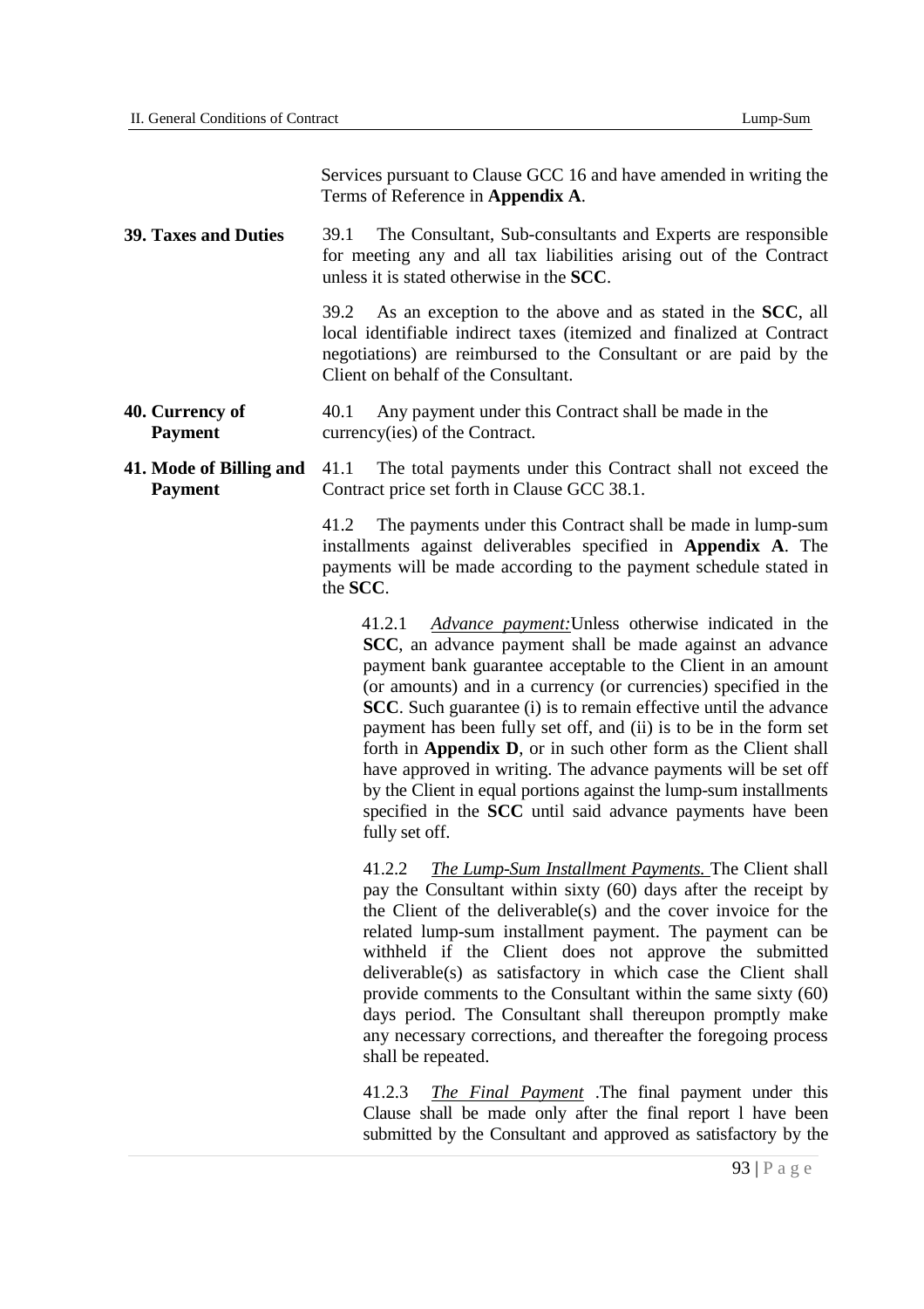Services pursuant to Clause GCC 16 and have amended in writing the Terms of Reference in **Appendix A**.

**39. Taxes and Duties**

39.1 The Consultant, Sub-consultants and Experts are responsible for meeting any and all tax liabilities arising out of the Contract unless it is stated otherwise in the **SCC**.

39.2 As an exception to the above and as stated in the **SCC**, all local identifiable indirect taxes (itemized and finalized at Contract negotiations) are reimbursed to the Consultant or are paid by the Client on behalf of the Consultant.

**40. Currency of Payment**

40.1 Any payment under this Contract shall be made in the currency(ies) of the Contract.

**41. Mode of Billing and Payment**

41.1 The total payments under this Contract shall not exceed the Contract price set forth in Clause GCC 38.1.

41.2 The payments under this Contract shall be made in lump-sum installments against deliverables specified in **Appendix A**. The payments will be made according to the payment schedule stated in the **SCC**.

41.2.1 *Advance payment:*Unless otherwise indicated in the **SCC**, an advance payment shall be made against an advance payment bank guarantee acceptable to the Client in an amount (or amounts) and in a currency (or currencies) specified in the **SCC**. Such guarantee (i) is to remain effective until the advance payment has been fully set off, and (ii) is to be in the form set forth in **Appendix D**, or in such other form as the Client shall have approved in writing. The advance payments will be set off by the Client in equal portions against the lump-sum installments specified in the **SCC** until said advance payments have been fully set off.

41.2.2 *The Lump-Sum Installment Payments.* The Client shall pay the Consultant within sixty (60) days after the receipt by the Client of the deliverable(s) and the cover invoice for the related lump-sum installment payment. The payment can be withheld if the Client does not approve the submitted deliverable(s) as satisfactory in which case the Client shall provide comments to the Consultant within the same sixty (60) days period. The Consultant shall thereupon promptly make any necessary corrections, and thereafter the foregoing process shall be repeated.

41.2.3 *The Final Payment* .The final payment under this Clause shall be made only after the final report l have been submitted by the Consultant and approved as satisfactory by the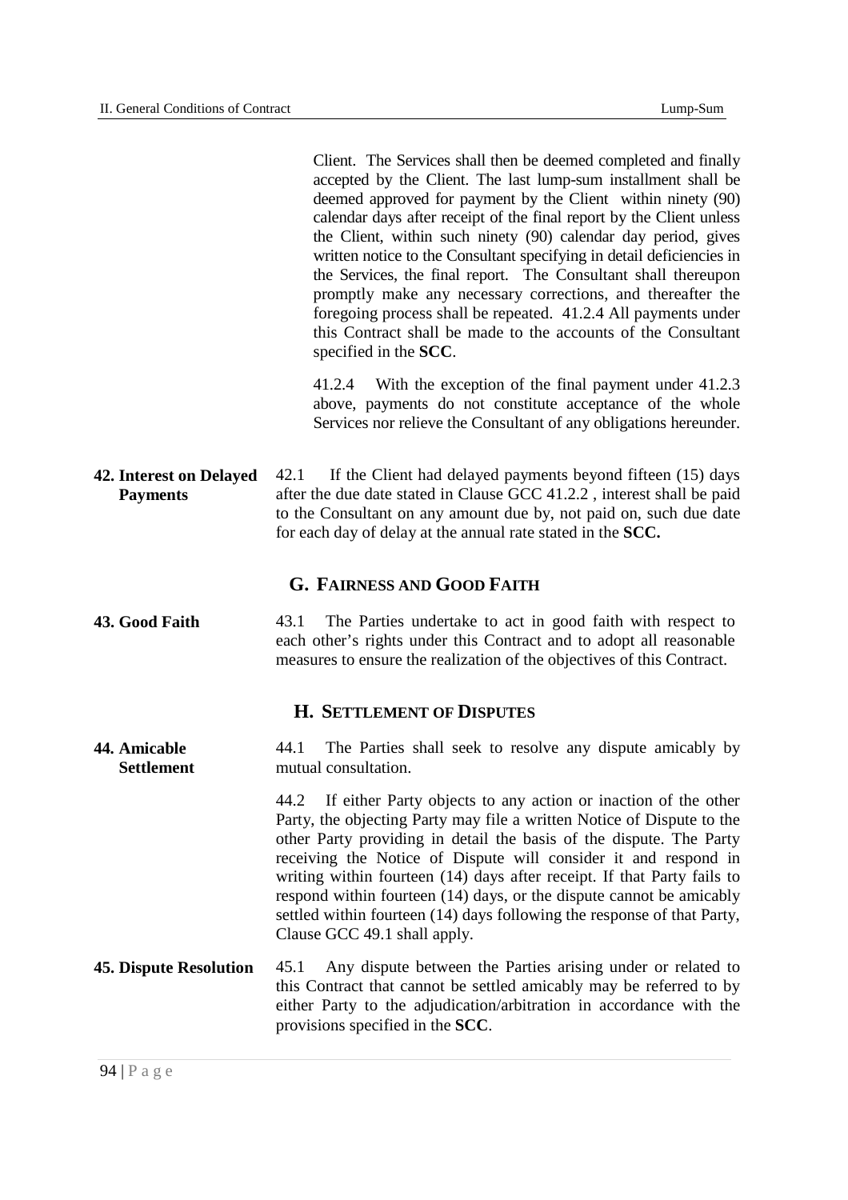Client. The Services shall then be deemed completed and finally accepted by the Client. The last lump-sum installment shall be deemed approved for payment by the Client within ninety (90) calendar days after receipt of the final report by the Client unless the Client, within such ninety (90) calendar day period, gives written notice to the Consultant specifying in detail deficiencies in the Services, the final report. The Consultant shall thereupon promptly make any necessary corrections, and thereafter the foregoing process shall be repeated. 41.2.4 All payments under this Contract shall be made to the accounts of the Consultant specified in the **SCC**.

41.2.4 With the exception of the final payment under 41.2.3 above, payments do not constitute acceptance of the whole Services nor relieve the Consultant of any obligations hereunder.

**42. Interest on Delayed Payments**

42.1 If the Client had delayed payments beyond fifteen (15) days after the due date stated in Clause GCC 41.2.2 , interest shall be paid to the Consultant on any amount due by, not paid on, such due date for each day of delay at the annual rate stated in the **SCC.**

## G. FAIRNESS AND GOOD FAITH

**43. Good Faith**

43.1 The Parties undertake to act in good faith with respect to each other's rights under this Contract and to adopt all reasonable measures to ensure the realization of the objectives of this Contract.

## H. SETTLEMENT OF DISPUTES

**44. Amicable Settlement**

44.1 The Parties shall seek to resolve any dispute amicably by mutual consultation.

44.2 If either Party objects to any action or inaction of the other Party, the objecting Party may file a written Notice of Dispute to the other Party providing in detail the basis of the dispute. The Party receiving the Notice of Dispute will consider it and respond in writing within fourteen (14) days after receipt. If that Party fails to respond within fourteen (14) days, or the dispute cannot be amicably settled within fourteen (14) days following the response of that Party, Clause GCC 49.1 shall apply.

**45. Dispute Resolution**

45.1 Any dispute between the Parties arising under or related to this Contract that cannot be settled amicably may be referred to by either Party to the adjudication/arbitration in accordance with the provisions specified in the **SCC**.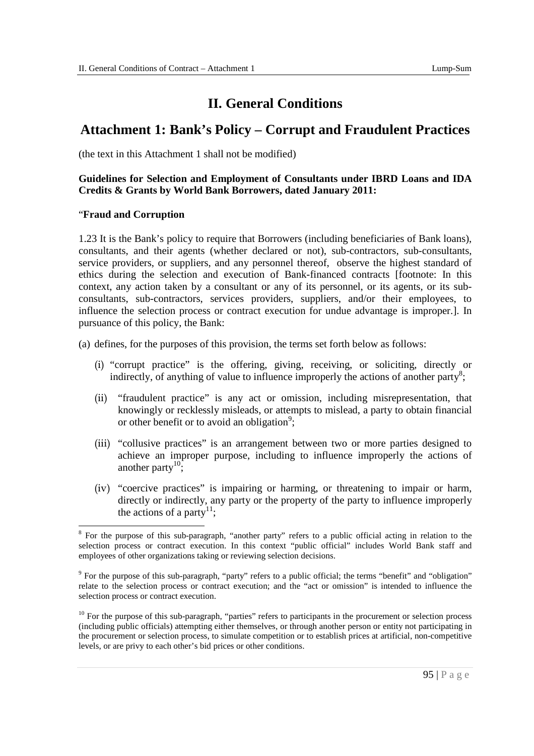# II. General Conditions

## Attachment 1: Bank's Policy – Corrupt and Fraudulent Practices

(the text in this Attachment 1 shall not be modified)

**Guidelines for Selection and Employment of Consultants under IBRD Loans and IDA Credits & Grants by World Bank Borrowers, dated January 2011:**

"**Fraud and Corruption**

1.23 It is the Bank's policy to require that Borrowers (including beneficiaries of Bank loans), consultants, and their agents (whether declared or not), sub-contractors, sub-consultants, service providers, or suppliers, and any personnel thereof, observe the highest standard of ethics during the selection and execution of Bank-financed contracts [footnote: In this context, any action taken by a consultant or any of its personnel, or its agents, or its sub-consultants, sub-contractors, services providers, suppliers, and/or their employees, to influence the selection process or contract execution for undue advantage is improper.]. In pursuance of this policy, the Bank:

(a) defines, for the purposes of this provision, the terms set forth below as follows:

  (i) "corrupt practice" is the offering, giving, receiving, or soliciting, directly or indirectly, of anything of value to influence improperly the actions of another party[8];

  (ii) "fraudulent practice" is any act or omission, including misrepresentation, that knowingly or recklessly misleads, or attempts to mislead, a party to obtain financial or other benefit or to avoid an obligation[9];

  (iii) "collusive practices" is an arrangement between two or more parties designed to achieve an improper purpose, including to influence improperly the actions of another party[10];

  (iv) "coercive practices" is impairing or harming, or threatening to impair or harm, directly or indirectly, any party or the property of the party to influence improperly the actions of a party[11];

---

[8] For the purpose of this sub-paragraph, "another party" refers to a public official acting in relation to the selection process or contract execution. In this context "public official" includes World Bank staff and employees of other organizations taking or reviewing selection decisions.

[9] For the purpose of this sub-paragraph, "party" refers to a public official; the terms "benefit" and "obligation" relate to the selection process or contract execution; and the "act or omission" is intended to influence the selection process or contract execution.

[10] For the purpose of this sub-paragraph, "parties" refers to participants in the procurement or selection process (including public officials) attempting either themselves, or through another person or entity not participating in the procurement or selection process, to simulate competition or to establish prices at artificial, non-competitive levels, or are privy to each other's bid prices or other conditions.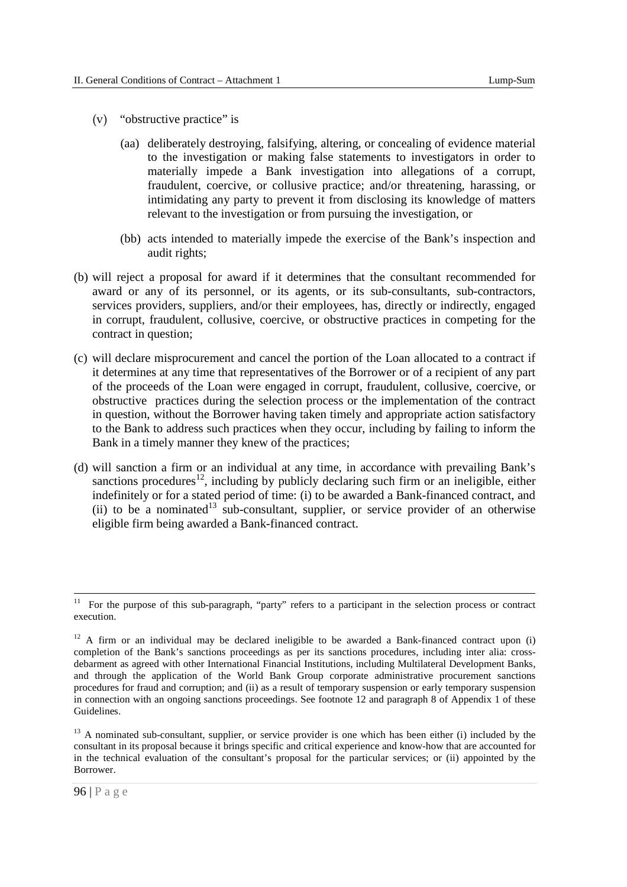(v) "obstructive practice" is

   (aa) deliberately destroying, falsifying, altering, or concealing of evidence material to the investigation or making false statements to investigators in order to materially impede a Bank investigation into allegations of a corrupt, fraudulent, coercive, or collusive practice; and/or threatening, harassing, or intimidating any party to prevent it from disclosing its knowledge of matters relevant to the investigation or from pursuing the investigation, or

   (bb) acts intended to materially impede the exercise of the Bank's inspection and audit rights;

(b) will reject a proposal for award if it determines that the consultant recommended for award or any of its personnel, or its agents, or its sub-consultants, sub-contractors, services providers, suppliers, and/or their employees, has, directly or indirectly, engaged in corrupt, fraudulent, collusive, coercive, or obstructive practices in competing for the contract in question;

(c) will declare misprocurement and cancel the portion of the Loan allocated to a contract if it determines at any time that representatives of the Borrower or of a recipient of any part of the proceeds of the Loan were engaged in corrupt, fraudulent, collusive, coercive, or obstructive practices during the selection process or the implementation of the contract in question, without the Borrower having taken timely and appropriate action satisfactory to the Bank to address such practices when they occur, including by failing to inform the Bank in a timely manner they knew of the practices;

(d) will sanction a firm or an individual at any time, in accordance with prevailing Bank's sanctions procedures[12], including by publicly declaring such firm or an ineligible, either indefinitely or for a stated period of time: (i) to be awarded a Bank-financed contract, and (ii) to be a nominated[13] sub-consultant, supplier, or service provider of an otherwise eligible firm being awarded a Bank-financed contract.

---

[11] For the purpose of this sub-paragraph, "party" refers to a participant in the selection process or contract execution.

[12] A firm or an individual may be declared ineligible to be awarded a Bank-financed contract upon (i) completion of the Bank's sanctions proceedings as per its sanctions procedures, including inter alia: cross-debarment as agreed with other International Financial Institutions, including Multilateral Development Banks, and through the application of the World Bank Group corporate administrative procurement sanctions procedures for fraud and corruption; and (ii) as a result of temporary suspension or early temporary suspension in connection with an ongoing sanctions proceedings. See footnote 12 and paragraph 8 of Appendix 1 of these Guidelines.

[13] A nominated sub-consultant, supplier, or service provider is one which has been either (i) included by the consultant in its proposal because it brings specific and critical experience and know-how that are accounted for in the technical evaluation of the consultant's proposal for the particular services; or (ii) appointed by the Borrower.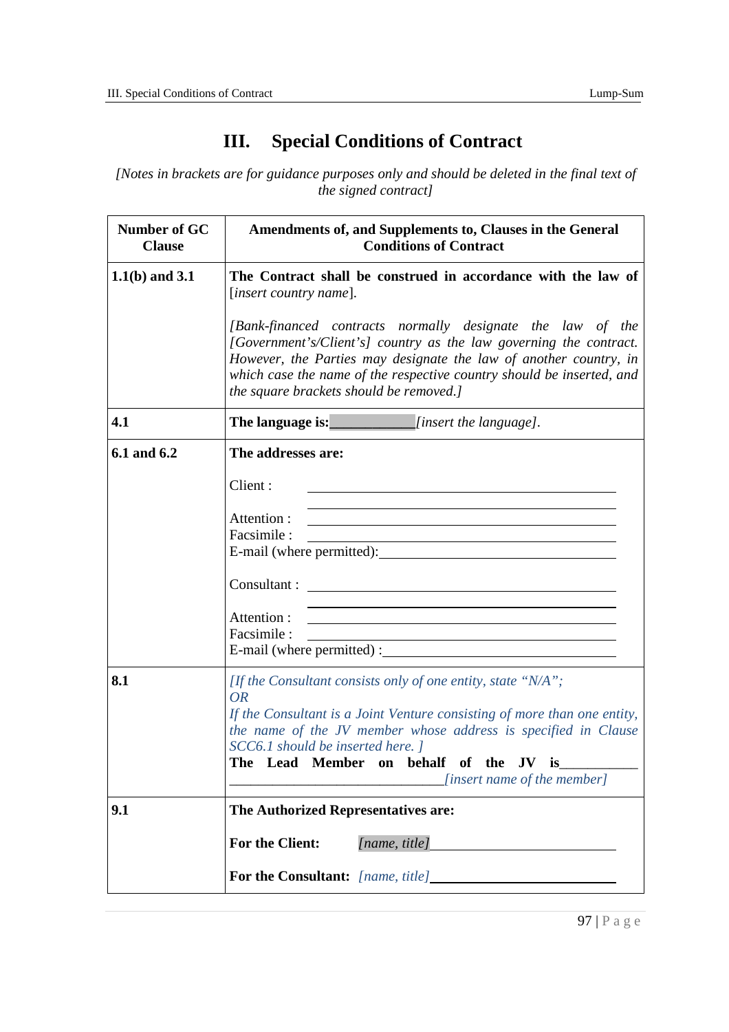# III. Special Conditions of Contract

*[Notes in brackets are for guidance purposes only and should be deleted in the final text of the signed contract]*

| Number of GC Clause | Amendments of, and Supplements to, Clauses in the General Conditions of Contract |
|---|---|
| **1.1(b) and 3.1** | **The Contract shall be construed in accordance with the law of** [*insert country name*].<br><br>*[Bank-financed contracts normally designate the law of the [Government's/Client's] country as the law governing the contract. However, the Parties may designate the law of another country, in which case the name of the respective country should be inserted, and the square brackets should be removed.]* |
| **4.1** | **The language is:**\_\_\_\_\_\_\_\_\_\_\_\_*[insert the language]*. |
| **6.1 and 6.2** | **The addresses are:**<br><br>Client : \_\_\_\_\_\_\_\_\_\_\_\_\_\_\_\_\_\_\_\_\_\_\_\_\_\_\_\_\_\_\_\_\_\_\_\_<br>\_\_\_\_\_\_\_\_\_\_\_\_\_\_\_\_\_\_\_\_\_\_\_\_\_\_\_\_\_\_\_\_\_\_\_\_<br>Attention : \_\_\_\_\_\_\_\_\_\_\_\_\_\_\_\_\_\_\_\_\_\_\_\_\_\_\_\_\_\_\_\_\_\_\_\_<br>Facsimile : \_\_\_\_\_\_\_\_\_\_\_\_\_\_\_\_\_\_\_\_\_\_\_\_\_\_\_\_\_\_\_\_\_\_\_\_<br>E-mail (where permitted):\_\_\_\_\_\_\_\_\_\_\_\_\_\_\_\_\_\_\_\_\_\_\_\_\_\_\_\_<br><br>Consultant : \_\_\_\_\_\_\_\_\_\_\_\_\_\_\_\_\_\_\_\_\_\_\_\_\_\_\_\_\_\_\_\_\_\_\_\_<br>\_\_\_\_\_\_\_\_\_\_\_\_\_\_\_\_\_\_\_\_\_\_\_\_\_\_\_\_\_\_\_\_\_\_\_\_<br>Attention : \_\_\_\_\_\_\_\_\_\_\_\_\_\_\_\_\_\_\_\_\_\_\_\_\_\_\_\_\_\_\_\_\_\_\_\_<br>Facsimile : \_\_\_\_\_\_\_\_\_\_\_\_\_\_\_\_\_\_\_\_\_\_\_\_\_\_\_\_\_\_\_\_\_\_\_\_<br>E-mail (where permitted) :\_\_\_\_\_\_\_\_\_\_\_\_\_\_\_\_\_\_\_\_\_\_\_\_\_\_\_\_ |
| **8.1** | *[If the Consultant consists only of one entity, state "N/A";*<br>*OR*<br>*If the Consultant is a Joint Venture consisting of more than one entity, the name of the JV member whose address is specified in Clause SCC6.1 should be inserted here. ]*<br>**The Lead Member on behalf of the JV is**\_\_\_\_\_\_\_\_\_\_<br>\_\_\_\_\_\_\_\_\_\_\_\_\_\_\_\_\_\_\_\_\_\_\_\_\_\_\_\_\_\_*[insert name of the member]* |
| **9.1** | **The Authorized Representatives are:**<br><br>**For the Client:** *[name, title]*\_\_\_\_\_\_\_\_\_\_\_\_\_\_\_\_\_\_\_\_\_\_\_\_<br><br>**For the Consultant:** *[name, title]*\_\_\_\_\_\_\_\_\_\_\_\_\_\_\_\_\_\_\_\_\_\_\_\_ |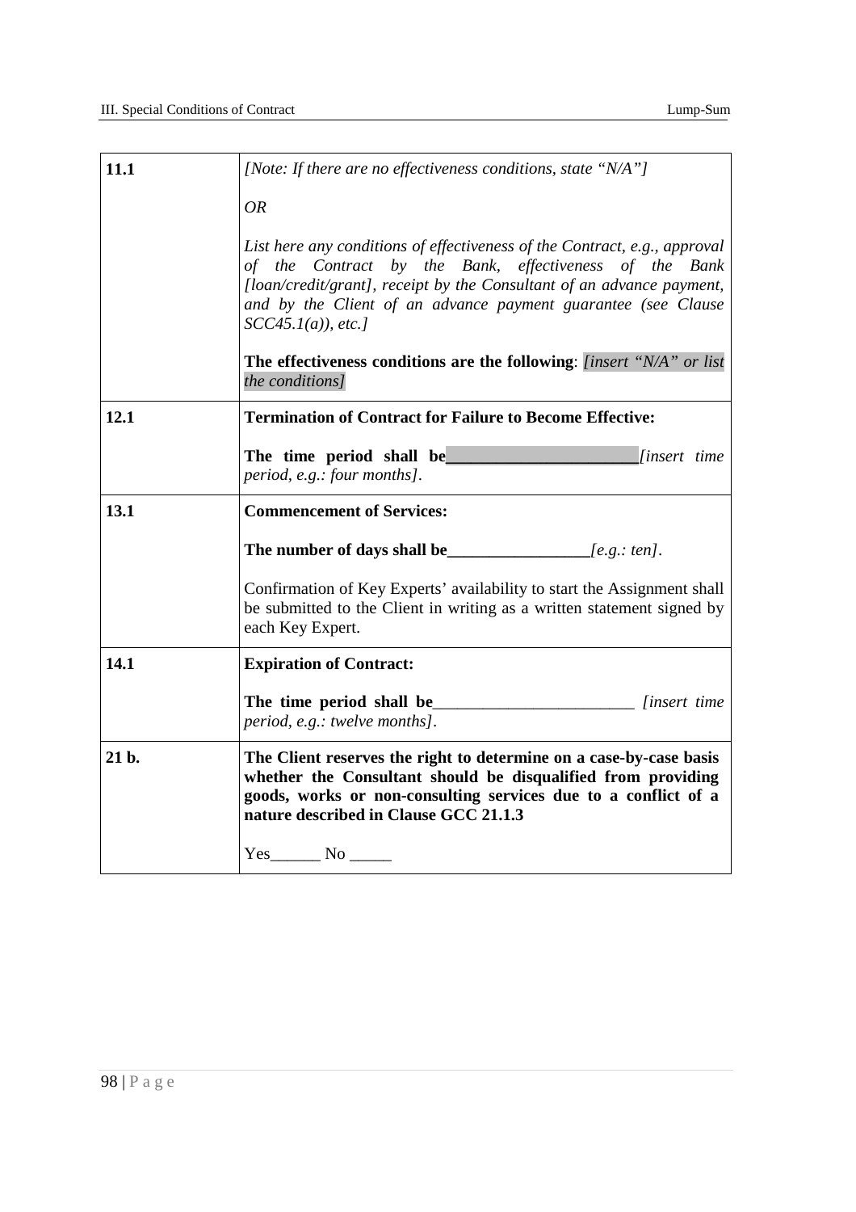| | |
|---|---|
| **11.1** | *[Note: If there are no effectiveness conditions, state "N/A"]*<br><br>*OR*<br><br>*List here any conditions of effectiveness of the Contract, e.g., approval of the Contract by the Bank, effectiveness of the Bank [loan/credit/grant], receipt by the Consultant of an advance payment, and by the Client of an advance payment guarantee (see Clause SCC45.1(a)), etc.]*<br><br>**The effectiveness conditions are the following**: *[insert "N/A" or list the conditions]* |
| **12.1** | **Termination of Contract for Failure to Become Effective:**<br><br>**The time period shall be______________________***[insert time period, e.g.: four months]*. |
| **13.1** | **Commencement of Services:**<br><br>**The number of days shall be_________________***[e.g.: ten]*.<br><br>Confirmation of Key Experts' availability to start the Assignment shall be submitted to the Client in writing as a written statement signed by each Key Expert. |
| **14.1** | **Expiration of Contract:**<br><br>**The time period shall be**________________________ *[insert time period, e.g.: twelve months]*. |
| **21 b.** | **The Client reserves the right to determine on a case-by-case basis whether the Consultant should be disqualified from providing goods, works or non-consulting services due to a conflict of a nature described in Clause GCC 21.1.3**<br><br>Yes______ No _____ |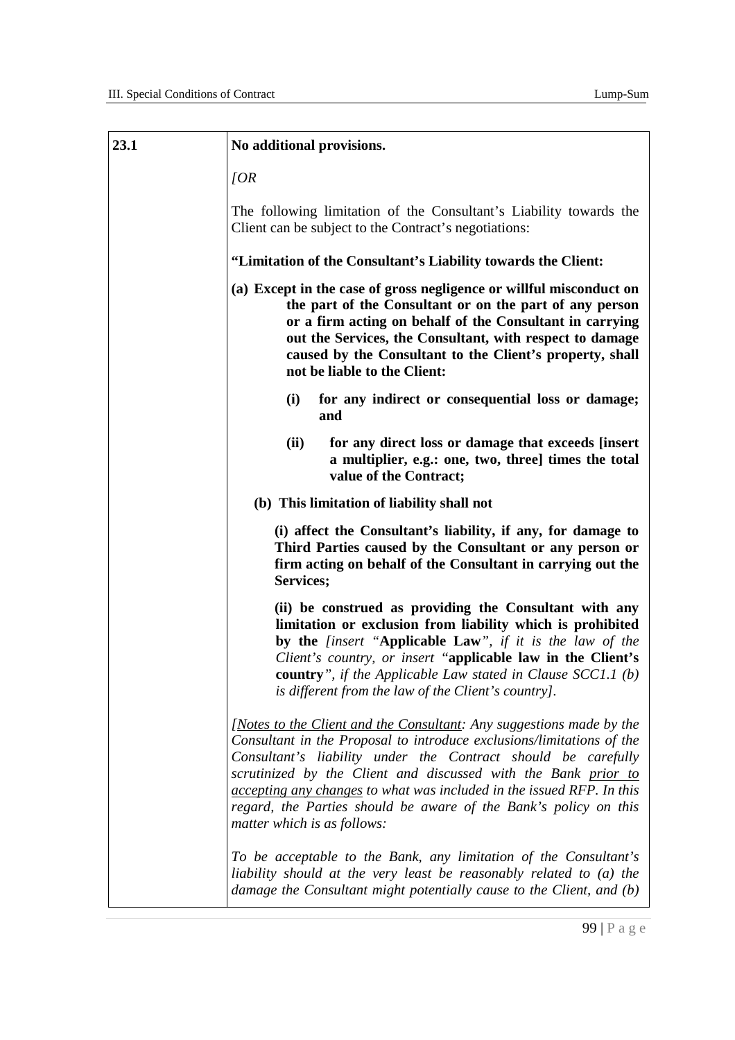| | |
|---|---|
| **23.1** | **No additional provisions.** |

*[OR*

The following limitation of the Consultant's Liability towards the Client can be subject to the Contract's negotiations:

**"Limitation of the Consultant's Liability towards the Client:**

**(a) Except in the case of gross negligence or willful misconduct on the part of the Consultant or on the part of any person or a firm acting on behalf of the Consultant in carrying out the Services, the Consultant, with respect to damage caused by the Consultant to the Client's property, shall not be liable to the Client:**

> **(i) for any indirect or consequential loss or damage; and**
>
> **(ii) for any direct loss or damage that exceeds [insert a multiplier, e.g.: one, two, three] times the total value of the Contract;**

**(b) This limitation of liability shall not**

> **(i) affect the Consultant's liability, if any, for damage to Third Parties caused by the Consultant or any person or firm acting on behalf of the Consultant in carrying out the Services;**
>
> **(ii) be construed as providing the Consultant with any limitation or exclusion from liability which is prohibited by the** *[insert "***Applicable Law***", if it is the law of the Client's country, or insert "***applicable law in the Client's country***", if the Applicable Law stated in Clause SCC1.1 (b) is different from the law of the Client's country]*.

*[Notes to the Client and the Consultant: Any suggestions made by the Consultant in the Proposal to introduce exclusions/limitations of the Consultant's liability under the Contract should be carefully scrutinized by the Client and discussed with the Bank prior to accepting any changes to what was included in the issued RFP. In this regard, the Parties should be aware of the Bank's policy on this matter which is as follows:*

*To be acceptable to the Bank, any limitation of the Consultant's liability should at the very least be reasonably related to (a) the damage the Consultant might potentially cause to the Client, and (b)*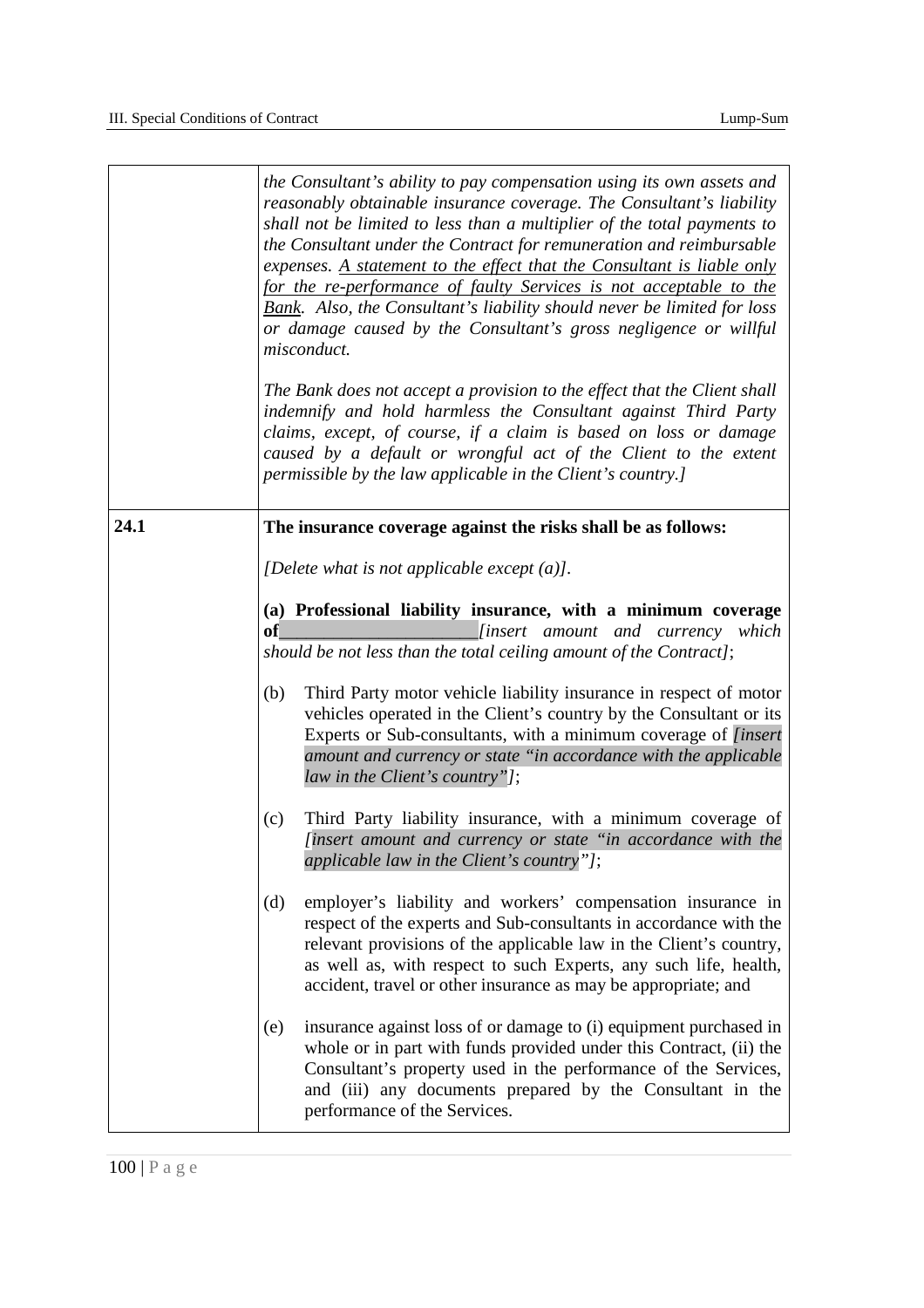| | |
|---|---|
| | *the Consultant's ability to pay compensation using its own assets and reasonably obtainable insurance coverage. The Consultant's liability shall not be limited to less than a multiplier of the total payments to the Consultant under the Contract for remuneration and reimbursable expenses. A statement to the effect that the Consultant is liable only for the re-performance of faulty Services is not acceptable to the Bank. Also, the Consultant's liability should never be limited for loss or damage caused by the Consultant's gross negligence or willful misconduct.*<br><br>*The Bank does not accept a provision to the effect that the Client shall indemnify and hold harmless the Consultant against Third Party claims, except, of course, if a claim is based on loss or damage caused by a default or wrongful act of the Client to the extent permissible by the law applicable in the Client's country.]* |
| **24.1** | **The insurance coverage against the risks shall be as follows:**<br><br>*[Delete what is not applicable except (a)].*<br><br>**(a) Professional liability insurance, with a minimum coverage of**_____________________*[insert amount and currency which should be not less than the total ceiling amount of the Contract]*;<br><br>(b) Third Party motor vehicle liability insurance in respect of motor vehicles operated in the Client's country by the Consultant or its Experts or Sub-consultants, with a minimum coverage of *[insert amount and currency or state "in accordance with the applicable law in the Client's country"]*;<br><br>(c) Third Party liability insurance, with a minimum coverage of *[insert amount and currency or state "in accordance with the applicable law in the Client's country"]*;<br><br>(d) employer's liability and workers' compensation insurance in respect of the experts and Sub-consultants in accordance with the relevant provisions of the applicable law in the Client's country, as well as, with respect to such Experts, any such life, health, accident, travel or other insurance as may be appropriate; and<br><br>(e) insurance against loss of or damage to (i) equipment purchased in whole or in part with funds provided under this Contract, (ii) the Consultant's property used in the performance of the Services, and (iii) any documents prepared by the Consultant in the performance of the Services. |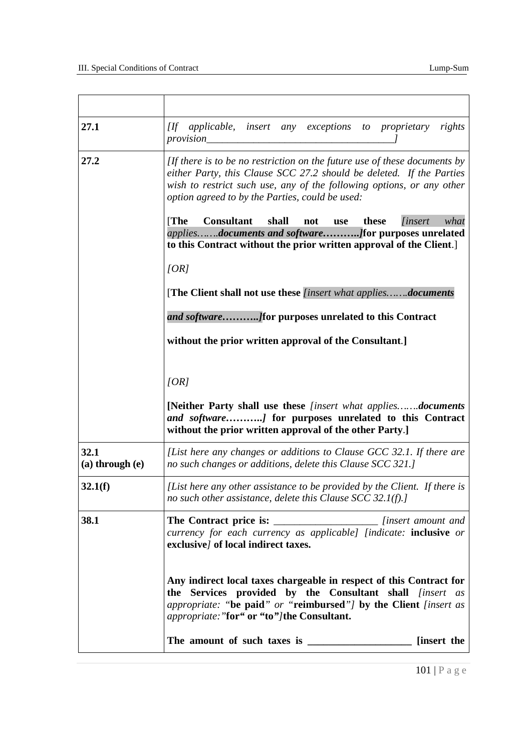| | |
|---|---|
| **27.1** | *[If applicable, insert any exceptions to proprietary rights provision\_\_\_\_\_\_\_\_\_\_\_\_\_\_\_\_\_\_\_\_\_\_\_\_\_\_\_\_\_\_\_\_\_\_\_\_]* |
| **27.2** | *[If there is to be no restriction on the future use of these documents by either Party, this Clause SCC 27.2 should be deleted. If the Parties wish to restrict such use, any of the following options, or any other option agreed to by the Parties, could be used:*<br><br>[**The Consultant shall not use these** *[insert what applies…….**documents and software**………..]* **for purposes unrelated to this Contract without the prior written approval of the Client**.]<br><br>*[OR]*<br><br>[**The Client shall not use these** *[insert what applies…….**documents and software**………..]* **for purposes unrelated to this Contract without the prior written approval of the Consultant**.]<br><br>*[OR]*<br><br>**[Neither Party shall use these** *[insert what applies…….**documents and software**………..]* **for purposes unrelated to this Contract without the prior written approval of the other Party**.] |
| **32.1 (a) through (e)** | *[List here any changes or additions to Clause GCC 32.1. If there are no such changes or additions, delete this Clause SCC 321.]* |
| **32.1(f)** | *[List here any other assistance to be provided by the Client. If there is no such other assistance, delete this Clause SCC 32.1(f).]* |
| **38.1** | **The Contract price is:** \_\_\_\_\_\_\_\_\_\_\_\_\_\_\_\_\_\_\_\_ *[insert amount and currency for each currency as applicable] [indicate:* **inclusive** *or* **exclusive***]* **of local indirect taxes.**<br><br>**Any indirect local taxes chargeable in respect of this Contract for the Services provided by the Consultant shall** *[insert as appropriate: "***be paid***" or "***reimbursed***"]* **by the Client** *[insert as appropriate:"***for" or "to"***]***the Consultant.**<br><br>**The amount of such taxes is \_\_\_\_\_\_\_\_\_\_\_\_\_\_\_\_\_\_\_\_ [insert the** |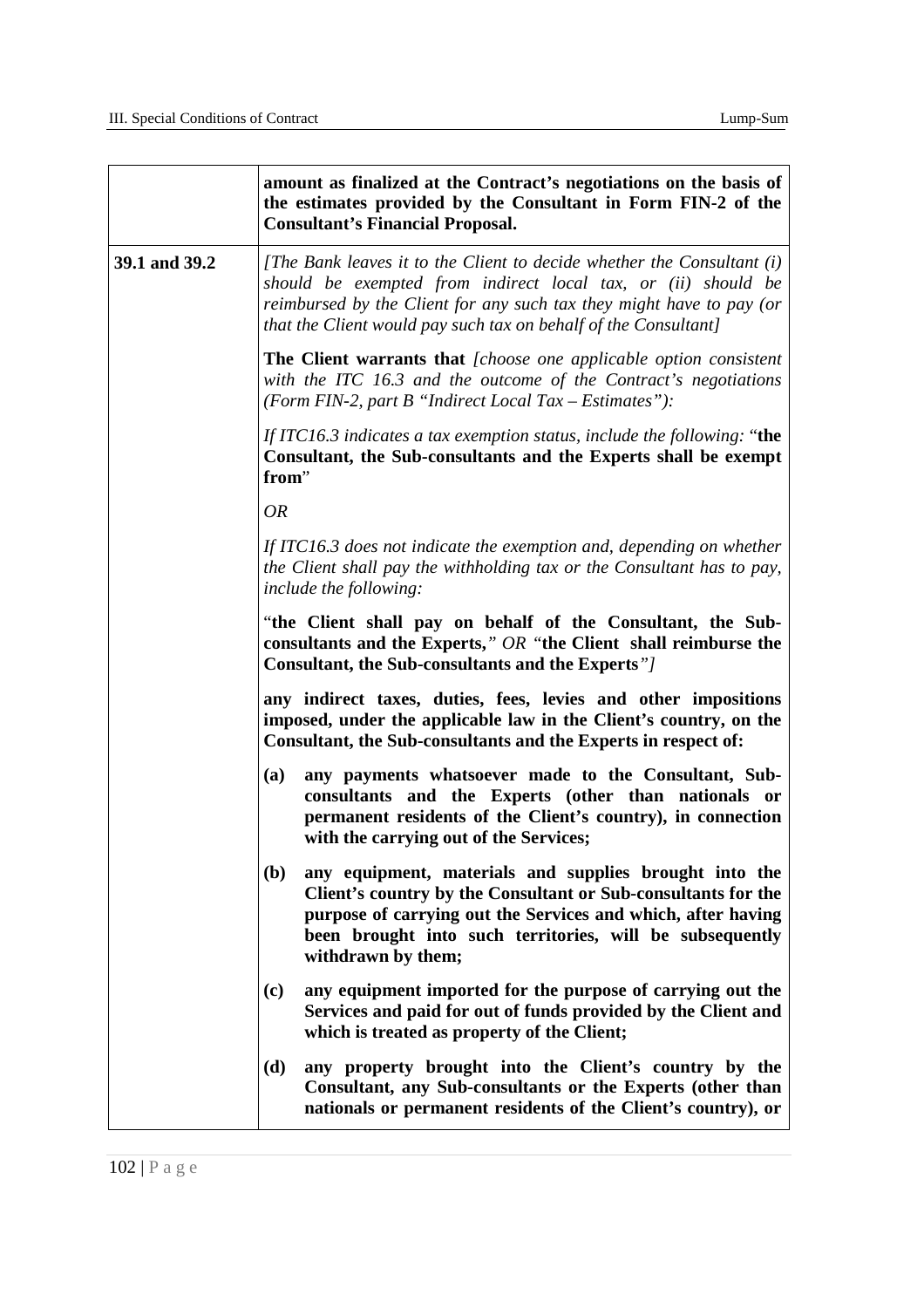| | |
|---|---|
| | **amount as finalized at the Contract's negotiations on the basis of the estimates provided by the Consultant in Form FIN-2 of the Consultant's Financial Proposal.** |
| **39.1 and 39.2** | *[The Bank leaves it to the Client to decide whether the Consultant (i) should be exempted from indirect local tax, or (ii) should be reimbursed by the Client for any such tax they might have to pay (or that the Client would pay such tax on behalf of the Consultant]*<br><br>**The Client warrants that** *[choose one applicable option consistent with the ITC 16.3 and the outcome of the Contract's negotiations (Form FIN-2, part B "Indirect Local Tax – Estimates"):*<br><br>*If ITC16.3 indicates a tax exemption status, include the following:* "**the Consultant, the Sub-consultants and the Experts shall be exempt from**"<br><br>*OR*<br><br>*If ITC16.3 does not indicate the exemption and, depending on whether the Client shall pay the withholding tax or the Consultant has to pay, include the following:*<br><br>"**the Client shall pay on behalf of the Consultant, the Sub-consultants and the Experts,**" *OR* "**the Client shall reimburse the Consultant, the Sub-consultants and the Experts**"*]*<br><br>**any indirect taxes, duties, fees, levies and other impositions imposed, under the applicable law in the Client's country, on the Consultant, the Sub-consultants and the Experts in respect of:**<br><br>**(a) any payments whatsoever made to the Consultant, Sub-consultants and the Experts (other than nationals or permanent residents of the Client's country), in connection with the carrying out of the Services;**<br><br>**(b) any equipment, materials and supplies brought into the Client's country by the Consultant or Sub-consultants for the purpose of carrying out the Services and which, after having been brought into such territories, will be subsequently withdrawn by them;**<br><br>**(c) any equipment imported for the purpose of carrying out the Services and paid for out of funds provided by the Client and which is treated as property of the Client;**<br><br>**(d) any property brought into the Client's country by the Consultant, any Sub-consultants or the Experts (other than nationals or permanent residents of the Client's country), or** |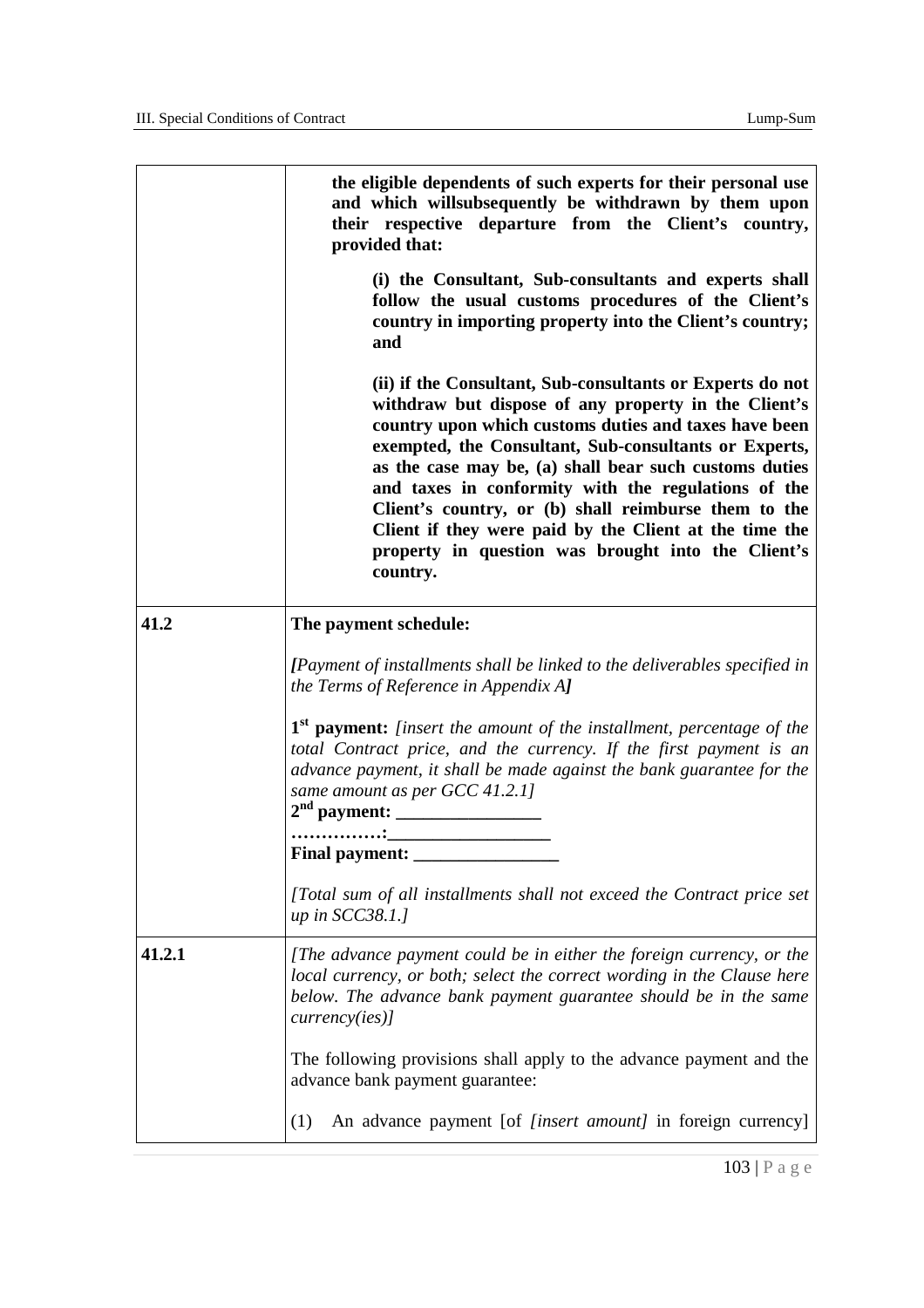| | |
|---|---|
| | **the eligible dependents of such experts for their personal use and which willsubsequently be withdrawn by them upon their respective departure from the Client's country, provided that:**<br><br>**(i) the Consultant, Sub-consultants and experts shall follow the usual customs procedures of the Client's country in importing property into the Client's country; and**<br><br>**(ii) if the Consultant, Sub-consultants or Experts do not withdraw but dispose of any property in the Client's country upon which customs duties and taxes have been exempted, the Consultant, Sub-consultants or Experts, as the case may be, (a) shall bear such customs duties and taxes in conformity with the regulations of the Client's country, or (b) shall reimburse them to the Client if they were paid by the Client at the time the property in question was brought into the Client's country.** |
| **41.2** | **The payment schedule:**<br><br>***[****Payment of installments shall be linked to the deliverables specified in the Terms of Reference in Appendix A****]***<br><br>**1st payment:** *[insert the amount of the installment, percentage of the total Contract price, and the currency. If the first payment is an advance payment, it shall be made against the bank guarantee for the same amount as per GCC 41.2.1]*<br>**2nd payment: \_\_\_\_\_\_\_\_\_\_\_\_\_\_\_\_**<br>**……………:\_\_\_\_\_\_\_\_\_\_\_\_\_\_\_\_\_**<br>**Final payment: \_\_\_\_\_\_\_\_\_\_\_\_\_\_\_\_**<br><br>*[Total sum of all installments shall not exceed the Contract price set up in SCC38.1.]* |
| **41.2.1** | *[The advance payment could be in either the foreign currency, or the local currency, or both; select the correct wording in the Clause here below. The advance bank payment guarantee should be in the same currency(ies)]*<br><br>The following provisions shall apply to the advance payment and the advance bank payment guarantee:<br><br>(1) An advance payment [of *[insert amount]* in foreign currency] |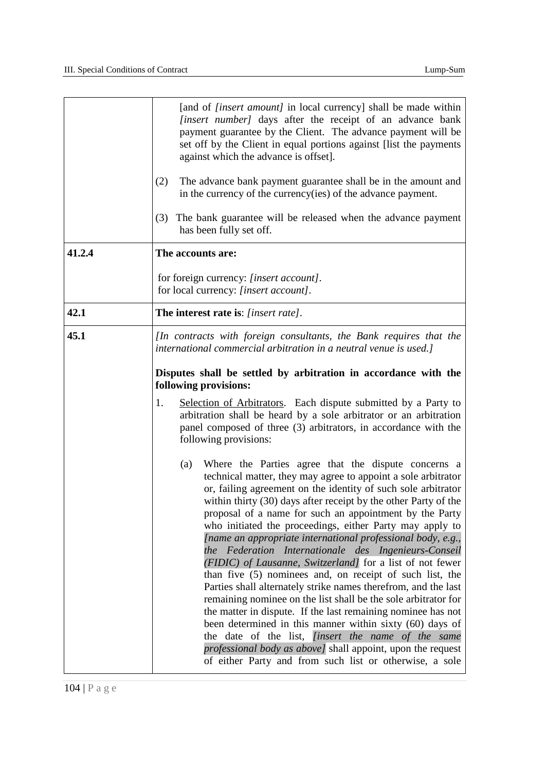| | |
|---|---|
| | [and of *[insert amount]* in local currency] shall be made within *[insert number]* days after the receipt of an advance bank payment guarantee by the Client. The advance payment will be set off by the Client in equal portions against [list the payments against which the advance is offset].<br><br>(2) The advance bank payment guarantee shall be in the amount and in the currency of the currency(ies) of the advance payment.<br><br>(3) The bank guarantee will be released when the advance payment has been fully set off. |
| **41.2.4** | **The accounts are:**<br><br>for foreign currency: *[insert account]*.<br>for local currency: *[insert account]*. |
| **42.1** | **The interest rate is**: *[insert rate]*. |
| **45.1** | *[In contracts with foreign consultants, the Bank requires that the international commercial arbitration in a neutral venue is used.]*<br><br>**Disputes shall be settled by arbitration in accordance with the following provisions:**<br><br>1. Selection of Arbitrators. Each dispute submitted by a Party to arbitration shall be heard by a sole arbitrator or an arbitration panel composed of three (3) arbitrators, in accordance with the following provisions:<br><br>(a) Where the Parties agree that the dispute concerns a technical matter, they may agree to appoint a sole arbitrator or, failing agreement on the identity of such sole arbitrator within thirty (30) days after receipt by the other Party of the proposal of a name for such an appointment by the Party who initiated the proceedings, either Party may apply to *[name an appropriate international professional body, e.g., the Federation Internationale des Ingenieurs-Conseil (FIDIC) of Lausanne, Switzerland]* for a list of not fewer than five (5) nominees and, on receipt of such list, the Parties shall alternately strike names therefrom, and the last remaining nominee on the list shall be the sole arbitrator for the matter in dispute. If the last remaining nominee has not been determined in this manner within sixty (60) days of the date of the list, *[insert the name of the same professional body as above]* shall appoint, upon the request of either Party and from such list or otherwise, a sole |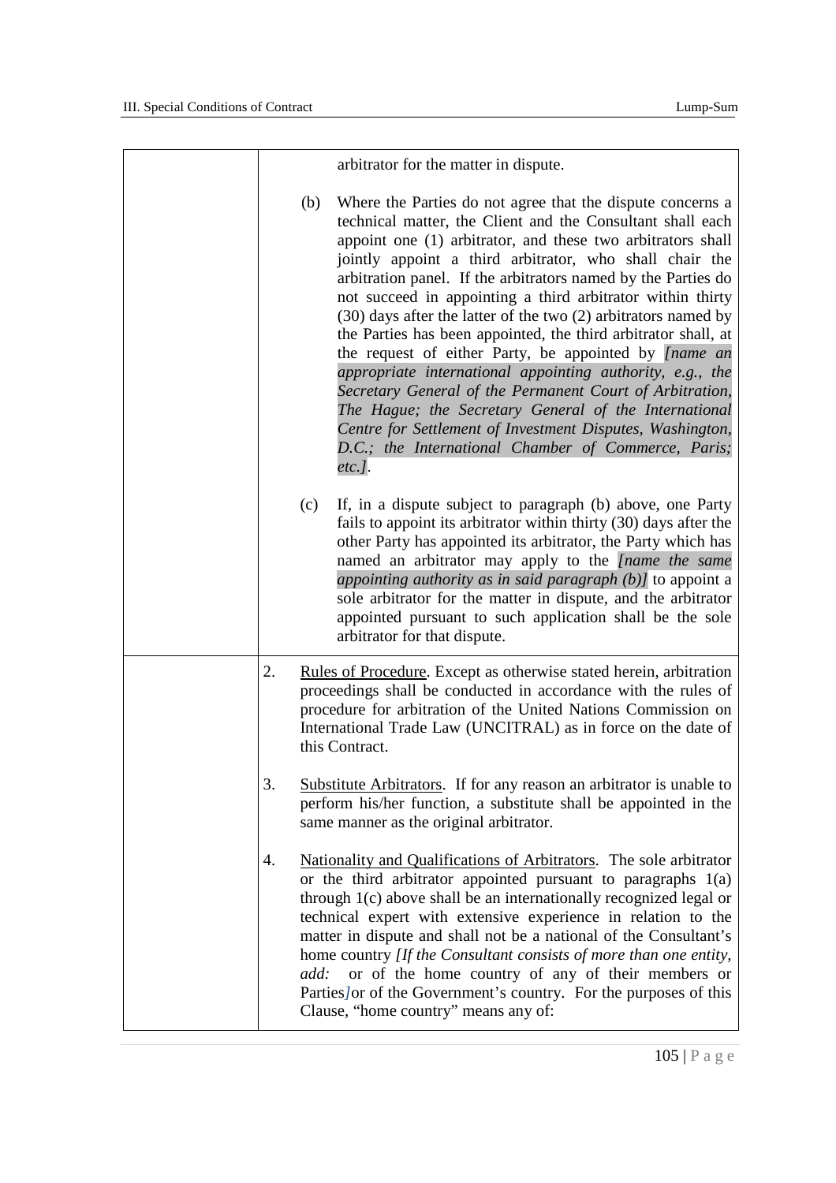| | arbitrator for the matter in dispute.<br><br>(b) Where the Parties do not agree that the dispute concerns a technical matter, the Client and the Consultant shall each appoint one (1) arbitrator, and these two arbitrators shall jointly appoint a third arbitrator, who shall chair the arbitration panel. If the arbitrators named by the Parties do not succeed in appointing a third arbitrator within thirty (30) days after the latter of the two (2) arbitrators named by the Parties has been appointed, the third arbitrator shall, at the request of either Party, be appointed by *[name an appropriate international appointing authority, e.g., the Secretary General of the Permanent Court of Arbitration, The Hague; the Secretary General of the International Centre for Settlement of Investment Disputes, Washington, D.C.; the International Chamber of Commerce, Paris; etc.]*.<br><br>(c) If, in a dispute subject to paragraph (b) above, one Party fails to appoint its arbitrator within thirty (30) days after the other Party has appointed its arbitrator, the Party which has named an arbitrator may apply to the *[name the same appointing authority as in said paragraph (b)]* to appoint a sole arbitrator for the matter in dispute, and the arbitrator appointed pursuant to such application shall be the sole arbitrator for that dispute. |
|---|---|
| | 2. Rules of Procedure. Except as otherwise stated herein, arbitration proceedings shall be conducted in accordance with the rules of procedure for arbitration of the United Nations Commission on International Trade Law (UNCITRAL) as in force on the date of this Contract.<br><br>3. Substitute Arbitrators. If for any reason an arbitrator is unable to perform his/her function, a substitute shall be appointed in the same manner as the original arbitrator.<br><br>4. Nationality and Qualifications of Arbitrators. The sole arbitrator or the third arbitrator appointed pursuant to paragraphs 1(a) through 1(c) above shall be an internationally recognized legal or technical expert with extensive experience in relation to the matter in dispute and shall not be a national of the Consultant's home country *[If the Consultant consists of more than one entity, add:* or of the home country of any of their members or Parties*]* or of the Government's country. For the purposes of this Clause, "home country" means any of: |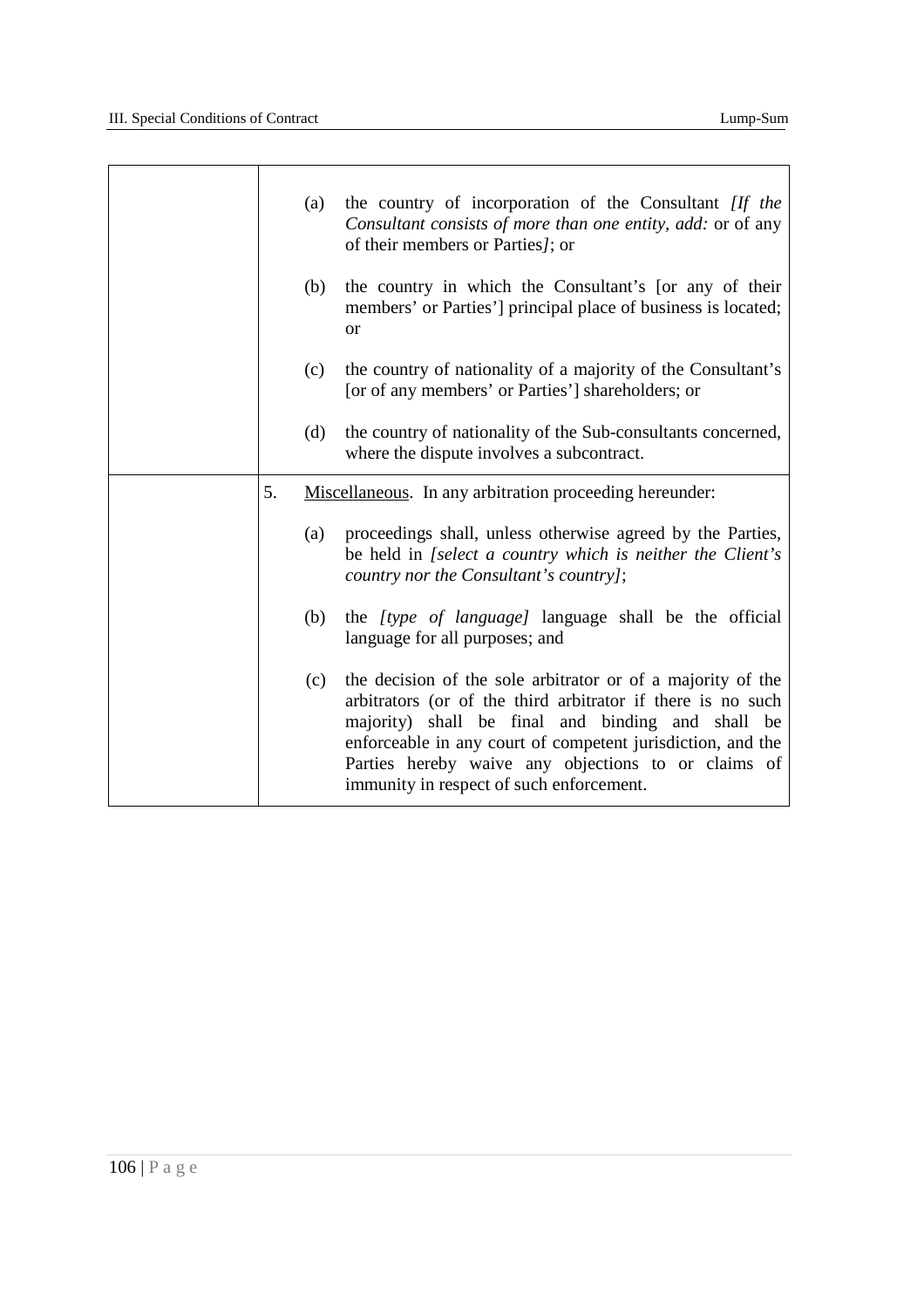| | |
|---|---|
| | (a) the country of incorporation of the Consultant *[If the Consultant consists of more than one entity, add:* or of any of their members or Parties*]*; or<br><br>(b) the country in which the Consultant's [or any of their members' or Parties'] principal place of business is located; or<br><br>(c) the country of nationality of a majority of the Consultant's [or of any members' or Parties'] shareholders; or<br><br>(d) the country of nationality of the Sub-consultants concerned, where the dispute involves a subcontract. |
| | 5. Miscellaneous. In any arbitration proceeding hereunder:<br><br>(a) proceedings shall, unless otherwise agreed by the Parties, be held in *[select a country which is neither the Client's country nor the Consultant's country]*;<br><br>(b) the *[type of language]* language shall be the official language for all purposes; and<br><br>(c) the decision of the sole arbitrator or of a majority of the arbitrators (or of the third arbitrator if there is no such majority) shall be final and binding and shall be enforceable in any court of competent jurisdiction, and the Parties hereby waive any objections to or claims of immunity in respect of such enforcement. |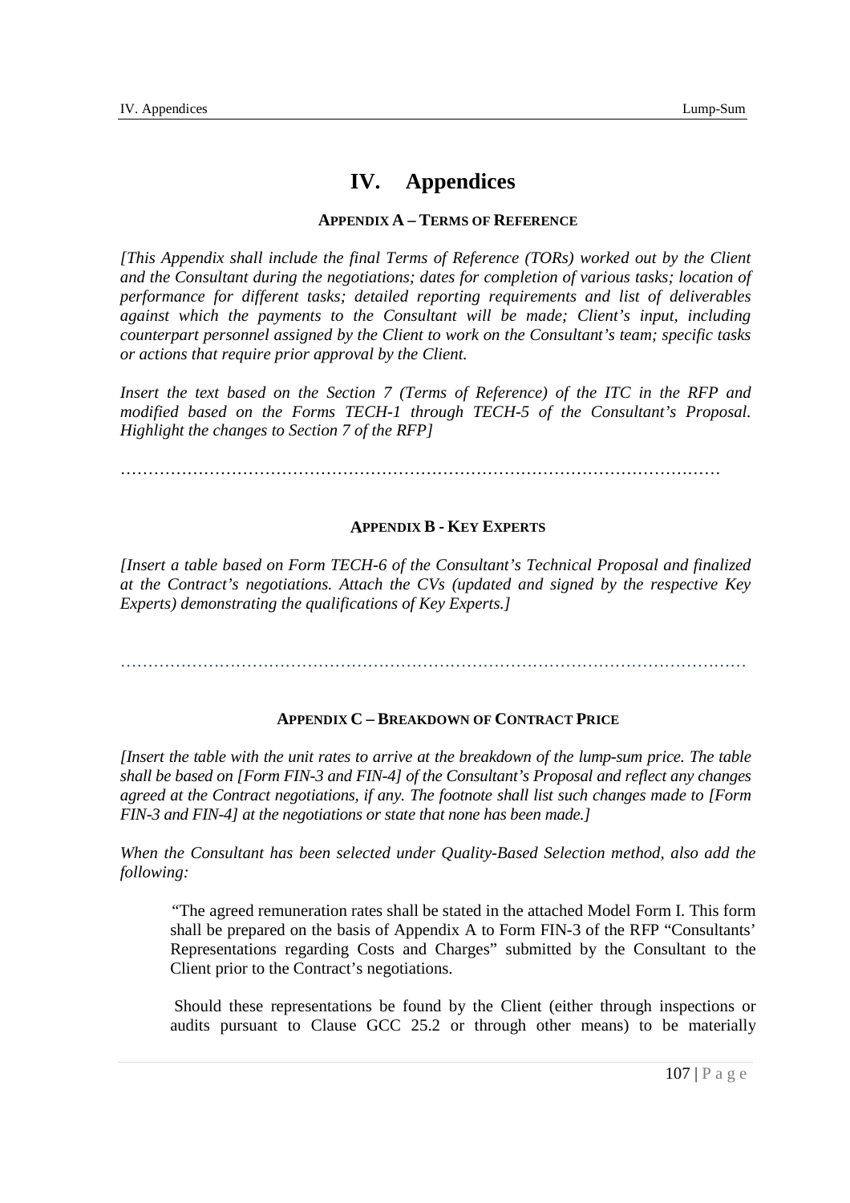# IV. Appendices

### Appendix A – Terms of Reference

*[This Appendix shall include the final Terms of Reference (TORs) worked out by the Client and the Consultant during the negotiations; dates for completion of various tasks; location of performance for different tasks; detailed reporting requirements and list of deliverables against which the payments to the Consultant will be made; Client's input, including counterpart personnel assigned by the Client to work on the Consultant's team; specific tasks or actions that require prior approval by the Client.*

*Insert the text based on the Section 7 (Terms of Reference) of the ITC in the RFP and modified based on the Forms TECH-1 through TECH-5 of the Consultant's Proposal. Highlight the changes to Section 7 of the RFP]*

…………………………………………………………………………………………………

### Appendix B - Key Experts

*[Insert a table based on Form TECH-6 of the Consultant's Technical Proposal and finalized at the Contract's negotiations. Attach the CVs (updated and signed by the respective Key Experts) demonstrating the qualifications of Key Experts.]*

…………………………………………………………………………………………………

### Appendix C – Breakdown of Contract Price

*[Insert the table with the unit rates to arrive at the breakdown of the lump-sum price. The table shall be based on [Form FIN-3 and FIN-4] of the Consultant's Proposal and reflect any changes agreed at the Contract negotiations, if any. The footnote shall list such changes made to [Form FIN-3 and FIN-4] at the negotiations or state that none has been made.]*

*When the Consultant has been selected under Quality-Based Selection method, also add the following:*

> "The agreed remuneration rates shall be stated in the attached Model Form I. This form shall be prepared on the basis of Appendix A to Form FIN-3 of the RFP "Consultants' Representations regarding Costs and Charges" submitted by the Consultant to the Client prior to the Contract's negotiations.
>
> Should these representations be found by the Client (either through inspections or audits pursuant to Clause GCC 25.2 or through other means) to be materially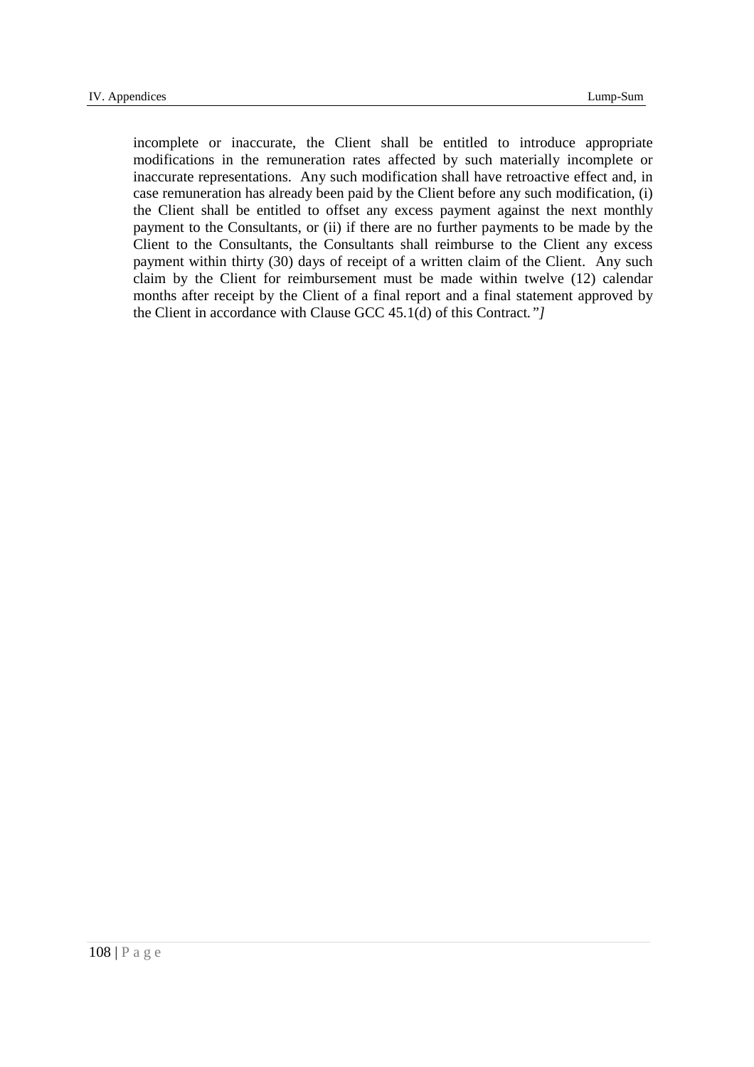incomplete or inaccurate, the Client shall be entitled to introduce appropriate modifications in the remuneration rates affected by such materially incomplete or inaccurate representations. Any such modification shall have retroactive effect and, in case remuneration has already been paid by the Client before any such modification, (i) the Client shall be entitled to offset any excess payment against the next monthly payment to the Consultants, or (ii) if there are no further payments to be made by the Client to the Consultants, the Consultants shall reimburse to the Client any excess payment within thirty (30) days of receipt of a written claim of the Client. Any such claim by the Client for reimbursement must be made within twelve (12) calendar months after receipt by the Client of a final report and a final statement approved by the Client in accordance with Clause GCC 45.1(d) of this Contract.*"]*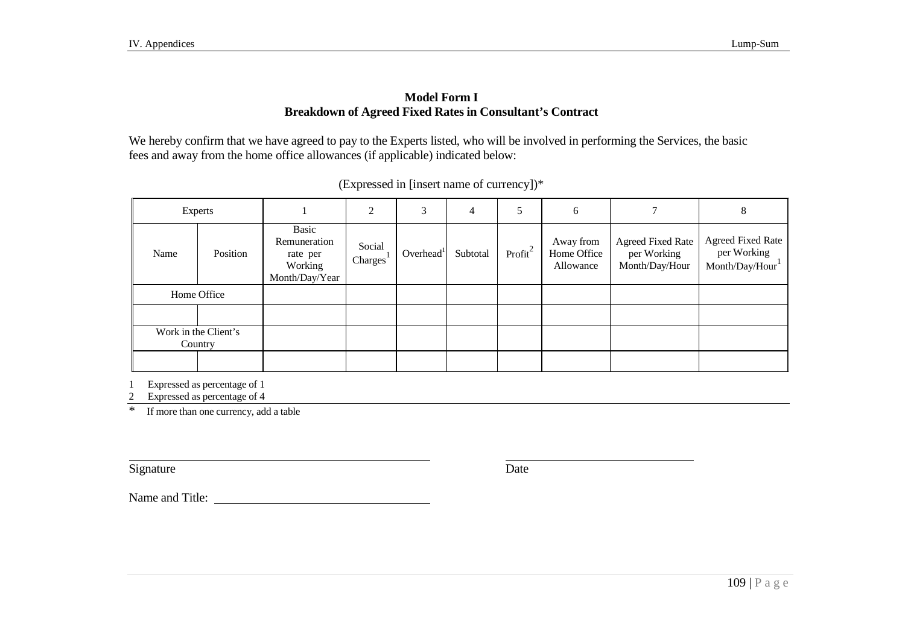**Model Form I**
**Breakdown of Agreed Fixed Rates in Consultant's Contract**

We hereby confirm that we have agreed to pay to the Experts listed, who will be involved in performing the Services, the basic fees and away from the home office allowances (if applicable) indicated below:

(Expressed in [insert name of currency])*

| Experts | | 1 | 2 | 3 | 4 | 5 | 6 | 7 | 8 |
|---|---|---|---|---|---|---|---|---|---|
| Name | Position | Basic Remuneration rate per Working Month/Day/Year | Social Charges[1] | Overhead[1] | Subtotal | Profit[2] | Away from Home Office Allowance | Agreed Fixed Rate per Working Month/Day/Hour | Agreed Fixed Rate per Working Month/Day/Hour[1] |
| Home Office | | | | | | | | | |
| | | | | | | | | | |
| Work in the Client's Country | | | | | | | | | |
| | | | | | | | | | |

1 Expressed as percentage of 1
2 Expressed as percentage of 4

* If more than one currency, add a table

Signature _______________________ Date _______________________

Name and Title: _______________________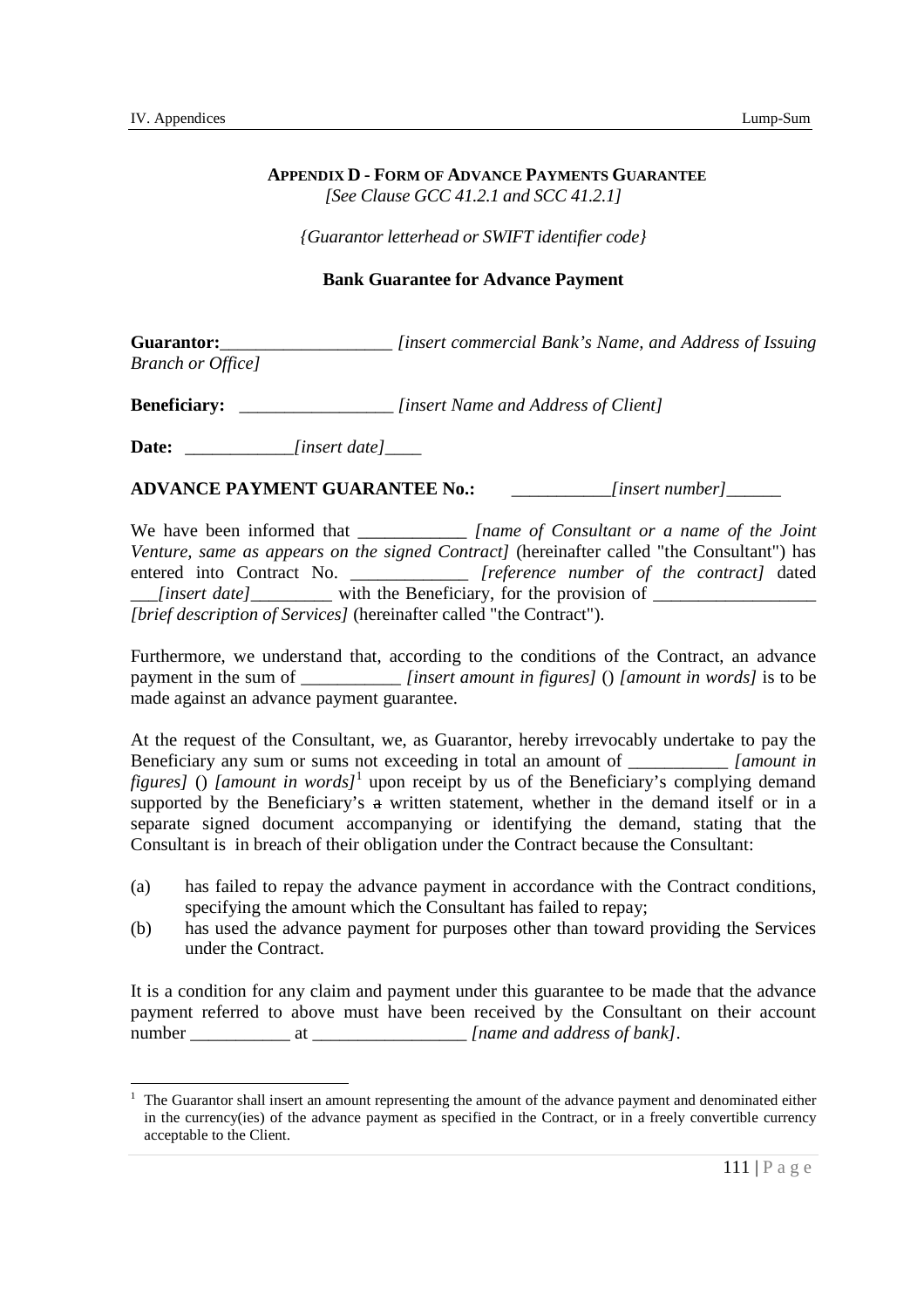## APPENDIX D - FORM OF ADVANCE PAYMENTS GUARANTEE

*[See Clause GCC 41.2.1 and SCC 41.2.1]*

*{Guarantor letterhead or SWIFT identifier code}*

**Bank Guarantee for Advance Payment**

**Guarantor:**___________________ *[insert commercial Bank's Name, and Address of Issuing Branch or Office]*

**Beneficiary:** _________________ *[insert Name and Address of Client]*

**Date:** ____________*[insert date]*____

**ADVANCE PAYMENT GUARANTEE No.:** ___________*[insert number]*______

We have been informed that ____________ *[name of Consultant or a name of the Joint Venture, same as appears on the signed Contract]* (hereinafter called "the Consultant") has entered into Contract No. _____________ *[reference number of the contract]* dated ___*[insert date]*_________ with the Beneficiary, for the provision of __________________ *[brief description of Services]* (hereinafter called "the Contract").

Furthermore, we understand that, according to the conditions of the Contract, an advance payment in the sum of ___________ *[insert amount in figures]* () *[amount in words]* is to be made against an advance payment guarantee.

At the request of the Consultant, we, as Guarantor, hereby irrevocably undertake to pay the Beneficiary any sum or sums not exceeding in total an amount of ___________ *[amount in figures]* () *[amount in words]*[1] upon receipt by us of the Beneficiary's complying demand supported by the Beneficiary's ~~a~~ written statement, whether in the demand itself or in a separate signed document accompanying or identifying the demand, stating that the Consultant is in breach of their obligation under the Contract because the Consultant:

(a) has failed to repay the advance payment in accordance with the Contract conditions, specifying the amount which the Consultant has failed to repay;

(b) has used the advance payment for purposes other than toward providing the Services under the Contract.

It is a condition for any claim and payment under this guarantee to be made that the advance payment referred to above must have been received by the Consultant on their account number ___________ at _________________ *[name and address of bank]*.

---

[1] The Guarantor shall insert an amount representing the amount of the advance payment and denominated either in the currency(ies) of the advance payment as specified in the Contract, or in a freely convertible currency acceptable to the Client.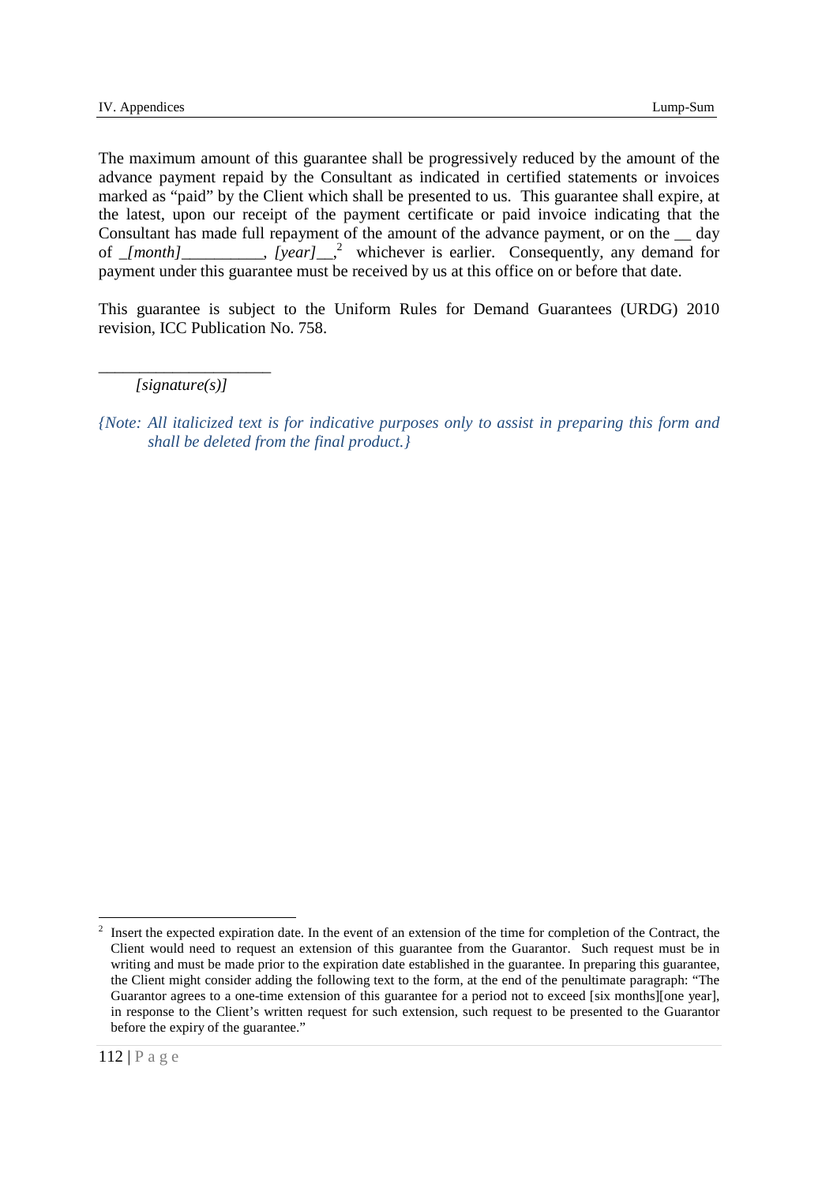The maximum amount of this guarantee shall be progressively reduced by the amount of the advance payment repaid by the Consultant as indicated in certified statements or invoices marked as "paid" by the Client which shall be presented to us. This guarantee shall expire, at the latest, upon our receipt of the payment certificate or paid invoice indicating that the Consultant has made full repayment of the amount of the advance payment, or on the __ day of _*[month]*__________, *[year]*__,[2] whichever is earlier. Consequently, any demand for payment under this guarantee must be received by us at this office on or before that date.

This guarantee is subject to the Uniform Rules for Demand Guarantees (URDG) 2010 revision, ICC Publication No. 758.

_____________________

*[signature(s)]*

*{Note: All italicized text is for indicative purposes only to assist in preparing this form and shall be deleted from the final product.}*

---

[2] Insert the expected expiration date. In the event of an extension of the time for completion of the Contract, the Client would need to request an extension of this guarantee from the Guarantor. Such request must be in writing and must be made prior to the expiration date established in the guarantee. In preparing this guarantee, the Client might consider adding the following text to the form, at the end of the penultimate paragraph: "The Guarantor agrees to a one-time extension of this guarantee for a period not to exceed [six months][one year], in response to the Client's written request for such extension, such request to be presented to the Guarantor before the expiry of the guarantee."